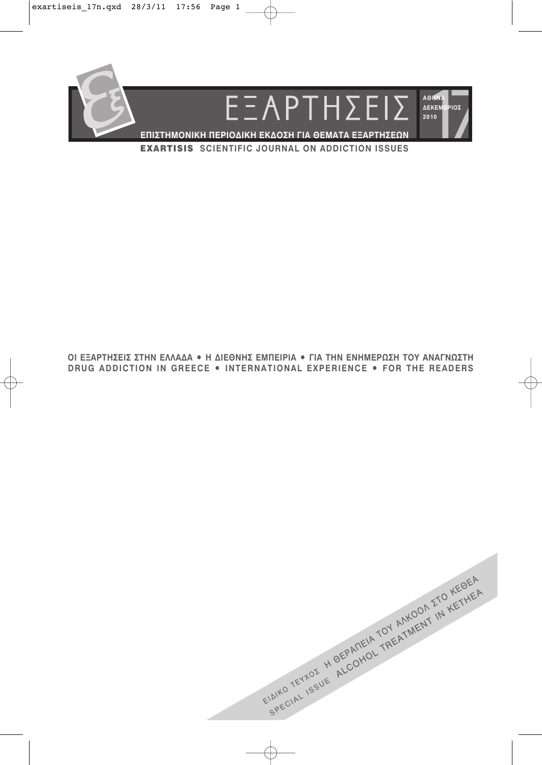# ΕΞΑΡΤΗΣΕΙΣ

ΑΘΗΝΑ
ΔΕΚΕΜΒΡΙΟΣ
2010

17

**ΕΠΙΣΤΗΜΟΝΙΚΗ ΠΕΡΙΟΔΙΚΗ ΕΚΔΟΣΗ ΓΙΑ ΘΕΜΑΤΑ ΕΞΑΡΤΗΣΕΩΝ**

**EXARTISIS** SCIENTIFIC JOURNAL ON ADDICTION ISSUES

ΟΙ ΕΞΑΡΤΗΣΕΙΣ ΣΤΗΝ ΕΛΛΑΔΑ • Η ΔΙΕΘΝΗΣ ΕΜΠΕΙΡΙΑ • ΓΙΑ ΤΗΝ ΕΝΗΜΕΡΩΣΗ ΤΟΥ ΑΝΑΓΝΩΣΤΗ
DRUG ADDICTION IN GREECE • INTERNATIONAL EXPERIENCE • FOR THE READERS

ΕΙΔΙΚΟ ΤΕΥΧΟΣ Η ΘΕΡΑΠΕΙΑ ΤΟΥ ΑΛΚΟΟΛ ΣΤΟ ΚΕΘΕΑ
SPECIAL ISSUE ALCOHOL TREATMENT IN KETHEA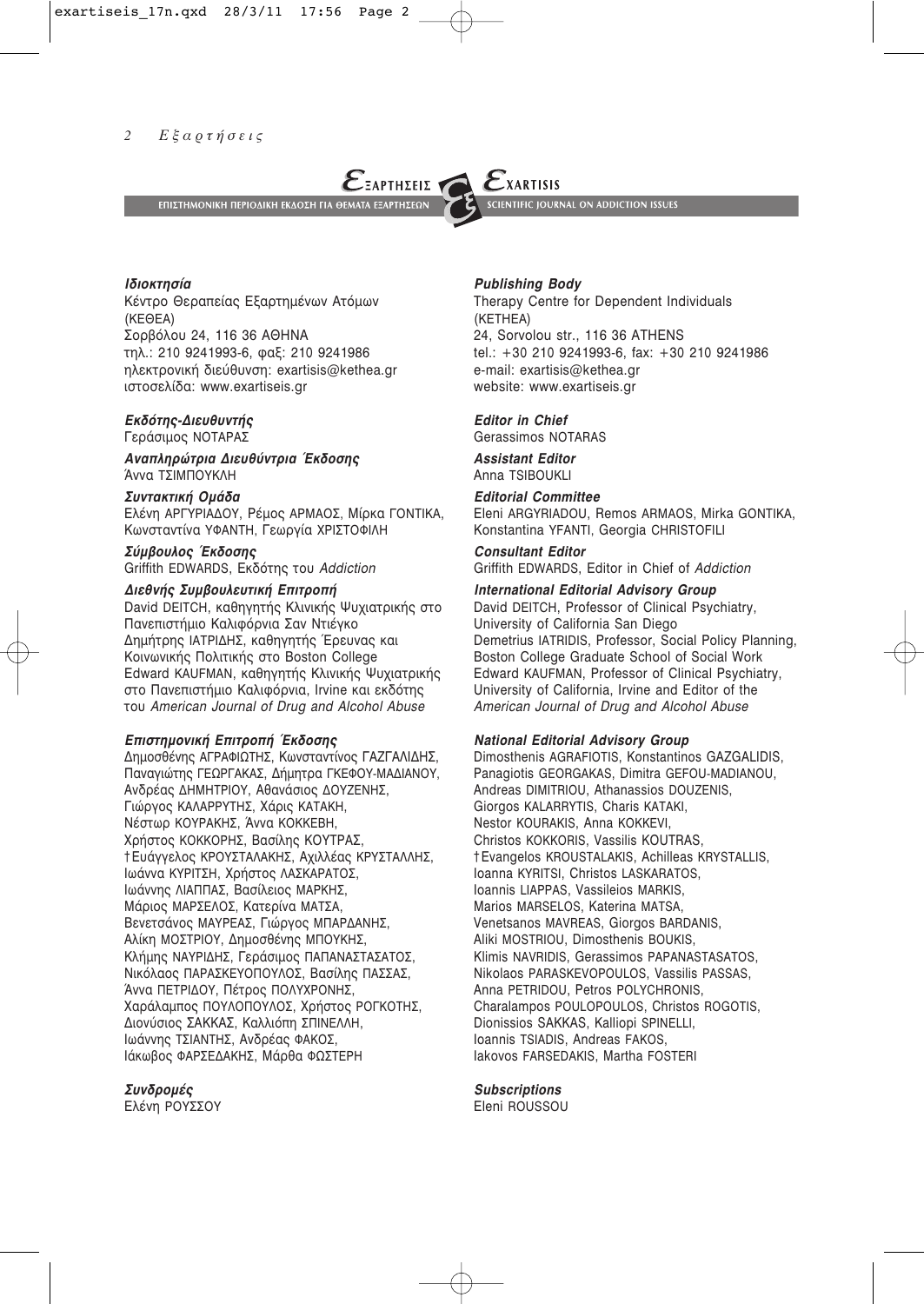**ΕΞΑΡΤΗΣΕΙΣ** — ΕΠΙΣΤΗΜΟΝΙΚΗ ΠΕΡΙΟΔΙΚΗ ΕΚΔΟΣΗ ΓΙΑ ΘΕΜΑΤΑ ΕΞΑΡΤΗΣΕΩΝ

**EXARTISIS** — SCIENTIFIC JOURNAL ON ADDICTION ISSUES

***Ιδιοκτησία***
Κέντρο Θεραπείας Εξαρτημένων Ατόμων (ΚΕΘΕΑ)
Σορβόλου 24, 116 36 ΑΘΗΝΑ
τηλ.: 210 9241993-6, φαξ: 210 9241986
ηλεκτρονική διεύθυνση: exartisis@kethea.gr
ιστοσελίδα: www.exartiseis.gr

***Εκδότης-Διευθυντής***
Γεράσιμος ΝΟΤΑΡΑΣ

***Αναπληρώτρια Διευθύντρια Έκδοσης***
Άννα ΤΣΙΜΠΟΥΚΛΗ

***Συντακτική Ομάδα***
Ελένη ΑΡΓΥΡΙΑΔΟΥ, Ρέμος ΑΡΜΑΟΣ, Μίρκα ΓΟΝΤΙΚΑ, Κωνσταντίνα ΥΦΑΝΤΗ, Γεωργία ΧΡΙΣΤΟΦΙΛΗ

***Σύμβουλος Έκδοσης***
Griffith EDWARDS, Εκδότης του *Addiction*

***Διεθνής Συμβουλευτική Επιτροπή***
David DEITCH, καθηγητής Κλινικής Ψυχιατρικής στο Πανεπιστήμιο Καλιφόρνια Σαν Ντιέγκο
Δημήτρης ΙΑΤΡΙΔΗΣ, καθηγητής Έρευνας και Κοινωνικής Πολιτικής στο Boston College
Edward KAUFMAN, καθηγητής Κλινικής Ψυχιατρικής στο Πανεπιστήμιο Καλιφόρνια, Irvine και εκδότης του *American Journal of Drug and Alcohol Abuse*

***Επιστημονική Επιτροπή Έκδοσης***
Δημοσθένης ΑΓΡΑΦΙΩΤΗΣ, Κωνσταντίνος ΓΑΖΓΑΛΙΔΗΣ, Παναγιώτης ΓΕΩΡΓΑΚΑΣ, Δήμητρα ΓΚΕΦΟΥ-ΜΑΔΙΑΝΟΥ, Ανδρέας ΔΗΜΗΤΡΙΟΥ, Αθανάσιος ΔΟΥΖΕΝΗΣ, Γιώργος ΚΑΛΑΡΡΥΤΗΣ, Χάρις ΚΑΤΑΚΗ, Νέστωρ ΚΟΥΡΑΚΗΣ, Άννα ΚΟΚΚΕΒΗ, Χρήστος ΚΟΚΚΟΡΗΣ, Βασίλης ΚΟΥΤΡΑΣ, †Ευάγγελος ΚΡΟΥΣΤΑΛΑΚΗΣ, Αχιλλέας ΚΡΥΣΤΑΛΛΗΣ, Ιωάννα ΚΥΡΙΤΣΗ, Χρήστος ΛΑΣΚΑΡΑΤΟΣ, Ιωάννης ΛΙΑΠΠΑΣ, Βασίλειος ΜΑΡΚΗΣ, Μάριος ΜΑΡΣΕΛΟΣ, Κατερίνα ΜΑΤΣΑ, Βενετσάνος ΜΑΥΡΕΑΣ, Γιώργος ΜΠΑΡΔΑΝΗΣ, Αλίκη ΜΟΣΤΡΙΟΥ, Δημοσθένης ΜΠΟΥΚΗΣ, Κλήμης ΝΑΥΡΙΔΗΣ, Γεράσιμος ΠΑΠΑΝΑΣΤΑΣΑΤΟΣ, Νικόλαος ΠΑΡΑΣΚΕΥΟΠΟΥΛΟΣ, Βασίλης ΠΑΣΣΑΣ, Άννα ΠΕΤΡΙΔΟΥ, Πέτρος ΠΟΛΥΧΡΟΝΗΣ, Χαράλαμπος ΠΟΥΛΟΠΟΥΛΟΣ, Χρήστος ΡΟΓΚΟΤΗΣ, Διονύσιος ΣΑΚΚΑΣ, Καλλιόπη ΣΠΙΝΕΛΛΗ, Ιωάννης ΤΣΙΑΝΤΗΣ, Ανδρέας ΦΑΚΟΣ, Ιάκωβος ΦΑΡΣΕΔΑΚΗΣ, Μάρθα ΦΩΣΤΕΡΗ

***Συνδρομές***
Ελένη ΡΟΥΣΣΟΥ

***Publishing Body***
Therapy Centre for Dependent Individuals (KETHEA)
24, Sorvolou str., 116 36 ATHENS
tel.: +30 210 9241993-6, fax: +30 210 9241986
e-mail: exartisis@kethea.gr
website: www.exartiseis.gr

***Editor in Chief***
Gerassimos NOTARAS

***Assistant Editor***
Anna TSIBOUKLI

***Editorial Committee***
Eleni ARGYRIADOU, Remos ARMAOS, Mirka GONTIKA, Konstantina YFANTI, Georgia CHRISTOFILI

***Consultant Editor***
Griffith EDWARDS, Editor in Chief of *Addiction*

***International Editorial Advisory Group***
David DEITCH, Professor of Clinical Psychiatry, University of California San Diego
Demetrius IATRIDIS, Professor, Social Policy Planning, Boston College Graduate School of Social Work
Edward KAUFMAN, Professor of Clinical Psychiatry, University of California, Irvine and Editor of the *American Journal of Drug and Alcohol Abuse*

***National Editorial Advisory Group***
Dimosthenis AGRAFIOTIS, Konstantinos GAZGALIDIS, Panagiotis GEORGAKAS, Dimitra GEFOU-MADIANOU, Andreas DIMITRIOU, Athanassios DOUZENIS, Giorgos KALARRYTIS, Charis KATAKI, Nestor KOURAKIS, Anna KOKKEVI, Christos KOKKORIS, Vassilis KOUTRAS, †Evangelos KROUSTALAKIS, Achilleas KRYSTALLIS, Ioanna KYRITSI, Christos LASKARATOS, Ioannis LIAPPAS, Vassileios MARKIS, Marios MARSELOS, Katerina MATSA, Venetsanos MAVREAS, Giorgos BARDANIS, Aliki MOSTRIOU, Dimosthenis BOUKIS, Klimis NAVRIDIS, Gerassimos PAPANASTASATOS, Nikolaos PARASKEVOPOULOS, Vassilis PASSAS, Anna PETRIDOU, Petros POLYCHRONIS, Charalampos POULOPOULOS, Christos ROGOTIS, Dionissios SAKKAS, Kalliopi SPINELLI, Ioannis TSIADIS, Andreas FAKOS, Iakovos FARSEDAKIS, Martha FOSTERI

***Subscriptions***
Eleni ROUSSOU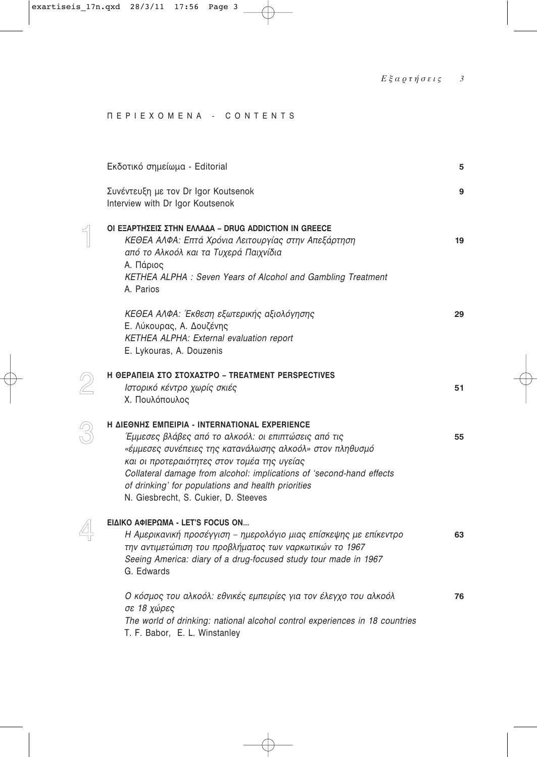# ΠΕΡΙΕΧΟΜΕΝΑ - CONTENTS

Εκδοτικό σημείωμα - Editorial ... 5

Συνέντευξη με τον Dr Igor Koutsenok
Interview with Dr Igor Koutsenok ... 9

## 1 ΟΙ ΕΞΑΡΤΗΣΕΙΣ ΣΤΗΝ ΕΛΛΑΔΑ – DRUG ADDICTION IN GREECE

*ΚΕΘΕΑ ΑΛΦΑ: Επτά Χρόνια Λειτουργίας στην Απεξάρτηση από το Αλκοόλ και τα Τυχερά Παιχνίδια* ... 19
Α. Πάριος
*KETHEA ALPHA : Seven Years of Alcohol and Gambling Treatment*
A. Parios

*ΚΕΘΕΑ ΑΛΦΑ: Έκθεση εξωτερικής αξιολόγησης* ... 29
Ε. Λύκουρας, Α. Δουζένης
*KETHEA ALPHA: External evaluation report*
E. Lykouras, A. Douzenis

## 2 Η ΘΕΡΑΠΕΙΑ ΣΤΟ ΣΤΟΧΑΣΤΡΟ – TREATMENT PERSPECTIVES

*Ιστορικό κέντρο χωρίς σκιές* ... 51
Χ. Πουλόπουλος

## 3 Η ΔΙΕΘΝΗΣ ΕΜΠΕΙΡΙΑ - INTERNATIONAL EXPERIENCE

*Έμμεσες βλάβες από το αλκοόλ: οι επιπτώσεις από τις «έμμεσες συνέπειες της κατανάλωσης αλκοόλ» στον πληθυσμό και οι προτεραιότητες στον τομέα της υγείας* ... 55
*Collateral damage from alcohol: implications of 'second-hand effects of drinking' for populations and health priorities*
N. Giesbrecht, S. Cukier, D. Steeves

## 4 ΕΙΔΙΚΟ ΑΦΙΕΡΩΜΑ - LET'S FOCUS ON...

*Η Αμερικανική προσέγγιση – ημερολόγιο μιας επίσκεψης με επίκεντρο την αντιμετώπιση του προβλήματος των ναρκωτικών το 1967* ... 63
*Seeing America: diary of a drug-focused study tour made in 1967*
G. Edwards

*Ο κόσμος του αλκοόλ: εθνικές εμπειρίες για τον έλεγχο του αλκοόλ σε 18 χώρες* ... 76
*The world of drinking: national alcohol control experiences in 18 countries*
T. F. Babor, E. L. Winstanley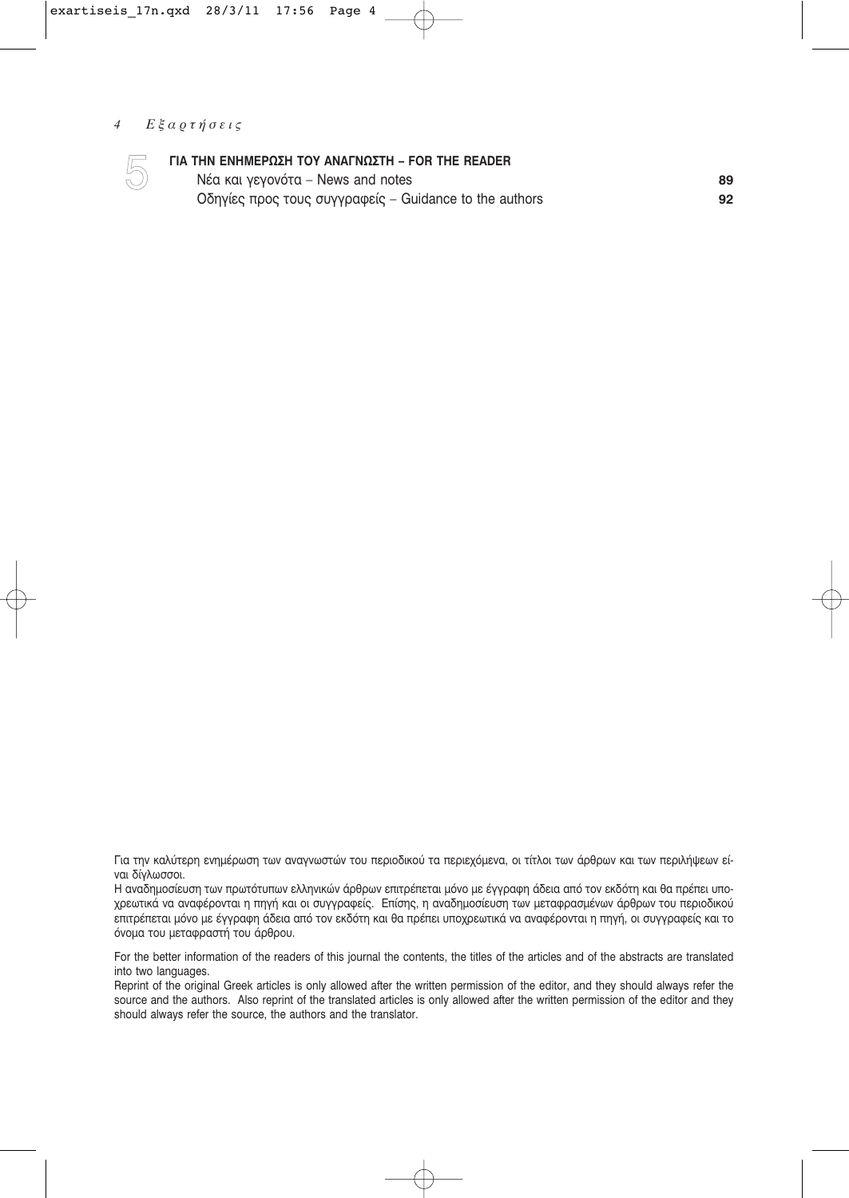## 5 ΓΙΑ ΤΗΝ ΕΝΗΜΕΡΩΣΗ ΤΟΥ ΑΝΑΓΝΩΣΤΗ – FOR THE READER

| | |
|---|---|
| Νέα και γεγονότα – News and notes | **89** |
| Οδηγίες προς τους συγγραφείς – Guidance to the authors | **92** |

Για την καλύτερη ενημέρωση των αναγνωστών του περιοδικού τα περιεχόμενα, οι τίτλοι των άρθρων και των περιλήψεων είναι δίγλωσσοι.

Η αναδημοσίευση των πρωτότυπων ελληνικών άρθρων επιτρέπεται μόνο με έγγραφη άδεια από τον εκδότη και θα πρέπει υποχρεωτικά να αναφέρονται η πηγή και οι συγγραφείς. Επίσης, η αναδημοσίευση των μεταφρασμένων άρθρων του περιοδικού επιτρέπεται μόνο με έγγραφη άδεια από τον εκδότη και θα πρέπει υποχρεωτικά να αναφέρονται η πηγή, οι συγγραφείς και το όνομα του μεταφραστή του άρθρου.

For the better information of the readers of this journal the contents, the titles of the articles and of the abstracts are translated into two languages.

Reprint of the original Greek articles is only allowed after the written permission of the editor, and they should always refer the source and the authors. Also reprint of the translated articles is only allowed after the written permission of the editor and they should always refer the source, the authors and the translator.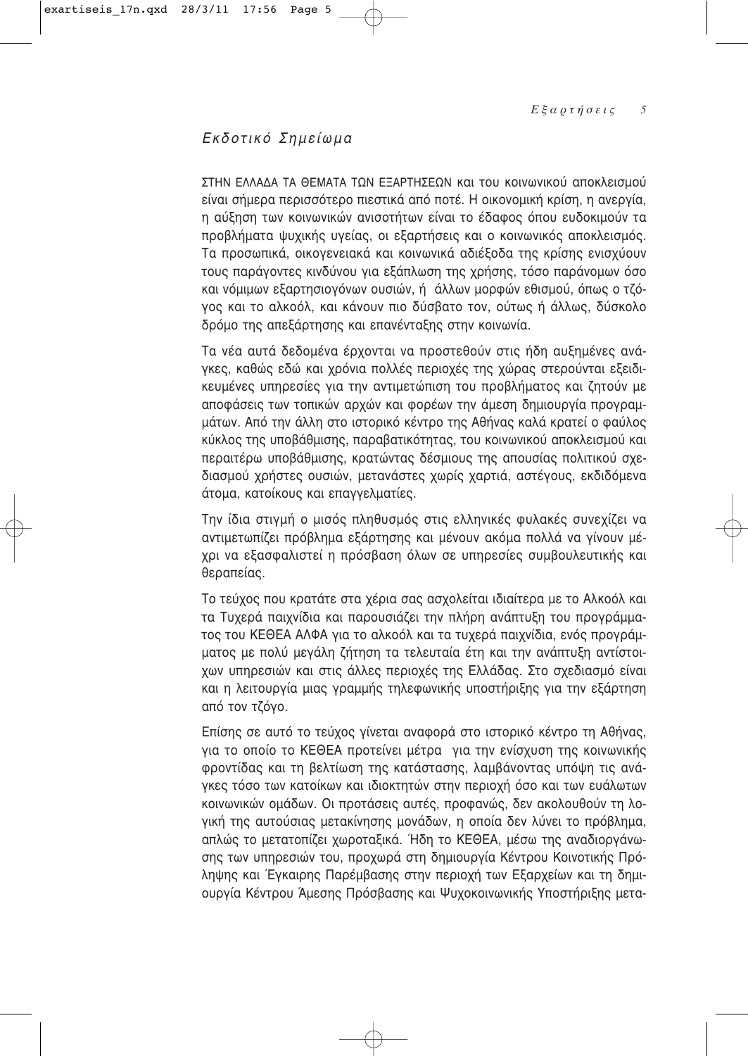## *Εκδοτικό Σημείωμα*

ΣΤΗΝ ΕΛΛΑΔΑ ΤΑ ΘΕΜΑΤΑ ΤΩΝ ΕΞΑΡΤΗΣΕΩΝ και του κοινωνικού αποκλεισμού είναι σήμερα περισσότερο πιεστικά από ποτέ. Η οικονομική κρίση, η ανεργία, η αύξηση των κοινωνικών ανισοτήτων είναι το έδαφος όπου ευδοκιμούν τα προβλήματα ψυχικής υγείας, οι εξαρτήσεις και ο κοινωνικός αποκλεισμός. Τα προσωπικά, οικογενειακά και κοινωνικά αδιέξοδα της κρίσης ενισχύουν τους παράγοντες κινδύνου για εξάπλωση της χρήσης, τόσο παράνομων όσο και νόμιμων εξαρτησιογόνων ουσιών, ή άλλων μορφών εθισμού, όπως ο τζόγος και το αλκοόλ, και κάνουν πιο δύσβατο τον, ούτως ή άλλως, δύσκολο δρόμο της απεξάρτησης και επανένταξης στην κοινωνία.

Τα νέα αυτά δεδομένα έρχονται να προστεθούν στις ήδη αυξημένες ανάγκες, καθώς εδώ και χρόνια πολλές περιοχές της χώρας στερούνται εξειδικευμένες υπηρεσίες για την αντιμετώπιση του προβλήματος και ζητούν με αποφάσεις των τοπικών αρχών και φορέων την άμεση δημιουργία προγραμμάτων. Από την άλλη στο ιστορικό κέντρο της Αθήνας καλά κρατεί ο φαύλος κύκλος της υποβάθμισης, παραβατικότητας, του κοινωνικού αποκλεισμού και περαιτέρω υποβάθμισης, κρατώντας δέσμιους της απουσίας πολιτικού σχεδιασμού χρήστες ουσιών, μετανάστες χωρίς χαρτιά, αστέγους, εκδιδόμενα άτομα, κατοίκους και επαγγελματίες.

Την ίδια στιγμή ο μισός πληθυσμός στις ελληνικές φυλακές συνεχίζει να αντιμετωπίζει πρόβλημα εξάρτησης και μένουν ακόμα πολλά να γίνουν μέχρι να εξασφαλιστεί η πρόσβαση όλων σε υπηρεσίες συμβουλευτικής και θεραπείας.

Το τεύχος που κρατάτε στα χέρια σας ασχολείται ιδιαίτερα με το Αλκοόλ και τα Τυχερά παιχνίδια και παρουσιάζει την πλήρη ανάπτυξη του προγράμματος του ΚΕΘΕΑ ΑΛΦΑ για το αλκοόλ και τα τυχερά παιχνίδια, ενός προγράμματος με πολύ μεγάλη ζήτηση τα τελευταία έτη και την ανάπτυξη αντίστοιχων υπηρεσιών και στις άλλες περιοχές της Ελλάδας. Στο σχεδιασμό είναι και η λειτουργία μιας γραμμής τηλεφωνικής υποστήριξης για την εξάρτηση από τον τζόγο.

Επίσης σε αυτό το τεύχος γίνεται αναφορά στο ιστορικό κέντρο τη Αθήνας, για το οποίο το ΚΕΘΕΑ προτείνει μέτρα για την ενίσχυση της κοινωνικής φροντίδας και τη βελτίωση της κατάστασης, λαμβάνοντας υπόψη τις ανάγκες τόσο των κατοίκων και ιδιοκτητών στην περιοχή όσο και των ευάλωτων κοινωνικών ομάδων. Οι προτάσεις αυτές, προφανώς, δεν ακολουθούν τη λογική της αυτούσιας μετακίνησης μονάδων, η οποία δεν λύνει το πρόβλημα, απλώς το μετατοπίζει χωροταξικά. Ήδη το ΚΕΘΕΑ, μέσω της αναδιοργάνωσης των υπηρεσιών του, προχωρά στη δημιουργία Κέντρου Κοινοτικής Πρόληψης και Έγκαιρης Παρέμβασης στην περιοχή των Εξαρχείων και τη δημιουργία Κέντρου Άμεσης Πρόσβασης και Ψυχοκοινωνικής Υποστήριξης μετα-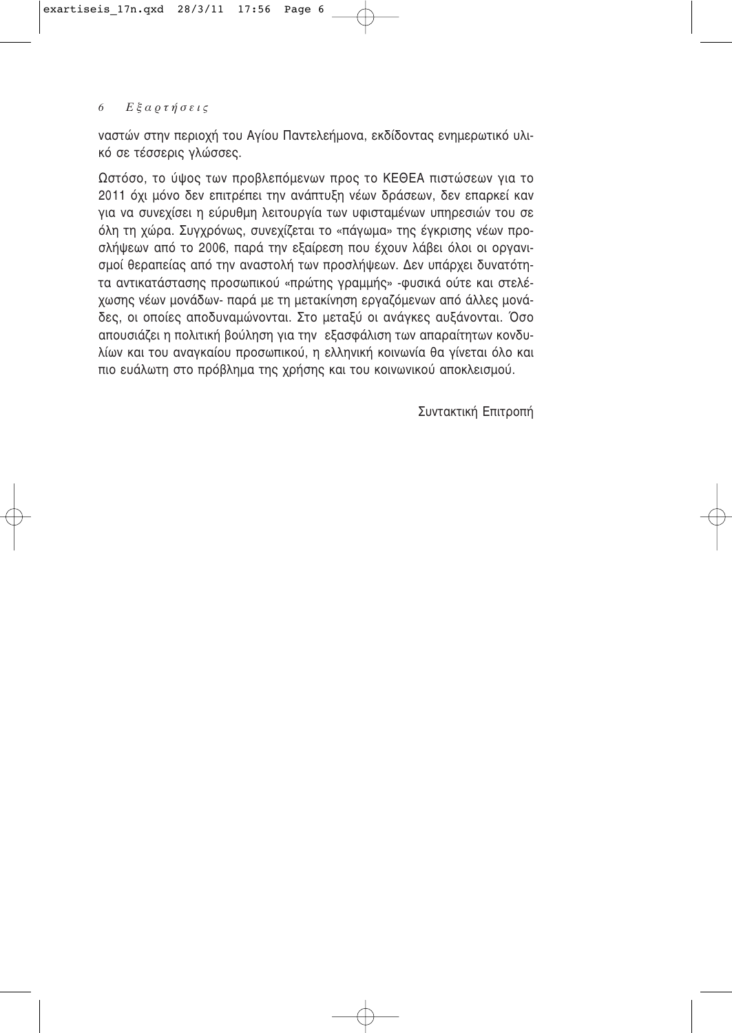ναστών στην περιοχή του Αγίου Παντελεήμονα, εκδίδοντας ενημερωτικό υλικό σε τέσσερις γλώσσες.

Ωστόσο, το ύψος των προβλεπόμενων προς το ΚΕΘΕΑ πιστώσεων για το 2011 όχι μόνο δεν επιτρέπει την ανάπτυξη νέων δράσεων, δεν επαρκεί καν για να συνεχίσει η εύρυθμη λειτουργία των υφισταμένων υπηρεσιών του σε όλη τη χώρα. Συγχρόνως, συνεχίζεται το «πάγωμα» της έγκρισης νέων προσλήψεων από το 2006, παρά την εξαίρεση που έχουν λάβει όλοι οι οργανισμοί θεραπείας από την αναστολή των προσλήψεων. Δεν υπάρχει δυνατότητα αντικατάστασης προσωπικού «πρώτης γραμμής» -φυσικά ούτε και στελέχωσης νέων μονάδων- παρά με τη μετακίνηση εργαζόμενων από άλλες μονάδες, οι οποίες αποδυναμώνονται. Στο μεταξύ οι ανάγκες αυξάνονται. Όσο απουσιάζει η πολιτική βούληση για την εξασφάλιση των απαραίτητων κονδυλίων και του αναγκαίου προσωπικού, η ελληνική κοινωνία θα γίνεται όλο και πιο ευάλωτη στο πρόβλημα της χρήσης και του κοινωνικού αποκλεισμού.

Συντακτική Επιτροπή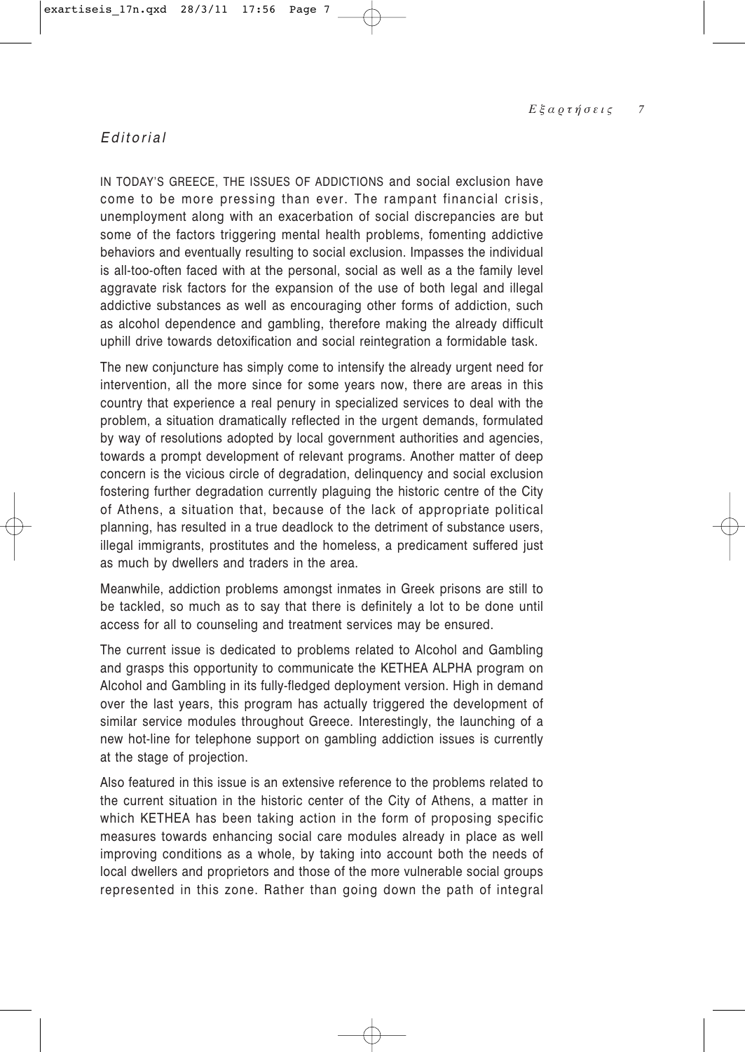# *Editorial*

IN TODAY'S GREECE, THE ISSUES OF ADDICTIONS and social exclusion have come to be more pressing than ever. The rampant financial crisis, unemployment along with an exacerbation of social discrepancies are but some of the factors triggering mental health problems, fomenting addictive behaviors and eventually resulting to social exclusion. Impasses the individual is all-too-often faced with at the personal, social as well as a the family level aggravate risk factors for the expansion of the use of both legal and illegal addictive substances as well as encouraging other forms of addiction, such as alcohol dependence and gambling, therefore making the already difficult uphill drive towards detoxification and social reintegration a formidable task.

The new conjuncture has simply come to intensify the already urgent need for intervention, all the more since for some years now, there are areas in this country that experience a real penury in specialized services to deal with the problem, a situation dramatically reflected in the urgent demands, formulated by way of resolutions adopted by local government authorities and agencies, towards a prompt development of relevant programs. Another matter of deep concern is the vicious circle of degradation, delinquency and social exclusion fostering further degradation currently plaguing the historic centre of the City of Athens, a situation that, because of the lack of appropriate political planning, has resulted in a true deadlock to the detriment of substance users, illegal immigrants, prostitutes and the homeless, a predicament suffered just as much by dwellers and traders in the area.

Meanwhile, addiction problems amongst inmates in Greek prisons are still to be tackled, so much as to say that there is definitely a lot to be done until access for all to counseling and treatment services may be ensured.

The current issue is dedicated to problems related to Alcohol and Gambling and grasps this opportunity to communicate the KETHEA ALPHA program on Alcohol and Gambling in its fully-fledged deployment version. High in demand over the last years, this program has actually triggered the development of similar service modules throughout Greece. Interestingly, the launching of a new hot-line for telephone support on gambling addiction issues is currently at the stage of projection.

Also featured in this issue is an extensive reference to the problems related to the current situation in the historic center of the City of Athens, a matter in which KETHEA has been taking action in the form of proposing specific measures towards enhancing social care modules already in place as well improving conditions as a whole, by taking into account both the needs of local dwellers and proprietors and those of the more vulnerable social groups represented in this zone. Rather than going down the path of integral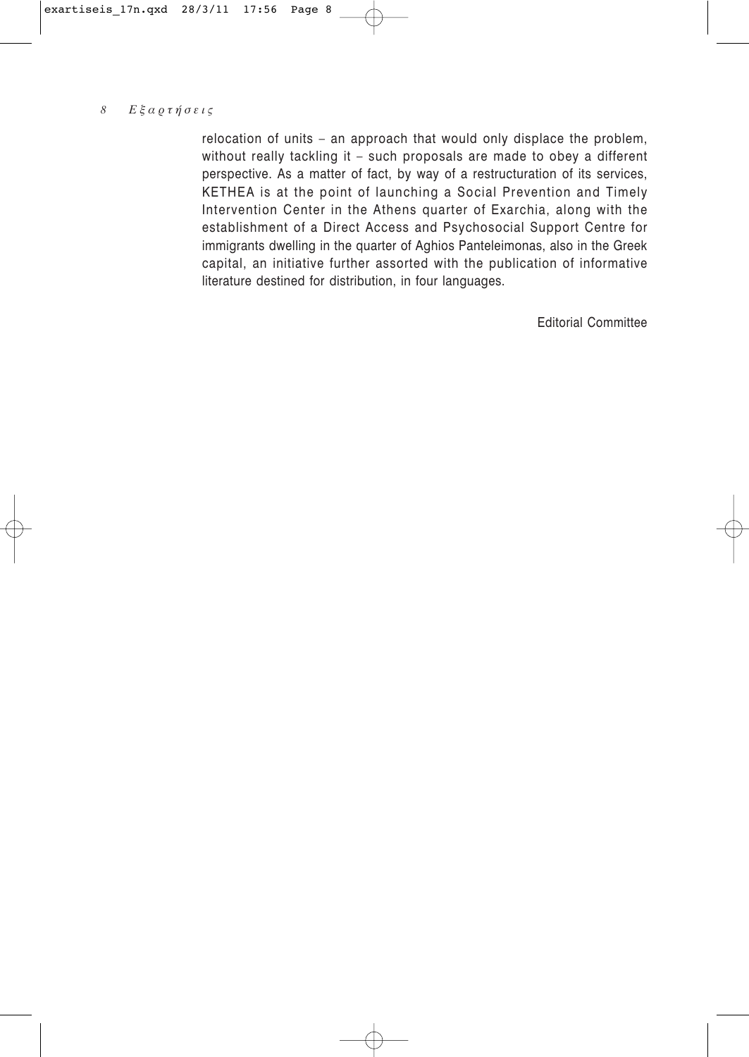relocation of units – an approach that would only displace the problem, without really tackling it – such proposals are made to obey a different perspective. As a matter of fact, by way of a restructuration of its services, KETHEA is at the point of launching a Social Prevention and Timely Intervention Center in the Athens quarter of Exarchia, along with the establishment of a Direct Access and Psychosocial Support Centre for immigrants dwelling in the quarter of Aghios Panteleimonas, also in the Greek capital, an initiative further assorted with the publication of informative literature destined for distribution, in four languages.

Editorial Committee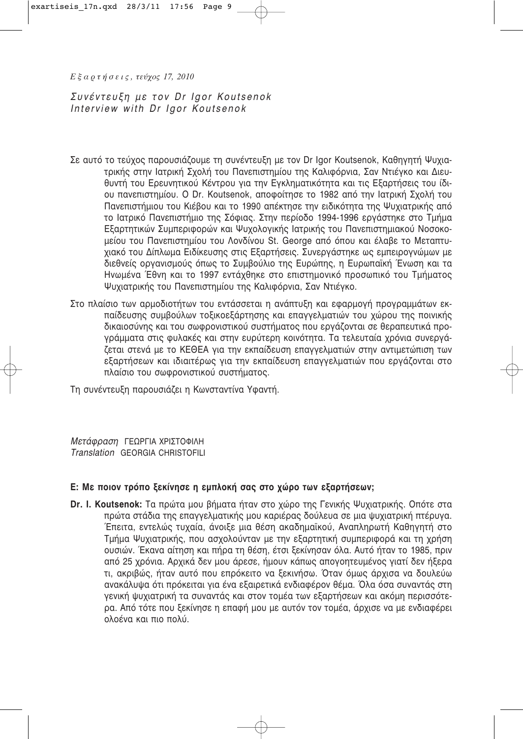# Συνέντευξη με τον Dr Igor Koutsenok
## Interview with Dr Igor Koutsenok

Σε αυτό το τεύχος παρουσιάζουμε τη συνέντευξη με τον Dr Igor Koutsenok, Καθηγητή Ψυχιατρικής στην Ιατρική Σχολή του Πανεπιστημίου της Καλιφόρνια, Σαν Ντιέγκο και Διευθυντή του Ερευνητικού Κέντρου για την Εγκληματικότητα και τις Εξαρτήσεις του ίδιου πανεπιστημίου. Ο Dr. Koutsenok, αποφοίτησε το 1982 από την Ιατρική Σχολή του Πανεπιστήμιου του Κιέβου και το 1990 απέκτησε την ειδικότητα της Ψυχιατρικής από το Ιατρικό Πανεπιστήμιο της Σόφιας. Στην περίοδο 1994-1996 εργάστηκε στο Τμήμα Εξαρτητικών Συμπεριφορών και Ψυχολογικής Ιατρικής του Πανεπιστημιακού Νοσοκομείου του Πανεπιστημίου του Λονδίνου St. George από όπου και έλαβε το Μεταπτυχιακό του Δίπλωμα Ειδίκευσης στις Εξαρτήσεις. Συνεργάστηκε ως εμπειρογνώμων με διεθνείς οργανισμούς όπως το Συμβούλιο της Ευρώπης, η Ευρωπαϊκή Ένωση και τα Ηνωμένα Έθνη και το 1997 εντάχθηκε στο επιστημονικό προσωπικό του Τμήματος Ψυχιατρικής του Πανεπιστημίου της Καλιφόρνια, Σαν Ντιέγκο.

Στο πλαίσιο των αρμοδιοτήτων του εντάσσεται η ανάπτυξη και εφαρμογή προγραμμάτων εκπαίδευσης συμβούλων τοξικοεξάρτησης και επαγγελματιών του χώρου της ποινικής δικαιοσύνης και του σωφρονιστικού συστήματος που εργάζονται σε θεραπευτικά προγράμματα στις φυλακές και στην ευρύτερη κοινότητα. Τα τελευταία χρόνια συνεργάζεται στενά με το ΚΕΘΕΑ για την εκπαίδευση επαγγελματιών στην αντιμετώπιση των εξαρτήσεων και ιδιαιτέρως για την εκπαίδευση επαγγελματιών που εργάζονται στο πλαίσιο του σωφρονιστικού συστήματος.

Τη συνέντευξη παρουσιάζει η Κωνσταντίνα Υφαντή.

*Μετάφραση* ΓΕΩΡΓΙΑ ΧΡΙΣΤΟΦΙΛΗ
*Translation* GEORGIA CHRISTOFILI

**Ε: Με ποιον τρόπο ξεκίνησε η εμπλοκή σας στο χώρο των εξαρτήσεων;**

**Dr. I. Koutsenok:** Τα πρώτα μου βήματα ήταν στο χώρο της Γενικής Ψυχιατρικής. Οπότε στα πρώτα στάδια της επαγγελματικής μου καριέρας δούλευα σε μια ψυχιατρική πτέρυγα. Έπειτα, εντελώς τυχαία, άνοιξε μια θέση ακαδημαϊκού, Αναπληρωτή Καθηγητή στο Τμήμα Ψυχιατρικής, που ασχολούνταν με την εξαρτητική συμπεριφορά και τη χρήση ουσιών. Έκανα αίτηση και πήρα τη θέση, έτσι ξεκίνησαν όλα. Αυτό ήταν το 1985, πριν από 25 χρόνια. Αρχικά δεν μου άρεσε, ήμουν κάπως απογοητευμένος γιατί δεν ήξερα τι, ακριβώς, ήταν αυτό που επρόκειτο να ξεκινήσω. Όταν όμως άρχισα να δουλεύω ανακάλυψα ότι πρόκειται για ένα εξαιρετικά ενδιαφέρον θέμα. Όλα όσα συναντάς στη γενική ψυχιατρική τα συναντάς και στον τομέα των εξαρτήσεων και ακόμη περισσότερα. Από τότε που ξεκίνησε η επαφή μου με αυτόν τον τομέα, άρχισε να με ενδιαφέρει ολοένα και πιο πολύ.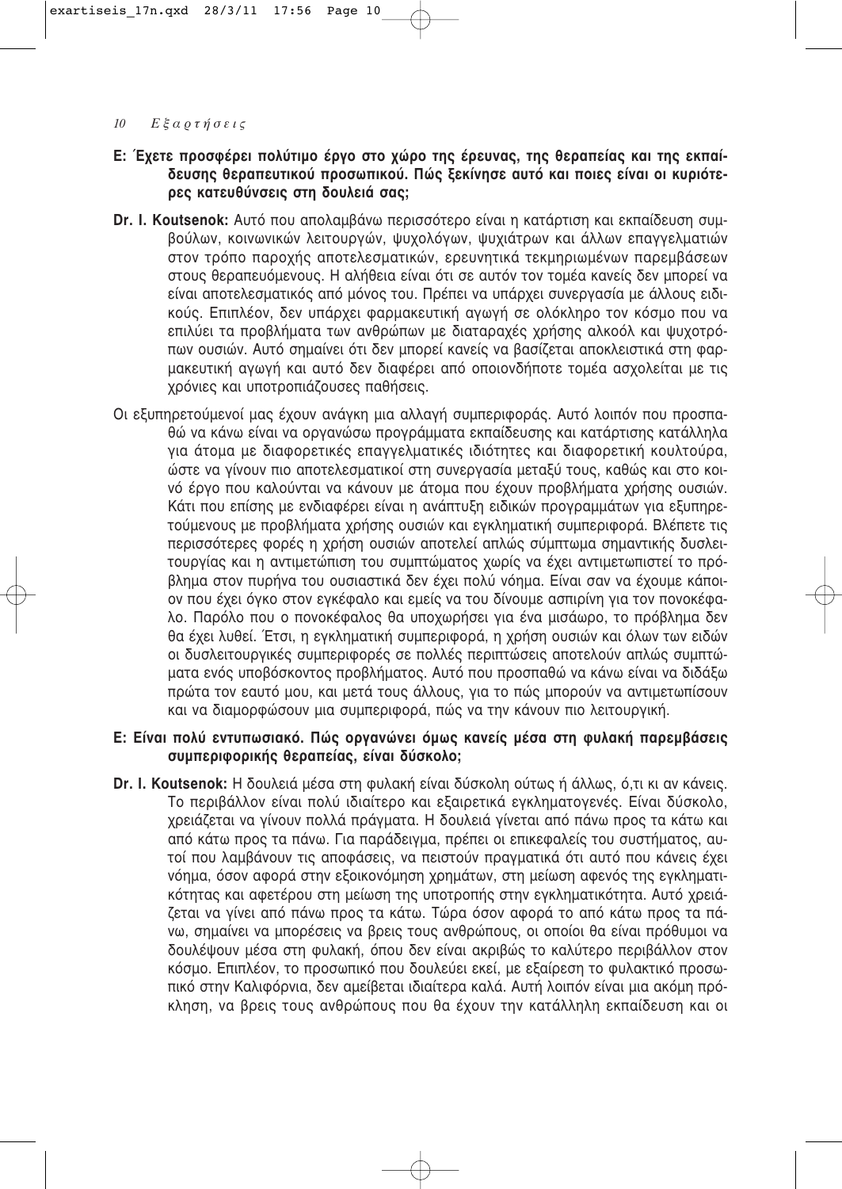**Ε: Έχετε προσφέρει πολύτιμο έργο στο χώρο της έρευνας, της θεραπείας και της εκπαίδευσης θεραπευτικού προσωπικού. Πώς ξεκίνησε αυτό και ποιες είναι οι κυριότερες κατευθύνσεις στη δουλειά σας;**

**Dr. I. Koutsenok:** Αυτό που απολαμβάνω περισσότερο είναι η κατάρτιση και εκπαίδευση συμβούλων, κοινωνικών λειτουργών, ψυχολόγων, ψυχιάτρων και άλλων επαγγελματιών στον τρόπο παροχής αποτελεσματικών, ερευνητικά τεκμηριωμένων παρεμβάσεων στους θεραπευόμενους. Η αλήθεια είναι ότι σε αυτόν τον τομέα κανείς δεν μπορεί να είναι αποτελεσματικός από μόνος του. Πρέπει να υπάρχει συνεργασία με άλλους ειδικούς. Επιπλέον, δεν υπάρχει φαρμακευτική αγωγή σε ολόκληρο τον κόσμο που να επιλύει τα προβλήματα των ανθρώπων με διαταραχές χρήσης αλκοόλ και ψυχοτρόπων ουσιών. Αυτό σημαίνει ότι δεν μπορεί κανείς να βασίζεται αποκλειστικά στη φαρμακευτική αγωγή και αυτό δεν διαφέρει από οποιονδήποτε τομέα ασχολείται με τις χρόνιες και υποτροπιάζουσες παθήσεις.

Οι εξυπηρετούμενοί μας έχουν ανάγκη μια αλλαγή συμπεριφοράς. Αυτό λοιπόν που προσπαθώ να κάνω είναι να οργανώσω προγράμματα εκπαίδευσης και κατάρτισης κατάλληλα για άτομα με διαφορετικές επαγγελματικές ιδιότητες και διαφορετική κουλτούρα, ώστε να γίνουν πιο αποτελεσματικοί στη συνεργασία μεταξύ τους, καθώς και στο κοινό έργο που καλούνται να κάνουν με άτομα που έχουν προβλήματα χρήσης ουσιών. Κάτι που επίσης με ενδιαφέρει είναι η ανάπτυξη ειδικών προγραμμάτων για εξυπηρετούμενους με προβλήματα χρήσης ουσιών και εγκληματική συμπεριφορά. Βλέπετε τις περισσότερες φορές η χρήση ουσιών αποτελεί απλώς σύμπτωμα σημαντικής δυσλειτουργίας και η αντιμετώπιση του συμπτώματος χωρίς να έχει αντιμετωπιστεί το πρόβλημα στον πυρήνα του ουσιαστικά δεν έχει πολύ νόημα. Είναι σαν να έχουμε κάποιον που έχει όγκο στον εγκέφαλο και εμείς να του δίνουμε ασπιρίνη για τον πονοκέφαλο. Παρόλο που ο πονοκέφαλος θα υποχωρήσει για ένα μισάωρο, το πρόβλημα δεν θα έχει λυθεί. Έτσι, η εγκληματική συμπεριφορά, η χρήση ουσιών και όλων των ειδών οι δυσλειτουργικές συμπεριφορές σε πολλές περιπτώσεις αποτελούν απλώς συμπτώματα ενός υποβόσκοντος προβλήματος. Αυτό που προσπαθώ να κάνω είναι να διδάξω πρώτα τον εαυτό μου, και μετά τους άλλους, για το πώς μπορούν να αντιμετωπίσουν και να διαμορφώσουν μια συμπεριφορά, πώς να την κάνουν πιο λειτουργική.

**Ε: Είναι πολύ εντυπωσιακό. Πώς οργανώνει όμως κανείς μέσα στη φυλακή παρεμβάσεις συμπεριφορικής θεραπείας, είναι δύσκολο;**

**Dr. I. Koutsenok:** Η δουλειά μέσα στη φυλακή είναι δύσκολη ούτως ή άλλως, ό,τι κι αν κάνεις. Το περιβάλλον είναι πολύ ιδιαίτερο και εξαιρετικά εγκληματογενές. Είναι δύσκολο, χρειάζεται να γίνουν πολλά πράγματα. Η δουλειά γίνεται από πάνω προς τα κάτω και από κάτω προς τα πάνω. Για παράδειγμα, πρέπει οι επικεφαλείς του συστήματος, αυτοί που λαμβάνουν τις αποφάσεις, να πειστούν πραγματικά ότι αυτό που κάνεις έχει νόημα, όσον αφορά στην εξοικονόμηση χρημάτων, στη μείωση αφενός της εγκληματικότητας και αφετέρου στη μείωση της υποτροπής στην εγκληματικότητα. Αυτό χρειάζεται να γίνει από πάνω προς τα κάτω. Τώρα όσον αφορά το από κάτω προς τα πάνω, σημαίνει να μπορέσεις να βρεις τους ανθρώπους, οι οποίοι θα είναι πρόθυμοι να δουλέψουν μέσα στη φυλακή, όπου δεν είναι ακριβώς το καλύτερο περιβάλλον στον κόσμο. Επιπλέον, το προσωπικό που δουλεύει εκεί, με εξαίρεση το φυλακτικό προσωπικό στην Καλιφόρνια, δεν αμείβεται ιδιαίτερα καλά. Αυτή λοιπόν είναι μια ακόμη πρόκληση, να βρεις τους ανθρώπους που θα έχουν την κατάλληλη εκπαίδευση και οι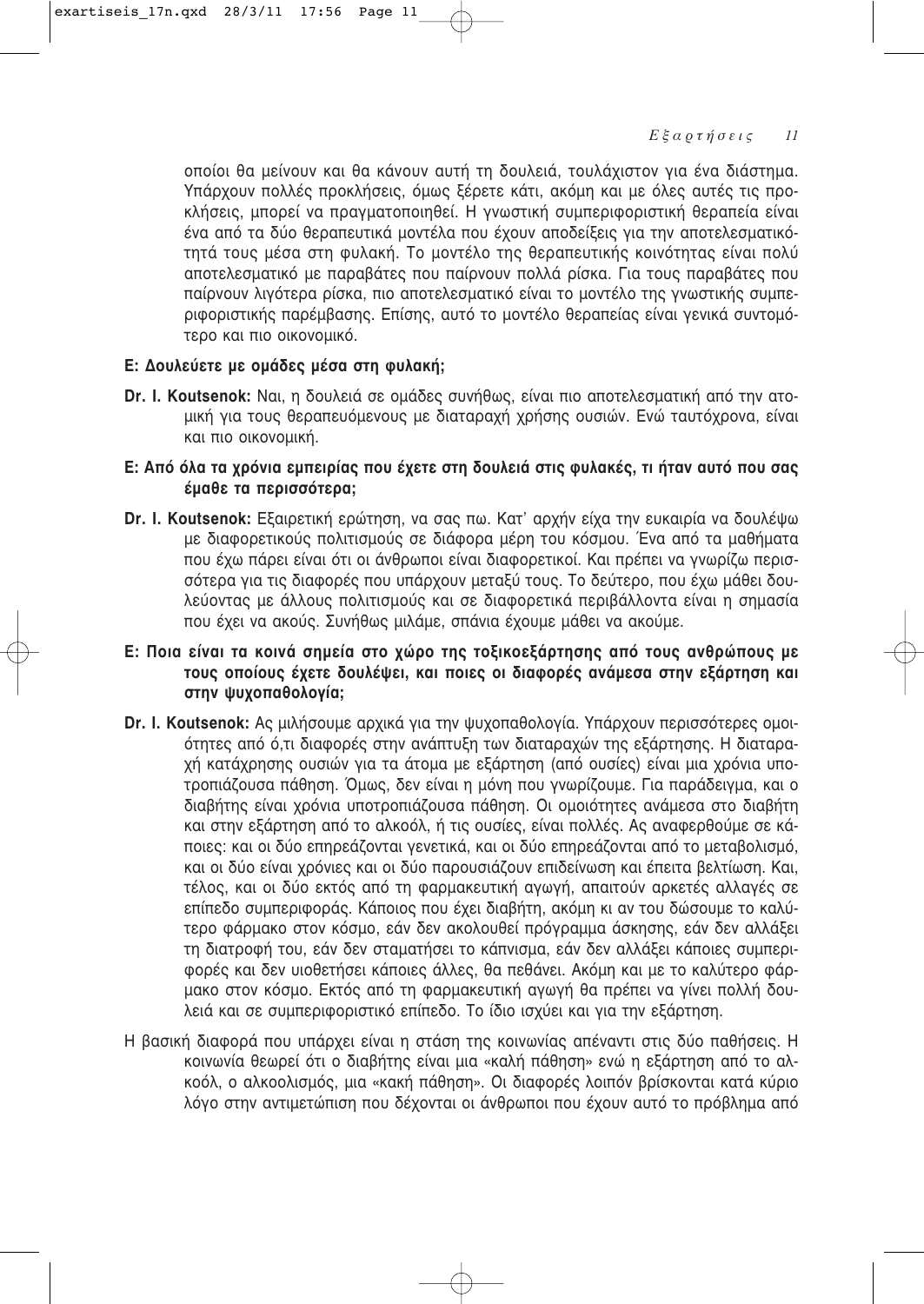οποίοι θα μείνουν και θα κάνουν αυτή τη δουλειά, τουλάχιστον για ένα διάστημα. Υπάρχουν πολλές προκλήσεις, όμως ξέρετε κάτι, ακόμη και με όλες αυτές τις προκλήσεις, μπορεί να πραγματοποιηθεί. Η γνωστική συμπεριφοριστική θεραπεία είναι ένα από τα δύο θεραπευτικά μοντέλα που έχουν αποδείξεις για την αποτελεσματικότητά τους μέσα στη φυλακή. Το μοντέλο της θεραπευτικής κοινότητας είναι πολύ αποτελεσματικό με παραβάτες που παίρνουν πολλά ρίσκα. Για τους παραβάτες που παίρνουν λιγότερα ρίσκα, πιο αποτελεσματικό είναι το μοντέλο της γνωστικής συμπεριφοριστικής παρέμβασης. Επίσης, αυτό το μοντέλο θεραπείας είναι γενικά συντομότερο και πιο οικονομικό.

**Ε: Δουλεύετε με ομάδες μέσα στη φυλακή;**

**Dr. I. Koutsenok:** Ναι, η δουλειά σε ομάδες συνήθως, είναι πιο αποτελεσματική από την ατομική για τους θεραπευόμενους με διαταραχή χρήσης ουσιών. Ενώ ταυτόχρονα, είναι και πιο οικονομική.

**Ε: Από όλα τα χρόνια εμπειρίας που έχετε στη δουλειά στις φυλακές, τι ήταν αυτό που σας έμαθε τα περισσότερα;**

**Dr. I. Koutsenok:** Εξαιρετική ερώτηση, να σας πω. Κατ' αρχήν είχα την ευκαιρία να δουλέψω με διαφορετικούς πολιτισμούς σε διάφορα μέρη του κόσμου. Ένα από τα μαθήματα που έχω πάρει είναι ότι οι άνθρωποι είναι διαφορετικοί. Και πρέπει να γνωρίζω περισσότερα για τις διαφορές που υπάρχουν μεταξύ τους. Το δεύτερο, που έχω μάθει δουλεύοντας με άλλους πολιτισμούς και σε διαφορετικά περιβάλλοντα είναι η σημασία που έχει να ακούς. Συνήθως μιλάμε, σπάνια έχουμε μάθει να ακούμε.

**Ε: Ποια είναι τα κοινά σημεία στο χώρο της τοξικοεξάρτησης από τους ανθρώπους με τους οποίους έχετε δουλέψει, και ποιες οι διαφορές ανάμεσα στην εξάρτηση και στην ψυχοπαθολογία;**

**Dr. I. Koutsenok:** Ας μιλήσουμε αρχικά για την ψυχοπαθολογία. Υπάρχουν περισσότερες ομοιότητες από ό,τι διαφορές στην ανάπτυξη των διαταραχών της εξάρτησης. Η διαταραχή κατάχρησης ουσιών για τα άτομα με εξάρτηση (από ουσίες) είναι μια χρόνια υποτροπιάζουσα πάθηση. Όμως, δεν είναι η μόνη που γνωρίζουμε. Για παράδειγμα, και ο διαβήτης είναι χρόνια υποτροπιάζουσα πάθηση. Οι ομοιότητες ανάμεσα στο διαβήτη και στην εξάρτηση από το αλκοόλ, ή τις ουσίες, είναι πολλές. Ας αναφερθούμε σε κάποιες: και οι δύο επηρεάζονται γενετικά, και οι δύο επηρεάζονται από το μεταβολισμό, και οι δύο είναι χρόνιες και οι δύο παρουσιάζουν επιδείνωση και έπειτα βελτίωση. Και, τέλος, και οι δύο εκτός από τη φαρμακευτική αγωγή, απαιτούν αρκετές αλλαγές σε επίπεδο συμπεριφοράς. Κάποιος που έχει διαβήτη, ακόμη κι αν του δώσουμε το καλύτερο φάρμακο στον κόσμο, εάν δεν ακολουθεί πρόγραμμα άσκησης, εάν δεν αλλάξει τη διατροφή του, εάν δεν σταματήσει το κάπνισμα, εάν δεν αλλάξει κάποιες συμπεριφορές και δεν υιοθετήσει κάποιες άλλες, θα πεθάνει. Ακόμη και με το καλύτερο φάρμακο στον κόσμο. Εκτός από τη φαρμακευτική αγωγή θα πρέπει να γίνει πολλή δουλειά και σε συμπεριφοριστικό επίπεδο. Το ίδιο ισχύει και για την εξάρτηση.

Η βασική διαφορά που υπάρχει είναι η στάση της κοινωνίας απέναντι στις δύο παθήσεις. Η κοινωνία θεωρεί ότι ο διαβήτης είναι μια «καλή πάθηση» ενώ η εξάρτηση από το αλκοόλ, ο αλκοολισμός, μια «κακή πάθηση». Οι διαφορές λοιπόν βρίσκονται κατά κύριο λόγο στην αντιμετώπιση που δέχονται οι άνθρωποι που έχουν αυτό το πρόβλημα από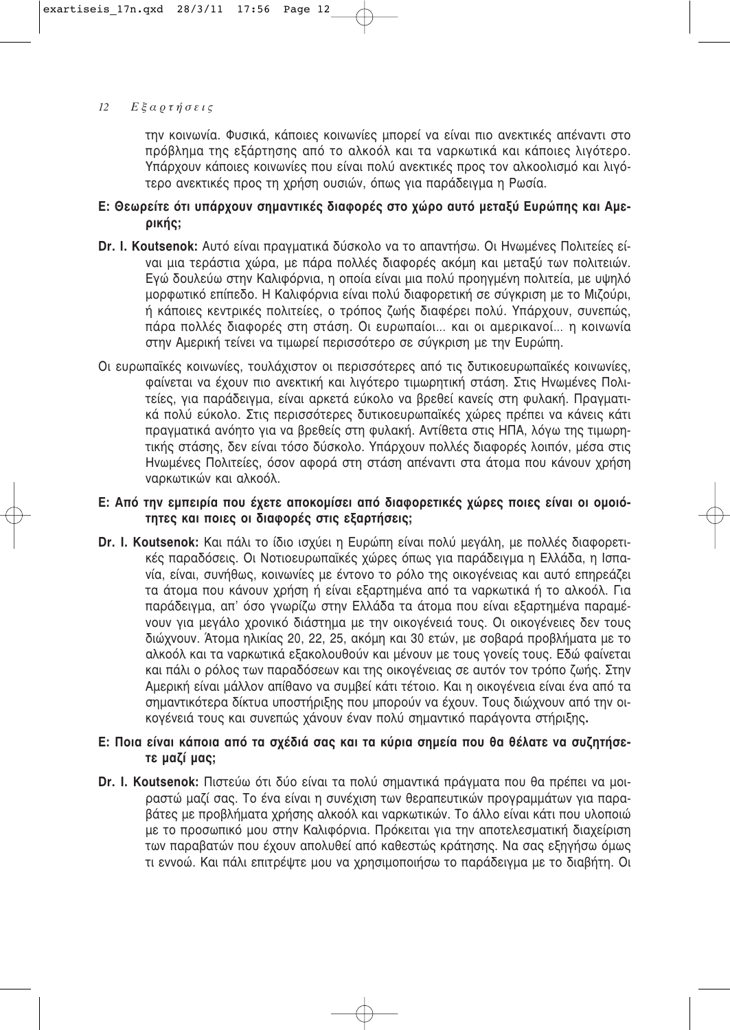την κοινωνία. Φυσικά, κάποιες κοινωνίες μπορεί να είναι πιο ανεκτικές απέναντι στο πρόβλημα της εξάρτησης από το αλκοόλ και τα ναρκωτικά και κάποιες λιγότερο. Υπάρχουν κάποιες κοινωνίες που είναι πολύ ανεκτικές προς τον αλκοολισμό και λιγότερο ανεκτικές προς τη χρήση ουσιών, όπως για παράδειγμα η Ρωσία.

**Ε: Θεωρείτε ότι υπάρχουν σημαντικές διαφορές στο χώρο αυτό μεταξύ Ευρώπης και Αμερικής;**

**Dr. I. Koutsenok:** Αυτό είναι πραγματικά δύσκολο να το απαντήσω. Οι Ηνωμένες Πολιτείες είναι μια τεράστια χώρα, με πάρα πολλές διαφορές ακόμη και μεταξύ των πολιτειών. Εγώ δουλεύω στην Καλιφόρνια, η οποία είναι μια πολύ προηγμένη πολιτεία, με υψηλό μορφωτικό επίπεδο. Η Καλιφόρνια είναι πολύ διαφορετική σε σύγκριση με το Μιζούρι, ή κάποιες κεντρικές πολιτείες, ο τρόπος ζωής διαφέρει πολύ. Υπάρχουν, συνεπώς, πάρα πολλές διαφορές στη στάση. Οι ευρωπαίοι... και οι αμερικανοί... η κοινωνία στην Αμερική τείνει να τιμωρεί περισσότερο σε σύγκριση με την Ευρώπη.

Οι ευρωπαϊκές κοινωνίες, τουλάχιστον οι περισσότερες από τις δυτικοευρωπαϊκές κοινωνίες, φαίνεται να έχουν πιο ανεκτική και λιγότερο τιμωρητική στάση. Στις Ηνωμένες Πολιτείες, για παράδειγμα, είναι αρκετά εύκολο να βρεθεί κανείς στη φυλακή. Πραγματικά πολύ εύκολο. Στις περισσότερες δυτικοευρωπαϊκές χώρες πρέπει να κάνεις κάτι πραγματικά ανόητο για να βρεθείς στη φυλακή. Αντίθετα στις ΗΠΑ, λόγω της τιμωρητικής στάσης, δεν είναι τόσο δύσκολο. Υπάρχουν πολλές διαφορές λοιπόν, μέσα στις Ηνωμένες Πολιτείες, όσον αφορά στη στάση απέναντι στα άτομα που κάνουν χρήση ναρκωτικών και αλκοόλ.

**Ε: Από την εμπειρία που έχετε αποκομίσει από διαφορετικές χώρες ποιες είναι οι ομοιότητες και ποιες οι διαφορές στις εξαρτήσεις;**

**Dr. I. Koutsenok:** Και πάλι το ίδιο ισχύει η Ευρώπη είναι πολύ μεγάλη, με πολλές διαφορετικές παραδόσεις. Οι Νοτιοευρωπαϊκές χώρες όπως για παράδειγμα η Ελλάδα, η Ισπανία, είναι, συνήθως, κοινωνίες με έντονο το ρόλο της οικογένειας και αυτό επηρεάζει τα άτομα που κάνουν χρήση ή είναι εξαρτημένα από τα ναρκωτικά ή το αλκοόλ. Για παράδειγμα, απ' όσο γνωρίζω στην Ελλάδα τα άτομα που είναι εξαρτημένα παραμένουν για μεγάλο χρονικό διάστημα με την οικογένειά τους. Οι οικογένειες δεν τους διώχνουν. Άτομα ηλικίας 20, 22, 25, ακόμη και 30 ετών, με σοβαρά προβλήματα με το αλκοόλ και τα ναρκωτικά εξακολουθούν και μένουν με τους γονείς τους. Εδώ φαίνεται και πάλι ο ρόλος των παραδόσεων και της οικογένειας σε αυτόν τον τρόπο ζωής. Στην Αμερική είναι μάλλον απίθανο να συμβεί κάτι τέτοιο. Και η οικογένεια είναι ένα από τα σημαντικότερα δίκτυα υποστήριξης που μπορούν να έχουν. Τους διώχνουν από την οικογένειά τους και συνεπώς χάνουν έναν πολύ σημαντικό παράγοντα στήριξης.

**Ε: Ποια είναι κάποια από τα σχέδιά σας και τα κύρια σημεία που θα θέλατε να συζητήσετε μαζί μας;**

**Dr. I. Koutsenok:** Πιστεύω ότι δύο είναι τα πολύ σημαντικά πράγματα που θα πρέπει να μοιραστώ μαζί σας. Το ένα είναι η συνέχιση των θεραπευτικών προγραμμάτων για παραβάτες με προβλήματα χρήσης αλκοόλ και ναρκωτικών. Το άλλο είναι κάτι που υλοποιώ με το προσωπικό μου στην Καλιφόρνια. Πρόκειται για την αποτελεσματική διαχείριση των παραβατών που έχουν απολυθεί από καθεστώς κράτησης. Να σας εξηγήσω όμως τι εννοώ. Και πάλι επιτρέψτε μου να χρησιμοποιήσω το παράδειγμα με το διαβήτη. Οι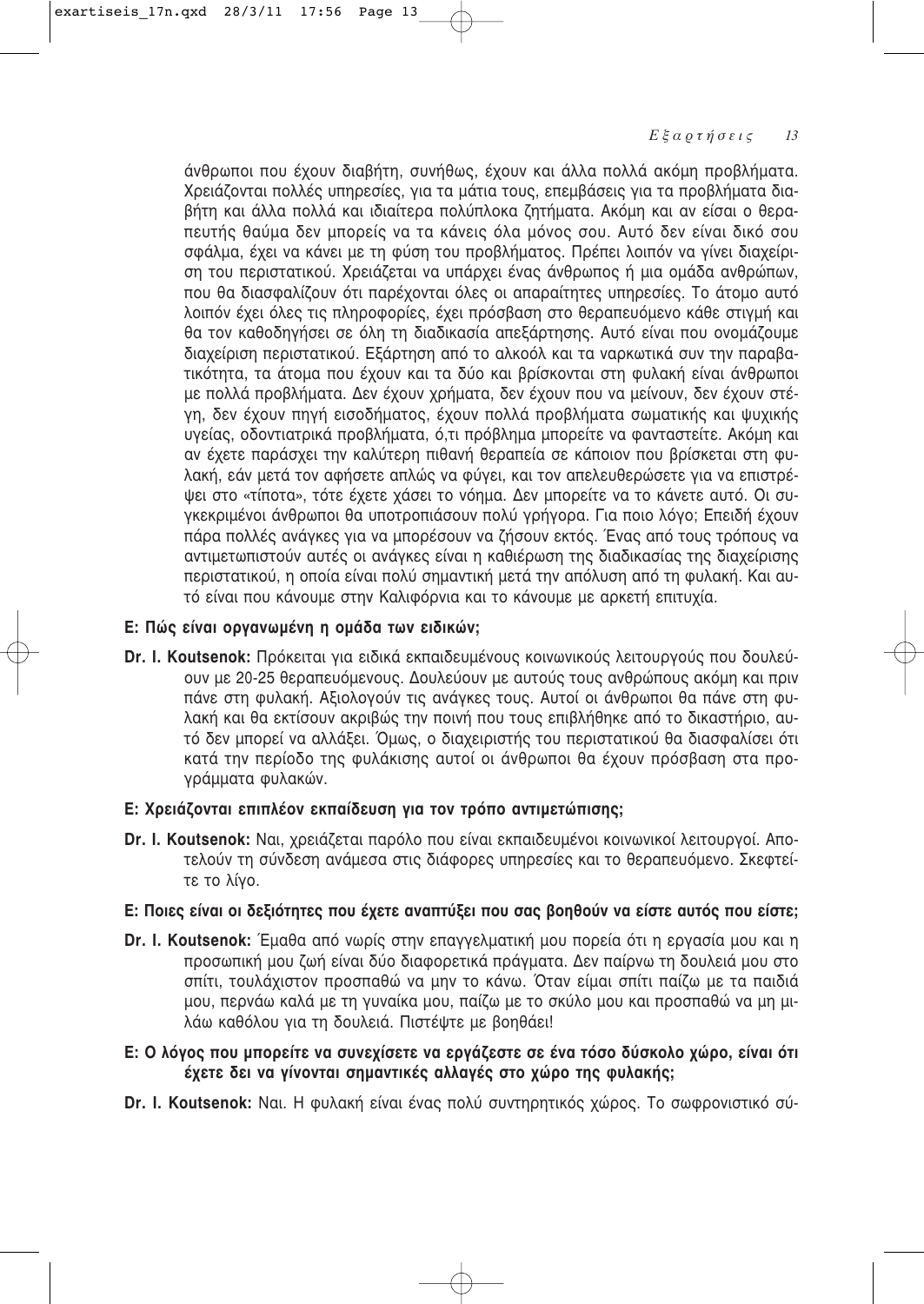άνθρωποι που έχουν διαβήτη, συνήθως, έχουν και άλλα πολλά ακόμη προβλήματα. Χρειάζονται πολλές υπηρεσίες, για τα μάτια τους, επεμβάσεις για τα προβλήματα διαβήτη και άλλα πολλά και ιδιαίτερα πολύπλοκα ζητήματα. Ακόμη και αν είσαι ο θεραπευτής θαύμα δεν μπορείς να τα κάνεις όλα μόνος σου. Αυτό δεν είναι δικό σου σφάλμα, έχει να κάνει με τη φύση του προβλήματος. Πρέπει λοιπόν να γίνει διαχείριση του περιστατικού. Χρειάζεται να υπάρχει ένας άνθρωπος ή μια ομάδα ανθρώπων, που θα διασφαλίζουν ότι παρέχονται όλες οι απαραίτητες υπηρεσίες. Το άτομο αυτό λοιπόν έχει όλες τις πληροφορίες, έχει πρόσβαση στο θεραπευόμενο κάθε στιγμή και θα τον καθοδηγήσει σε όλη τη διαδικασία απεξάρτησης. Αυτό είναι που ονομάζουμε διαχείριση περιστατικού. Εξάρτηση από το αλκοόλ και τα ναρκωτικά συν την παραβατικότητα, τα άτομα που έχουν και τα δύο και βρίσκονται στη φυλακή είναι άνθρωποι με πολλά προβλήματα. Δεν έχουν χρήματα, δεν έχουν που να μείνουν, δεν έχουν στέγη, δεν έχουν πηγή εισοδήματος, έχουν πολλά προβλήματα σωματικής και ψυχικής υγείας, οδοντιατρικά προβλήματα, ό,τι πρόβλημα μπορείτε να φανταστείτε. Ακόμη και αν έχετε παράσχει την καλύτερη πιθανή θεραπεία σε κάποιον που βρίσκεται στη φυλακή, εάν μετά τον αφήσετε απλώς να φύγει, και τον απελευθερώσετε για να επιστρέψει στο «τίποτα», τότε έχετε χάσει το νόημα. Δεν μπορείτε να το κάνετε αυτό. Οι συγκεκριμένοι άνθρωποι θα υποτροπιάσουν πολύ γρήγορα. Για ποιο λόγο; Επειδή έχουν πάρα πολλές ανάγκες για να μπορέσουν να ζήσουν εκτός. Ένας από τους τρόπους να αντιμετωπιστούν αυτές οι ανάγκες είναι η καθιέρωση της διαδικασίας της διαχείρισης περιστατικού, η οποία είναι πολύ σημαντική μετά την απόλυση από τη φυλακή. Και αυτό είναι που κάνουμε στην Καλιφόρνια και το κάνουμε με αρκετή επιτυχία.

**Ε: Πώς είναι οργανωμένη η ομάδα των ειδικών;**

**Dr. I. Koutsenok:** Πρόκειται για ειδικά εκπαιδευμένους κοινωνικούς λειτουργούς που δουλεύουν με 20-25 θεραπευόμενους. Δουλεύουν με αυτούς τους ανθρώπους ακόμη και πριν πάνε στη φυλακή. Αξιολογούν τις ανάγκες τους. Αυτοί οι άνθρωποι θα πάνε στη φυλακή και θα εκτίσουν ακριβώς την ποινή που τους επιβλήθηκε από το δικαστήριο, αυτό δεν μπορεί να αλλάξει. Όμως, ο διαχειριστής του περιστατικού θα διασφαλίσει ότι κατά την περίοδο της φυλάκισης αυτοί οι άνθρωποι θα έχουν πρόσβαση στα προγράμματα φυλακών.

**Ε: Χρειάζονται επιπλέον εκπαίδευση για τον τρόπο αντιμετώπισης;**

**Dr. I. Koutsenok:** Ναι, χρειάζεται παρόλο που είναι εκπαιδευμένοι κοινωνικοί λειτουργοί. Αποτελούν τη σύνδεση ανάμεσα στις διάφορες υπηρεσίες και το θεραπευόμενο. Σκεφτείτε το λίγο.

**Ε: Ποιες είναι οι δεξιότητες που έχετε αναπτύξει που σας βοηθούν να είστε αυτός που είστε;**

**Dr. I. Koutsenok:** Έμαθα από νωρίς στην επαγγελματική μου πορεία ότι η εργασία μου και η προσωπική μου ζωή είναι δύο διαφορετικά πράγματα. Δεν παίρνω τη δουλειά μου στο σπίτι, τουλάχιστον προσπαθώ να μην το κάνω. Όταν είμαι σπίτι παίζω με τα παιδιά μου, περνάω καλά με τη γυναίκα μου, παίζω με το σκύλο μου και προσπαθώ να μη μιλάω καθόλου για τη δουλειά. Πιστέψτε με βοηθάει!

**Ε: Ο λόγος που μπορείτε να συνεχίσετε να εργάζεστε σε ένα τόσο δύσκολο χώρο, είναι ότι έχετε δει να γίνονται σημαντικές αλλαγές στο χώρο της φυλακής;**

**Dr. I. Koutsenok:** Ναι. Η φυλακή είναι ένας πολύ συντηρητικός χώρος. Το σωφρονιστικό σύ-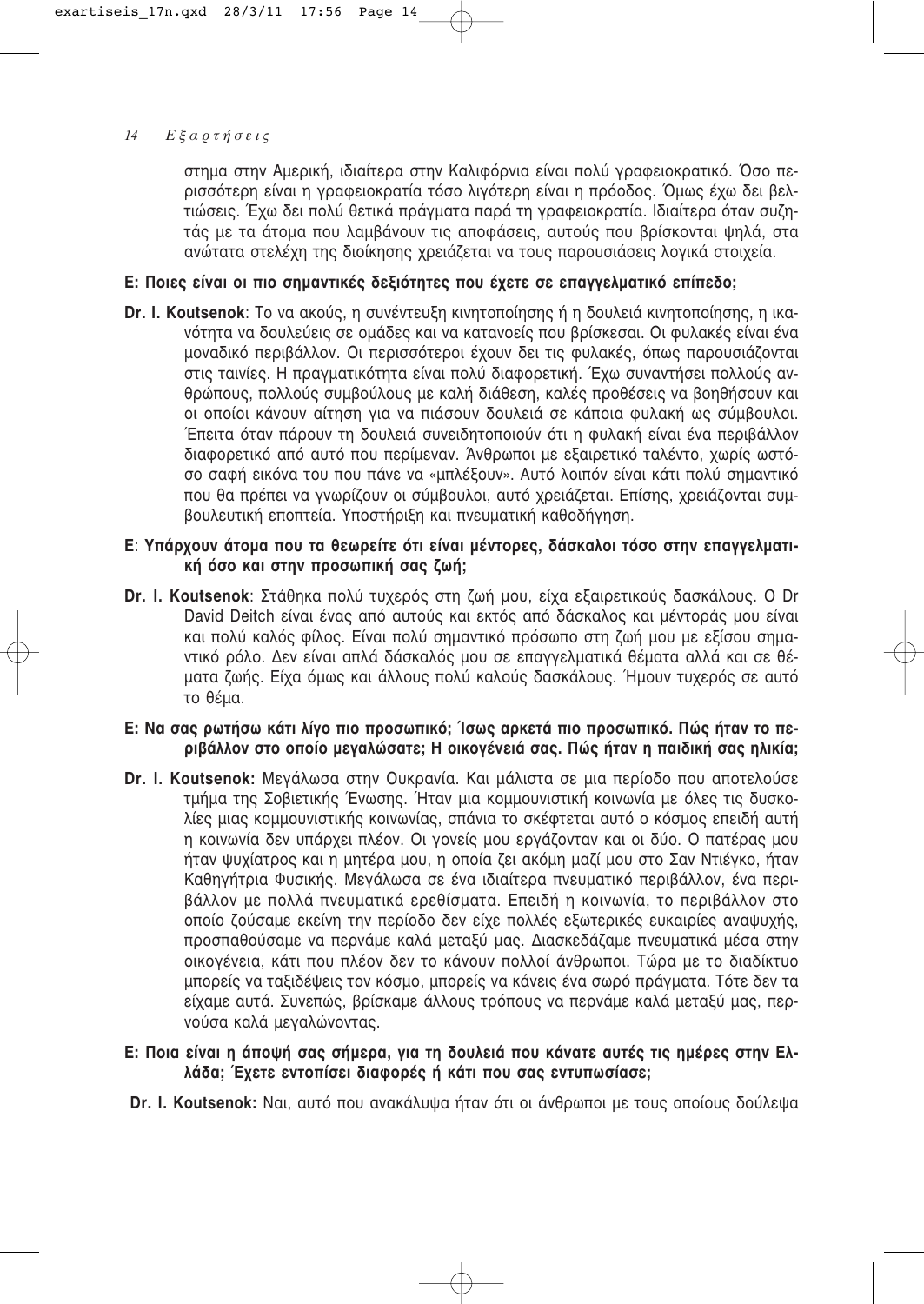στημα στην Αμερική, ιδιαίτερα στην Καλιφόρνια είναι πολύ γραφειοκρατικό. Όσο περισσότερη είναι η γραφειοκρατία τόσο λιγότερη είναι η πρόοδος. Όμως έχω δει βελτιώσεις. Έχω δει πολύ θετικά πράγματα παρά τη γραφειοκρατία. Ιδιαίτερα όταν συζητάς με τα άτομα που λαμβάνουν τις αποφάσεις, αυτούς που βρίσκονται ψηλά, στα ανώτατα στελέχη της διοίκησης χρειάζεται να τους παρουσιάσεις λογικά στοιχεία.

**Ε: Ποιες είναι οι πιο σημαντικές δεξιότητες που έχετε σε επαγγελματικό επίπεδο;**

**Dr. I. Koutsenok**: Το να ακούς, η συνέντευξη κινητοποίησης ή η δουλειά κινητοποίησης, η ικανότητα να δουλεύεις σε ομάδες και να κατανοείς που βρίσκεσαι. Οι φυλακές είναι ένα μοναδικό περιβάλλον. Οι περισσότεροι έχουν δει τις φυλακές, όπως παρουσιάζονται στις ταινίες. Η πραγματικότητα είναι πολύ διαφορετική. Έχω συναντήσει πολλούς ανθρώπους, πολλούς συμβούλους με καλή διάθεση, καλές προθέσεις να βοηθήσουν και οι οποίοι κάνουν αίτηση για να πιάσουν δουλειά σε κάποια φυλακή ως σύμβουλοι. Έπειτα όταν πάρουν τη δουλειά συνειδητοποιούν ότι η φυλακή είναι ένα περιβάλλον διαφορετικό από αυτό που περίμεναν. Άνθρωποι με εξαιρετικό ταλέντο, χωρίς ωστόσο σαφή εικόνα του που πάνε να «μπλέξουν». Αυτό λοιπόν είναι κάτι πολύ σημαντικό που θα πρέπει να γνωρίζουν οι σύμβουλοι, αυτό χρειάζεται. Επίσης, χρειάζονται συμβουλευτική εποπτεία. Υποστήριξη και πνευματική καθοδήγηση.

**Ε**: **Υπάρχουν άτομα που τα θεωρείτε ότι είναι μέντορες, δάσκαλοι τόσο στην επαγγελματική όσο και στην προσωπική σας ζωή;**

**Dr. I. Koutsenok**: Στάθηκα πολύ τυχερός στη ζωή μου, είχα εξαιρετικούς δασκάλους. Ο Dr David Deitch είναι ένας από αυτούς και εκτός από δάσκαλος και μέντοράς μου είναι και πολύ καλός φίλος. Είναι πολύ σημαντικό πρόσωπο στη ζωή μου με εξίσου σημαντικό ρόλο. Δεν είναι απλά δάσκαλός μου σε επαγγελματικά θέματα αλλά και σε θέματα ζωής. Είχα όμως και άλλους πολύ καλούς δασκάλους. Ήμουν τυχερός σε αυτό το θέμα.

**Ε: Να σας ρωτήσω κάτι λίγο πιο προσωπικό; Ίσως αρκετά πιο προσωπικό. Πώς ήταν το περιβάλλον στο οποίο μεγαλώσατε; Η οικογένειά σας. Πώς ήταν η παιδική σας ηλικία;**

**Dr. I. Koutsenok:** Μεγάλωσα στην Ουκρανία. Και μάλιστα σε μια περίοδο που αποτελούσε τμήμα της Σοβιετικής Ένωσης. Ήταν μια κομμουνιστική κοινωνία με όλες τις δυσκολίες μιας κομμουνιστικής κοινωνίας, σπάνια το σκέφτεται αυτό ο κόσμος επειδή αυτή η κοινωνία δεν υπάρχει πλέον. Οι γονείς μου εργάζονταν και οι δύο. Ο πατέρας μου ήταν ψυχίατρος και η μητέρα μου, η οποία ζει ακόμη μαζί μου στο Σαν Ντιέγκο, ήταν Καθηγήτρια Φυσικής. Μεγάλωσα σε ένα ιδιαίτερα πνευματικό περιβάλλον, ένα περιβάλλον με πολλά πνευματικά ερεθίσματα. Επειδή η κοινωνία, το περιβάλλον στο οποίο ζούσαμε εκείνη την περίοδο δεν είχε πολλές εξωτερικές ευκαιρίες αναψυχής, προσπαθούσαμε να περνάμε καλά μεταξύ μας. Διασκεδάζαμε πνευματικά μέσα στην οικογένεια, κάτι που πλέον δεν το κάνουν πολλοί άνθρωποι. Τώρα με το διαδίκτυο μπορείς να ταξιδέψεις τον κόσμο, μπορείς να κάνεις ένα σωρό πράγματα. Τότε δεν τα είχαμε αυτά. Συνεπώς, βρίσκαμε άλλους τρόπους να περνάμε καλά μεταξύ μας, περνούσα καλά μεγαλώνοντας.

**Ε: Ποια είναι η άποψή σας σήμερα, για τη δουλειά που κάνατε αυτές τις ημέρες στην Ελλάδα; Έχετε εντοπίσει διαφορές ή κάτι που σας εντυπωσίασε;**

**Dr. I. Koutsenok:** Ναι, αυτό που ανακάλυψα ήταν ότι οι άνθρωποι με τους οποίους δούλεψα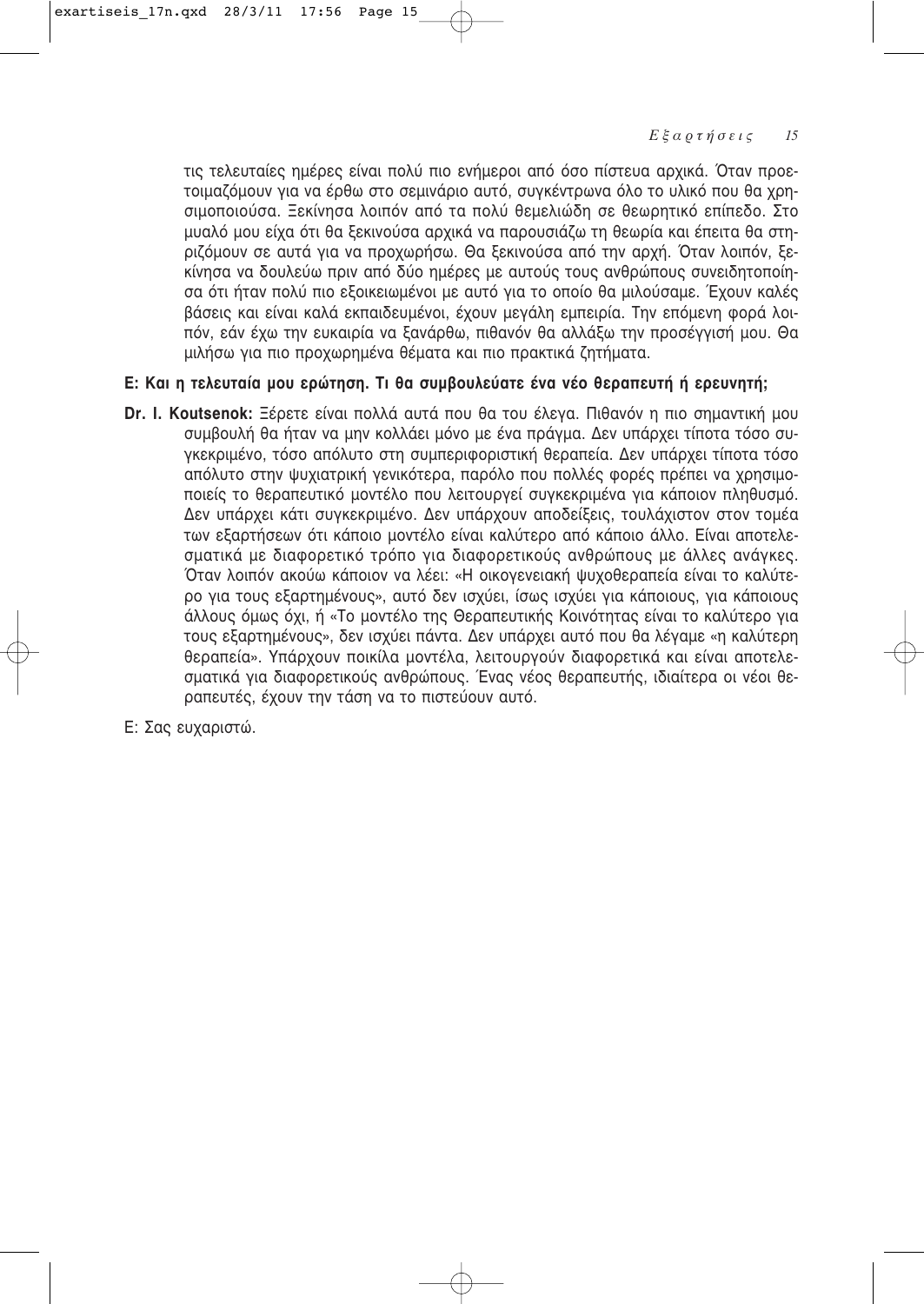τις τελευταίες ημέρες είναι πολύ πιο ενήμεροι από όσο πίστευα αρχικά. Όταν προετοιμαζόμουν για να έρθω στο σεμινάριο αυτό, συγκέντρωνα όλο το υλικό που θα χρησιμοποιούσα. Ξεκίνησα λοιπόν από τα πολύ θεμελιώδη σε θεωρητικό επίπεδο. Στο μυαλό μου είχα ότι θα ξεκινούσα αρχικά να παρουσιάζω τη θεωρία και έπειτα θα στηριζόμουν σε αυτά για να προχωρήσω. Θα ξεκινούσα από την αρχή. Όταν λοιπόν, ξεκίνησα να δουλεύω πριν από δύο ημέρες με αυτούς τους ανθρώπους συνειδητοποίησα ότι ήταν πολύ πιο εξοικειωμένοι με αυτό για το οποίο θα μιλούσαμε. Έχουν καλές βάσεις και είναι καλά εκπαιδευμένοι, έχουν μεγάλη εμπειρία. Την επόμενη φορά λοιπόν, εάν έχω την ευκαιρία να ξανάρθω, πιθανόν θα αλλάξω την προσέγγισή μου. Θα μιλήσω για πιο προχωρημένα θέματα και πιο πρακτικά ζητήματα.

**Ε: Και η τελευταία μου ερώτηση. Τι θα συμβουλεύατε ένα νέο θεραπευτή ή ερευνητή;**

**Dr. I. Koutsenok:** Ξέρετε είναι πολλά αυτά που θα του έλεγα. Πιθανόν η πιο σημαντική μου συμβουλή θα ήταν να μην κολλάει μόνο με ένα πράγμα. Δεν υπάρχει τίποτα τόσο συγκεκριμένο, τόσο απόλυτο στη συμπεριφοριστική θεραπεία. Δεν υπάρχει τίποτα τόσο απόλυτο στην ψυχιατρική γενικότερα, παρόλο που πολλές φορές πρέπει να χρησιμοποιείς το θεραπευτικό μοντέλο που λειτουργεί συγκεκριμένα για κάποιον πληθυσμό. Δεν υπάρχει κάτι συγκεκριμένο. Δεν υπάρχουν αποδείξεις, τουλάχιστον στον τομέα των εξαρτήσεων ότι κάποιο μοντέλο είναι καλύτερο από κάποιο άλλο. Είναι αποτελεσματικά με διαφορετικό τρόπο για διαφορετικούς ανθρώπους με άλλες ανάγκες. Όταν λοιπόν ακούω κάποιον να λέει: «Η οικογενειακή ψυχοθεραπεία είναι το καλύτερο για τους εξαρτημένους», αυτό δεν ισχύει, ίσως ισχύει για κάποιους, για κάποιους άλλους όμως όχι, ή «Το μοντέλο της Θεραπευτικής Κοινότητας είναι το καλύτερο για τους εξαρτημένους», δεν ισχύει πάντα. Δεν υπάρχει αυτό που θα λέγαμε «η καλύτερη θεραπεία». Υπάρχουν ποικίλα μοντέλα, λειτουργούν διαφορετικά και είναι αποτελεσματικά για διαφορετικούς ανθρώπους. Ένας νέος θεραπευτής, ιδιαίτερα οι νέοι θεραπευτές, έχουν την τάση να το πιστεύουν αυτό.

Ε: Σας ευχαριστώ.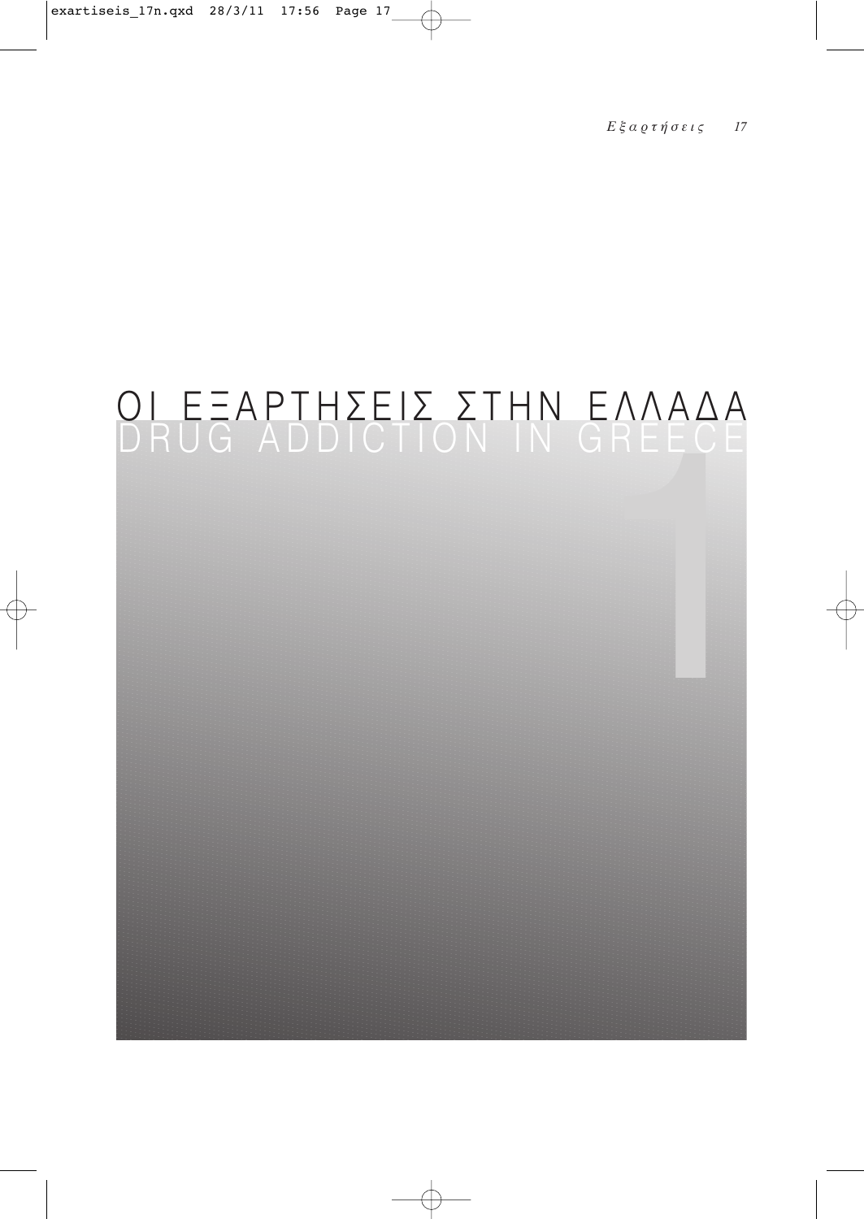# ΟΙ ΕΞΑΡΤΗΣΕΙΣ ΣΤΗΝ ΕΛΛΑΔΑ
# DRUG ADDICTION IN GREECE

1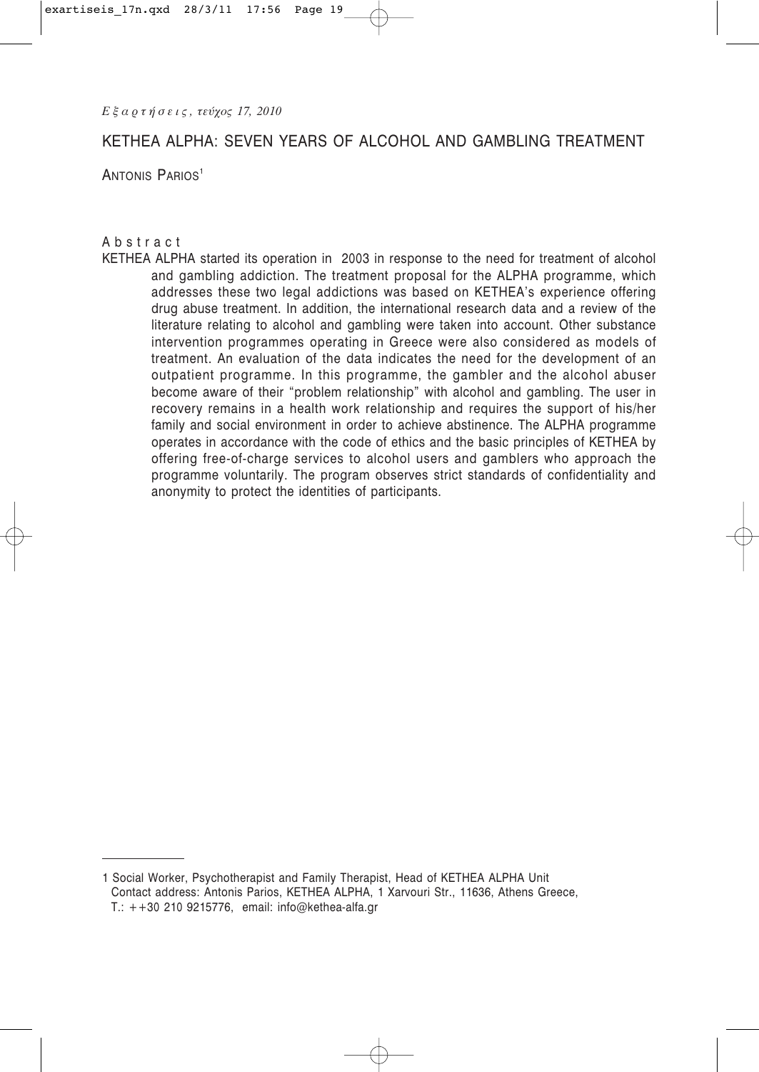# KETHEA ALPHA: SEVEN YEARS OF ALCOHOL AND GAMBLING TREATMENT

ANTONIS PARIOS[1]

## Abstract

KETHEA ALPHA started its operation in 2003 in response to the need for treatment of alcohol and gambling addiction. The treatment proposal for the ALPHA programme, which addresses these two legal addictions was based on KETHEA's experience offering drug abuse treatment. In addition, the international research data and a review of the literature relating to alcohol and gambling were taken into account. Other substance intervention programmes operating in Greece were also considered as models of treatment. An evaluation of the data indicates the need for the development of an outpatient programme. In this programme, the gambler and the alcohol abuser become aware of their "problem relationship" with alcohol and gambling. The user in recovery remains in a health work relationship and requires the support of his/her family and social environment in order to achieve abstinence. The ALPHA programme operates in accordance with the code of ethics and the basic principles of KETHEA by offering free-of-charge services to alcohol users and gamblers who approach the programme voluntarily. The program observes strict standards of confidentiality and anonymity to protect the identities of participants.

---

1 Social Worker, Psychotherapist and Family Therapist, Head of KETHEA ALPHA Unit
Contact address: Antonis Parios, KETHEA ALPHA, 1 Xarvouri Str., 11636, Athens Greece,
T.: ++30 210 9215776, email: info@kethea-alfa.gr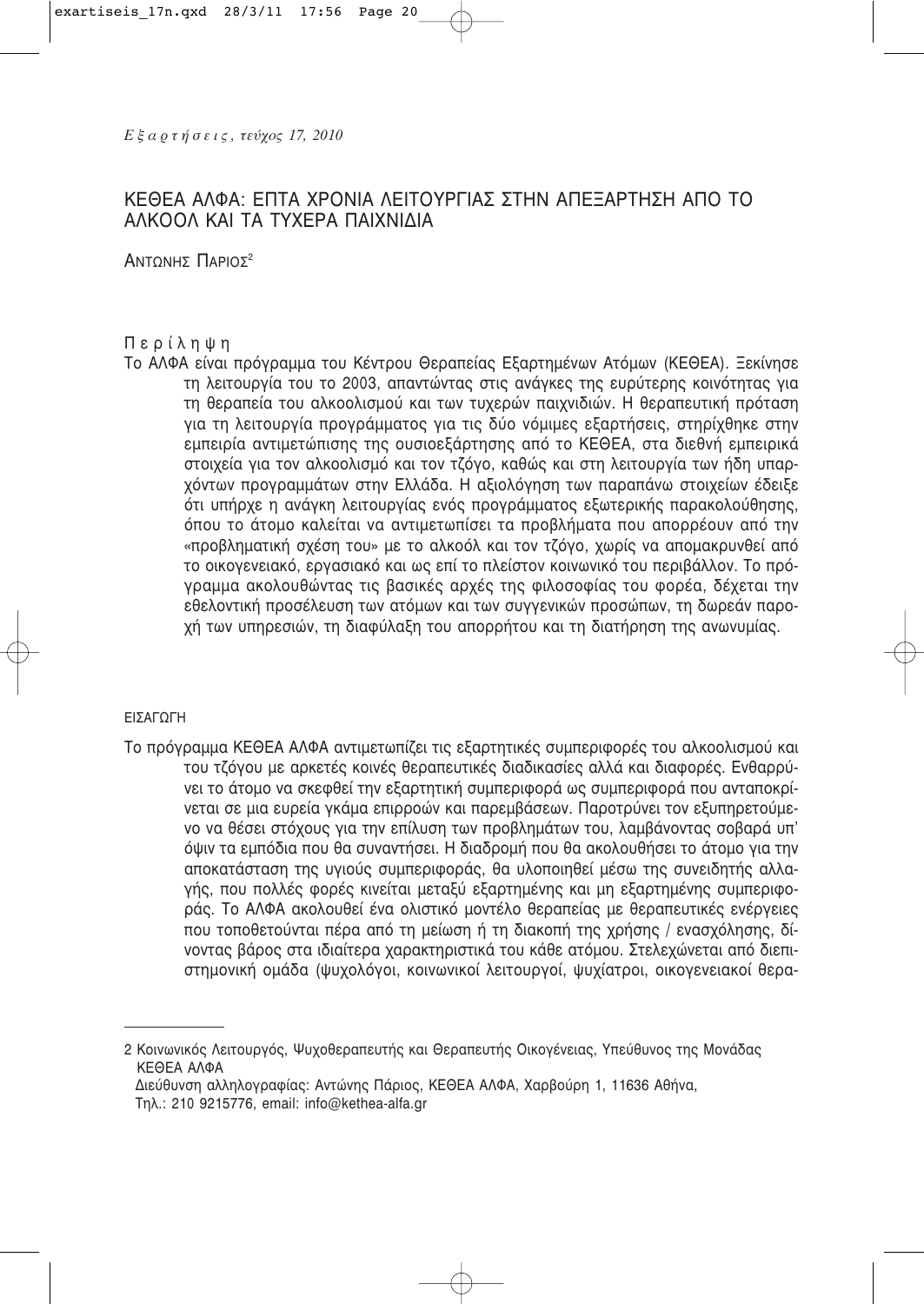# ΚΕΘΕΑ ΑΛΦΑ: ΕΠΤΑ ΧΡΟΝΙΑ ΛΕΙΤΟΥΡΓΙΑΣ ΣΤΗΝ ΑΠΕΞΑΡΤΗΣΗ ΑΠΟ ΤΟ ΑΛΚΟΟΛ ΚΑΙ ΤΑ ΤΥΧΕΡΑ ΠΑΙΧΝΙΔΙΑ

ΑΝΤΩΝΗΣ ΠΑΡΙΟΣ[2]

## Περίληψη

Το ΑΛΦΑ είναι πρόγραμμα του Κέντρου Θεραπείας Εξαρτημένων Ατόμων (ΚΕΘΕΑ). Ξεκίνησε τη λειτουργία του το 2003, απαντώντας στις ανάγκες της ευρύτερης κοινότητας για τη θεραπεία του αλκοολισμού και των τυχερών παιχνιδιών. Η θεραπευτική πρόταση για τη λειτουργία προγράμματος για τις δύο νόμιμες εξαρτήσεις, στηρίχθηκε στην εμπειρία αντιμετώπισης της ουσιοεξάρτησης από το ΚΕΘΕΑ, στα διεθνή εμπειρικά στοιχεία για τον αλκοολισμό και τον τζόγο, καθώς και στη λειτουργία των ήδη υπαρχόντων προγραμμάτων στην Ελλάδα. Η αξιολόγηση των παραπάνω στοιχείων έδειξε ότι υπήρχε η ανάγκη λειτουργίας ενός προγράμματος εξωτερικής παρακολούθησης, όπου το άτομο καλείται να αντιμετωπίσει τα προβλήματα που απορρέουν από την «προβληματική σχέση του» με το αλκοόλ και τον τζόγο, χωρίς να απομακρυνθεί από το οικογενειακό, εργασιακό και ως επί το πλείστον κοινωνικό του περιβάλλον. Το πρόγραμμα ακολουθώντας τις βασικές αρχές της φιλοσοφίας του φορέα, δέχεται την εθελοντική προσέλευση των ατόμων και των συγγενικών προσώπων, τη δωρεάν παροχή των υπηρεσιών, τη διαφύλαξη του απορρήτου και τη διατήρηση της ανωνυμίας.

## ΕΙΣΑΓΩΓΗ

Το πρόγραμμα ΚΕΘΕΑ ΑΛΦΑ αντιμετωπίζει τις εξαρτητικές συμπεριφορές του αλκοολισμού και του τζόγου με αρκετές κοινές θεραπευτικές διαδικασίες αλλά και διαφορές. Ενθαρρύνει το άτομο να σκεφθεί την εξαρτητική συμπεριφορά ως συμπεριφορά που ανταποκρίνεται σε μια ευρεία γκάμα επιρροών και παρεμβάσεων. Παροτρύνει τον εξυπηρετούμενο να θέσει στόχους για την επίλυση των προβλημάτων του, λαμβάνοντας σοβαρά υπ' όψιν τα εμπόδια που θα συναντήσει. Η διαδρομή που θα ακολουθήσει το άτομο για την αποκατάσταση της υγιούς συμπεριφοράς, θα υλοποιηθεί μέσω της συνειδητής αλλαγής, που πολλές φορές κινείται μεταξύ εξαρτημένης και μη εξαρτημένης συμπεριφοράς. Το ΑΛΦΑ ακολουθεί ένα ολιστικό μοντέλο θεραπείας με θεραπευτικές ενέργειες που τοποθετούνται πέρα από τη μείωση ή τη διακοπή της χρήσης / ενασχόλησης, δίνοντας βάρος στα ιδιαίτερα χαρακτηριστικά του κάθε ατόμου. Στελεχώνεται από διεπιστημονική ομάδα (ψυχολόγοι, κοινωνικοί λειτουργοί, ψυχίατροι, οικογενειακοί θερα-

---

2 Κοινωνικός Λειτουργός, Ψυχοθεραπευτής και Θεραπευτής Οικογένειας, Υπεύθυνος της Μονάδας ΚΕΘΕΑ ΑΛΦΑ

Διεύθυνση αλληλογραφίας: Αντώνης Πάριος, ΚΕΘΕΑ ΑΛΦΑ, Χαρβούρη 1, 11636 Αθήνα, Τηλ.: 210 9215776, email: info@kethea-alfa.gr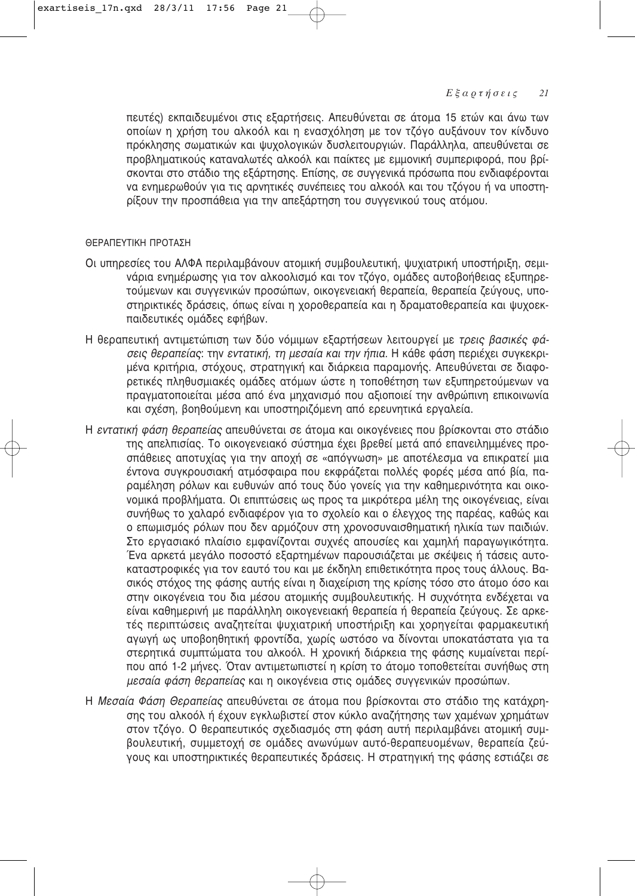πευτές) εκπαιδευμένοι στις εξαρτήσεις. Απευθύνεται σε άτομα 15 ετών και άνω των οποίων η χρήση του αλκοόλ και η ενασχόληση με τον τζόγο αυξάνουν τον κίνδυνο πρόκλησης σωματικών και ψυχολογικών δυσλειτουργιών. Παράλληλα, απευθύνεται σε προβληματικούς καταναλωτές αλκοόλ και παίκτες με εμμονική συμπεριφορά, που βρίσκονται στο στάδιο της εξάρτησης. Επίσης, σε συγγενικά πρόσωπα που ενδιαφέρονται να ενημερωθούν για τις αρνητικές συνέπειες του αλκοόλ και του τζόγου ή να υποστηρίξουν την προσπάθεια για την απεξάρτηση του συγγενικού τους ατόμου.

ΘΕΡΑΠΕΥΤΙΚΗ ΠΡΟΤΑΣΗ

Οι υπηρεσίες του ΑΛΦΑ περιλαμβάνουν ατομική συμβουλευτική, ψυχιατρική υποστήριξη, σεμινάρια ενημέρωσης για τον αλκοολισμό και τον τζόγο, ομάδες αυτοβοήθειας εξυπηρετούμενων και συγγενικών προσώπων, οικογενειακή θεραπεία, θεραπεία ζεύγους, υποστηρικτικές δράσεις, όπως είναι η χοροθεραπεία και η δραματοθεραπεία και ψυχοεκπαιδευτικές ομάδες εφήβων.

Η θεραπευτική αντιμετώπιση των δύο νόμιμων εξαρτήσεων λειτουργεί με *τρεις βασικές φάσεις θεραπείας*: την *εντατική, τη μεσαία και την ήπια*. Η κάθε φάση περιέχει συγκεκριμένα κριτήρια, στόχους, στρατηγική και διάρκεια παραμονής. Απευθύνεται σε διαφορετικές πληθυσμιακές ομάδες ατόμων ώστε η τοποθέτηση των εξυπηρετούμενων να πραγματοποιείται μέσα από ένα μηχανισμό που αξιοποιεί την ανθρώπινη επικοινωνία και σχέση, βοηθούμενη και υποστηριζόμενη από ερευνητικά εργαλεία.

Η *εντατική φάση θεραπείας* απευθύνεται σε άτομα και οικογένειες που βρίσκονται στο στάδιο της απελπισίας. Το οικογενειακό σύστημα έχει βρεθεί μετά από επανειλημμένες προσπάθειες αποτυχίας για την αποχή σε «απόγνωση» με αποτέλεσμα να επικρατεί μια έντονα συγκρουσιακή ατμόσφαιρα που εκφράζεται πολλές φορές μέσα από βία, παραμέληση ρόλων και ευθυνών από τους δύο γονείς για την καθημερινότητα και οικονομικά προβλήματα. Οι επιπτώσεις ως προς τα μικρότερα μέλη της οικογένειας, είναι συνήθως το χαλαρό ενδιαφέρον για το σχολείο και ο έλεγχος της παρέας, καθώς και ο επωμισμός ρόλων που δεν αρμόζουν στη χρονοσυναισθηματική ηλικία των παιδιών. Στο εργασιακό πλαίσιο εμφανίζονται συχνές απουσίες και χαμηλή παραγωγικότητα. Ένα αρκετά μεγάλο ποσοστό εξαρτημένων παρουσιάζεται με σκέψεις ή τάσεις αυτοκαταστροφικές για τον εαυτό του και με έκδηλη επιθετικότητα προς τους άλλους. Βασικός στόχος της φάσης αυτής είναι η διαχείριση της κρίσης τόσο στο άτομο όσο και στην οικογένεια του δια μέσου ατομικής συμβουλευτικής. Η συχνότητα ενδέχεται να είναι καθημερινή με παράλληλη οικογενειακή θεραπεία ή θεραπεία ζεύγους. Σε αρκετές περιπτώσεις αναζητείται ψυχιατρική υποστήριξη και χορηγείται φαρμακευτική αγωγή ως υποβοηθητική φροντίδα, χωρίς ωστόσο να δίνονται υποκατάστατα για τα στερητικά συμπτώματα του αλκοόλ. Η χρονική διάρκεια της φάσης κυμαίνεται περίπου από 1-2 μήνες. Όταν αντιμετωπιστεί η κρίση το άτομο τοποθετείται συνήθως στη *μεσαία φάση θεραπείας* και η οικογένεια στις ομάδες συγγενικών προσώπων.

Η *Μεσαία Φάση Θεραπείας* απευθύνεται σε άτομα που βρίσκονται στο στάδιο της κατάχρησης του αλκοόλ ή έχουν εγκλωβιστεί στον κύκλο αναζήτησης των χαμένων χρημάτων στον τζόγο. Ο θεραπευτικός σχεδιασμός στη φάση αυτή περιλαμβάνει ατομική συμβουλευτική, συμμετοχή σε ομάδες ανωνύμων αυτό-θεραπευομένων, θεραπεία ζεύγους και υποστηρικτικές θεραπευτικές δράσεις. Η στρατηγική της φάσης εστιάζει σε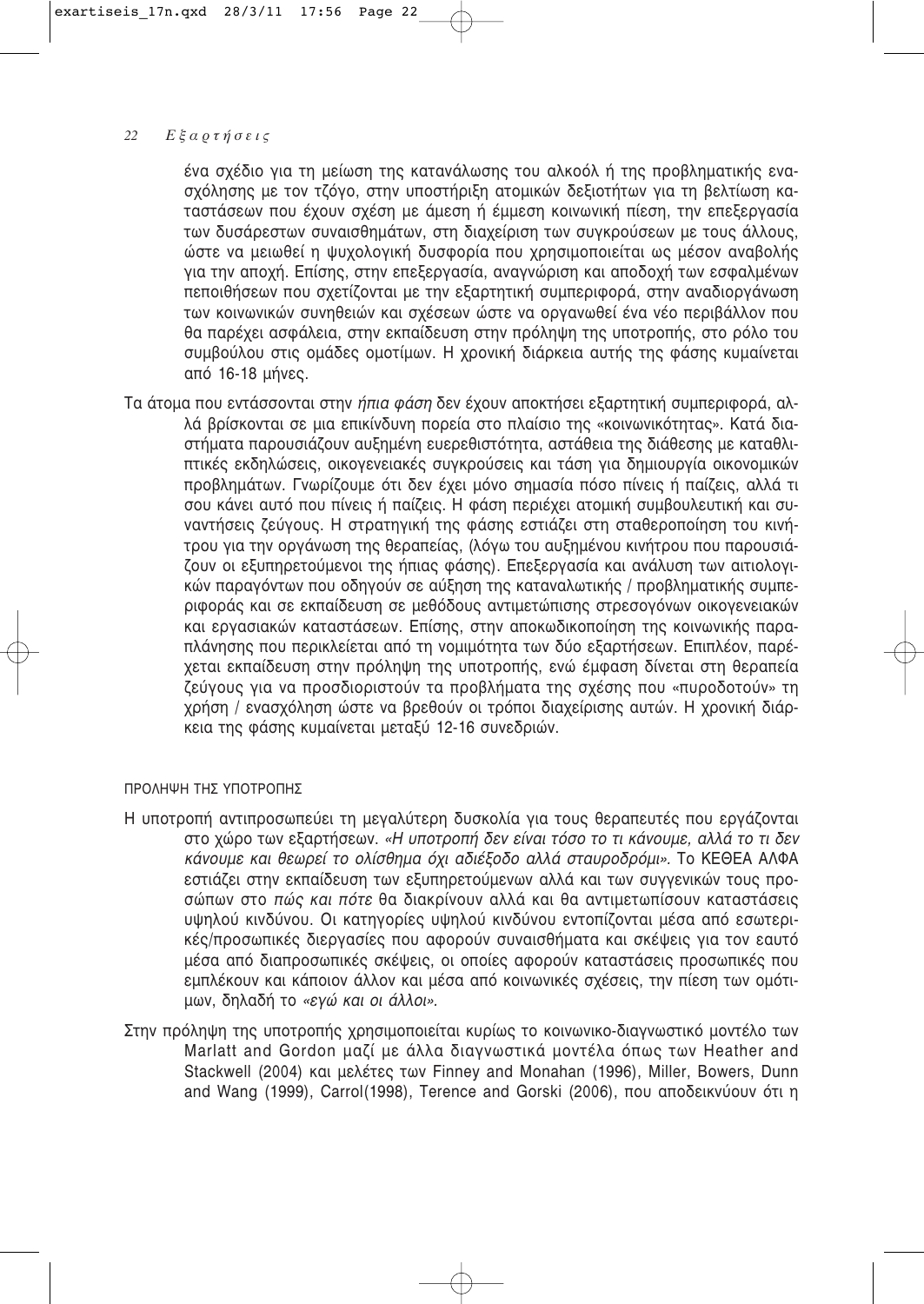ένα σχέδιο για τη μείωση της κατανάλωσης του αλκοόλ ή της προβληματικής ενασχόλησης με τον τζόγο, στην υποστήριξη ατομικών δεξιοτήτων για τη βελτίωση καταστάσεων που έχουν σχέση με άμεση ή έμμεση κοινωνική πίεση, την επεξεργασία των δυσάρεστων συναισθημάτων, στη διαχείριση των συγκρούσεων με τους άλλους, ώστε να μειωθεί η ψυχολογική δυσφορία που χρησιμοποιείται ως μέσον αναβολής για την αποχή. Επίσης, στην επεξεργασία, αναγνώριση και αποδοχή των εσφαλμένων πεποιθήσεων που σχετίζονται με την εξαρτητική συμπεριφορά, στην αναδιοργάνωση των κοινωνικών συνηθειών και σχέσεων ώστε να οργανωθεί ένα νέο περιβάλλον που θα παρέχει ασφάλεια, στην εκπαίδευση στην πρόληψη της υποτροπής, στο ρόλο του συμβούλου στις ομάδες ομοτίμων. Η χρονική διάρκεια αυτής της φάσης κυμαίνεται από 16-18 μήνες.

Τα άτομα που εντάσσονται στην *ήπια φάση* δεν έχουν αποκτήσει εξαρτητική συμπεριφορά, αλλά βρίσκονται σε μια επικίνδυνη πορεία στο πλαίσιο της «κοινωνικότητας». Κατά διαστήματα παρουσιάζουν αυξημένη ευερεθιστότητα, αστάθεια της διάθεσης με καταθλιπτικές εκδηλώσεις, οικογενειακές συγκρούσεις και τάση για δημιουργία οικονομικών προβλημάτων. Γνωρίζουμε ότι δεν έχει μόνο σημασία πόσο πίνεις ή παίζεις, αλλά τι σου κάνει αυτό που πίνεις ή παίζεις. Η φάση περιέχει ατομική συμβουλευτική και συναντήσεις ζεύγους. Η στρατηγική της φάσης εστιάζει στη σταθεροποίηση του κινήτρου για την οργάνωση της θεραπείας, (λόγω του αυξημένου κινήτρου που παρουσιάζουν οι εξυπηρετούμενοι της ήπιας φάσης). Επεξεργασία και ανάλυση των αιτιολογικών παραγόντων που οδηγούν σε αύξηση της καταναλωτικής / προβληματικής συμπεριφοράς και σε εκπαίδευση σε μεθόδους αντιμετώπισης στρεσογόνων οικογενειακών και εργασιακών καταστάσεων. Επίσης, στην αποκωδικοποίηση της κοινωνικής παραπλάνησης που περικλείεται από τη νομιμότητα των δύο εξαρτήσεων. Επιπλέον, παρέχεται εκπαίδευση στην πρόληψη της υποτροπής, ενώ έμφαση δίνεται στη θεραπεία ζεύγους για να προσδιοριστούν τα προβλήματα της σχέσης που «πυροδοτούν» τη χρήση / ενασχόληση ώστε να βρεθούν οι τρόποι διαχείρισης αυτών. Η χρονική διάρκεια της φάσης κυμαίνεται μεταξύ 12-16 συνεδριών.

### ΠΡΟΛΗΨΗ ΤΗΣ ΥΠΟΤΡΟΠΗΣ

Η υποτροπή αντιπροσωπεύει τη μεγαλύτερη δυσκολία για τους θεραπευτές που εργάζονται στο χώρο των εξαρτήσεων. *«Η υποτροπή δεν είναι τόσο το τι κάνουμε, αλλά το τι δεν κάνουμε και θεωρεί το ολίσθημα όχι αδιέξοδο αλλά σταυροδρόμι».* Το ΚΕΘΕΑ ΑΛΦΑ εστιάζει στην εκπαίδευση των εξυπηρετούμενων αλλά και των συγγενικών τους προσώπων στο *πώς και πότε* θα διακρίνουν αλλά και θα αντιμετωπίσουν καταστάσεις υψηλού κινδύνου. Οι κατηγορίες υψηλού κινδύνου εντοπίζονται μέσα από εσωτερικές/προσωπικές διεργασίες που αφορούν συναισθήματα και σκέψεις για τον εαυτό μέσα από διαπροσωπικές σκέψεις, οι οποίες αφορούν καταστάσεις προσωπικές που εμπλέκουν και κάποιον άλλον και μέσα από κοινωνικές σχέσεις, την πίεση των ομότιμων, δηλαδή το *«εγώ και οι άλλοι».*

Στην πρόληψη της υποτροπής χρησιμοποιείται κυρίως το κοινωνικο-διαγνωστικό μοντέλο των Marlatt and Gordon μαζί με άλλα διαγνωστικά μοντέλα όπως των Heather and Stackwell (2004) και μελέτες των Finney and Monahan (1996), Miller, Bowers, Dunn and Wang (1999), Carrol(1998), Terence and Gorski (2006), που αποδεικνύουν ότι η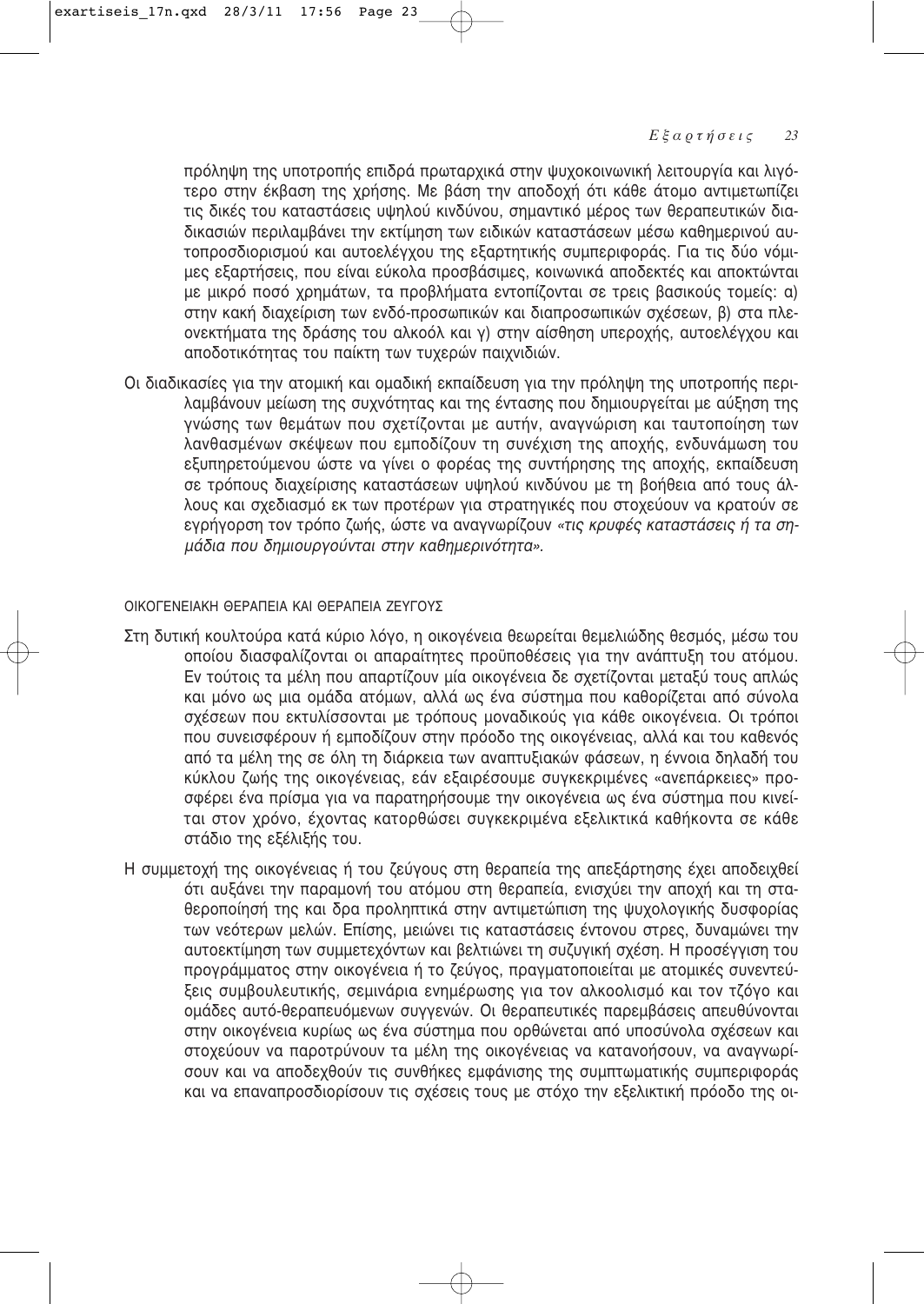πρόληψη της υποτροπής επιδρά πρωταρχικά στην ψυχοκοινωνική λειτουργία και λιγότερο στην έκβαση της χρήσης. Με βάση την αποδοχή ότι κάθε άτομο αντιμετωπίζει τις δικές του καταστάσεις υψηλού κινδύνου, σημαντικό μέρος των θεραπευτικών διαδικασιών περιλαμβάνει την εκτίμηση των ειδικών καταστάσεων μέσω καθημερινού αυτοπροσδιορισμού και αυτοελέγχου της εξαρτητικής συμπεριφοράς. Για τις δύο νόμιμες εξαρτήσεις, που είναι εύκολα προσβάσιμες, κοινωνικά αποδεκτές και αποκτώνται με μικρό ποσό χρημάτων, τα προβλήματα εντοπίζονται σε τρεις βασικούς τομείς: α) στην κακή διαχείριση των ενδό-προσωπικών και διαπροσωπικών σχέσεων, β) στα πλεονεκτήματα της δράσης του αλκοόλ και γ) στην αίσθηση υπεροχής, αυτοελέγχου και αποδοτικότητας του παίκτη των τυχερών παιχνιδιών.

Οι διαδικασίες για την ατομική και ομαδική εκπαίδευση για την πρόληψη της υποτροπής περιλαμβάνουν μείωση της συχνότητας και της έντασης που δημιουργείται με αύξηση της γνώσης των θεμάτων που σχετίζονται με αυτήν, αναγνώριση και ταυτοποίηση των λανθασμένων σκέψεων που εμποδίζουν τη συνέχιση της αποχής, ενδυνάμωση του εξυπηρετούμενου ώστε να γίνει ο φορέας της συντήρησης της αποχής, εκπαίδευση σε τρόπους διαχείρισης καταστάσεων υψηλού κινδύνου με τη βοήθεια από τους άλλους και σχεδιασμό εκ των προτέρων για στρατηγικές που στοχεύουν να κρατούν σε εγρήγορση τον τρόπο ζωής, ώστε να αναγνωρίζουν *«τις κρυφές καταστάσεις ή τα σημάδια που δημιουργούνται στην καθημερινότητα»*.

### ΟΙΚΟΓΕΝΕΙΑΚΗ ΘΕΡΑΠΕΙΑ ΚΑΙ ΘΕΡΑΠΕΙΑ ΖΕΥΓΟΥΣ

Στη δυτική κουλτούρα κατά κύριο λόγο, η οικογένεια θεωρείται θεμελιώδης θεσμός, μέσω του οποίου διασφαλίζονται οι απαραίτητες προϋποθέσεις για την ανάπτυξη του ατόμου. Εν τούτοις τα μέλη που απαρτίζουν μία οικογένεια δε σχετίζονται μεταξύ τους απλώς και μόνο ως μια ομάδα ατόμων, αλλά ως ένα σύστημα που καθορίζεται από σύνολα σχέσεων που εκτυλίσσονται με τρόπους μοναδικούς για κάθε οικογένεια. Οι τρόποι που συνεισφέρουν ή εμποδίζουν στην πρόοδο της οικογένειας, αλλά και του καθενός από τα μέλη της σε όλη τη διάρκεια των αναπτυξιακών φάσεων, η έννοια δηλαδή του κύκλου ζωής της οικογένειας, εάν εξαιρέσουμε συγκεκριμένες «ανεπάρκειες» προσφέρει ένα πρίσμα για να παρατηρήσουμε την οικογένεια ως ένα σύστημα που κινείται στον χρόνο, έχοντας κατορθώσει συγκεκριμένα εξελικτικά καθήκοντα σε κάθε στάδιο της εξέλιξής του.

Η συμμετοχή της οικογένειας ή του ζεύγους στη θεραπεία της απεξάρτησης έχει αποδειχθεί ότι αυξάνει την παραμονή του ατόμου στη θεραπεία, ενισχύει την αποχή και τη σταθεροποίησή της και δρα προληπτικά στην αντιμετώπιση της ψυχολογικής δυσφορίας των νεότερων μελών. Επίσης, μειώνει τις καταστάσεις έντονου στρες, δυναμώνει την αυτοεκτίμηση των συμμετεχόντων και βελτιώνει τη συζυγική σχέση. Η προσέγγιση του προγράμματος στην οικογένεια ή το ζεύγος, πραγματοποιείται με ατομικές συνεντεύξεις συμβουλευτικής, σεμινάρια ενημέρωσης για τον αλκοολισμό και τον τζόγο και ομάδες αυτό-θεραπευόμενων συγγενών. Οι θεραπευτικές παρεμβάσεις απευθύνονται στην οικογένεια κυρίως ως ένα σύστημα που ορθώνεται από υποσύνολα σχέσεων και στοχεύουν να παροτρύνουν τα μέλη της οικογένειας να κατανοήσουν, να αναγνωρίσουν και να αποδεχθούν τις συνθήκες εμφάνισης της συμπτωματικής συμπεριφοράς και να επαναπροσδιορίσουν τις σχέσεις τους με στόχο την εξελικτική πρόοδο της οι-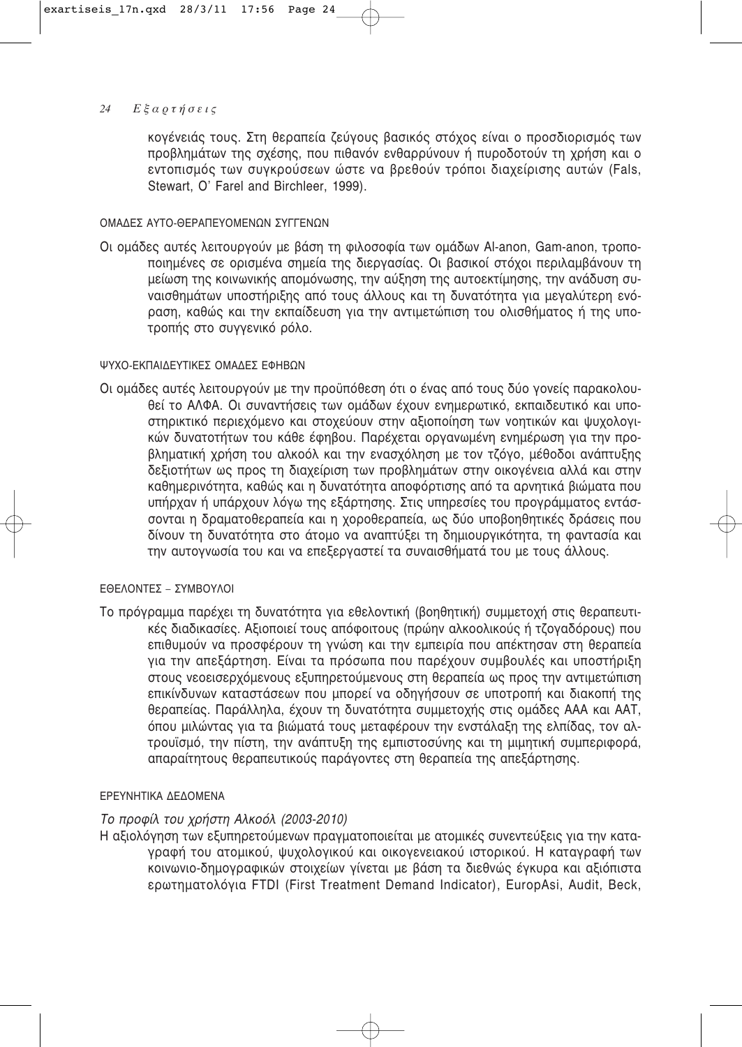κογένειάς τους. Στη θεραπεία ζεύγους βασικός στόχος είναι ο προσδιορισμός των προβλημάτων της σχέσης, που πιθανόν ενθαρρύνουν ή πυροδοτούν τη χρήση και ο εντοπισμός των συγκρούσεων ώστε να βρεθούν τρόποι διαχείρισης αυτών (Fals, Stewart, O' Farel and Birchleer, 1999).

#### ΟΜΑΔΕΣ ΑΥΤΟ-ΘΕΡΑΠΕΥΟΜΕΝΩΝ ΣΥΓΓΕΝΩΝ

Οι ομάδες αυτές λειτουργούν με βάση τη φιλοσοφία των ομάδων Al-anon, Gam-anon, τροποποιημένες σε ορισμένα σημεία της διεργασίας. Οι βασικοί στόχοι περιλαμβάνουν τη μείωση της κοινωνικής απομόνωσης, την αύξηση της αυτοεκτίμησης, την ανάδυση συναισθημάτων υποστήριξης από τους άλλους και τη δυνατότητα για μεγαλύτερη ενόραση, καθώς και την εκπαίδευση για την αντιμετώπιση του ολισθήματος ή της υποτροπής στο συγγενικό ρόλο.

#### ΨΥΧΟ-ΕΚΠΑΙΔΕΥΤΙΚΕΣ ΟΜΑΔΕΣ ΕΦΗΒΩΝ

Οι ομάδες αυτές λειτουργούν με την προϋπόθεση ότι ο ένας από τους δύο γονείς παρακολουθεί το ΑΛΦΑ. Οι συναντήσεις των ομάδων έχουν ενημερωτικό, εκπαιδευτικό και υποστηρικτικό περιεχόμενο και στοχεύουν στην αξιοποίηση των νοητικών και ψυχολογικών δυνατοτήτων του κάθε έφηβου. Παρέχεται οργανωμένη ενημέρωση για την προβληματική χρήση του αλκοόλ και την ενασχόληση με τον τζόγο, μέθοδοι ανάπτυξης δεξιοτήτων ως προς τη διαχείριση των προβλημάτων στην οικογένεια αλλά και στην καθημερινότητα, καθώς και η δυνατότητα αποφόρτισης από τα αρνητικά βιώματα που υπήρχαν ή υπάρχουν λόγω της εξάρτησης. Στις υπηρεσίες του προγράμματος εντάσσονται η δραματοθεραπεία και η χοροθεραπεία, ως δύο υποβοηθητικές δράσεις που δίνουν τη δυνατότητα στο άτομο να αναπτύξει τη δημιουργικότητα, τη φαντασία και την αυτογνωσία του και να επεξεργαστεί τα συναισθήματά του με τους άλλους.

#### ΕΘΕΛΟΝΤΕΣ – ΣΥΜΒΟΥΛΟΙ

Το πρόγραμμα παρέχει τη δυνατότητα για εθελοντική (βοηθητική) συμμετοχή στις θεραπευτικές διαδικασίες. Αξιοποιεί τους απόφοιτους (πρώην αλκοολικούς ή τζογαδόρους) που επιθυμούν να προσφέρουν τη γνώση και την εμπειρία που απέκτησαν στη θεραπεία για την απεξάρτηση. Είναι τα πρόσωπα που παρέχουν συμβουλές και υποστήριξη στους νεοεισερχόμενους εξυπηρετούμενους στη θεραπεία ως προς την αντιμετώπιση επικίνδυνων καταστάσεων που μπορεί να οδηγήσουν σε υποτροπή και διακοπή της θεραπείας. Παράλληλα, έχουν τη δυνατότητα συμμετοχής στις ομάδες ΑΑΑ και ΑΑΤ, όπου μιλώντας για τα βιώματά τους μεταφέρουν την ενστάλαξη της ελπίδας, τον αλτρουϊσμό, την πίστη, την ανάπτυξη της εμπιστοσύνης και τη μιμητική συμπεριφορά, απαραίτητους θεραπευτικούς παράγοντες στη θεραπεία της απεξάρτησης.

#### ΕΡΕΥΝΗΤΙΚΑ ΔΕΔΟΜΕΝΑ

*Το προφίλ του χρήστη Αλκοόλ (2003-2010)*

Η αξιολόγηση των εξυπηρετούμενων πραγματοποιείται με ατομικές συνεντεύξεις για την καταγραφή του ατομικού, ψυχολογικού και οικογενειακού ιστορικού. Η καταγραφή των κοινωνιο-δημογραφικών στοιχείων γίνεται με βάση τα διεθνώς έγκυρα και αξιόπιστα ερωτηματολόγια FTDI (First Treatment Demand Indicator), EuropAsi, Audit, Beck,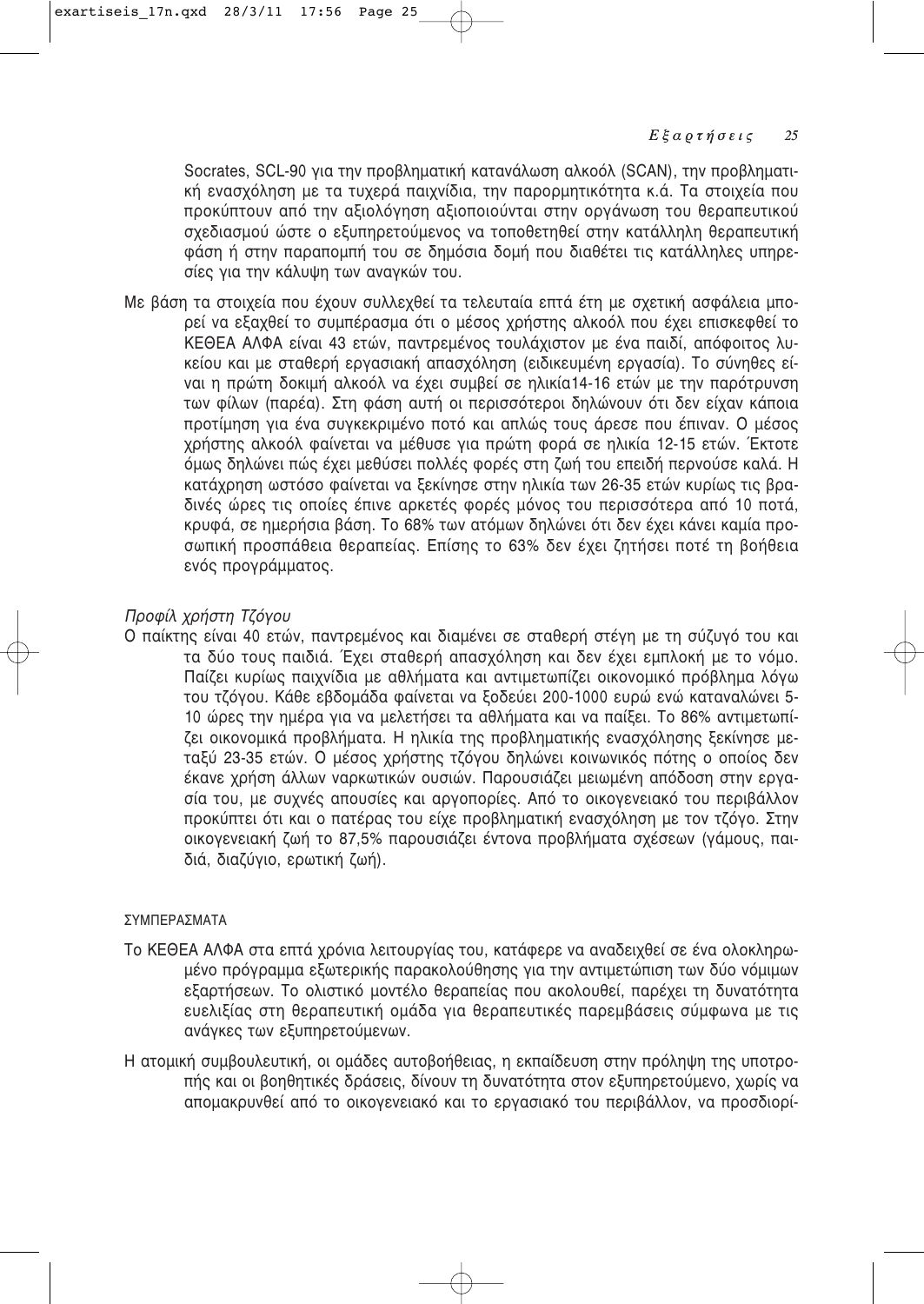Socrates, SCL-90 για την προβληματική κατανάλωση αλκοόλ (SCAN), την προβληματική ενασχόληση με τα τυχερά παιχνίδια, την παρορμητικότητα κ.ά. Τα στοιχεία που προκύπτουν από την αξιολόγηση αξιοποιούνται στην οργάνωση του θεραπευτικού σχεδιασμού ώστε ο εξυπηρετούμενος να τοποθετηθεί στην κατάλληλη θεραπευτική φάση ή στην παραπομπή του σε δημόσια δομή που διαθέτει τις κατάλληλες υπηρεσίες για την κάλυψη των αναγκών του.

Με βάση τα στοιχεία που έχουν συλλεχθεί τα τελευταία επτά έτη με σχετική ασφάλεια μπορεί να εξαχθεί το συμπέρασμα ότι ο μέσος χρήστης αλκοόλ που έχει επισκεφθεί το ΚΕΘΕΑ ΑΛΦΑ είναι 43 ετών, παντρεμένος τουλάχιστον με ένα παιδί, απόφοιτος λυκείου και με σταθερή εργασιακή απασχόληση (ειδικευμένη εργασία). Το σύνηθες είναι η πρώτη δοκιμή αλκοόλ να έχει συμβεί σε ηλικία14-16 ετών με την παρότρυνση των φίλων (παρέα). Στη φάση αυτή οι περισσότεροι δηλώνουν ότι δεν είχαν κάποια προτίμηση για ένα συγκεκριμένο ποτό και απλώς τους άρεσε που έπιναν. Ο μέσος χρήστης αλκοόλ φαίνεται να μέθυσε για πρώτη φορά σε ηλικία 12-15 ετών. Έκτοτε όμως δηλώνει πώς έχει μεθύσει πολλές φορές στη ζωή του επειδή περνούσε καλά. Η κατάχρηση ωστόσο φαίνεται να ξεκίνησε στην ηλικία των 26-35 ετών κυρίως τις βραδινές ώρες τις οποίες έπινε αρκετές φορές μόνος του περισσότερα από 10 ποτά, κρυφά, σε ημερήσια βάση. Το 68% των ατόμων δηλώνει ότι δεν έχει κάνει καμία προσωπική προσπάθεια θεραπείας. Επίσης το 63% δεν έχει ζητήσει ποτέ τη βοήθεια ενός προγράμματος.

*Προφίλ χρήστη Τζόγου*

Ο παίκτης είναι 40 ετών, παντρεμένος και διαμένει σε σταθερή στέγη με τη σύζυγό του και τα δύο τους παιδιά. Έχει σταθερή απασχόληση και δεν έχει εμπλοκή με το νόμο. Παίζει κυρίως παιχνίδια με αθλήματα και αντιμετωπίζει οικονομικό πρόβλημα λόγω του τζόγου. Κάθε εβδομάδα φαίνεται να ξοδεύει 200-1000 ευρώ ενώ καταναλώνει 5-10 ώρες την ημέρα για να μελετήσει τα αθλήματα και να παίξει. Το 86% αντιμετωπίζει οικονομικά προβλήματα. Η ηλικία της προβληματικής ενασχόλησης ξεκίνησε μεταξύ 23-35 ετών. Ο μέσος χρήστης τζόγου δηλώνει κοινωνικός πότης ο οποίος δεν έκανε χρήση άλλων ναρκωτικών ουσιών. Παρουσιάζει μειωμένη απόδοση στην εργασία του, με συχνές απουσίες και αργοπορίες. Από το οικογενειακό του περιβάλλον προκύπτει ότι και ο πατέρας του είχε προβληματική ενασχόληση με τον τζόγο. Στην οικογενειακή ζωή το 87,5% παρουσιάζει έντονα προβλήματα σχέσεων (γάμους, παιδιά, διαζύγιο, ερωτική ζωή).

## ΣΥΜΠΕΡΑΣΜΑΤΑ

Το ΚΕΘΕΑ ΑΛΦΑ στα επτά χρόνια λειτουργίας του, κατάφερε να αναδειχθεί σε ένα ολοκληρωμένο πρόγραμμα εξωτερικής παρακολούθησης για την αντιμετώπιση των δύο νόμιμων εξαρτήσεων. Το ολιστικό μοντέλο θεραπείας που ακολουθεί, παρέχει τη δυνατότητα ευελιξίας στη θεραπευτική ομάδα για θεραπευτικές παρεμβάσεις σύμφωνα με τις ανάγκες των εξυπηρετούμενων.

Η ατομική συμβουλευτική, οι ομάδες αυτοβοήθειας, η εκπαίδευση στην πρόληψη της υποτροπής και οι βοηθητικές δράσεις, δίνουν τη δυνατότητα στον εξυπηρετούμενο, χωρίς να απομακρυνθεί από το οικογενειακό και το εργασιακό του περιβάλλον, να προσδιορί-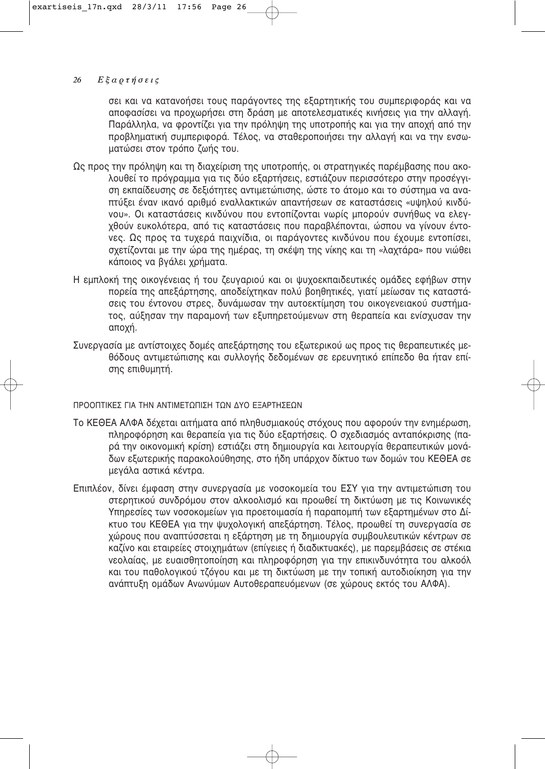σει και να κατανοήσει τους παράγοντες της εξαρτητικής του συμπεριφοράς και να αποφασίσει να προχωρήσει στη δράση με αποτελεσματικές κινήσεις για την αλλαγή. Παράλληλα, να φροντίζει για την πρόληψη της υποτροπής και για την αποχή από την προβληματική συμπεριφορά. Τέλος, να σταθεροποιήσει την αλλαγή και να την ενσωματώσει στον τρόπο ζωής του.

Ως προς την πρόληψη και τη διαχείριση της υποτροπής, οι στρατηγικές παρέμβασης που ακολουθεί το πρόγραμμα για τις δύο εξαρτήσεις, εστιάζουν περισσότερο στην προσέγγιση εκπαίδευσης σε δεξιότητες αντιμετώπισης, ώστε το άτομο και το σύστημα να αναπτύξει έναν ικανό αριθμό εναλλακτικών απαντήσεων σε καταστάσεις «υψηλού κινδύνου». Οι καταστάσεις κινδύνου που εντοπίζονται νωρίς μπορούν συνήθως να ελεγχθούν ευκολότερα, από τις καταστάσεις που παραβλέπονται, ώσπου να γίνουν έντονες. Ως προς τα τυχερά παιχνίδια, οι παράγοντες κινδύνου που έχουμε εντοπίσει, σχετίζονται με την ώρα της ημέρας, τη σκέψη της νίκης και τη «λαχτάρα» που νιώθει κάποιος να βγάλει χρήματα.

Η εμπλοκή της οικογένειας ή του ζευγαριού και οι ψυχοεκπαιδευτικές ομάδες εφήβων στην πορεία της απεξάρτησης, αποδείχτηκαν πολύ βοηθητικές, γιατί μείωσαν τις καταστάσεις του έντονου στρες, δυνάμωσαν την αυτοεκτίμηση του οικογενειακού συστήματος, αύξησαν την παραμονή των εξυπηρετούμενων στη θεραπεία και ενίσχυσαν την αποχή.

Συνεργασία με αντίστοιχες δομές απεξάρτησης του εξωτερικού ως προς τις θεραπευτικές μεθόδους αντιμετώπισης και συλλογής δεδομένων σε ερευνητικό επίπεδο θα ήταν επίσης επιθυμητή.

## ΠΡΟΟΠΤΙΚΕΣ ΓΙΑ ΤΗΝ ΑΝΤΙΜΕΤΩΠΙΣΗ ΤΩΝ ΔΥΟ ΕΞΑΡΤΗΣΕΩΝ

Το ΚΕΘΕΑ ΑΛΦΑ δέχεται αιτήματα από πληθυσμιακούς στόχους που αφορούν την ενημέρωση, πληροφόρηση και θεραπεία για τις δύο εξαρτήσεις. Ο σχεδιασμός ανταπόκρισης (παρά την οικονομική κρίση) εστιάζει στη δημιουργία και λειτουργία θεραπευτικών μονάδων εξωτερικής παρακολούθησης, στο ήδη υπάρχον δίκτυο των δομών του ΚΕΘΕΑ σε μεγάλα αστικά κέντρα.

Επιπλέον, δίνει έμφαση στην συνεργασία με νοσοκομεία του ΕΣΥ για την αντιμετώπιση του στερητικού συνδρόμου στον αλκοολισμό και προωθεί τη δικτύωση με τις Κοινωνικές Υπηρεσίες των νοσοκομείων για προετοιμασία ή παραπομπή των εξαρτημένων στο Δίκτυο του ΚΕΘΕΑ για την ψυχολογική απεξάρτηση. Τέλος, προωθεί τη συνεργασία σε χώρους που αναπτύσσεται η εξάρτηση με τη δημιουργία συμβουλευτικών κέντρων σε καζίνο και εταιρείες στοιχημάτων (επίγειες ή διαδικτυακές), με παρεμβάσεις σε στέκια νεολαίας, με ευαισθητοποίηση και πληροφόρηση για την επικινδυνότητα του αλκοόλ και του παθολογικού τζόγου και με τη δικτύωση με την τοπική αυτοδιοίκηση για την ανάπτυξη ομάδων Ανωνύμων Αυτοθεραπευόμενων (σε χώρους εκτός του ΑΛΦΑ).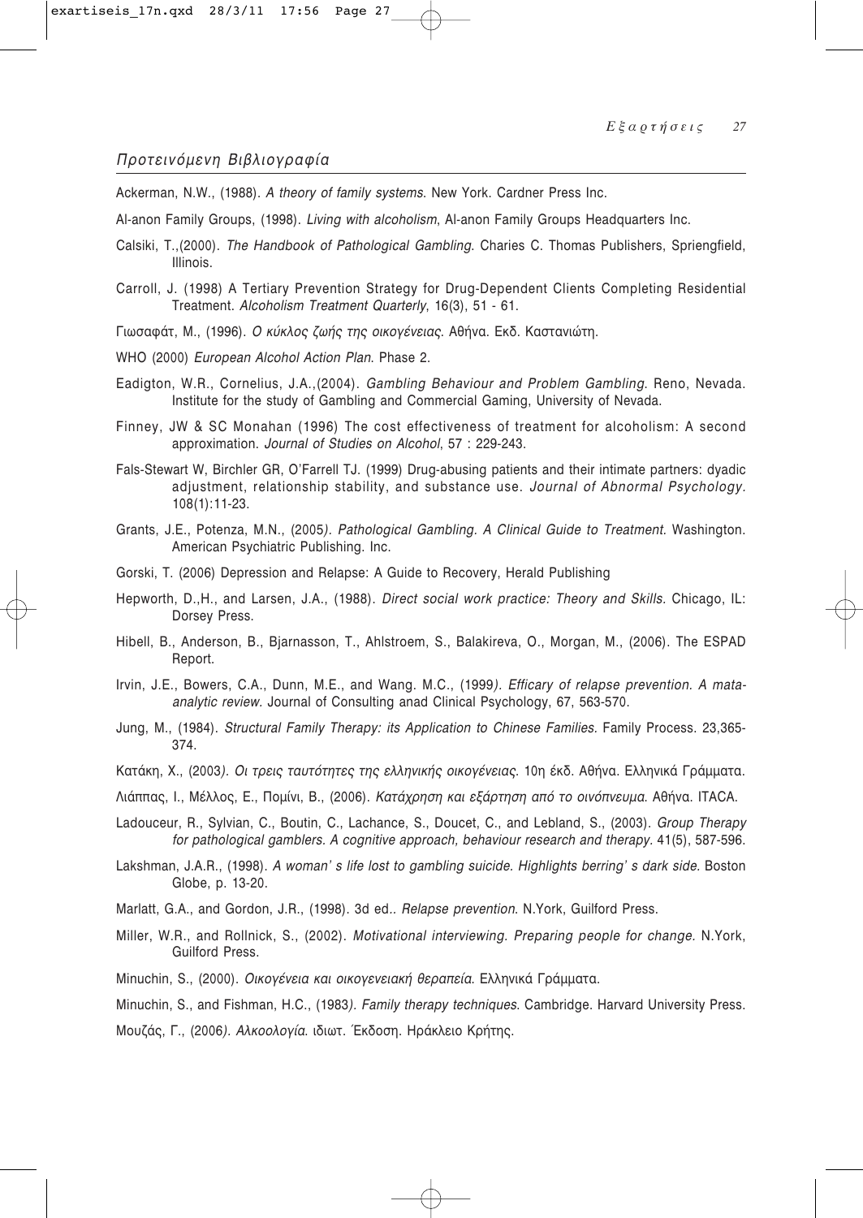## *Προτεινόμενη Βιβλιογραφία*

Ackerman, N.W., (1988). *A theory of family systems*. New York. Cardner Press Inc.

Al-anon Family Groups, (1998). *Living with alcoholism*, Al-anon Family Groups Headquarters Inc.

Calsiki, T.,(2000). *The Handbook of Pathological Gambling.* Charies C. Thomas Publishers, Spriengfield, Illinois.

Carroll, J. (1998) A Tertiary Prevention Strategy for Drug-Dependent Clients Completing Residential Treatment. *Alcoholism Treatment Quarterly*, 16(3), 51 - 61.

Γιωσαφάτ, Μ., (1996). *Ο κύκλος ζωής της οικογένειας*. Αθήνα. Εκδ. Καστανιώτη.

WHO (2000) *European Alcohol Action Plan*. Phase 2.

Eadigton, W.R., Cornelius, J.A.,(2004). *Gambling Behaviour and Problem Gambling*. Reno, Nevada. Institute for the study of Gambling and Commercial Gaming, University of Nevada.

Finney, JW & SC Monahan (1996) The cost effectiveness of treatment for alcoholism: A second approximation. *Journal of Studies on Alcohol*, 57 : 229-243.

Fals-Stewart W, Birchler GR, O'Farrell TJ. (1999) Drug-abusing patients and their intimate partners: dyadic adjustment, relationship stability, and substance use. *Journal of Abnormal Psychology*. 108(1):11-23.

Grants, J.E., Potenza, M.N., (2005*). Pathological Gambling. A Clinical Guide to Treatment*. Washington. American Psychiatric Publishing. Inc.

Gorski, T. (2006) Depression and Relapse: A Guide to Recovery, Herald Publishing

Hepworth, D.,H., and Larsen, J.A., (1988). *Direct social work practice: Theory and Skills.* Chicago, IL: Dorsey Press.

Hibell, B., Anderson, B., Bjarnasson, T., Ahlstroem, S., Balakireva, O., Morgan, M., (2006). The ESPAD Report.

Irvin, J.E., Bowers, C.A., Dunn, M.E., and Wang. M.C., (1999*). Efficary of relapse prevention. A mataanalytic review.* Journal of Consulting anad Clinical Psychology, 67, 563-570.

Jung, M., (1984). *Structural Family Therapy: its Application to Chinese Families.* Family Process. 23,365-374.

Κατάκη, Χ., (2003*). Οι τρεις ταυτότητες της ελληνικής οικογένειας*. 10η έκδ. Αθήνα. Ελληνικά Γράμματα.

Λιάππας, Ι., Μέλλος, Ε., Πομίνι, Β., (2006). *Κατάχρηση και εξάρτηση από το οινόπνευμα*. Αθήνα. ITACA.

Ladouceur, R., Sylvian, C., Boutin, C., Lachance, S., Doucet, C., and Lebland, S., (2003). *Group Therapy for pathological gamblers. A cognitive approach, behaviour research and therapy*. 41(5), 587-596.

Lakshman, J.A.R., (1998). *A woman' s life lost to gambling suicide. Highlights berring' s dark side.* Boston Globe, p. 13-20.

Marlatt, G.A., and Gordon, J.R., (1998). 3d ed.*. Relapse prevention*. N.York, Guilford Press.

Miller, W.R., and Rollnick, S., (2002). *Motivational interviewing. Preparing people for change.* N.York, Guilford Press.

Minuchin, S., (2000). *Οικογένεια και οικογενειακή θεραπεία*. Ελληνικά Γράμματα.

Minuchin, S., and Fishman, H.C., (1983*). Family therapy techniques*. Cambridge. Harvard University Press.

Μουζάς, Γ., (2006*). Αλκοολογία.* ιδιωτ. Έκδοση. Ηράκλειο Κρήτης.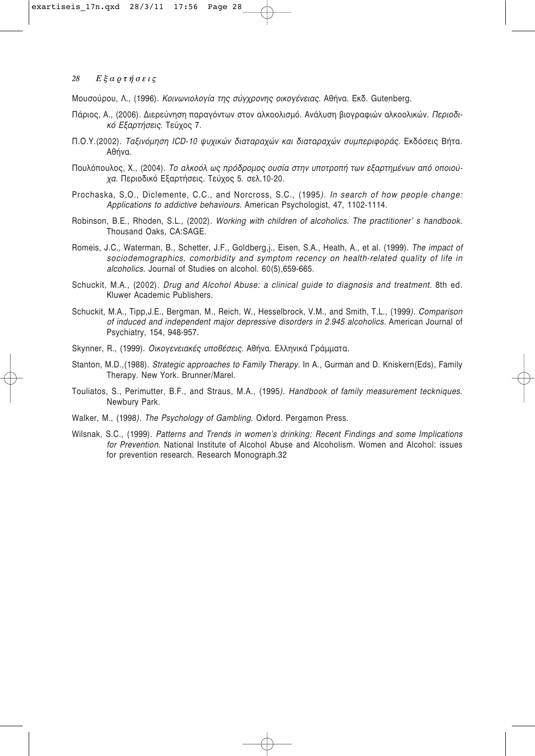Μουσούρου, Λ., (1996). *Κοινωνιολογία της σύγχρονης οικογένειας.* Αθήνα. Εκδ. Gutenberg.

Πάριος, Α., (2006). Διερεύνηση παραγόντων στον αλκοολισμό. Ανάλυση βιογραφιών αλκοολικών. *Περιοδικό Εξαρτήσεις.* Τεύχος 7.

Π.Ο.Υ.(2002). *Ταξινόμηση ICD-10 ψυχικών διαταραχών και διαταραχών συμπεριφοράς.* Εκδόσεις Βήτα. Αθήνα.

Πουλόπουλος, Χ., (2004). *Το αλκοόλ ως πρόδρομος ουσία στην υποτροπή των εξαρτημένων από οποιούχα.* Περιοδικό Εξαρτήσεις. Τεύχος 5. σελ.10-20.

Prochaska, S,O., Diclemente, C.C., and Norcross, S.C., (1995*). In search of how people change: Applications to addictive behaviours.* American Psychologist, 47, 1102-1114.

Robinson, B.E., Rhoden, S.L., (2002). *Working with children of alcoholics. The practitioner' s handbook.* Thousand Oaks, CA:SAGE.

Romeis, J.C., Waterman, B., Schetter, J.F., Goldberg,j., Eisen, S.A., Heath, A., et al. (1999). *The impact of sociodemographics, comorbidity and symptom recency on health-related quality of life in alcoholics.* Journal of Studies on alcohol. 60(5),659-665.

Schuckit, M.A., (2002). *Drug and Alcohol Abuse: a clinical guide to diagnosis and treatment.* 8th ed. Kluwer Academic Publishers.

Schuckit, M.A., Tipp,J.E., Bergman, M., Reich, W., Hesselbrock, V.M., and Smith, T.L., (1999*). Comparison of induced and independent major depressive disorders in 2.945 alcoholics.* American Journal of Psychiatry, 154, 948-957.

Skynner, R., (1999). *Οικογενειακές υποθέσεις.* Αθήνα. Ελληνικά Γράμματα.

Stanton, M.D.,(1988). *Strategic approaches to Family Therapy.* In A., Gurman and D. Kniskern(Eds), Family Therapy. New York. Brunner/Marel.

Touliatos, S., Perimutter, B.F., and Straus, M.A., (1995*). Handbook of family measurement teckniques.* Newbury Park.

Walker, M., (1998*). The Psychology of Gambling.* Oxford. Pergamon Press.

Wilsnak, S.C., (1999). *Patterns and Trends in women's drinking: Recent Findings and some Implications for Prevention.* National Institute of Alcohol Abuse and Alcoholism. Women and Alcohol: issues for prevention research. Research Monograph.32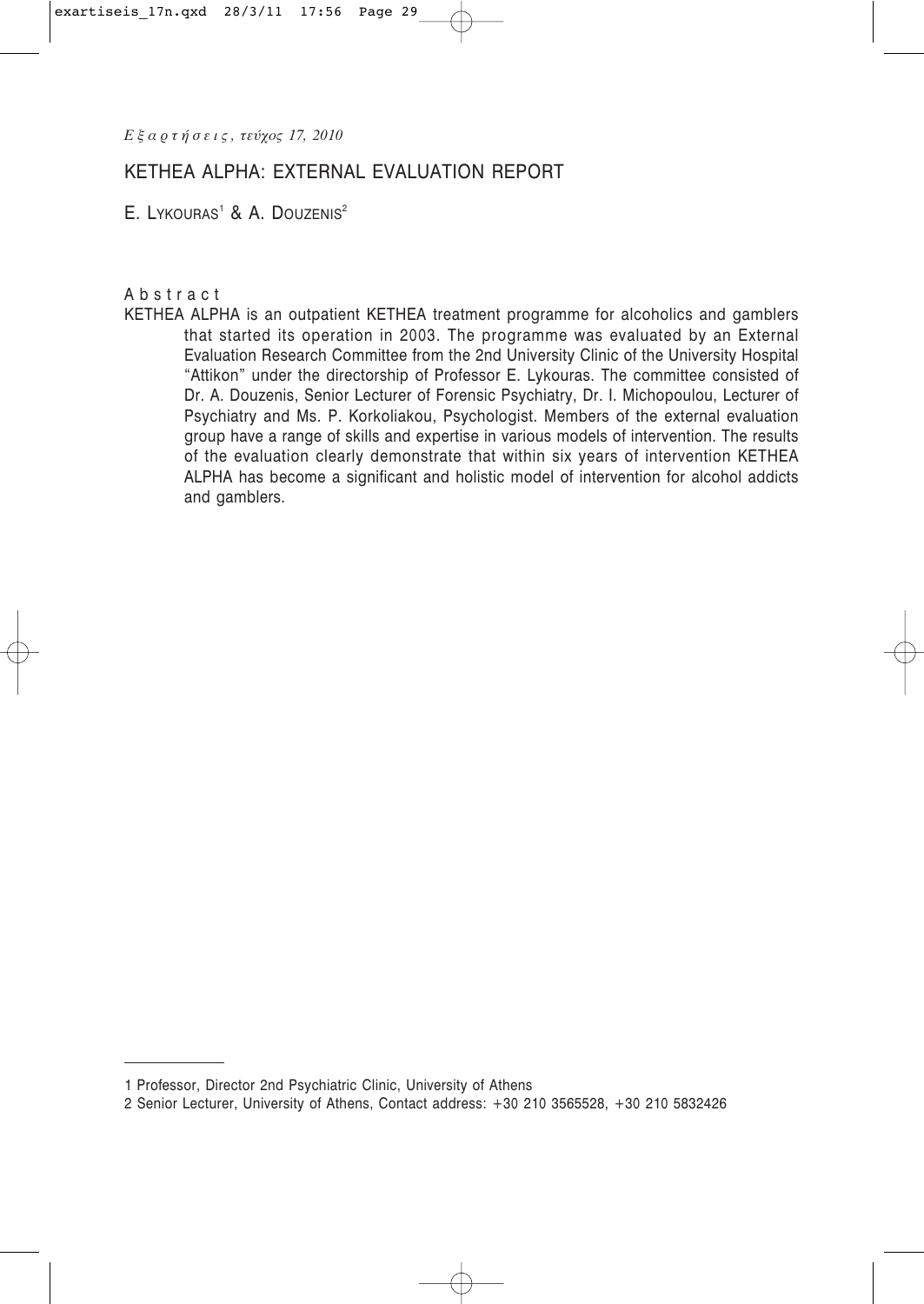# KETHEA ALPHA: EXTERNAL EVALUATION REPORT

E. Lykouras[1] & A. Douzenis[2]

**Abstract**

KETHEA ALPHA is an outpatient KETHEA treatment programme for alcoholics and gamblers that started its operation in 2003. The programme was evaluated by an External Evaluation Research Committee from the 2nd University Clinic of the University Hospital "Attikon" under the directorship of Professor E. Lykouras. The committee consisted of Dr. A. Douzenis, Senior Lecturer of Forensic Psychiatry, Dr. I. Michopoulou, Lecturer of Psychiatry and Ms. P. Korkoliakou, Psychologist. Members of the external evaluation group have a range of skills and expertise in various models of intervention. The results of the evaluation clearly demonstrate that within six years of intervention KETHEA ALPHA has become a significant and holistic model of intervention for alcohol addicts and gamblers.

---

1 Professor, Director 2nd Psychiatric Clinic, University of Athens

2 Senior Lecturer, University of Athens, Contact address: +30 210 3565528, +30 210 5832426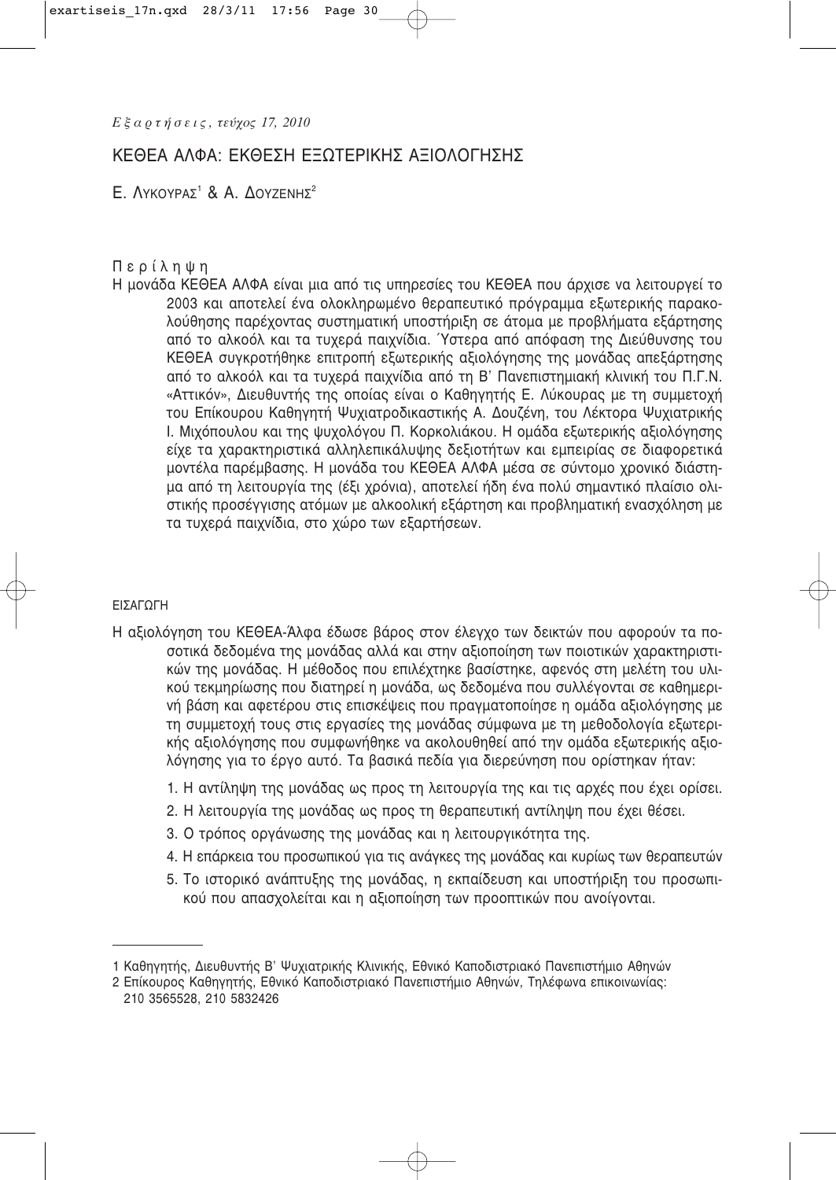# ΚΕΘΕΑ ΑΛΦΑ: ΕΚΘΕΣΗ ΕΞΩΤΕΡΙΚΗΣ ΑΞΙΟΛΟΓΗΣΗΣ

Ε. Λυκουρας[1] & Α. Δουζενης[2]

**Περίληψη**

Η μονάδα ΚΕΘΕΑ ΑΛΦΑ είναι μια από τις υπηρεσίες του ΚΕΘΕΑ που άρχισε να λειτουργεί το 2003 και αποτελεί ένα ολοκληρωμένο θεραπευτικό πρόγραμμα εξωτερικής παρακολούθησης παρέχοντας συστηματική υποστήριξη σε άτομα με προβλήματα εξάρτησης από το αλκοόλ και τα τυχερά παιχνίδια. Ύστερα από απόφαση της Διεύθυνσης του ΚΕΘΕΑ συγκροτήθηκε επιτροπή εξωτερικής αξιολόγησης της μονάδας απεξάρτησης από το αλκοόλ και τα τυχερά παιχνίδια από τη Β' Πανεπιστημιακή κλινική του Π.Γ.Ν. «Αττικόν», Διευθυντής της οποίας είναι ο Καθηγητής Ε. Λύκουρας με τη συμμετοχή του Επίκουρου Καθηγητή Ψυχιατροδικαστικής Α. Δουζένη, του Λέκτορα Ψυχιατρικής Ι. Μιχόπουλου και της ψυχολόγου Π. Κορκολιάκου. Η ομάδα εξωτερικής αξιολόγησης είχε τα χαρακτηριστικά αλληλεπικάλυψης δεξιοτήτων και εμπειρίας σε διαφορετικά μοντέλα παρέμβασης. Η μονάδα του ΚΕΘΕΑ ΑΛΦΑ μέσα σε σύντομο χρονικό διάστημα από τη λειτουργία της (έξι χρόνια), αποτελεί ήδη ένα πολύ σημαντικό πλαίσιο ολιστικής προσέγγισης ατόμων με αλκοολική εξάρτηση και προβληματική ενασχόληση με τα τυχερά παιχνίδια, στο χώρο των εξαρτήσεων.

## ΕΙΣΑΓΩΓΗ

Η αξιολόγηση του ΚΕΘΕΑ-Άλφα έδωσε βάρος στον έλεγχο των δεικτών που αφορούν τα ποσοτικά δεδομένα της μονάδας αλλά και στην αξιοποίηση των ποιοτικών χαρακτηριστικών της μονάδας. Η μέθοδος που επιλέχτηκε βασίστηκε, αφενός στη μελέτη του υλικού τεκμηρίωσης που διατηρεί η μονάδα, ως δεδομένα που συλλέγονται σε καθημερινή βάση και αφετέρου στις επισκέψεις που πραγματοποίησε η ομάδα αξιολόγησης με τη συμμετοχή τους στις εργασίες της μονάδας σύμφωνα με τη μεθοδολογία εξωτερικής αξιολόγησης που συμφωνήθηκε να ακολουθηθεί από την ομάδα εξωτερικής αξιολόγησης για το έργο αυτό. Τα βασικά πεδία για διερεύνηση που ορίστηκαν ήταν:

1. Η αντίληψη της μονάδας ως προς τη λειτουργία της και τις αρχές που έχει ορίσει.
2. Η λειτουργία της μονάδας ως προς τη θεραπευτική αντίληψη που έχει θέσει.
3. Ο τρόπος οργάνωσης της μονάδας και η λειτουργικότητα της.
4. Η επάρκεια του προσωπικού για τις ανάγκες της μονάδας και κυρίως των θεραπευτών
5. Το ιστορικό ανάπτυξης της μονάδας, η εκπαίδευση και υποστήριξη του προσωπικού που απασχολείται και η αξιοποίηση των προοπτικών που ανοίγονται.

---

1 Καθηγητής, Διευθυντής Β' Ψυχιατρικής Κλινικής, Εθνικό Καποδιστριακό Πανεπιστήμιο Αθηνών

2 Επίκουρος Καθηγητής, Εθνικό Καποδιστριακό Πανεπιστήμιο Αθηνών, Τηλέφωνα επικοινωνίας: 210 3565528, 210 5832426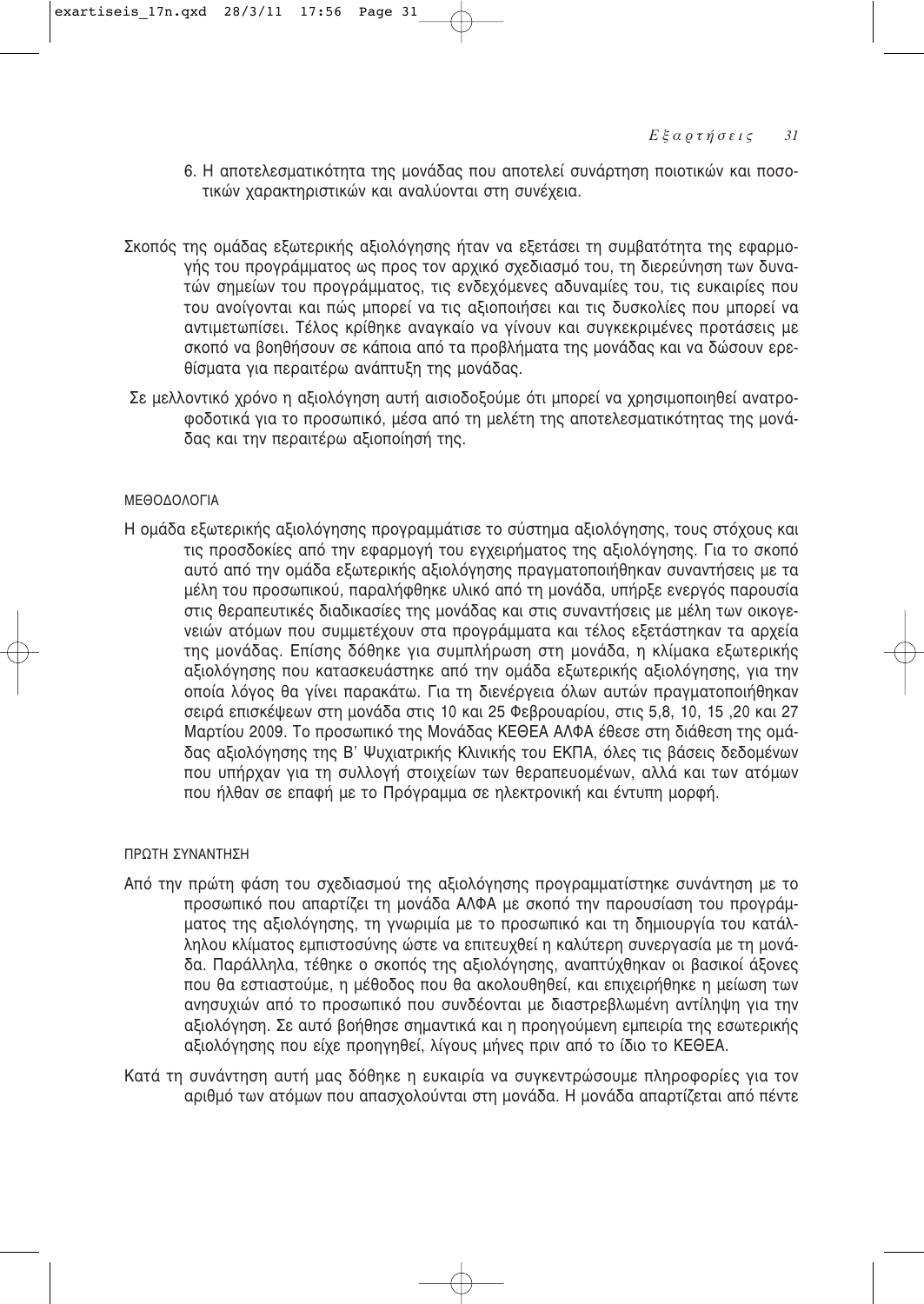6. Η αποτελεσματικότητα της μονάδας που αποτελεί συνάρτηση ποιοτικών και ποσοτικών χαρακτηριστικών και αναλύονται στη συνέχεια.

Σκοπός της ομάδας εξωτερικής αξιολόγησης ήταν να εξετάσει τη συμβατότητα της εφαρμογής του προγράμματος ως προς τον αρχικό σχεδιασμό του, τη διερεύνηση των δυνατών σημείων του προγράμματος, τις ενδεχόμενες αδυναμίες του, τις ευκαιρίες που του ανοίγονται και πώς μπορεί να τις αξιοποιήσει και τις δυσκολίες που μπορεί να αντιμετωπίσει. Τέλος κρίθηκε αναγκαίο να γίνουν και συγκεκριμένες προτάσεις με σκοπό να βοηθήσουν σε κάποια από τα προβλήματα της μονάδας και να δώσουν ερεθίσματα για περαιτέρω ανάπτυξη της μονάδας.

Σε μελλοντικό χρόνο η αξιολόγηση αυτή αισιοδοξούμε ότι μπορεί να χρησιμοποιηθεί ανατροφοδοτικά για το προσωπικό, μέσα από τη μελέτη της αποτελεσματικότητας της μονάδας και την περαιτέρω αξιοποίησή της.

## ΜΕΘΟΔΟΛΟΓΙΑ

Η ομάδα εξωτερικής αξιολόγησης προγραμμάτισε το σύστημα αξιολόγησης, τους στόχους και τις προσδοκίες από την εφαρμογή του εγχειρήματος της αξιολόγησης. Για το σκοπό αυτό από την ομάδα εξωτερικής αξιολόγησης πραγματοποιήθηκαν συναντήσεις με τα μέλη του προσωπικού, παραλήφθηκε υλικό από τη μονάδα, υπήρξε ενεργός παρουσία στις θεραπευτικές διαδικασίες της μονάδας και στις συναντήσεις με μέλη των οικογενειών ατόμων που συμμετέχουν στα προγράμματα και τέλος εξετάστηκαν τα αρχεία της μονάδας. Επίσης δόθηκε για συμπλήρωση στη μονάδα, η κλίμακα εξωτερικής αξιολόγησης που κατασκευάστηκε από την ομάδα εξωτερικής αξιολόγησης, για την οποία λόγος θα γίνει παρακάτω. Για τη διενέργεια όλων αυτών πραγματοποιήθηκαν σειρά επισκέψεων στη μονάδα στις 10 και 25 Φεβρουαρίου, στις 5,8, 10, 15 ,20 και 27 Μαρτίου 2009. Το προσωπικό της Μονάδας ΚΕΘΕΑ ΑΛΦΑ έθεσε στη διάθεση της ομάδας αξιολόγησης της Β' Ψυχιατρικής Κλινικής του ΕΚΠΑ, όλες τις βάσεις δεδομένων που υπήρχαν για τη συλλογή στοιχείων των θεραπευομένων, αλλά και των ατόμων που ήλθαν σε επαφή με το Πρόγραμμα σε ηλεκτρονική και έντυπη μορφή.

## ΠΡΩΤΗ ΣΥΝΑΝΤΗΣΗ

Από την πρώτη φάση του σχεδιασμού της αξιολόγησης προγραμματίστηκε συνάντηση με το προσωπικό που απαρτίζει τη μονάδα ΑΛΦΑ με σκοπό την παρουσίαση του προγράμματος της αξιολόγησης, τη γνωριμία με το προσωπικό και τη δημιουργία του κατάλληλου κλίματος εμπιστοσύνης ώστε να επιτευχθεί η καλύτερη συνεργασία με τη μονάδα. Παράλληλα, τέθηκε ο σκοπός της αξιολόγησης, αναπτύχθηκαν οι βασικοί άξονες που θα εστιαστούμε, η μέθοδος που θα ακολουθηθεί, και επιχειρήθηκε η μείωση των ανησυχιών από το προσωπικό που συνδέονται με διαστρεβλωμένη αντίληψη για την αξιολόγηση. Σε αυτό βοήθησε σημαντικά και η προηγούμενη εμπειρία της εσωτερικής αξιολόγησης που είχε προηγηθεί, λίγους μήνες πριν από το ίδιο το ΚΕΘΕΑ.

Κατά τη συνάντηση αυτή μας δόθηκε η ευκαιρία να συγκεντρώσουμε πληροφορίες για τον αριθμό των ατόμων που απασχολούνται στη μονάδα. Η μονάδα απαρτίζεται από πέντε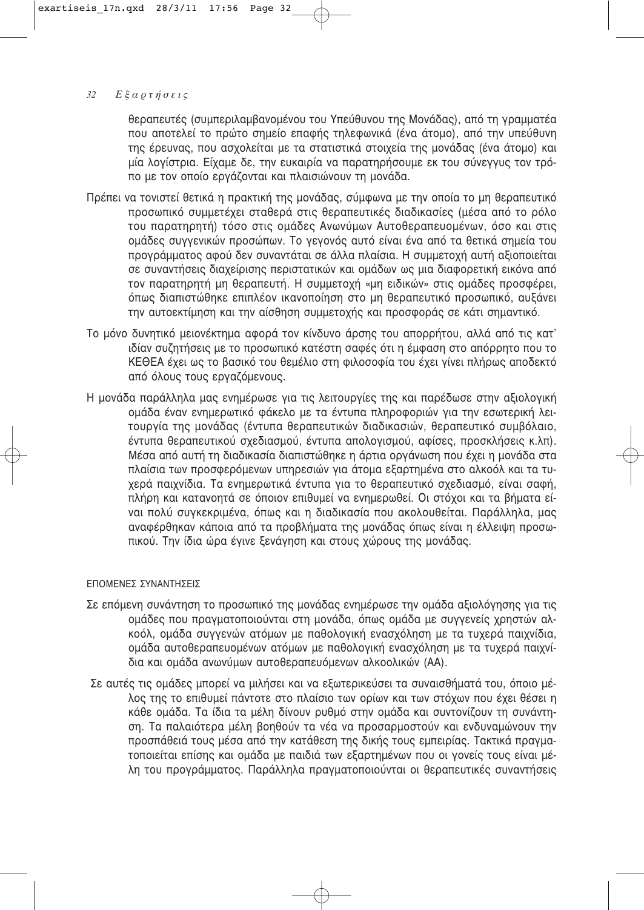θεραπευτές (συμπεριλαμβανομένου του Υπεύθυνου της Μονάδας), από τη γραμματέα που αποτελεί το πρώτο σημείο επαφής τηλεφωνικά (ένα άτομο), από την υπεύθυνη της έρευνας, που ασχολείται με τα στατιστικά στοιχεία της μονάδας (ένα άτομο) και μία λογίστρια. Είχαμε δε, την ευκαιρία να παρατηρήσουμε εκ του σύνεγγυς τον τρόπο με τον οποίο εργάζονται και πλαισιώνουν τη μονάδα.

Πρέπει να τονιστεί θετικά η πρακτική της μονάδας, σύμφωνα με την οποία το μη θεραπευτικό προσωπικό συμμετέχει σταθερά στις θεραπευτικές διαδικασίες (μέσα από το ρόλο του παρατηρητή) τόσο στις ομάδες Ανωνύμων Αυτοθεραπευομένων, όσο και στις ομάδες συγγενικών προσώπων. Το γεγονός αυτό είναι ένα από τα θετικά σημεία του προγράμματος αφού δεν συναντάται σε άλλα πλαίσια. Η συμμετοχή αυτή αξιοποιείται σε συναντήσεις διαχείρισης περιστατικών και ομάδων ως μια διαφορετική εικόνα από τον παρατηρητή μη θεραπευτή. Η συμμετοχή «μη ειδικών» στις ομάδες προσφέρει, όπως διαπιστώθηκε επιπλέον ικανοποίηση στο μη θεραπευτικό προσωπικό, αυξάνει την αυτοεκτίμηση και την αίσθηση συμμετοχής και προσφοράς σε κάτι σημαντικό.

Το μόνο δυνητικό μειονέκτημα αφορά τον κίνδυνο άρσης του απορρήτου, αλλά από τις κατ' ιδίαν συζητήσεις με το προσωπικό κατέστη σαφές ότι η έμφαση στο απόρρητο που το ΚΕΘΕΑ έχει ως το βασικό του θεμέλιο στη φιλοσοφία του έχει γίνει πλήρως αποδεκτό από όλους τους εργαζόμενους.

Η μονάδα παράλληλα μας ενημέρωσε για τις λειτουργίες της και παρέδωσε στην αξιολογική ομάδα έναν ενημερωτικό φάκελο με τα έντυπα πληροφοριών για την εσωτερική λειτουργία της μονάδας (έντυπα θεραπευτικών διαδικασιών, θεραπευτικό συμβόλαιο, έντυπα θεραπευτικού σχεδιασμού, έντυπα απολογισμού, αφίσες, προσκλήσεις κ.λπ). Μέσα από αυτή τη διαδικασία διαπιστώθηκε η άρτια οργάνωση που έχει η μονάδα στα πλαίσια των προσφερόμενων υπηρεσιών για άτομα εξαρτημένα στο αλκοόλ και τα τυχερά παιχνίδια. Τα ενημερωτικά έντυπα για το θεραπευτικό σχεδιασμό, είναι σαφή, πλήρη και κατανοητά σε όποιον επιθυμεί να ενημερωθεί. Οι στόχοι και τα βήματα είναι πολύ συγκεκριμένα, όπως και η διαδικασία που ακολουθείται. Παράλληλα, μας αναφέρθηκαν κάποια από τα προβλήματα της μονάδας όπως είναι η έλλειψη προσωπικού. Την ίδια ώρα έγινε ξενάγηση και στους χώρους της μονάδας.

ΕΠΟΜΕΝΕΣ ΣΥΝΑΝΤΗΣΕΙΣ

Σε επόμενη συνάντηση το προσωπικό της μονάδας ενημέρωσε την ομάδα αξιολόγησης για τις ομάδες που πραγματοποιούνται στη μονάδα, όπως ομάδα με συγγενείς χρηστών αλκοόλ, ομάδα συγγενών ατόμων με παθολογική ενασχόληση με τα τυχερά παιχνίδια, ομάδα αυτοθεραπευομένων ατόμων με παθολογική ενασχόληση με τα τυχερά παιχνίδια και ομάδα ανωνύμων αυτοθεραπευόμενων αλκοολικών (ΑΑ).

Σε αυτές τις ομάδες μπορεί να μιλήσει και να εξωτερικεύσει τα συναισθήματά του, όποιο μέλος της το επιθυμεί πάντοτε στο πλαίσιο των ορίων και των στόχων που έχει θέσει η κάθε ομάδα. Τα ίδια τα μέλη δίνουν ρυθμό στην ομάδα και συντονίζουν τη συνάντηση. Τα παλαιότερα μέλη βοηθούν τα νέα να προσαρμοστούν και ενδυναμώνουν την προσπάθειά τους μέσα από την κατάθεση της δικής τους εμπειρίας. Τακτικά πραγματοποιείται επίσης και ομάδα με παιδιά των εξαρτημένων που οι γονείς τους είναι μέλη του προγράμματος. Παράλληλα πραγματοποιούνται οι θεραπευτικές συναντήσεις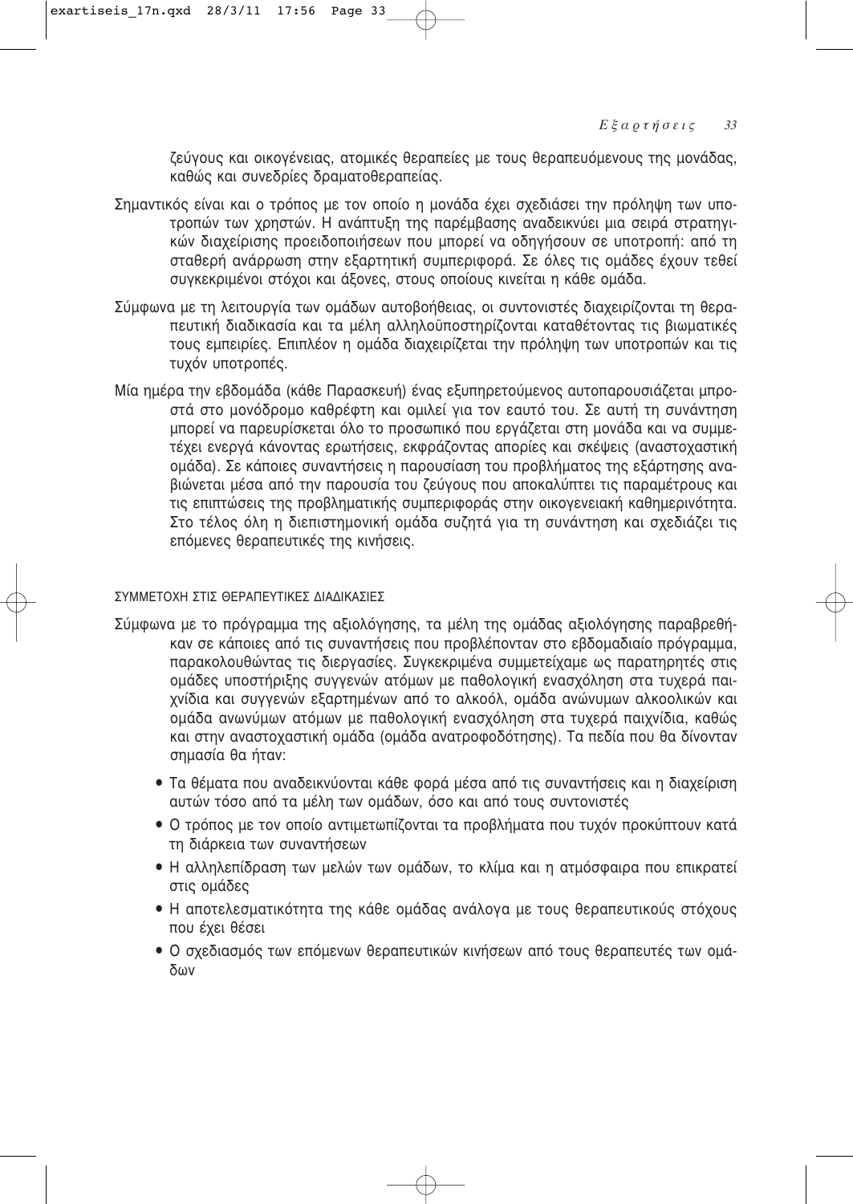ζεύγους και οικογένειας, ατομικές θεραπείες με τους θεραπευόμενους της μονάδας, καθώς και συνεδρίες δραματοθεραπείας.

Σημαντικός είναι και ο τρόπος με τον οποίο η μονάδα έχει σχεδιάσει την πρόληψη των υποτροπών των χρηστών. Η ανάπτυξη της παρέμβασης αναδεικνύει μια σειρά στρατηγικών διαχείρισης προειδοποιήσεων που μπορεί να οδηγήσουν σε υποτροπή: από τη σταθερή ανάρρωση στην εξαρτητική συμπεριφορά. Σε όλες τις ομάδες έχουν τεθεί συγκεκριμένοι στόχοι και άξονες, στους οποίους κινείται η κάθε ομάδα.

Σύμφωνα με τη λειτουργία των ομάδων αυτοβοήθειας, οι συντονιστές διαχειρίζονται τη θεραπευτική διαδικασία και τα μέλη αλληλοϋποστηρίζονται καταθέτοντας τις βιωματικές τους εμπειρίες. Επιπλέον η ομάδα διαχειρίζεται την πρόληψη των υποτροπών και τις τυχόν υποτροπές.

Μία ημέρα την εβδομάδα (κάθε Παρασκευή) ένας εξυπηρετούμενος αυτοπαρουσιάζεται μπροστά στο μονόδρομο καθρέφτη και ομιλεί για τον εαυτό του. Σε αυτή τη συνάντηση μπορεί να παρευρίσκεται όλο το προσωπικό που εργάζεται στη μονάδα και να συμμετέχει ενεργά κάνοντας ερωτήσεις, εκφράζοντας απορίες και σκέψεις (αναστοχαστική ομάδα). Σε κάποιες συναντήσεις η παρουσίαση του προβλήματος της εξάρτησης αναβιώνεται μέσα από την παρουσία του ζεύγους που αποκαλύπτει τις παραμέτρους και τις επιπτώσεις της προβληματικής συμπεριφοράς στην οικογενειακή καθημερινότητα. Στο τέλος όλη η διεπιστημονική ομάδα συζητά για τη συνάντηση και σχεδιάζει τις επόμενες θεραπευτικές της κινήσεις.

### ΣΥΜΜΕΤΟΧΗ ΣΤΙΣ ΘΕΡΑΠΕΥΤΙΚΕΣ ΔΙΑΔΙΚΑΣΙΕΣ

Σύμφωνα με το πρόγραμμα της αξιολόγησης, τα μέλη της ομάδας αξιολόγησης παραβρεθήκαν σε κάποιες από τις συναντήσεις που προβλέπονταν στο εβδομαδιαίο πρόγραμμα, παρακολουθώντας τις διεργασίες. Συγκεκριμένα συμμετείχαμε ως παρατηρητές στις ομάδες υποστήριξης συγγενών ατόμων με παθολογική ενασχόληση στα τυχερά παιχνίδια και συγγενών εξαρτημένων από το αλκοόλ, ομάδα ανώνυμων αλκοολικών και ομάδα ανωνύμων ατόμων με παθολογική ενασχόληση στα τυχερά παιχνίδια, καθώς και στην αναστοχαστική ομάδα (ομάδα ανατροφοδότησης). Τα πεδία που θα δίνονταν σημασία θα ήταν:

- Τα θέματα που αναδεικνύονται κάθε φορά μέσα από τις συναντήσεις και η διαχείριση αυτών τόσο από τα μέλη των ομάδων, όσο και από τους συντονιστές
- Ο τρόπος με τον οποίο αντιμετωπίζονται τα προβλήματα που τυχόν προκύπτουν κατά τη διάρκεια των συναντήσεων
- Η αλληλεπίδραση των μελών των ομάδων, το κλίμα και η ατμόσφαιρα που επικρατεί στις ομάδες
- Η αποτελεσματικότητα της κάθε ομάδας ανάλογα με τους θεραπευτικούς στόχους που έχει θέσει
- Ο σχεδιασμός των επόμενων θεραπευτικών κινήσεων από τους θεραπευτές των ομάδων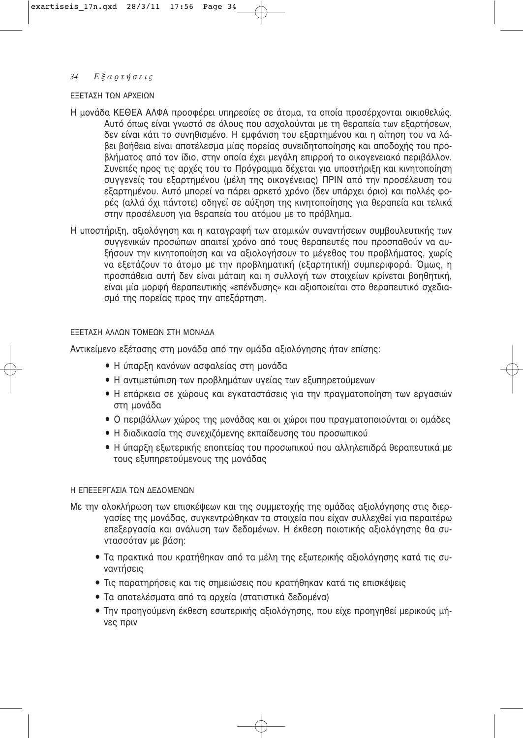### ΕΞΕΤΑΣΗ ΤΩΝ ΑΡΧΕΙΩΝ

Η μονάδα ΚΕΘΕΑ ΑΛΦΑ προσφέρει υπηρεσίες σε άτομα, τα οποία προσέρχονται οικιοθελώς. Αυτό όπως είναι γνωστό σε όλους που ασχολούνται με τη θεραπεία των εξαρτήσεων, δεν είναι κάτι το συνηθισμένο. Η εμφάνιση του εξαρτημένου και η αίτηση του να λάβει βοήθεια είναι αποτέλεσμα μίας πορείας συνειδητοποίησης και αποδοχής του προβλήματος από τον ίδιο, στην οποία έχει μεγάλη επιρροή το οικογενειακό περιβάλλον. Συνεπές προς τις αρχές του το Πρόγραμμα δέχεται για υποστήριξη και κινητοποίηση συγγενείς του εξαρτημένου (μέλη της οικογένειας) ΠΡΙΝ από την προσέλευση του εξαρτημένου. Αυτό μπορεί να πάρει αρκετό χρόνο (δεν υπάρχει όριο) και πολλές φορές (αλλά όχι πάντοτε) οδηγεί σε αύξηση της κινητοποίησης για θεραπεία και τελικά στην προσέλευση για θεραπεία του ατόμου με το πρόβλημα.

Η υποστήριξη, αξιολόγηση και η καταγραφή των ατομικών συναντήσεων συμβουλευτικής των συγγενικών προσώπων απαιτεί χρόνο από τους θεραπευτές που προσπαθούν να αυξήσουν την κινητοποίηση και να αξιολογήσουν το μέγεθος του προβλήματος, χωρίς να εξετάζουν το άτομο με την προβληματική (εξαρτητική) συμπεριφορά. Όμως, η προσπάθεια αυτή δεν είναι μάταιη και η συλλογή των στοιχείων κρίνεται βοηθητική, είναι μία μορφή θεραπευτικής «επένδυσης» και αξιοποιείται στο θεραπευτικό σχεδιασμό της πορείας προς την απεξάρτηση.

### ΕΞΕΤΑΣΗ ΑΛΛΩΝ ΤΟΜΕΩΝ ΣΤΗ ΜΟΝΑΔΑ

Αντικείμενο εξέτασης στη μονάδα από την ομάδα αξιολόγησης ήταν επίσης:

- Η ύπαρξη κανόνων ασφαλείας στη μονάδα
- Η αντιμετώπιση των προβλημάτων υγείας των εξυπηρετούμενων
- Η επάρκεια σε χώρους και εγκαταστάσεις για την πραγματοποίηση των εργασιών στη μονάδα
- Ο περιβάλλων χώρος της μονάδας και οι χώροι που πραγματοποιούνται οι ομάδες
- Η διαδικασία της συνεχιζόμενης εκπαίδευσης του προσωπικού
- Η ύπαρξη εξωτερικής εποπτείας του προσωπικού που αλληλεπιδρά θεραπευτικά με τους εξυπηρετούμενους της μονάδας

### Η ΕΠΕΞΕΡΓΑΣΙΑ ΤΩΝ ΔΕΔΟΜΕΝΩΝ

Με την ολοκλήρωση των επισκέψεων και της συμμετοχής της ομάδας αξιολόγησης στις διεργασίες της μονάδας, συγκεντρώθηκαν τα στοιχεία που είχαν συλλεχθεί για περαιτέρω επεξεργασία και ανάλυση των δεδομένων. Η έκθεση ποιοτικής αξιολόγησης θα συντασσόταν με βάση:

- Τα πρακτικά που κρατήθηκαν από τα μέλη της εξωτερικής αξιολόγησης κατά τις συναντήσεις
- Τις παρατηρήσεις και τις σημειώσεις που κρατήθηκαν κατά τις επισκέψεις
- Τα αποτελέσματα από τα αρχεία (στατιστικά δεδομένα)
- Την προηγούμενη έκθεση εσωτερικής αξιολόγησης, που είχε προηγηθεί μερικούς μήνες πριν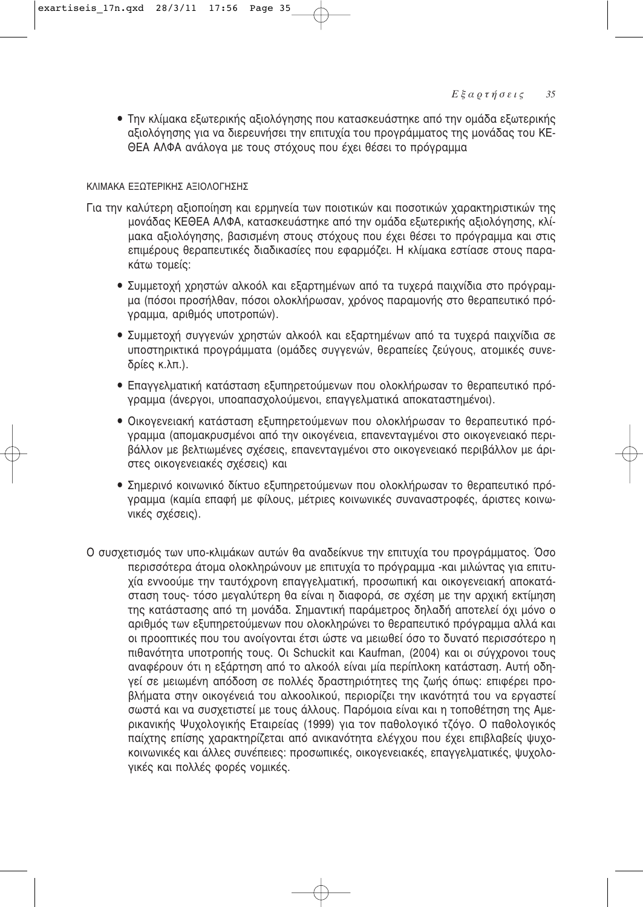- Την κλίμακα εξωτερικής αξιολόγησης που κατασκευάστηκε από την ομάδα εξωτερικής αξιολόγησης για να διερευνήσει την επιτυχία του προγράμματος της μονάδας του ΚΕΘΕΑ ΑΛΦΑ ανάλογα με τους στόχους που έχει θέσει το πρόγραμμα

ΚΛΙΜΑΚΑ ΕΞΩΤΕΡΙΚΗΣ ΑΞΙΟΛΟΓΗΣΗΣ

Για την καλύτερη αξιοποίηση και ερμηνεία των ποιοτικών και ποσοτικών χαρακτηριστικών της μονάδας ΚΕΘΕΑ ΑΛΦΑ, κατασκευάστηκε από την ομάδα εξωτερικής αξιολόγησης, κλίμακα αξιολόγησης, βασισμένη στους στόχους που έχει θέσει το πρόγραμμα και στις επιμέρους θεραπευτικές διαδικασίες που εφαρμόζει. Η κλίμακα εστίασε στους παρακάτω τομείς:

- Συμμετοχή χρηστών αλκοόλ και εξαρτημένων από τα τυχερά παιχνίδια στο πρόγραμμα (πόσοι προσήλθαν, πόσοι ολοκλήρωσαν, χρόνος παραμονής στο θεραπευτικό πρόγραμμα, αριθμός υποτροπών).
- Συμμετοχή συγγενών χρηστών αλκοόλ και εξαρτημένων από τα τυχερά παιχνίδια σε υποστηρικτικά προγράμματα (ομάδες συγγενών, θεραπείες ζεύγους, ατομικές συνεδρίες κ.λπ.).
- Επαγγελματική κατάσταση εξυπηρετούμενων που ολοκλήρωσαν το θεραπευτικό πρόγραμμα (άνεργοι, υποαπασχολούμενοι, επαγγελματικά αποκαταστημένοι).
- Οικογενειακή κατάσταση εξυπηρετούμενων που ολοκλήρωσαν το θεραπευτικό πρόγραμμα (απομακρυσμένοι από την οικογένεια, επανενταγμένοι στο οικογενειακό περιβάλλον με βελτιωμένες σχέσεις, επανενταγμένοι στο οικογενειακό περιβάλλον με άριστες οικογενειακές σχέσεις) και
- Σημερινό κοινωνικό δίκτυο εξυπηρετούμενων που ολοκλήρωσαν το θεραπευτικό πρόγραμμα (καμία επαφή με φίλους, μέτριες κοινωνικές συναναστροφές, άριστες κοινωνικές σχέσεις).

Ο συσχετισμός των υπο-κλιμάκων αυτών θα αναδείκνυε την επιτυχία του προγράμματος. Όσο περισσότερα άτομα ολοκληρώνουν με επιτυχία το πρόγραμμα -και μιλώντας για επιτυχία εννοούμε την ταυτόχρονη επαγγελματική, προσωπική και οικογενειακή αποκατάσταση τους- τόσο μεγαλύτερη θα είναι η διαφορά, σε σχέση με την αρχική εκτίμηση της κατάστασης από τη μονάδα. Σημαντική παράμετρος δηλαδή αποτελεί όχι μόνο ο αριθμός των εξυπηρετούμενων που ολοκληρώνει το θεραπευτικό πρόγραμμα αλλά και οι προοπτικές που του ανοίγονται έτσι ώστε να μειωθεί όσο το δυνατό περισσότερο η πιθανότητα υποτροπής τους. Οι Schuckit και Kaufman, (2004) και οι σύγχρονοι τους αναφέρουν ότι η εξάρτηση από το αλκοόλ είναι μία περίπλοκη κατάσταση. Αυτή οδηγεί σε μειωμένη απόδοση σε πολλές δραστηριότητες της ζωής όπως: επιφέρει προβλήματα στην οικογένειά του αλκοολικού, περιορίζει την ικανότητά του να εργαστεί σωστά και να συσχετιστεί με τους άλλους. Παρόμοια είναι και η τοποθέτηση της Αμερικανικής Ψυχολογικής Εταιρείας (1999) για τον παθολογικό τζόγο. Ο παθολογικός παίχτης επίσης χαρακτηρίζεται από ανικανότητα ελέγχου που έχει επιβλαβείς ψυχοκοινωνικές και άλλες συνέπειες: προσωπικές, οικογενειακές, επαγγελματικές, ψυχολογικές και πολλές φορές νομικές.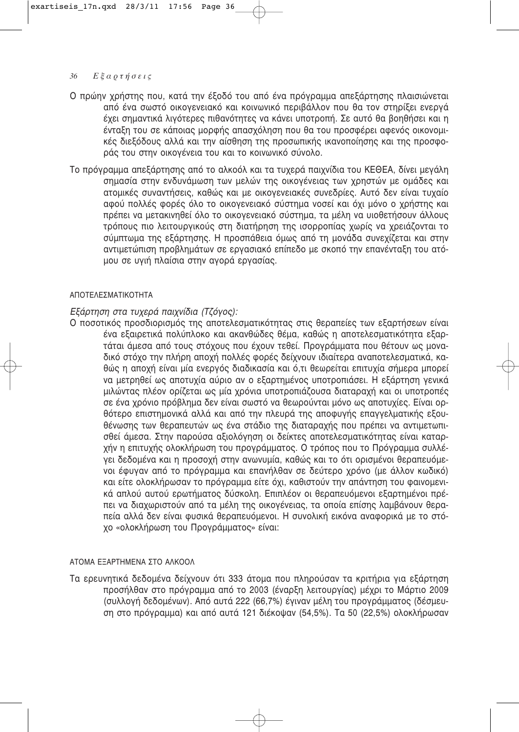Ο πρώην χρήστης που, κατά την έξοδό του από ένα πρόγραμμα απεξάρτησης πλαισιώνεται από ένα σωστό οικογενειακό και κοινωνικό περιβάλλον που θα τον στηρίξει ενεργά έχει σημαντικά λιγότερες πιθανότητες να κάνει υποτροπή. Σε αυτό θα βοηθήσει και η ένταξη του σε κάποιας μορφής απασχόληση που θα του προσφέρει αφενός οικονομικές διεξόδους αλλά και την αίσθηση της προσωπικής ικανοποίησης και της προσφοράς του στην οικογένεια του και το κοινωνικό σύνολο.

Το πρόγραμμα απεξάρτησης από το αλκοόλ και τα τυχερά παιχνίδια του ΚΕΘΕΑ, δίνει μεγάλη σημασία στην ενδυνάμωση των μελών της οικογένειας των χρηστών με ομάδες και ατομικές συναντήσεις, καθώς και με οικογενειακές συνεδρίες. Αυτό δεν είναι τυχαίο αφού πολλές φορές όλο το οικογενειακό σύστημα νοσεί και όχι μόνο ο χρήστης και πρέπει να μετακινηθεί όλο το οικογενειακό σύστημα, τα μέλη να υιοθετήσουν άλλους τρόπους πιο λειτουργικούς στη διατήρηση της ισορροπίας χωρίς να χρειάζονται το σύμπτωμα της εξάρτησης. Η προσπάθεια όμως από τη μονάδα συνεχίζεται και στην αντιμετώπιση προβλημάτων σε εργασιακό επίπεδο με σκοπό την επανένταξη του ατόμου σε υγιή πλαίσια στην αγορά εργασίας.

ΑΠΟΤΕΛΕΣΜΑΤΙΚΟΤΗΤΑ

*Εξάρτηση στα τυχερά παιχνίδια (Τζόγος):*

Ο ποσοτικός προσδιορισμός της αποτελεσματικότητας στις θεραπείες των εξαρτήσεων είναι ένα εξαιρετικά πολύπλοκο και ακανθώδες θέμα, καθώς η αποτελεσματικότητα εξαρτάται άμεσα από τους στόχους που έχουν τεθεί. Προγράμματα που θέτουν ως μοναδικό στόχο την πλήρη αποχή πολλές φορές δείχνουν ιδιαίτερα αναποτελεσματικά, καθώς η αποχή είναι μία ενεργός διαδικασία και ό,τι θεωρείται επιτυχία σήμερα μπορεί να μετρηθεί ως αποτυχία αύριο αν ο εξαρτημένος υποτροπιάσει. Η εξάρτηση γενικά μιλώντας πλέον ορίζεται ως μία χρόνια υποτροπιάζουσα διαταραχή και οι υποτροπές σε ένα χρόνιο πρόβλημα δεν είναι σωστό να θεωρούνται μόνο ως αποτυχίες. Είναι ορθότερο επιστημονικά αλλά και από την πλευρά της αποφυγής επαγγελματικής εξουθένωσης των θεραπευτών ως ένα στάδιο της διαταραχής που πρέπει να αντιμετωπισθεί άμεσα. Στην παρούσα αξιολόγηση οι δείκτες αποτελεσματικότητας είναι καταρχήν η επιτυχής ολοκλήρωση του προγράμματος. Ο τρόπος που το Πρόγραμμα συλλέγει δεδομένα και η προσοχή στην ανωνυμία, καθώς και το ότι ορισμένοι θεραπευόμενοι έφυγαν από το πρόγραμμα και επανήλθαν σε δεύτερο χρόνο (με άλλον κωδικό) και είτε ολοκλήρωσαν το πρόγραμμα είτε όχι, καθιστούν την απάντηση του φαινομενικά απλού αυτού ερωτήματος δύσκολη. Επιπλέον οι θεραπευόμενοι εξαρτημένοι πρέπει να διαχωριστούν από τα μέλη της οικογένειας, τα οποία επίσης λαμβάνουν θεραπεία αλλά δεν είναι φυσικά θεραπευόμενοι. Η συνολική εικόνα αναφορικά με το στόχο «ολοκλήρωση του Προγράμματος» είναι:

ΑΤΟΜΑ ΕΞΑΡΤΗΜΕΝΑ ΣΤΟ ΑΛΚΟΟΛ

Τα ερευνητικά δεδομένα δείχνουν ότι 333 άτομα που πληρούσαν τα κριτήρια για εξάρτηση προσήλθαν στο πρόγραμμα από το 2003 (έναρξη λειτουργίας) μέχρι το Μάρτιο 2009 (συλλογή δεδομένων). Από αυτά 222 (66,7%) έγιναν μέλη του προγράμματος (δέσμευση στο πρόγραμμα) και από αυτά 121 διέκοψαν (54,5%). Τα 50 (22,5%) ολοκλήρωσαν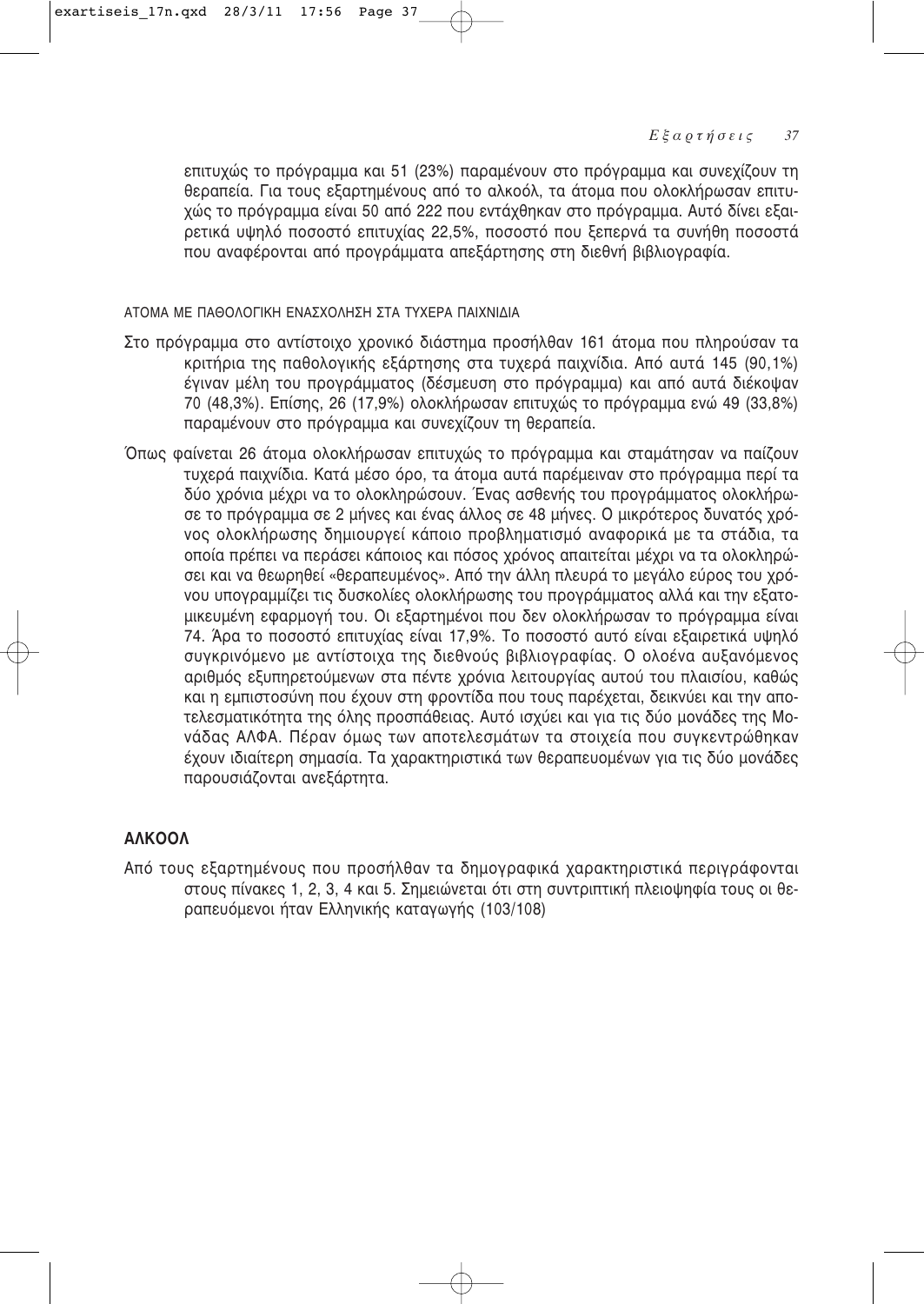επιτυχώς το πρόγραμμα και 51 (23%) παραμένουν στο πρόγραμμα και συνεχίζουν τη θεραπεία. Για τους εξαρτημένους από το αλκοόλ, τα άτομα που ολοκλήρωσαν επιτυχώς το πρόγραμμα είναι 50 από 222 που εντάχθηκαν στο πρόγραμμα. Αυτό δίνει εξαιρετικά υψηλό ποσοστό επιτυχίας 22,5%, ποσοστό που ξεπερνά τα συνήθη ποσοστά που αναφέρονται από προγράμματα απεξάρτησης στη διεθνή βιβλιογραφία.

ΑΤΟΜΑ ΜΕ ΠΑΘΟΛΟΓΙΚΗ ΕΝΑΣΧΟΛΗΣΗ ΣΤΑ ΤΥΧΕΡΑ ΠΑΙΧΝΙΔΙΑ

Στο πρόγραμμα στο αντίστοιχο χρονικό διάστημα προσήλθαν 161 άτομα που πληρούσαν τα κριτήρια της παθολογικής εξάρτησης στα τυχερά παιχνίδια. Από αυτά 145 (90,1%) έγιναν μέλη του προγράμματος (δέσμευση στο πρόγραμμα) και από αυτά διέκοψαν 70 (48,3%). Επίσης, 26 (17,9%) ολοκλήρωσαν επιτυχώς το πρόγραμμα ενώ 49 (33,8%) παραμένουν στο πρόγραμμα και συνεχίζουν τη θεραπεία.

Όπως φαίνεται 26 άτομα ολοκλήρωσαν επιτυχώς το πρόγραμμα και σταμάτησαν να παίζουν τυχερά παιχνίδια. Κατά μέσο όρο, τα άτομα αυτά παρέμειναν στο πρόγραμμα περί τα δύο χρόνια μέχρι να το ολοκληρώσουν. Ένας ασθενής του προγράμματος ολοκλήρωσε το πρόγραμμα σε 2 μήνες και ένας άλλος σε 48 μήνες. Ο μικρότερος δυνατός χρόνος ολοκλήρωσης δημιουργεί κάποιο προβληματισμό αναφορικά με τα στάδια, τα οποία πρέπει να περάσει κάποιος και πόσος χρόνος απαιτείται μέχρι να τα ολοκληρώσει και να θεωρηθεί «θεραπευμένος». Από την άλλη πλευρά το μεγάλο εύρος του χρόνου υπογραμμίζει τις δυσκολίες ολοκλήρωσης του προγράμματος αλλά και την εξατομικευμένη εφαρμογή του. Οι εξαρτημένοι που δεν ολοκλήρωσαν το πρόγραμμα είναι 74. Άρα το ποσοστό επιτυχίας είναι 17,9%. Το ποσοστό αυτό είναι εξαιρετικά υψηλό συγκρινόμενο με αντίστοιχα της διεθνούς βιβλιογραφίας. Ο ολοένα αυξανόμενος αριθμός εξυπηρετούμενων στα πέντε χρόνια λειτουργίας αυτού του πλαισίου, καθώς και η εμπιστοσύνη που έχουν στη φροντίδα που τους παρέχεται, δεικνύει και την αποτελεσματικότητα της όλης προσπάθειας. Αυτό ισχύει και για τις δύο μονάδες της Μονάδας ΑΛΦΑ. Πέραν όμως των αποτελεσμάτων τα στοιχεία που συγκεντρώθηκαν έχουν ιδιαίτερη σημασία. Τα χαρακτηριστικά των θεραπευομένων για τις δύο μονάδες παρουσιάζονται ανεξάρτητα.

## ΑΛΚΟΟΛ

Από τους εξαρτημένους που προσήλθαν τα δημογραφικά χαρακτηριστικά περιγράφονται στους πίνακες 1, 2, 3, 4 και 5. Σημειώνεται ότι στη συντριπτική πλειοψηφία τους οι θεραπευόμενοι ήταν Ελληνικής καταγωγής (103/108)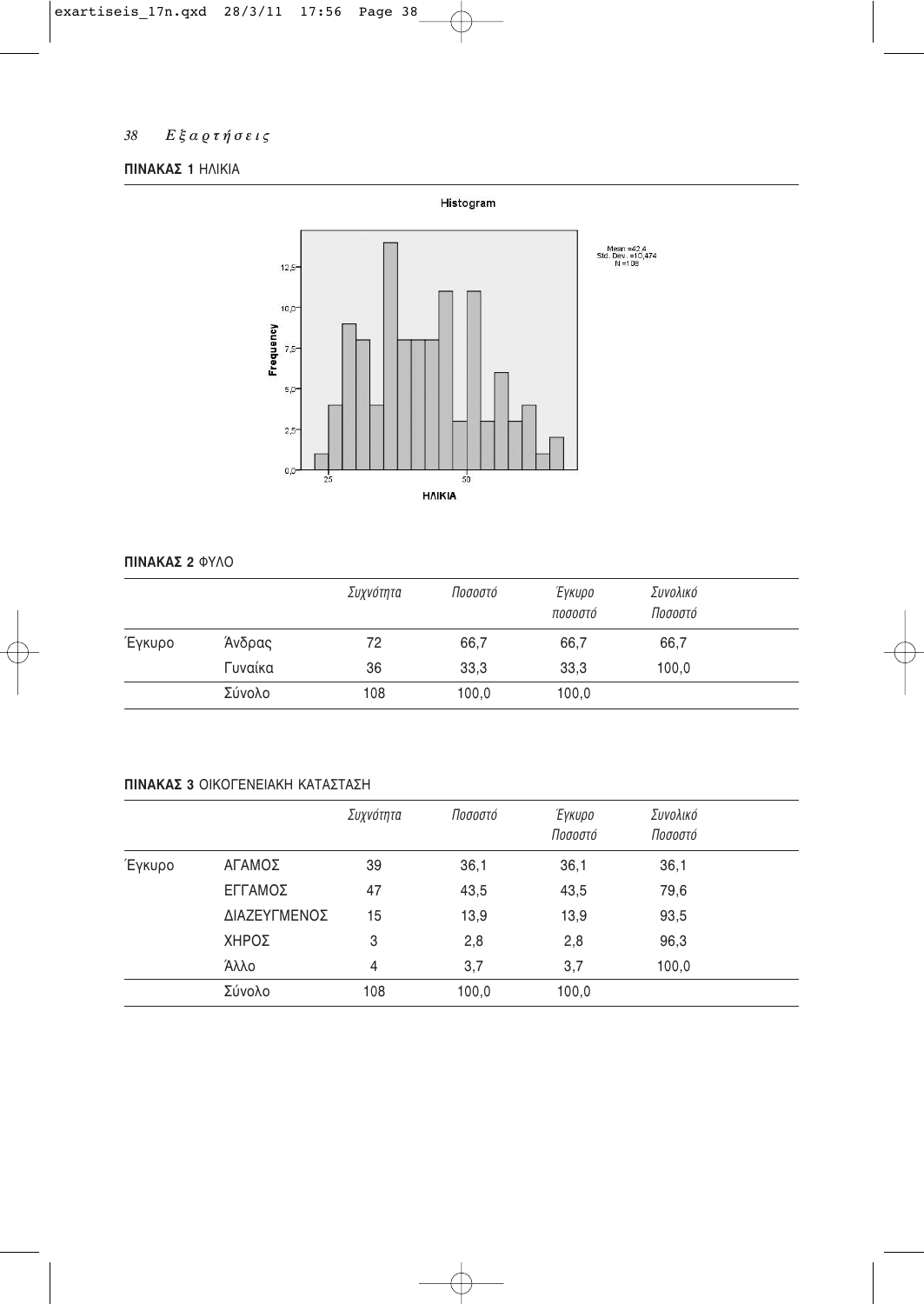**ΠΙΝΑΚΑΣ 1** ΗΛΙΚΙΑ

Histogram

Mean =42,4
Std. Dev. =10,474
N =108

ΗΛΙΚΙΑ

**ΠΙΝΑΚΑΣ 2** ΦΥΛΟ

| | | *Συχνότητα* | *Ποσοστό* | *Έγκυρο ποσοστό* | *Συνολικό Ποσοστό* |
|---|---|---|---|---|---|
| Έγκυρο | Άνδρας | 72 | 66,7 | 66,7 | 66,7 |
| | Γυναίκα | 36 | 33,3 | 33,3 | 100,0 |
| | Σύνολο | 108 | 100,0 | 100,0 | |

**ΠΙΝΑΚΑΣ 3** ΟΙΚΟΓΕΝΕΙΑΚΗ ΚΑΤΑΣΤΑΣΗ

| | | *Συχνότητα* | *Ποσοστό* | *Έγκυρο Ποσοστό* | *Συνολικό Ποσοστό* |
|---|---|---|---|---|---|
| Έγκυρο | ΑΓΑΜΟΣ | 39 | 36,1 | 36,1 | 36,1 |
| | ΕΓΓΑΜΟΣ | 47 | 43,5 | 43,5 | 79,6 |
| | ΔΙΑΖΕΥΓΜΕΝΟΣ | 15 | 13,9 | 13,9 | 93,5 |
| | ΧΗΡΟΣ | 3 | 2,8 | 2,8 | 96,3 |
| | Άλλο | 4 | 3,7 | 3,7 | 100,0 |
| | Σύνολο | 108 | 100,0 | 100,0 | |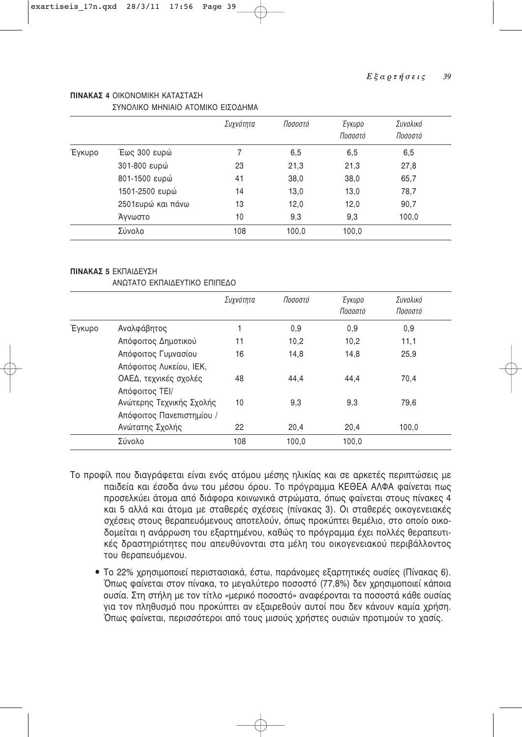**ΠΙΝΑΚΑΣ 4** ΟΙΚΟΝΟΜΙΚΗ ΚΑΤΑΣΤΑΣΗ
ΣΥΝΟΛΙΚΟ ΜΗΝΙΑΙΟ ΑΤΟΜΙΚΟ ΕΙΣΟΔΗΜΑ

| | | *Συχνότητα* | *Ποσοστό* | *Έγκυρο Ποσοστό* | *Συνολικό Ποσοστό* |
|---|---|---|---|---|---|
| Έγκυρο | Έως 300 ευρώ | 7 | 6,5 | 6,5 | 6,5 |
| | 301-800 ευρώ | 23 | 21,3 | 21,3 | 27,8 |
| | 801-1500 ευρώ | 41 | 38,0 | 38,0 | 65,7 |
| | 1501-2500 ευρώ | 14 | 13,0 | 13,0 | 78,7 |
| | 2501ευρώ και πάνω | 13 | 12,0 | 12,0 | 90,7 |
| | Άγνωστο | 10 | 9,3 | 9,3 | 100,0 |
| | Σύνολο | 108 | 100,0 | 100,0 | |

**ΠΙΝΑΚΑΣ 5** ΕΚΠΑΙΔΕΥΣΗ
ΑΝΩΤΑΤΟ ΕΚΠΑΙΔΕΥΤΙΚΟ ΕΠΙΠΕΔΟ

| | | *Συχνότητα* | *Ποσοστό* | *Έγκυρο Ποσοστό* | *Συνολικό Ποσοστό* |
|---|---|---|---|---|---|
| Έγκυρο | Αναλφάβητος | 1 | 0,9 | 0,9 | 0,9 |
| | Απόφοιτος Δημοτικού | 11 | 10,2 | 10,2 | 11,1 |
| | Απόφοιτος Γυμνασίου | 16 | 14,8 | 14,8 | 25,9 |
| | Απόφοιτος Λυκείου, ΙΕΚ, ΟΑΕΔ, τεχνικές σχολές | 48 | 44,4 | 44,4 | 70,4 |
| | Απόφοιτος ΤΕΙ/ Ανώτερης Τεχνικής Σχολής | 10 | 9,3 | 9,3 | 79,6 |
| | Απόφοιτος Πανεπιστημίου / Ανώτατης Σχολής | 22 | 20,4 | 20,4 | 100,0 |
| | Σύνολο | 108 | 100,0 | 100,0 | |

Το προφίλ που διαγράφεται είναι ενός ατόμου μέσης ηλικίας και σε αρκετές περιπτώσεις με παιδεία και έσοδα άνω του μέσου όρου. Το πρόγραμμα ΚΕΘΕΑ ΑΛΦΑ φαίνεται πως προσελκύει άτομα από διάφορα κοινωνικά στρώματα, όπως φαίνεται στους πίνακες 4 και 5 αλλά και άτομα με σταθερές σχέσεις (πίνακας 3). Οι σταθερές οικογενειακές σχέσεις στους θεραπευόμενους αποτελούν, όπως προκύπτει θεμέλιο, στο οποίο οικοδομείται η ανάρρωση του εξαρτημένου, καθώς το πρόγραμμα έχει πολλές θεραπευτικές δραστηριότητες που απευθύνονται στα μέλη του οικογενειακού περιβάλλοντος του θεραπευόμενου.

- Το 22% χρησιμοποιεί περιστασιακά, έστω, παράνομες εξαρτητικές ουσίες (Πίνακας 6). Όπως φαίνεται στον πίνακα, το μεγαλύτερο ποσοστό (77,8%) δεν χρησιμοποιεί κάποια ουσία. Στη στήλη με τον τίτλο «μερικό ποσοστό» αναφέρονται τα ποσοστά κάθε ουσίας για τον πληθυσμό που προκύπτει αν εξαιρεθούν αυτοί που δεν κάνουν καμία χρήση. Όπως φαίνεται, περισσότεροι από τους μισούς χρήστες ουσιών προτιμούν το χασίς.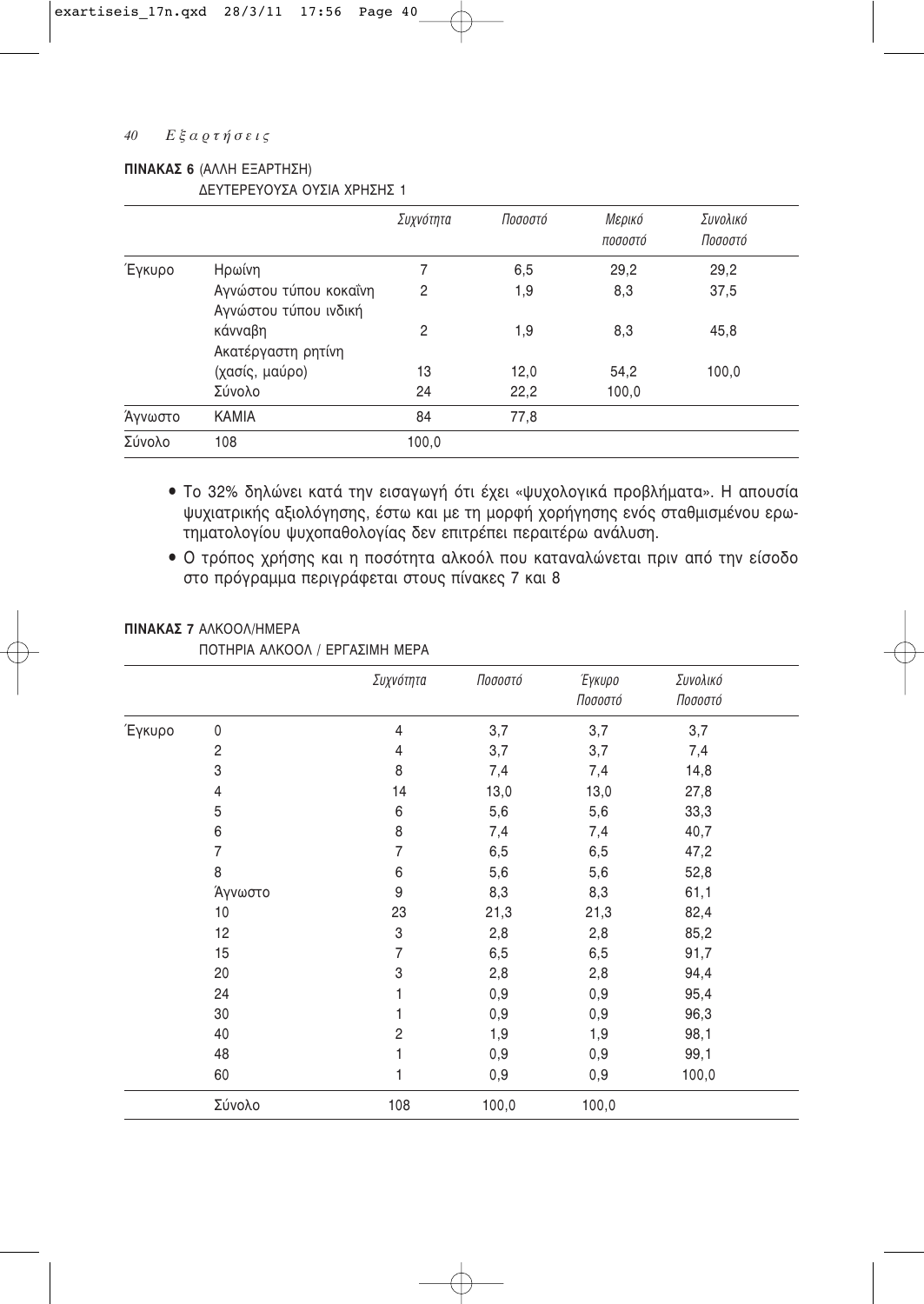**ΠΙΝΑΚΑΣ 6** (ΑΛΛΗ ΕΞΑΡΤΗΣΗ)
ΔΕΥΤΕΡΕΥΟΥΣΑ ΟΥΣΙΑ ΧΡΗΣΗΣ 1

| | | *Συχνότητα* | *Ποσοστό* | *Μερικό ποσοστό* | *Συνολικό Ποσοστό* |
|---|---|---|---|---|---|
| Έγκυρο | Ηρωίνη | 7 | 6,5 | 29,2 | 29,2 |
| | Αγνώστου τύπου κοκαΐνη | 2 | 1,9 | 8,3 | 37,5 |
| | Αγνώστου τύπου ινδική κάνναβη | 2 | 1,9 | 8,3 | 45,8 |
| | Ακατέργαστη ρητίνη (χασίς, μαύρο) | 13 | 12,0 | 54,2 | 100,0 |
| | Σύνολο | 24 | 22,2 | 100,0 | |
| Άγνωστο | ΚΑΜΙΑ | 84 | 77,8 | | |
| Σύνολο | 108 | 100,0 | | | |

- Το 32% δηλώνει κατά την εισαγωγή ότι έχει «ψυχολογικά προβλήματα». Η απουσία ψυχιατρικής αξιολόγησης, έστω και με τη μορφή χορήγησης ενός σταθμισμένου ερωτηματολογίου ψυχοπαθολογίας δεν επιτρέπει περαιτέρω ανάλυση.
- Ο τρόπος χρήσης και η ποσότητα αλκοόλ που καταναλώνεται πριν από την είσοδο στο πρόγραμμα περιγράφεται στους πίνακες 7 και 8

**ΠΙΝΑΚΑΣ 7** ΑΛΚΟΟΛ/ΗΜΕΡΑ
ΠΟΤΗΡΙΑ ΑΛΚΟΟΛ / ΕΡΓΑΣΙΜΗ ΜΕΡΑ

| | | *Συχνότητα* | *Ποσοστό* | *Έγκυρο Ποσοστό* | *Συνολικό Ποσοστό* |
|---|---|---|---|---|---|
| Έγκυρο | 0 | 4 | 3,7 | 3,7 | 3,7 |
| | 2 | 4 | 3,7 | 3,7 | 7,4 |
| | 3 | 8 | 7,4 | 7,4 | 14,8 |
| | 4 | 14 | 13,0 | 13,0 | 27,8 |
| | 5 | 6 | 5,6 | 5,6 | 33,3 |
| | 6 | 8 | 7,4 | 7,4 | 40,7 |
| | 7 | 7 | 6,5 | 6,5 | 47,2 |
| | 8 | 6 | 5,6 | 5,6 | 52,8 |
| | Άγνωστο | 9 | 8,3 | 8,3 | 61,1 |
| | 10 | 23 | 21,3 | 21,3 | 82,4 |
| | 12 | 3 | 2,8 | 2,8 | 85,2 |
| | 15 | 7 | 6,5 | 6,5 | 91,7 |
| | 20 | 3 | 2,8 | 2,8 | 94,4 |
| | 24 | 1 | 0,9 | 0,9 | 95,4 |
| | 30 | 1 | 0,9 | 0,9 | 96,3 |
| | 40 | 2 | 1,9 | 1,9 | 98,1 |
| | 48 | 1 | 0,9 | 0,9 | 99,1 |
| | 60 | 1 | 0,9 | 0,9 | 100,0 |
| | Σύνολο | 108 | 100,0 | 100,0 | |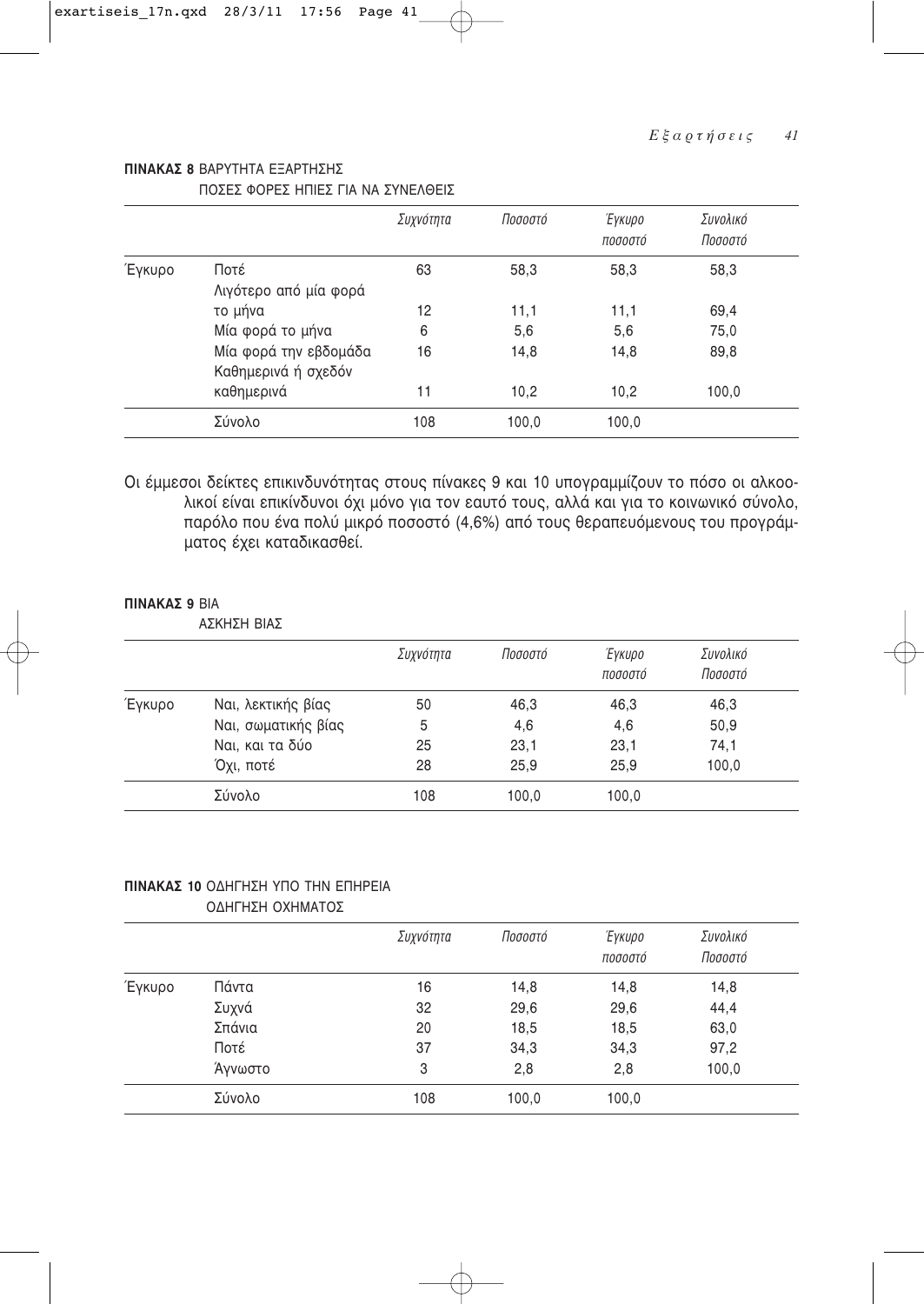**ΠΙΝΑΚΑΣ 8** ΒΑΡΥΤΗΤΑ ΕΞΑΡΤΗΣΗΣ
ΠΟΣΕΣ ΦΟΡΕΣ ΗΠΙΕΣ ΓΙΑ ΝΑ ΣΥΝΕΛΘΕΙΣ

| | | *Συχνότητα* | *Ποσοστό* | *Έγκυρο ποσοστό* | *Συνολικό Ποσοστό* |
|---|---|---|---|---|---|
| Έγκυρο | Ποτέ | 63 | 58,3 | 58,3 | 58,3 |
| | Λιγότερο από μία φορά το μήνα | 12 | 11,1 | 11,1 | 69,4 |
| | Μία φορά το μήνα | 6 | 5,6 | 5,6 | 75,0 |
| | Μία φορά την εβδομάδα | 16 | 14,8 | 14,8 | 89,8 |
| | Καθημερινά ή σχεδόν καθημερινά | 11 | 10,2 | 10,2 | 100,0 |
| | Σύνολο | 108 | 100,0 | 100,0 | |

Οι έμμεσοι δείκτες επικινδυνότητας στους πίνακες 9 και 10 υπογραμμίζουν το πόσο οι αλκοολικοί είναι επικίνδυνοι όχι μόνο για τον εαυτό τους, αλλά και για το κοινωνικό σύνολο, παρόλο που ένα πολύ μικρό ποσοστό (4,6%) από τους θεραπευόμενους του προγράμματος έχει καταδικασθεί.

**ΠΙΝΑΚΑΣ 9** ΒΙΑ
ΑΣΚΗΣΗ ΒΙΑΣ

| | | *Συχνότητα* | *Ποσοστό* | *Έγκυρο ποσοστό* | *Συνολικό Ποσοστό* |
|---|---|---|---|---|---|
| Έγκυρο | Ναι, λεκτικής βίας | 50 | 46,3 | 46,3 | 46,3 |
| | Ναι, σωματικής βίας | 5 | 4,6 | 4,6 | 50,9 |
| | Ναι, και τα δύο | 25 | 23,1 | 23,1 | 74,1 |
| | Όχι, ποτέ | 28 | 25,9 | 25,9 | 100,0 |
| | Σύνολο | 108 | 100,0 | 100,0 | |

**ΠΙΝΑΚΑΣ 10** ΟΔΗΓΗΣΗ ΥΠΟ ΤΗΝ ΕΠΗΡΕΙΑ
ΟΔΗΓΗΣΗ ΟΧΗΜΑΤΟΣ

| | | *Συχνότητα* | *Ποσοστό* | *Έγκυρο ποσοστό* | *Συνολικό Ποσοστό* |
|---|---|---|---|---|---|
| Έγκυρο | Πάντα | 16 | 14,8 | 14,8 | 14,8 |
| | Συχνά | 32 | 29,6 | 29,6 | 44,4 |
| | Σπάνια | 20 | 18,5 | 18,5 | 63,0 |
| | Ποτέ | 37 | 34,3 | 34,3 | 97,2 |
| | Άγνωστο | 3 | 2,8 | 2,8 | 100,0 |
| | Σύνολο | 108 | 100,0 | 100,0 | |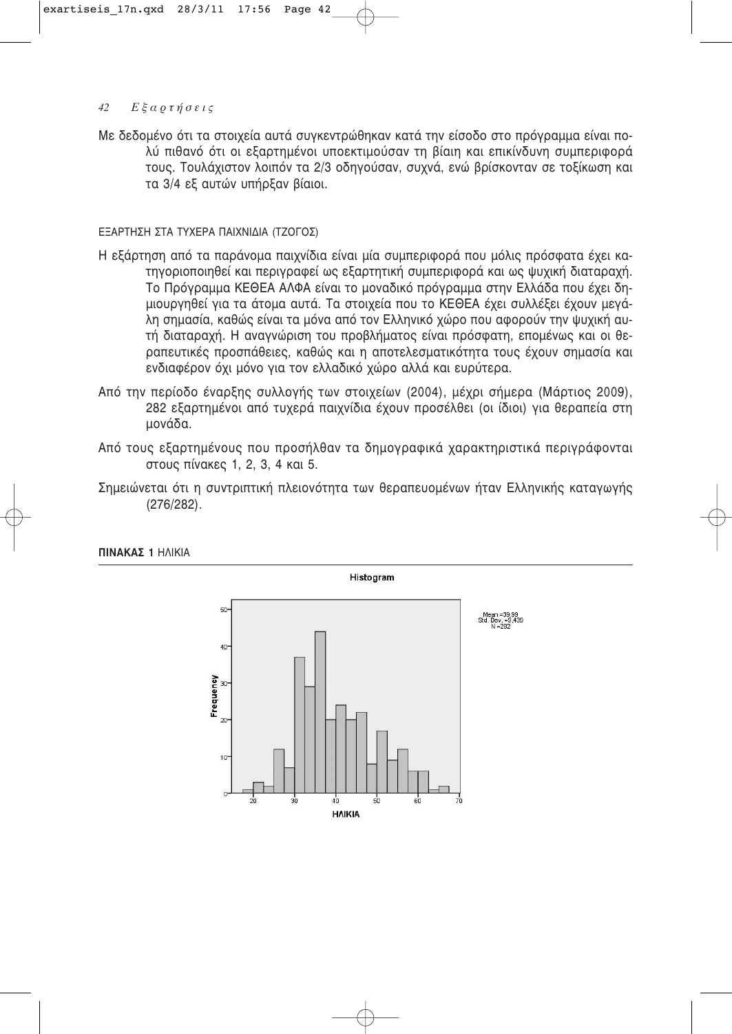Με δεδομένο ότι τα στοιχεία αυτά συγκεντρώθηκαν κατά την είσοδο στο πρόγραμμα είναι πολύ πιθανό ότι οι εξαρτημένοι υποεκτιμούσαν τη βίαιη και επικίνδυνη συμπεριφορά τους. Τουλάχιστον λοιπόν τα 2/3 οδηγούσαν, συχνά, ενώ βρίσκονταν σε τοξίκωση και τα 3/4 εξ αυτών υπήρξαν βίαιοι.

### ΕΞΑΡΤΗΣΗ ΣΤΑ ΤΥΧΕΡΑ ΠΑΙΧΝΙΔΙΑ (ΤΖΟΓΟΣ)

Η εξάρτηση από τα παράνομα παιχνίδια είναι μία συμπεριφορά που μόλις πρόσφατα έχει κατηγοριοποιηθεί και περιγραφεί ως εξαρτητική συμπεριφορά και ως ψυχική διαταραχή. Το Πρόγραμμα ΚΕΘΕΑ ΑΛΦΑ είναι το μοναδικό πρόγραμμα στην Ελλάδα που έχει δημιουργηθεί για τα άτομα αυτά. Τα στοιχεία που το ΚΕΘΕΑ έχει συλλέξει έχουν μεγάλη σημασία, καθώς είναι τα μόνα από τον Ελληνικό χώρο που αφορούν την ψυχική αυτή διαταραχή. Η αναγνώριση του προβλήματος είναι πρόσφατη, επομένως και οι θεραπευτικές προσπάθειες, καθώς και η αποτελεσματικότητα τους έχουν σημασία και ενδιαφέρον όχι μόνο για τον ελλαδικό χώρο αλλά και ευρύτερα.

Από την περίοδο έναρξης συλλογής των στοιχείων (2004), μέχρι σήμερα (Μάρτιος 2009), 282 εξαρτημένοι από τυχερά παιχνίδια έχουν προσέλθει (οι ίδιοι) για θεραπεία στη μονάδα.

Από τους εξαρτημένους που προσήλθαν τα δημογραφικά χαρακτηριστικά περιγράφονται στους πίνακες 1, 2, 3, 4 και 5.

Σημειώνεται ότι η συντριπτική πλειονότητα των θεραπευομένων ήταν Ελληνικής καταγωγής (276/282).

**ΠΙΝΑΚΑΣ 1** ΗΛΙΚΙΑ

Histogram

Mean =39,99
Std. Dev. =9,439
N =282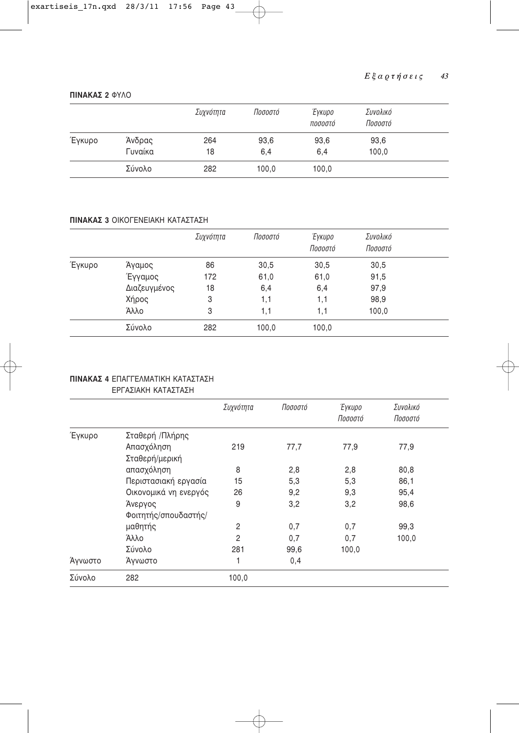**ΠΙΝΑΚΑΣ 2** ΦΥΛΟ

| | | *Συχνότητα* | *Ποσοστό* | *Έγκυρο ποσοστό* | *Συνολικό Ποσοστό* |
|---|---|---|---|---|---|
| Έγκυρο | Άνδρας | 264 | 93,6 | 93,6 | 93,6 |
| | Γυναίκα | 18 | 6,4 | 6,4 | 100,0 |
| | Σύνολο | 282 | 100,0 | 100,0 | |

**ΠΙΝΑΚΑΣ 3** ΟΙΚΟΓΕΝΕΙΑΚΗ ΚΑΤΑΣΤΑΣΗ

| | | *Συχνότητα* | *Ποσοστό* | *Έγκυρο Ποσοστό* | *Συνολικό Ποσοστό* |
|---|---|---|---|---|---|
| Έγκυρο | Άγαμος | 86 | 30,5 | 30,5 | 30,5 |
| | Έγγαμος | 172 | 61,0 | 61,0 | 91,5 |
| | Διαζευγμένος | 18 | 6,4 | 6,4 | 97,9 |
| | Χήρος | 3 | 1,1 | 1,1 | 98,9 |
| | Άλλο | 3 | 1,1 | 1,1 | 100,0 |
| | Σύνολο | 282 | 100,0 | 100,0 | |

**ΠΙΝΑΚΑΣ 4** ΕΠΑΓΓΕΛΜΑΤΙΚΗ ΚΑΤΑΣΤΑΣΗ
ΕΡΓΑΣΙΑΚΗ ΚΑΤΑΣΤΑΣΗ

| | | *Συχνότητα* | *Ποσοστό* | *Έγκυρο Ποσοστό* | *Συνολικό Ποσοστό* |
|---|---|---|---|---|---|
| Έγκυρο | Σταθερή /Πλήρης Απασχόληση | 219 | 77,7 | 77,9 | 77,9 |
| | Σταθερή/μερική απασχόληση | 8 | 2,8 | 2,8 | 80,8 |
| | Περιστασιακή εργασία | 15 | 5,3 | 5,3 | 86,1 |
| | Οικονομικά νη ενεργός | 26 | 9,2 | 9,3 | 95,4 |
| | Άνεργος | 9 | 3,2 | 3,2 | 98,6 |
| | Φοιτητής/σπουδαστής/ μαθητής | 2 | 0,7 | 0,7 | 99,3 |
| | Άλλο | 2 | 0,7 | 0,7 | 100,0 |
| | Σύνολο | 281 | 99,6 | 100,0 | |
| Άγνωστο | Άγνωστο | 1 | 0,4 | | |
| Σύνολο | 282 | 100,0 | | | |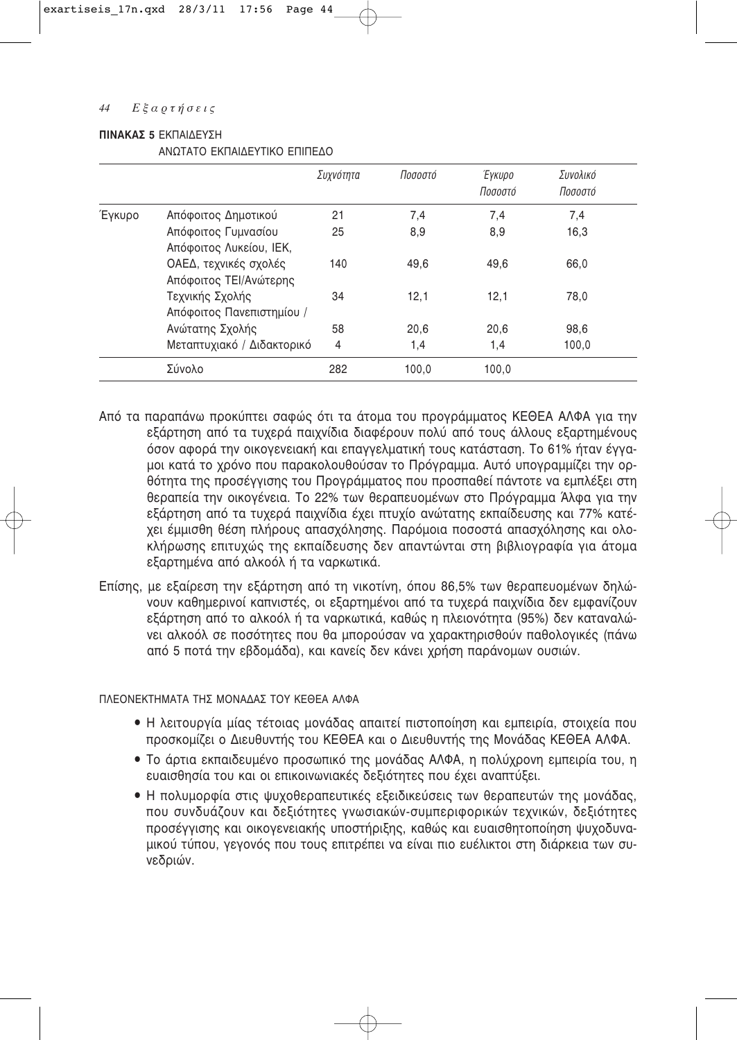**ΠΙΝΑΚΑΣ 5** ΕΚΠΑΙΔΕΥΣΗ

ΑΝΩΤΑΤΟ ΕΚΠΑΙΔΕΥΤΙΚΟ ΕΠΙΠΕΔΟ

| | | Συχνότητα | Ποσοστό | Έγκυρο Ποσοστό | Συνολικό Ποσοστό |
|---|---|---|---|---|---|
| Έγκυρο | Απόφοιτος Δημοτικού | 21 | 7,4 | 7,4 | 7,4 |
| | Απόφοιτος Γυμνασίου | 25 | 8,9 | 8,9 | 16,3 |
| | Απόφοιτος Λυκείου, ΙΕΚ, ΟΑΕΔ, τεχνικές σχολές | 140 | 49,6 | 49,6 | 66,0 |
| | Απόφοιτος ΤΕΙ/Ανώτερης Τεχνικής Σχολής | 34 | 12,1 | 12,1 | 78,0 |
| | Απόφοιτος Πανεπιστημίου / Ανώτατης Σχολής | 58 | 20,6 | 20,6 | 98,6 |
| | Μεταπτυχιακό / Διδακτορικό | 4 | 1,4 | 1,4 | 100,0 |
| | Σύνολο | 282 | 100,0 | 100,0 | |

Από τα παραπάνω προκύπτει σαφώς ότι τα άτομα του προγράμματος ΚΕΘΕΑ ΑΛΦΑ για την εξάρτηση από τα τυχερά παιχνίδια διαφέρουν πολύ από τους άλλους εξαρτημένους όσον αφορά την οικογενειακή και επαγγελματική τους κατάσταση. Το 61% ήταν έγγαμοι κατά το χρόνο που παρακολουθούσαν το Πρόγραμμα. Αυτό υπογραμμίζει την ορθότητα της προσέγγισης του Προγράμματος που προσπαθεί πάντοτε να εμπλέξει στη θεραπεία την οικογένεια. Το 22% των θεραπευομένων στο Πρόγραμμα Άλφα για την εξάρτηση από τα τυχερά παιχνίδια έχει πτυχίο ανώτατης εκπαίδευσης και 77% κατέχει έμμισθη θέση πλήρους απασχόλησης. Παρόμοια ποσοστά απασχόλησης και ολοκλήρωσης επιτυχώς της εκπαίδευσης δεν απαντώνται στη βιβλιογραφία για άτομα εξαρτημένα από αλκοόλ ή τα ναρκωτικά.

Επίσης, με εξαίρεση την εξάρτηση από τη νικοτίνη, όπου 86,5% των θεραπευομένων δηλώνουν καθημερινοί καπνιστές, οι εξαρτημένοι από τα τυχερά παιχνίδια δεν εμφανίζουν εξάρτηση από το αλκοόλ ή τα ναρκωτικά, καθώς η πλειονότητα (95%) δεν καταναλώνει αλκοόλ σε ποσότητες που θα μπορούσαν να χαρακτηρισθούν παθολογικές (πάνω από 5 ποτά την εβδομάδα), και κανείς δεν κάνει χρήση παράνομων ουσιών.

ΠΛΕΟΝΕΚΤΗΜΑΤΑ ΤΗΣ ΜΟΝΑΔΑΣ ΤΟΥ ΚΕΘΕΑ ΑΛΦΑ

- Η λειτουργία μίας τέτοιας μονάδας απαιτεί πιστοποίηση και εμπειρία, στοιχεία που προσκομίζει ο Διευθυντής του ΚΕΘΕΑ και ο Διευθυντής της Μονάδας ΚΕΘΕΑ ΑΛΦΑ.
- Το άρτια εκπαιδευμένο προσωπικό της μονάδας ΑΛΦΑ, η πολύχρονη εμπειρία του, η ευαισθησία του και οι επικοινωνιακές δεξιότητες που έχει αναπτύξει.
- Η πολυμορφία στις ψυχοθεραπευτικές εξειδικεύσεις των θεραπευτών της μονάδας, που συνδυάζουν και δεξιότητες γνωσιακών-συμπεριφορικών τεχνικών, δεξιότητες προσέγγισης και οικογενειακής υποστήριξης, καθώς και ευαισθητοποίηση ψυχοδυναμικού τύπου, γεγονός που τους επιτρέπει να είναι πιο ευέλικτοι στη διάρκεια των συνεδριών.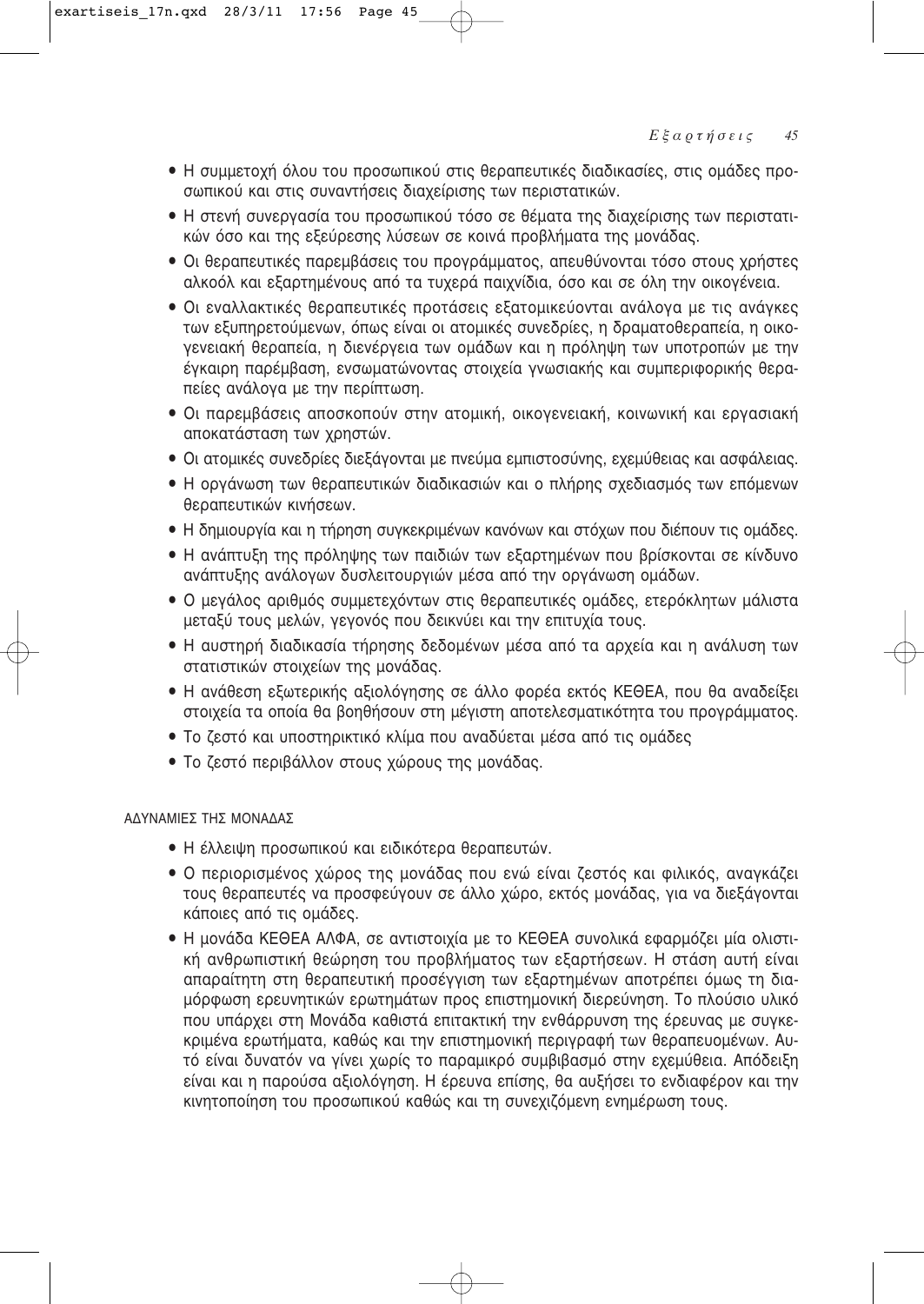- Η συμμετοχή όλου του προσωπικού στις θεραπευτικές διαδικασίες, στις ομάδες προσωπικού και στις συναντήσεις διαχείρισης των περιστατικών.
- Η στενή συνεργασία του προσωπικού τόσο σε θέματα της διαχείρισης των περιστατικών όσο και της εξεύρεσης λύσεων σε κοινά προβλήματα της μονάδας.
- Οι θεραπευτικές παρεμβάσεις του προγράμματος, απευθύνονται τόσο στους χρήστες αλκοόλ και εξαρτημένους από τα τυχερά παιχνίδια, όσο και σε όλη την οικογένεια.
- Οι εναλλακτικές θεραπευτικές προτάσεις εξατομικεύονται ανάλογα με τις ανάγκες των εξυπηρετούμενων, όπως είναι οι ατομικές συνεδρίες, η δραματοθεραπεία, η οικογενειακή θεραπεία, η διενέργεια των ομάδων και η πρόληψη των υποτροπών με την έγκαιρη παρέμβαση, ενσωματώνοντας στοιχεία γνωσιακής και συμπεριφορικής θεραπείες ανάλογα με την περίπτωση.
- Οι παρεμβάσεις αποσκοπούν στην ατομική, οικογενειακή, κοινωνική και εργασιακή αποκατάσταση των χρηστών.
- Οι ατομικές συνεδρίες διεξάγονται με πνεύμα εμπιστοσύνης, εχεμύθειας και ασφάλειας.
- Η οργάνωση των θεραπευτικών διαδικασιών και ο πλήρης σχεδιασμός των επόμενων θεραπευτικών κινήσεων.
- Η δημιουργία και η τήρηση συγκεκριμένων κανόνων και στόχων που διέπουν τις ομάδες.
- Η ανάπτυξη της πρόληψης των παιδιών των εξαρτημένων που βρίσκονται σε κίνδυνο ανάπτυξης ανάλογων δυσλειτουργιών μέσα από την οργάνωση ομάδων.
- Ο μεγάλος αριθμός συμμετεχόντων στις θεραπευτικές ομάδες, ετερόκλητων μάλιστα μεταξύ τους μελών, γεγονός που δεικνύει και την επιτυχία τους.
- Η αυστηρή διαδικασία τήρησης δεδομένων μέσα από τα αρχεία και η ανάλυση των στατιστικών στοιχείων της μονάδας.
- Η ανάθεση εξωτερικής αξιολόγησης σε άλλο φορέα εκτός ΚΕΘΕΑ, που θα αναδείξει στοιχεία τα οποία θα βοηθήσουν στη μέγιστη αποτελεσματικότητα του προγράμματος.
- Το ζεστό και υποστηρικτικό κλίμα που αναδύεται μέσα από τις ομάδες
- Το ζεστό περιβάλλον στους χώρους της μονάδας.

ΑΔΥΝΑΜΙΕΣ ΤΗΣ ΜΟΝΑΔΑΣ

- Η έλλειψη προσωπικού και ειδικότερα θεραπευτών.
- Ο περιορισμένος χώρος της μονάδας που ενώ είναι ζεστός και φιλικός, αναγκάζει τους θεραπευτές να προσφεύγουν σε άλλο χώρο, εκτός μονάδας, για να διεξάγονται κάποιες από τις ομάδες.
- Η μονάδα ΚΕΘΕΑ ΑΛΦΑ, σε αντιστοιχία με το ΚΕΘΕΑ συνολικά εφαρμόζει μία ολιστική ανθρωπιστική θεώρηση του προβλήματος των εξαρτήσεων. Η στάση αυτή είναι απαραίτητη στη θεραπευτική προσέγγιση των εξαρτημένων αποτρέπει όμως τη διαμόρφωση ερευνητικών ερωτημάτων προς επιστημονική διερεύνηση. Το πλούσιο υλικό που υπάρχει στη Μονάδα καθιστά επιτακτική την ενθάρρυνση της έρευνας με συγκεκριμένα ερωτήματα, καθώς και την επιστημονική περιγραφή των θεραπευομένων. Αυτό είναι δυνατόν να γίνει χωρίς το παραμικρό συμβιβασμό στην εχεμύθεια. Απόδειξη είναι και η παρούσα αξιολόγηση. Η έρευνα επίσης, θα αυξήσει το ενδιαφέρον και την κινητοποίηση του προσωπικού καθώς και τη συνεχιζόμενη ενημέρωση τους.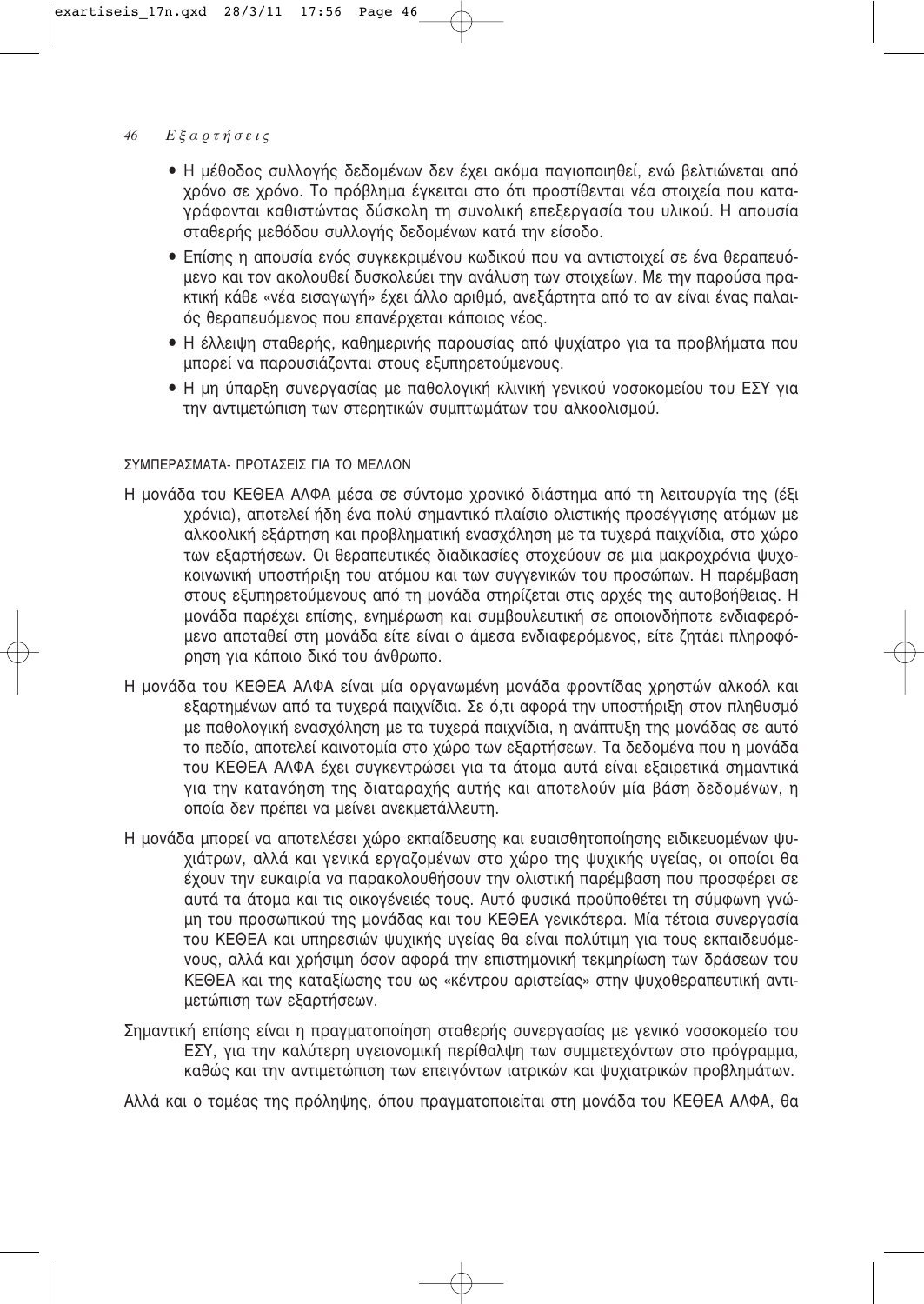- Η μέθοδος συλλογής δεδομένων δεν έχει ακόμα παγιοποιηθεί, ενώ βελτιώνεται από χρόνο σε χρόνο. Το πρόβλημα έγκειται στο ότι προστίθενται νέα στοιχεία που καταγράφονται καθιστώντας δύσκολη τη συνολική επεξεργασία του υλικού. Η απουσία σταθερής μεθόδου συλλογής δεδομένων κατά την είσοδο.
- Επίσης η απουσία ενός συγκεκριμένου κωδικού που να αντιστοιχεί σε ένα θεραπευόμενο και τον ακολουθεί δυσκολεύει την ανάλυση των στοιχείων. Με την παρούσα πρακτική κάθε «νέα εισαγωγή» έχει άλλο αριθμό, ανεξάρτητα από το αν είναι ένας παλαιός θεραπευόμενος που επανέρχεται κάποιος νέος.
- Η έλλειψη σταθερής, καθημερινής παρουσίας από ψυχίατρο για τα προβλήματα που μπορεί να παρουσιάζονται στους εξυπηρετούμενους.
- Η μη ύπαρξη συνεργασίας με παθολογική κλινική γενικού νοσοκομείου του ΕΣΥ για την αντιμετώπιση των στερητικών συμπτωμάτων του αλκοολισμού.

## ΣΥΜΠΕΡΑΣΜΑΤΑ- ΠΡΟΤΑΣΕΙΣ ΓΙΑ ΤΟ ΜΕΛΛΟΝ

Η μονάδα του ΚΕΘΕΑ ΑΛΦΑ μέσα σε σύντομο χρονικό διάστημα από τη λειτουργία της (έξι χρόνια), αποτελεί ήδη ένα πολύ σημαντικό πλαίσιο ολιστικής προσέγγισης ατόμων με αλκοολική εξάρτηση και προβληματική ενασχόληση με τα τυχερά παιχνίδια, στο χώρο των εξαρτήσεων. Οι θεραπευτικές διαδικασίες στοχεύουν σε μια μακροχρόνια ψυχοκοινωνική υποστήριξη του ατόμου και των συγγενικών του προσώπων. Η παρέμβαση στους εξυπηρετούμενους από τη μονάδα στηρίζεται στις αρχές της αυτοβοήθειας. Η μονάδα παρέχει επίσης, ενημέρωση και συμβουλευτική σε οποιονδήποτε ενδιαφερόμενο αποταθεί στη μονάδα είτε είναι ο άμεσα ενδιαφερόμενος, είτε ζητάει πληροφόρηση για κάποιο δικό του άνθρωπο.

Η μονάδα του ΚΕΘΕΑ ΑΛΦΑ είναι μία οργανωμένη μονάδα φροντίδας χρηστών αλκοόλ και εξαρτημένων από τα τυχερά παιχνίδια. Σε ό,τι αφορά την υποστήριξη στον πληθυσμό με παθολογική ενασχόληση με τα τυχερά παιχνίδια, η ανάπτυξη της μονάδας σε αυτό το πεδίο, αποτελεί καινοτομία στο χώρο των εξαρτήσεων. Τα δεδομένα που η μονάδα του ΚΕΘΕΑ ΑΛΦΑ έχει συγκεντρώσει για τα άτομα αυτά είναι εξαιρετικά σημαντικά για την κατανόηση της διαταραχής αυτής και αποτελούν μία βάση δεδομένων, η οποία δεν πρέπει να μείνει ανεκμετάλλευτη.

Η μονάδα μπορεί να αποτελέσει χώρο εκπαίδευσης και ευαισθητοποίησης ειδικευομένων ψυχιάτρων, αλλά και γενικά εργαζομένων στο χώρο της ψυχικής υγείας, οι οποίοι θα έχουν την ευκαιρία να παρακολουθήσουν την ολιστική παρέμβαση που προσφέρει σε αυτά τα άτομα και τις οικογένειές τους. Αυτό φυσικά προϋποθέτει τη σύμφωνη γνώμη του προσωπικού της μονάδας και του ΚΕΘΕΑ γενικότερα. Μία τέτοια συνεργασία του ΚΕΘΕΑ και υπηρεσιών ψυχικής υγείας θα είναι πολύτιμη για τους εκπαιδευόμενους, αλλά και χρήσιμη όσον αφορά την επιστημονική τεκμηρίωση των δράσεων του ΚΕΘΕΑ και της καταξίωσης του ως «κέντρου αριστείας» στην ψυχοθεραπευτική αντιμετώπιση των εξαρτήσεων.

Σημαντική επίσης είναι η πραγματοποίηση σταθερής συνεργασίας με γενικό νοσοκομείο του ΕΣΥ, για την καλύτερη υγειονομική περίθαλψη των συμμετεχόντων στο πρόγραμμα, καθώς και την αντιμετώπιση των επειγόντων ιατρικών και ψυχιατρικών προβλημάτων.

Αλλά και ο τομέας της πρόληψης, όπου πραγματοποιείται στη μονάδα του ΚΕΘΕΑ ΑΛΦΑ, θα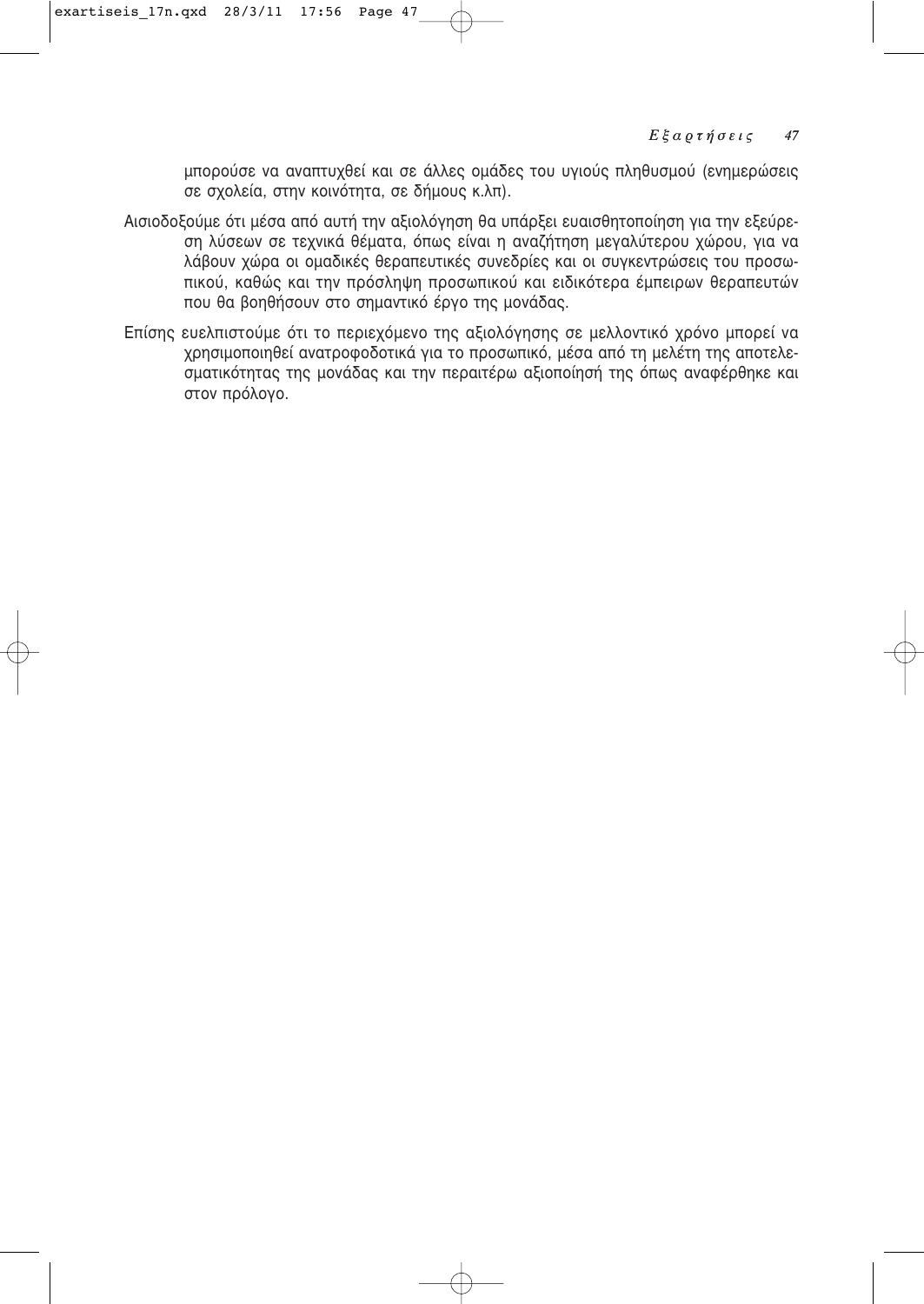μπορούσε να αναπτυχθεί και σε άλλες ομάδες του υγιούς πληθυσμού (ενημερώσεις σε σχολεία, στην κοινότητα, σε δήμους κ.λπ).

Αισιοδοξούμε ότι μέσα από αυτή την αξιολόγηση θα υπάρξει ευαισθητοποίηση για την εξεύρεση λύσεων σε τεχνικά θέματα, όπως είναι η αναζήτηση μεγαλύτερου χώρου, για να λάβουν χώρα οι ομαδικές θεραπευτικές συνεδρίες και οι συγκεντρώσεις του προσωπικού, καθώς και την πρόσληψη προσωπικού και ειδικότερα έμπειρων θεραπευτών που θα βοηθήσουν στο σημαντικό έργο της μονάδας.

Επίσης ευελπιστούμε ότι το περιεχόμενο της αξιολόγησης σε μελλοντικό χρόνο μπορεί να χρησιμοποιηθεί ανατροφοδοτικά για το προσωπικό, μέσα από τη μελέτη της αποτελεσματικότητας της μονάδας και την περαιτέρω αξιοποίησή της όπως αναφέρθηκε και στον πρόλογο.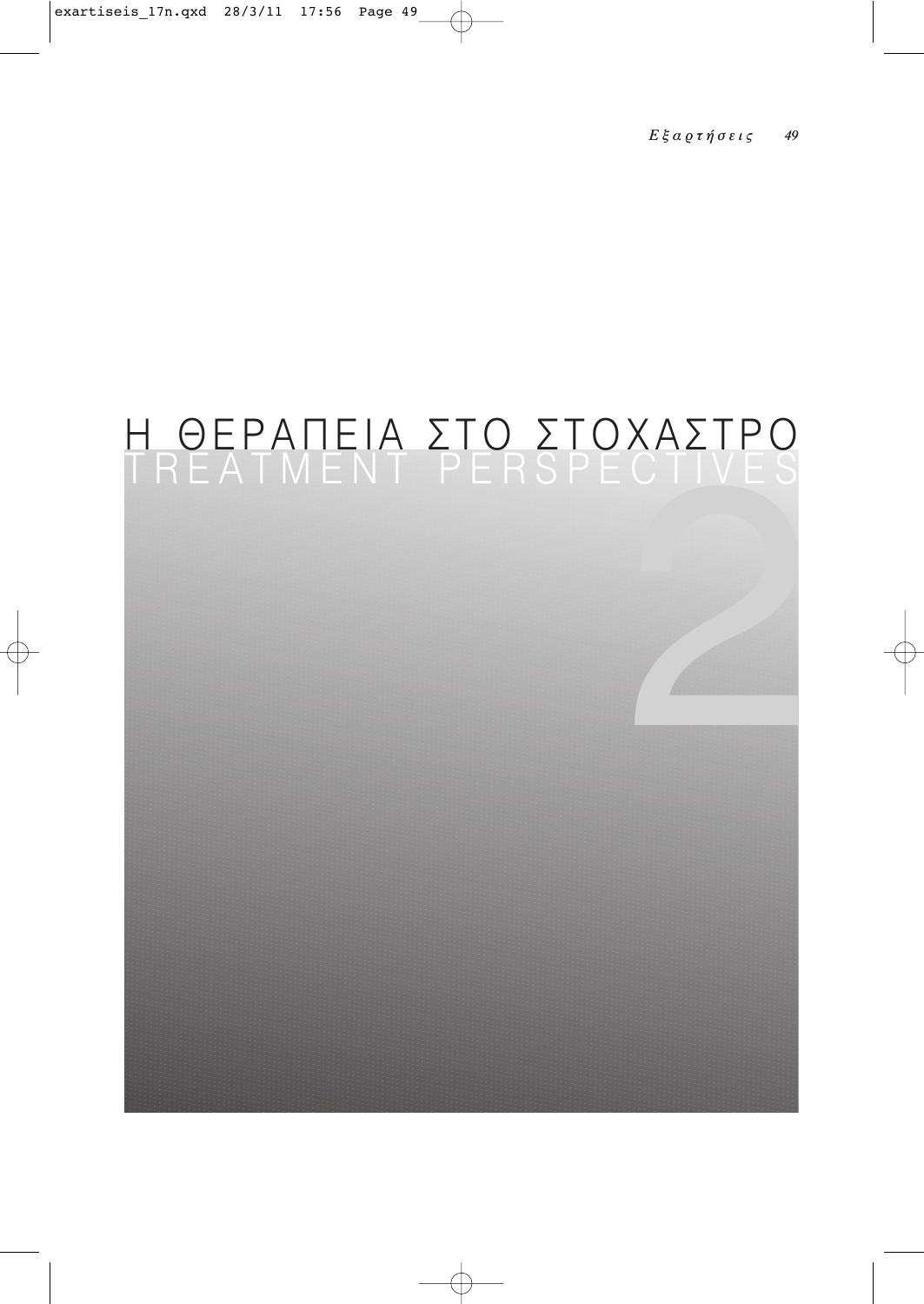# Η ΘΕΡΑΠΕΙΑ ΣΤΟ ΣΤΟΧΑΣΤΡΟ

## TREATMENT PERSPECTIVES

2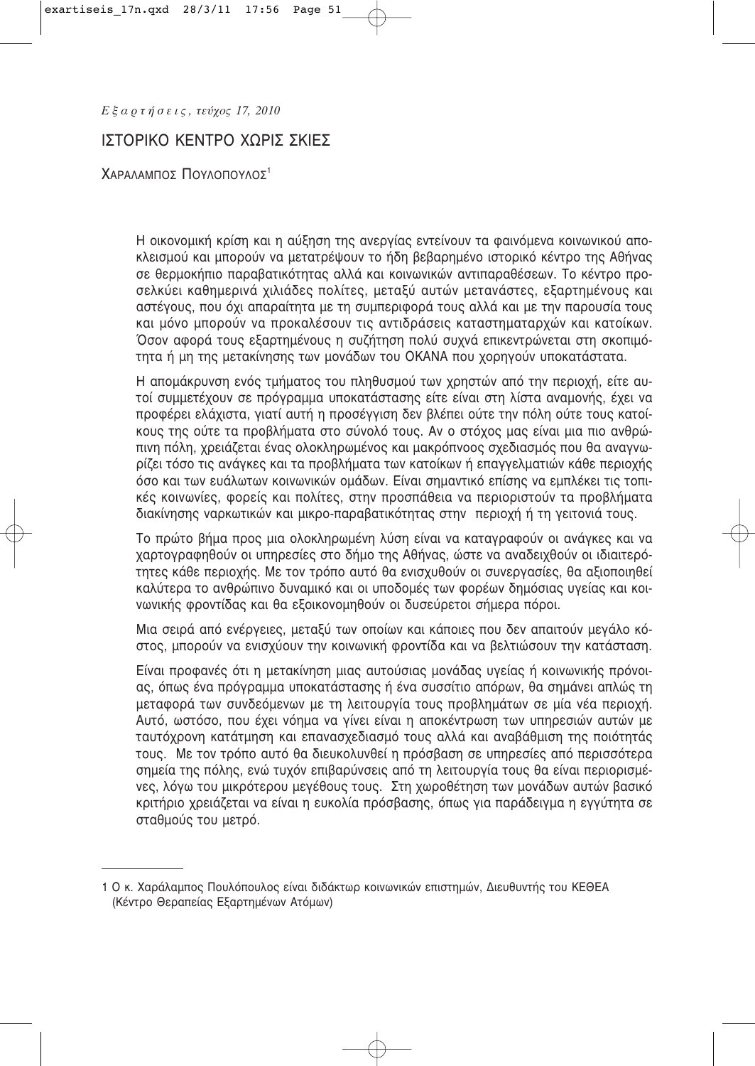*Εξαρτήσεις, τεύχος 17, 2010*

# ΙΣΤΟΡΙΚΟ ΚΕΝΤΡΟ ΧΩΡΙΣ ΣΚΙΕΣ

ΧΑΡΑΛΑΜΠΟΣ ΠΟΥΛΟΠΟΥΛΟΣ[1]

Η οικονομική κρίση και η αύξηση της ανεργίας εντείνουν τα φαινόμενα κοινωνικού αποκλεισμού και μπορούν να μετατρέψουν το ήδη βεβαρημένο ιστορικό κέντρο της Αθήνας σε θερμοκήπιο παραβατικότητας αλλά και κοινωνικών αντιπαραθέσεων. Το κέντρο προσελκύει καθημερινά χιλιάδες πολίτες, μεταξύ αυτών μετανάστες, εξαρτημένους και αστέγους, που όχι απαραίτητα με τη συμπεριφορά τους αλλά και με την παρουσία τους και μόνο μπορούν να προκαλέσουν τις αντιδράσεις καταστηματαρχών και κατοίκων. Όσον αφορά τους εξαρτημένους η συζήτηση πολύ συχνά επικεντρώνεται στη σκοπιμότητα ή μη της μετακίνησης των μονάδων του ΟΚΑΝΑ που χορηγούν υποκατάστατα.

Η απομάκρυνση ενός τμήματος του πληθυσμού των χρηστών από την περιοχή, είτε αυτοί συμμετέχουν σε πρόγραμμα υποκατάστασης είτε είναι στη λίστα αναμονής, έχει να προσφέρει ελάχιστα, γιατί αυτή η προσέγγιση δεν βλέπει ούτε την πόλη ούτε τους κατοίκους της ούτε τα προβλήματα στο σύνολό τους. Αν ο στόχος μας είναι μια πιο ανθρώπινη πόλη, χρειάζεται ένας ολοκληρωμένος και μακρόπνοος σχεδιασμός που θα αναγνωρίζει τόσο τις ανάγκες και τα προβλήματα των κατοίκων ή επαγγελματιών κάθε περιοχής όσο και των ευάλωτων κοινωνικών ομάδων. Είναι σημαντικό επίσης να εμπλέκει τις τοπικές κοινωνίες, φορείς και πολίτες, στην προσπάθεια να περιοριστούν τα προβλήματα διακίνησης ναρκωτικών και μικρο-παραβατικότητας στην περιοχή ή τη γειτονιά τους.

Το πρώτο βήμα προς μια ολοκληρωμένη λύση είναι να καταγραφούν οι ανάγκες και να χαρτογραφηθούν οι υπηρεσίες στο δήμο της Αθήνας, ώστε να αναδειχθούν οι ιδιαιτερότητες κάθε περιοχής. Με τον τρόπο αυτό θα ενισχυθούν οι συνεργασίες, θα αξιοποιηθεί καλύτερα το ανθρώπινο δυναμικό και οι υποδομές των φορέων δημόσιας υγείας και κοινωνικής φροντίδας και θα εξοικονομηθούν οι δυσεύρετοι σήμερα πόροι.

Μια σειρά από ενέργειες, μεταξύ των οποίων και κάποιες που δεν απαιτούν μεγάλο κόστος, μπορούν να ενισχύουν την κοινωνική φροντίδα και να βελτιώσουν την κατάσταση.

Είναι προφανές ότι η μετακίνηση μιας αυτούσιας μονάδας υγείας ή κοινωνικής πρόνοιας, όπως ένα πρόγραμμα υποκατάστασης ή ένα συσσίτιο απόρων, θα σημάνει απλώς τη μεταφορά των συνδεόμενων με τη λειτουργία τους προβλημάτων σε μία νέα περιοχή. Αυτό, ωστόσο, που έχει νόημα να γίνει είναι η αποκέντρωση των υπηρεσιών αυτών με ταυτόχρονη κατάτμηση και επανασχεδιασμό τους αλλά και αναβάθμιση της ποιότητάς τους. Με τον τρόπο αυτό θα διευκολυνθεί η πρόσβαση σε υπηρεσίες από περισσότερα σημεία της πόλης, ενώ τυχόν επιβαρύνσεις από τη λειτουργία τους θα είναι περιορισμένες, λόγω του μικρότερου μεγέθους τους. Στη χωροθέτηση των μονάδων αυτών βασικό κριτήριο χρειάζεται να είναι η ευκολία πρόσβασης, όπως για παράδειγμα η εγγύτητα σε σταθμούς του μετρό.

---

[1] Ο κ. Χαράλαμπος Πουλόπουλος είναι διδάκτωρ κοινωνικών επιστημών, Διευθυντής του ΚΕΘΕΑ (Κέντρο Θεραπείας Εξαρτημένων Ατόμων)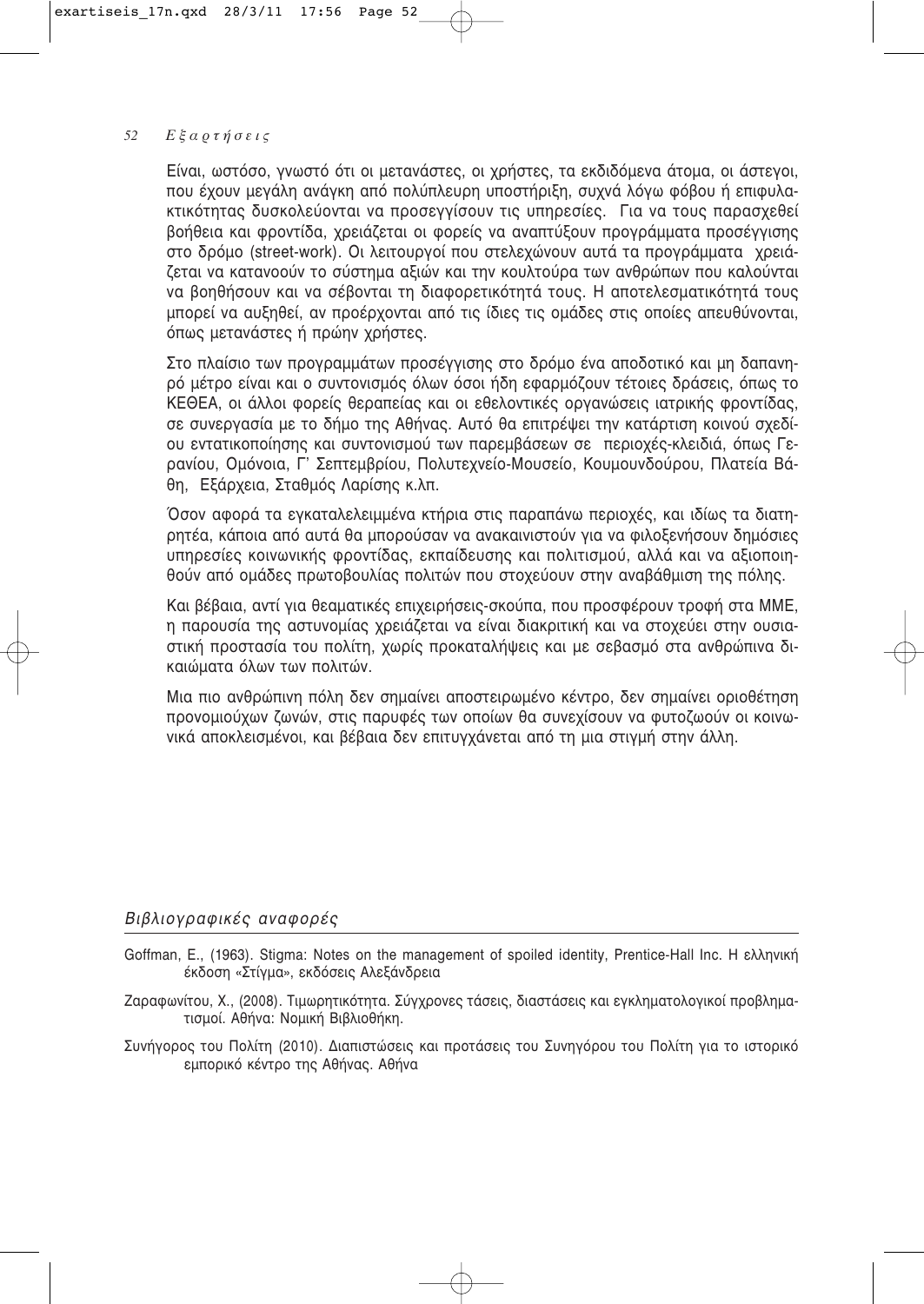Είναι, ωστόσο, γνωστό ότι οι μετανάστες, οι χρήστες, τα εκδιδόμενα άτομα, οι άστεγοι, που έχουν μεγάλη ανάγκη από πολύπλευρη υποστήριξη, συχνά λόγω φόβου ή επιφυλακτικότητας δυσκολεύονται να προσεγγίσουν τις υπηρεσίες. Για να τους παρασχεθεί βοήθεια και φροντίδα, χρειάζεται οι φορείς να αναπτύξουν προγράμματα προσέγγισης στο δρόμο (street-work). Οι λειτουργοί που στελεχώνουν αυτά τα προγράμματα χρειάζεται να κατανοούν το σύστημα αξιών και την κουλτούρα των ανθρώπων που καλούνται να βοηθήσουν και να σέβονται τη διαφορετικότητά τους. Η αποτελεσματικότητά τους μπορεί να αυξηθεί, αν προέρχονται από τις ίδιες τις ομάδες στις οποίες απευθύνονται, όπως μετανάστες ή πρώην χρήστες.

Στο πλαίσιο των προγραμμάτων προσέγγισης στο δρόμο ένα αποδοτικό και μη δαπανηρό μέτρο είναι και ο συντονισμός όλων όσοι ήδη εφαρμόζουν τέτοιες δράσεις, όπως το ΚΕΘΕΑ, οι άλλοι φορείς θεραπείας και οι εθελοντικές οργανώσεις ιατρικής φροντίδας, σε συνεργασία με το δήμο της Αθήνας. Αυτό θα επιτρέψει την κατάρτιση κοινού σχεδίου εντατικοποίησης και συντονισμού των παρεμβάσεων σε περιοχές-κλειδιά, όπως Γερανίου, Ομόνοια, Γ' Σεπτεμβρίου, Πολυτεχνείο-Μουσείο, Κουμουνδούρου, Πλατεία Βάθη, Εξάρχεια, Σταθμός Λαρίσης κ.λπ.

Όσον αφορά τα εγκαταλελειμμένα κτήρια στις παραπάνω περιοχές, και ιδίως τα διατηρητέα, κάποια από αυτά θα μπορούσαν να ανακαινιστούν για να φιλοξενήσουν δημόσιες υπηρεσίες κοινωνικής φροντίδας, εκπαίδευσης και πολιτισμού, αλλά και να αξιοποιηθούν από ομάδες πρωτοβουλίας πολιτών που στοχεύουν στην αναβάθμιση της πόλης.

Και βέβαια, αντί για θεαματικές επιχειρήσεις-σκούπα, που προσφέρουν τροφή στα ΜΜΕ, η παρουσία της αστυνομίας χρειάζεται να είναι διακριτική και να στοχεύει στην ουσιαστική προστασία του πολίτη, χωρίς προκαταλήψεις και με σεβασμό στα ανθρώπινα δικαιώματα όλων των πολιτών.

Μια πιο ανθρώπινη πόλη δεν σημαίνει αποστειρωμένο κέντρο, δεν σημαίνει οριοθέτηση προνομιούχων ζωνών, στις παρυφές των οποίων θα συνεχίσουν να φυτοζωούν οι κοινωνικά αποκλεισμένοι, και βέβαια δεν επιτυγχάνεται από τη μια στιγμή στην άλλη.

### *Βιβλιογραφικές αναφορές*

Goffman, E., (1963). Stigma: Notes on the management of spoiled identity, Prentice-Hall Inc. Η ελληνική έκδοση «Στίγμα», εκδόσεις Αλεξάνδρεια

Ζαραφωνίτου, Χ., (2008). Τιμωρητικότητα. Σύγχρονες τάσεις, διαστάσεις και εγκληματολογικοί προβληματισμοί. Αθήνα: Νομική Βιβλιοθήκη.

Συνήγορος του Πολίτη (2010). Διαπιστώσεις και προτάσεις του Συνηγόρου του Πολίτη για το ιστορικό εμπορικό κέντρο της Αθήνας. Αθήνα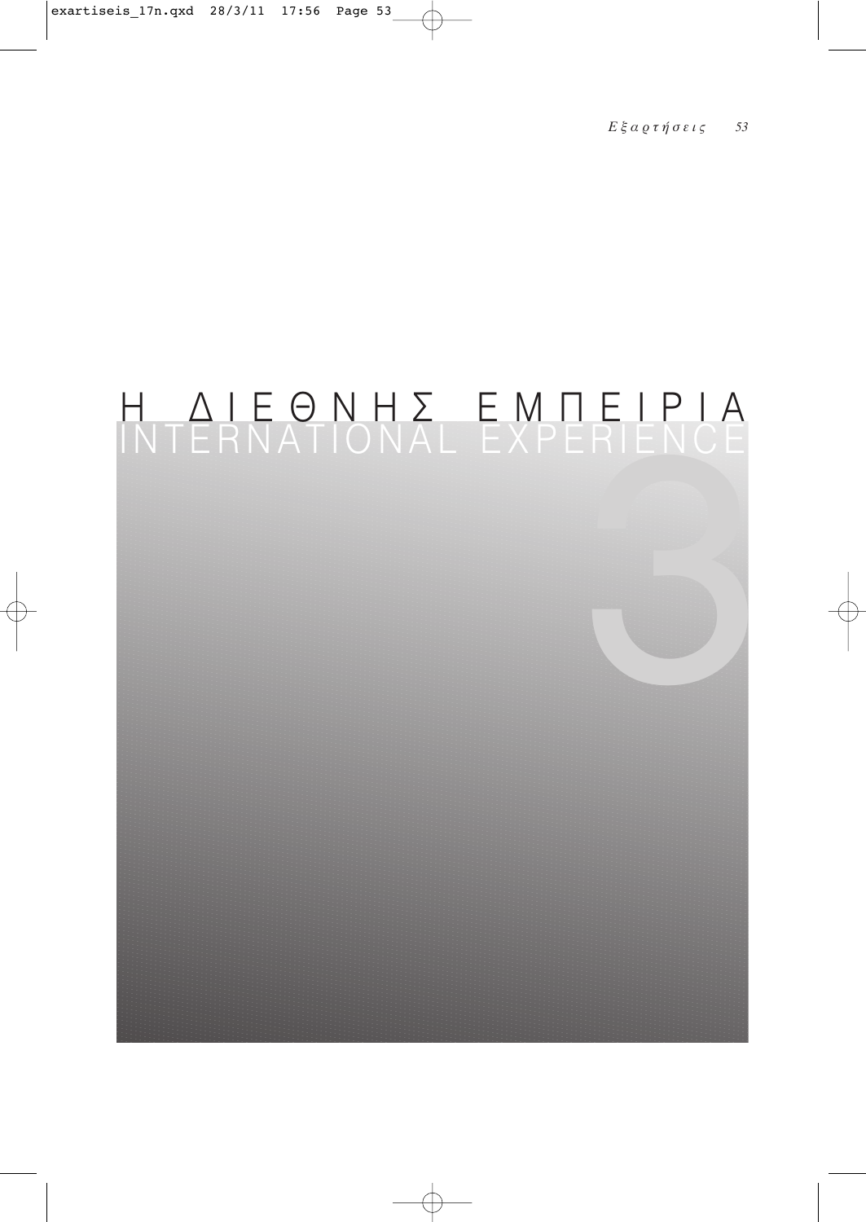# Η ΔΙΕΘΝΗΣ ΕΜΠΕΙΡΙΑ
# INTERNATIONAL EXPERIENCE

3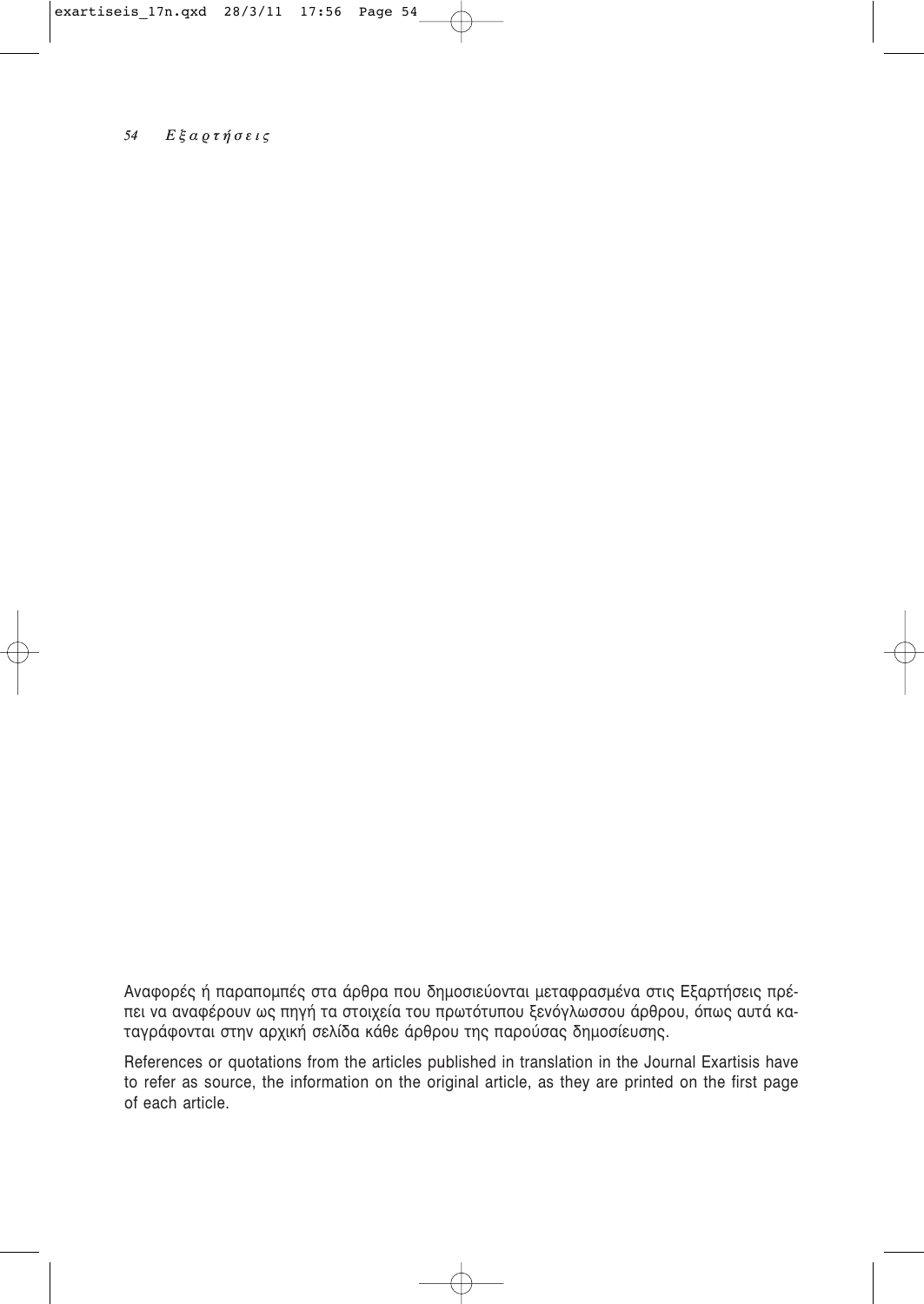Αναφορές ή παραπομπές στα άρθρα που δημοσιεύονται μεταφρασμένα στις Εξαρτήσεις πρέπει να αναφέρουν ως πηγή τα στοιχεία του πρωτότυπου ξενόγλωσσου άρθρου, όπως αυτά καταγράφονται στην αρχική σελίδα κάθε άρθρου της παρούσας δημοσίευσης.

References or quotations from the articles published in translation in the Journal Exartisis have to refer as source, the information on the original article, as they are printed on the first page of each article.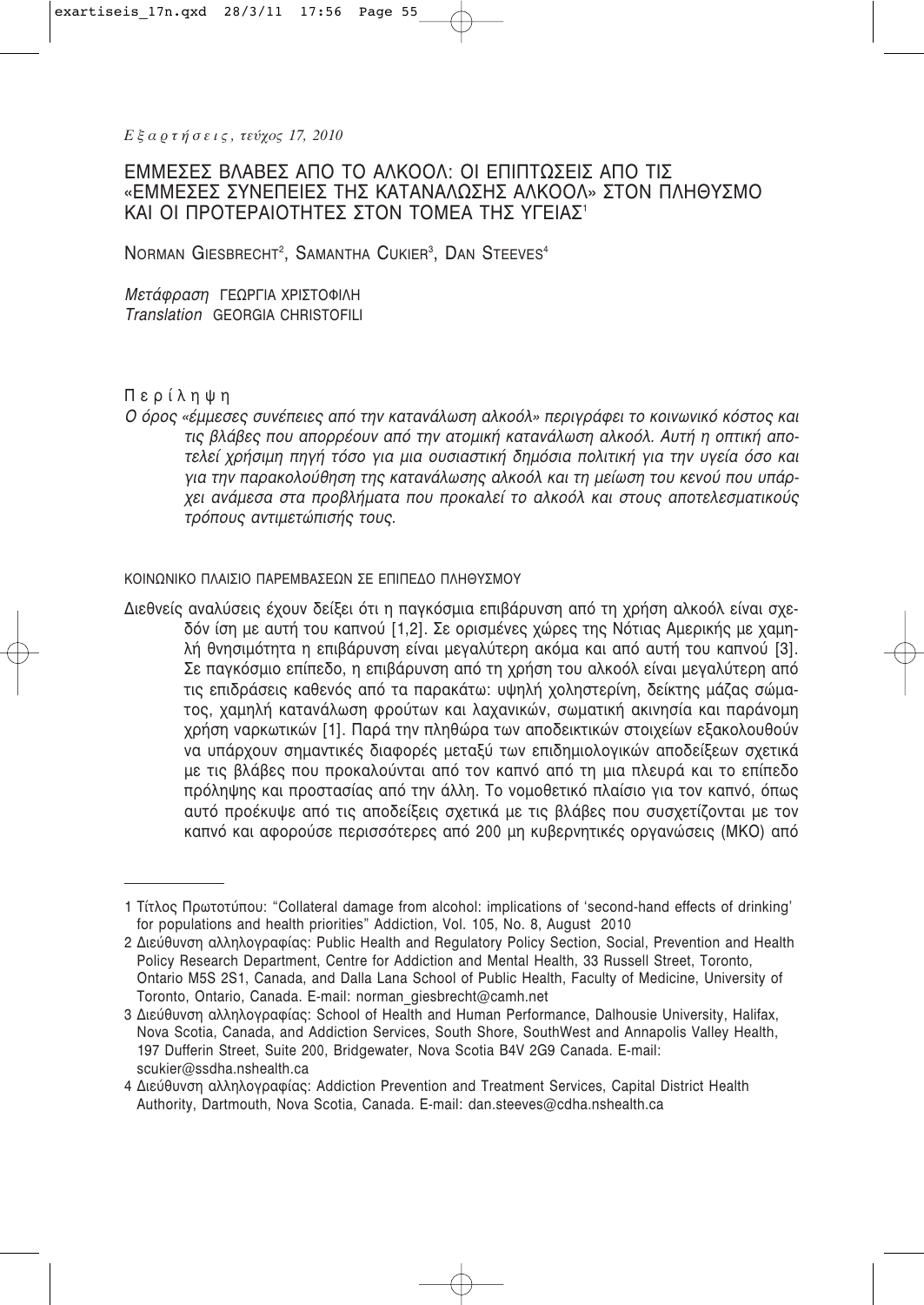# ΕΜΜΕΣΕΣ ΒΛΑΒΕΣ ΑΠΟ ΤΟ ΑΛΚΟΟΛ: ΟΙ ΕΠΙΠΤΩΣΕΙΣ ΑΠΟ ΤΙΣ «ΕΜΜΕΣΕΣ ΣΥΝΕΠΕΙΕΣ ΤΗΣ ΚΑΤΑΝΑΛΩΣΗΣ ΑΛΚΟΟΛ» ΣΤΟΝ ΠΛΗΘΥΣΜΟ ΚΑΙ ΟΙ ΠΡΟΤΕΡΑΙΟΤΗΤΕΣ ΣΤΟΝ ΤΟΜΕΑ ΤΗΣ ΥΓΕΙΑΣ[1]

NORMAN GIESBRECHT[2], SAMANTHA CUKIER[3], DAN STEEVES[4]

*Μετάφραση* ΓΕΩΡΓΙΑ ΧΡΙΣΤΟΦΙΛΗ
*Translation* GEORGIA CHRISTOFILI

Περίληψη

*Ο όρος «έμμεσες συνέπειες από την κατανάλωση αλκοόλ» περιγράφει το κοινωνικό κόστος και τις βλάβες που απορρέουν από την ατομική κατανάλωση αλκοόλ. Αυτή η οπτική αποτελεί χρήσιμη πηγή τόσο για μια ουσιαστική δημόσια πολιτική για την υγεία όσο και για την παρακολούθηση της κατανάλωσης αλκοόλ και τη μείωση του κενού που υπάρχει ανάμεσα στα προβλήματα που προκαλεί το αλκοόλ και στους αποτελεσματικούς τρόπους αντιμετώπισής τους.*

## ΚΟΙΝΩΝΙΚΟ ΠΛΑΙΣΙΟ ΠΑΡΕΜΒΑΣΕΩΝ ΣΕ ΕΠΙΠΕΔΟ ΠΛΗΘΥΣΜΟΥ

Διεθνείς αναλύσεις έχουν δείξει ότι η παγκόσμια επιβάρυνση από τη χρήση αλκοόλ είναι σχεδόν ίση με αυτή του καπνού [1,2]. Σε ορισμένες χώρες της Νότιας Αμερικής με χαμηλή θνησιμότητα η επιβάρυνση είναι μεγαλύτερη ακόμα και από αυτή του καπνού [3]. Σε παγκόσμιο επίπεδο, η επιβάρυνση από τη χρήση του αλκοόλ είναι μεγαλύτερη από τις επιδράσεις καθενός από τα παρακάτω: υψηλή χοληστερίνη, δείκτης μάζας σώματος, χαμηλή κατανάλωση φρούτων και λαχανικών, σωματική ακινησία και παράνομη χρήση ναρκωτικών [1]. Παρά την πληθώρα των αποδεικτικών στοιχείων εξακολουθούν να υπάρχουν σημαντικές διαφορές μεταξύ των επιδημιολογικών αποδείξεων σχετικά με τις βλάβες που προκαλούνται από τον καπνό από τη μια πλευρά και το επίπεδο πρόληψης και προστασίας από την άλλη. Το νομοθετικό πλαίσιο για τον καπνό, όπως αυτό προέκυψε από τις αποδείξεις σχετικά με τις βλάβες που συσχετίζονται με τον καπνό και αφορούσε περισσότερες από 200 μη κυβερνητικές οργανώσεις (ΜΚΟ) από

---

1 Τίτλος Πρωτοτύπου: "Collateral damage from alcohol: implications of 'second-hand effects of drinking' for populations and health priorities" Addiction, Vol. 105, No. 8, August 2010

2 Διεύθυνση αλληλογραφίας: Public Health and Regulatory Policy Section, Social, Prevention and Health Policy Research Department, Centre for Addiction and Mental Health, 33 Russell Street, Toronto, Ontario M5S 2S1, Canada, and Dalla Lana School of Public Health, Faculty of Medicine, University of Toronto, Ontario, Canada. E-mail: norman_giesbrecht@camh.net

3 Διεύθυνση αλληλογραφίας: School of Health and Human Performance, Dalhousie University, Halifax, Nova Scotia, Canada, and Addiction Services, South Shore, SouthWest and Annapolis Valley Health, 197 Dufferin Street, Suite 200, Bridgewater, Nova Scotia B4V 2G9 Canada. E-mail: scukier@ssdha.nshealth.ca

4 Διεύθυνση αλληλογραφίας: Addiction Prevention and Treatment Services, Capital District Health Authority, Dartmouth, Nova Scotia, Canada. E-mail: dan.steeves@cdha.nshealth.ca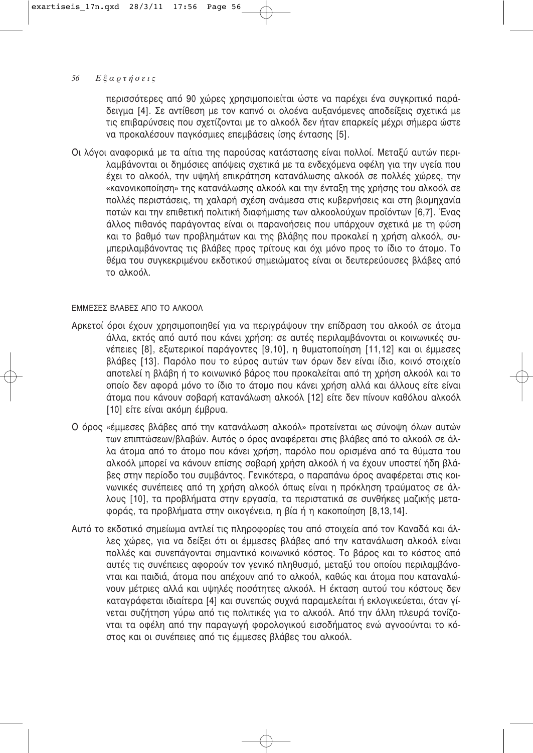περισσότερες από 90 χώρες χρησιμοποιείται ώστε να παρέχει ένα συγκριτικό παράδειγμα [4]. Σε αντίθεση με τον καπνό οι ολοένα αυξανόμενες αποδείξεις σχετικά με τις επιβαρύνσεις που σχετίζονται με το αλκοόλ δεν ήταν επαρκείς μέχρι σήμερα ώστε να προκαλέσουν παγκόσμιες επεμβάσεις ίσης έντασης [5].

Οι λόγοι αναφορικά με τα αίτια της παρούσας κατάστασης είναι πολλοί. Μεταξύ αυτών περιλαμβάνονται οι δημόσιες απόψεις σχετικά με τα ενδεχόμενα οφέλη για την υγεία που έχει το αλκοόλ, την υψηλή επικράτηση κατανάλωσης αλκοόλ σε πολλές χώρες, την «κανονικοποίηση» της κατανάλωσης αλκοόλ και την ένταξη της χρήσης του αλκοόλ σε πολλές περιστάσεις, τη χαλαρή σχέση ανάμεσα στις κυβερνήσεις και στη βιομηχανία ποτών και την επιθετική πολιτική διαφήμισης των αλκοολούχων προϊόντων [6,7]. Ένας άλλος πιθανός παράγοντας είναι οι παρανοήσεις που υπάρχουν σχετικά με τη φύση και το βαθμό των προβλημάτων και της βλάβης που προκαλεί η χρήση αλκοόλ, συμπεριλαμβάνοντας τις βλάβες προς τρίτους και όχι μόνο προς το ίδιο το άτομο. Το θέμα του συγκεκριμένου εκδοτικού σημειώματος είναι οι δευτερεύουσες βλάβες από το αλκοόλ.

## ΕΜΜΕΣΕΣ ΒΛΑΒΕΣ ΑΠΟ ΤΟ ΑΛΚΟΟΛ

Αρκετοί όροι έχουν χρησιμοποιηθεί για να περιγράψουν την επίδραση του αλκοόλ σε άτομα άλλα, εκτός από αυτό που κάνει χρήση: σε αυτές περιλαμβάνονται οι κοινωνικές συνέπειες [8], εξωτερικοί παράγοντες [9,10], η θυματοποίηση [11,12] και οι έμμεσες βλάβες [13]. Παρόλο που το εύρος αυτών των όρων δεν είναι ίδιο, κοινό στοιχείο αποτελεί η βλάβη ή το κοινωνικό βάρος που προκαλείται από τη χρήση αλκοόλ και το οποίο δεν αφορά μόνο το ίδιο το άτομο που κάνει χρήση αλλά και άλλους είτε είναι άτομα που κάνουν σοβαρή κατανάλωση αλκοόλ [12] είτε δεν πίνουν καθόλου αλκοόλ [10] είτε είναι ακόμη έμβρυα.

Ο όρος «έμμεσες βλάβες από την κατανάλωση αλκοόλ» προτείνεται ως σύνοψη όλων αυτών των επιπτώσεων/βλαβών. Αυτός ο όρος αναφέρεται στις βλάβες από το αλκοόλ σε άλλα άτομα από το άτομο που κάνει χρήση, παρόλο που ορισμένα από τα θύματα του αλκοόλ μπορεί να κάνουν επίσης σοβαρή χρήση αλκοόλ ή να έχουν υποστεί ήδη βλάβες στην περίοδο του συμβάντος. Γενικότερα, ο παραπάνω όρος αναφέρεται στις κοινωνικές συνέπειες από τη χρήση αλκοόλ όπως είναι η πρόκληση τραύματος σε άλλους [10], τα προβλήματα στην εργασία, τα περιστατικά σε συνθήκες μαζικής μεταφοράς, τα προβλήματα στην οικογένεια, η βία ή η κακοποίηση [8,13,14].

Αυτό το εκδοτικό σημείωμα αντλεί τις πληροφορίες του από στοιχεία από τον Καναδά και άλλες χώρες, για να δείξει ότι οι έμμεσες βλάβες από την κατανάλωση αλκοόλ είναι πολλές και συνεπάγονται σημαντικό κοινωνικό κόστος. Το βάρος και το κόστος από αυτές τις συνέπειες αφορούν τον γενικό πληθυσμό, μεταξύ του οποίου περιλαμβάνονται και παιδιά, άτομα που απέχουν από το αλκοόλ, καθώς και άτομα που καταναλώνουν μέτριες αλλά και υψηλές ποσότητες αλκοόλ. Η έκταση αυτού του κόστους δεν καταγράφεται ιδιαίτερα [4] και συνεπώς συχνά παραμελείται ή εκλογικεύεται, όταν γίνεται συζήτηση γύρω από τις πολιτικές για το αλκοόλ. Από την άλλη πλευρά τονίζονται τα οφέλη από την παραγωγή φορολογικού εισοδήματος ενώ αγνοούνται το κόστος και οι συνέπειες από τις έμμεσες βλάβες του αλκοόλ.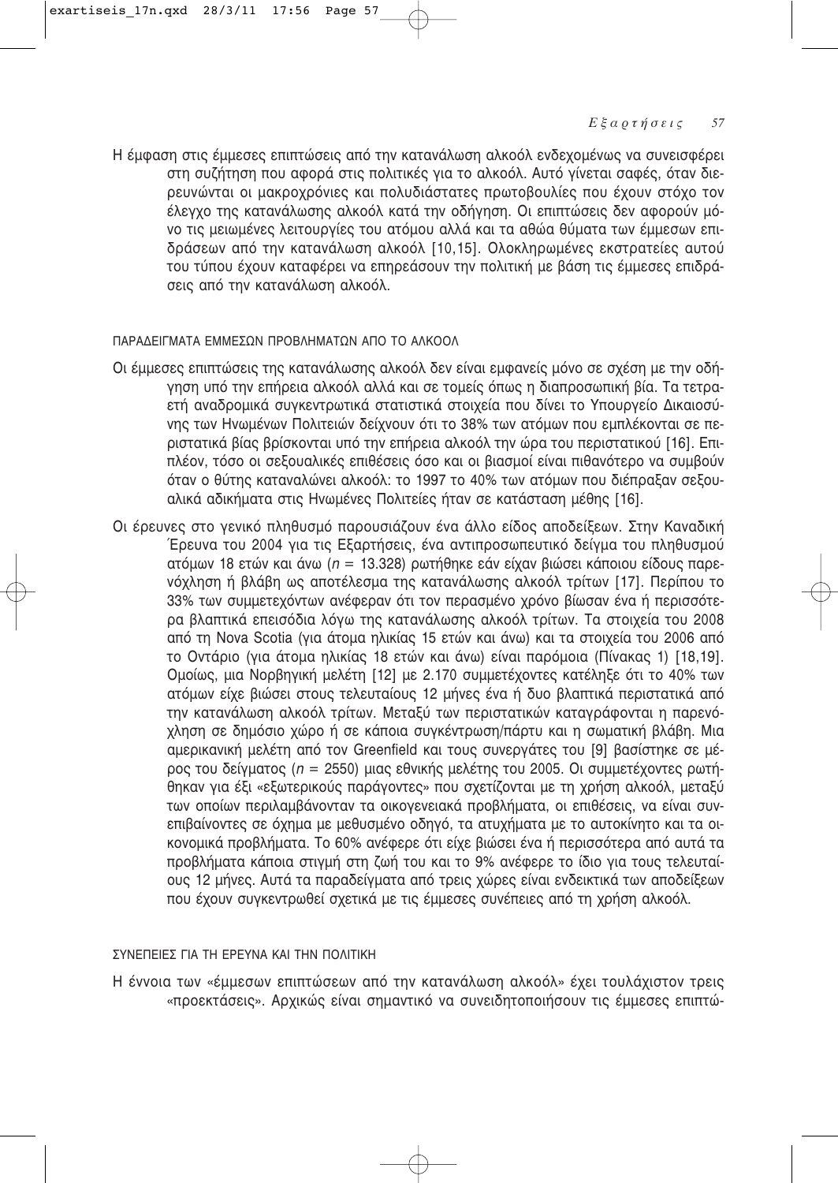Η έμφαση στις έμμεσες επιπτώσεις από την κατανάλωση αλκοόλ ενδεχομένως να συνεισφέρει στη συζήτηση που αφορά στις πολιτικές για το αλκοόλ. Αυτό γίνεται σαφές, όταν διερευνώνται οι μακροχρόνιες και πολυδιάστατες πρωτοβουλίες που έχουν στόχο τον έλεγχο της κατανάλωσης αλκοόλ κατά την οδήγηση. Οι επιπτώσεις δεν αφορούν μόνο τις μειωμένες λειτουργίες του ατόμου αλλά και τα αθώα θύματα των έμμεσων επιδράσεων από την κατανάλωση αλκοόλ [10,15]. Ολοκληρωμένες εκστρατείες αυτού του τύπου έχουν καταφέρει να επηρεάσουν την πολιτική με βάση τις έμμεσες επιδράσεις από την κατανάλωση αλκοόλ.

## ΠΑΡΑΔΕΙΓΜΑΤΑ ΕΜΜΕΣΩΝ ΠΡΟΒΛΗΜΑΤΩΝ ΑΠΟ ΤΟ ΑΛΚΟΟΛ

Οι έμμεσες επιπτώσεις της κατανάλωσης αλκοόλ δεν είναι εμφανείς μόνο σε σχέση με την οδήγηση υπό την επήρεια αλκοόλ αλλά και σε τομείς όπως η διαπροσωπική βία. Τα τετραετή αναδρομικά συγκεντρωτικά στατιστικά στοιχεία που δίνει το Υπουργείο Δικαιοσύνης των Ηνωμένων Πολιτειών δείχνουν ότι το 38% των ατόμων που εμπλέκονται σε περιστατικά βίας βρίσκονται υπό την επήρεια αλκοόλ την ώρα του περιστατικού [16]. Επιπλέον, τόσο οι σεξουαλικές επιθέσεις όσο και οι βιασμοί είναι πιθανότερο να συμβούν όταν ο θύτης καταναλώνει αλκοόλ: το 1997 το 40% των ατόμων που διέπραξαν σεξουαλικά αδικήματα στις Ηνωμένες Πολιτείες ήταν σε κατάσταση μέθης [16].

Οι έρευνες στο γενικό πληθυσμό παρουσιάζουν ένα άλλο είδος αποδείξεων. Στην Καναδική Έρευνα του 2004 για τις Εξαρτήσεις, ένα αντιπροσωπευτικό δείγμα του πληθυσμού ατόμων 18 ετών και άνω ($n$ = 13.328) ρωτήθηκε εάν είχαν βιώσει κάποιου είδους παρενόχληση ή βλάβη ως αποτέλεσμα της κατανάλωσης αλκοόλ τρίτων [17]. Περίπου το 33% των συμμετεχόντων ανέφεραν ότι τον περασμένο χρόνο βίωσαν ένα ή περισσότερα βλαπτικά επεισόδια λόγω της κατανάλωσης αλκοόλ τρίτων. Τα στοιχεία του 2008 από τη Nova Scotia (για άτομα ηλικίας 15 ετών και άνω) και τα στοιχεία του 2006 από το Οντάριο (για άτομα ηλικίας 18 ετών και άνω) είναι παρόμοια (Πίνακας 1) [18,19]. Ομοίως, μια Νορβηγική μελέτη [12] με 2.170 συμμετέχοντες κατέληξε ότι το 40% των ατόμων είχε βιώσει στους τελευταίους 12 μήνες ένα ή δυο βλαπτικά περιστατικά από την κατανάλωση αλκοόλ τρίτων. Μεταξύ των περιστατικών καταγράφονται η παρενόχληση σε δημόσιο χώρο ή σε κάποια συγκέντρωση/πάρτυ και η σωματική βλάβη. Μια αμερικανική μελέτη από τον Greenfield και τους συνεργάτες του [9] βασίστηκε σε μέρος του δείγματος ($n$ = 2550) μιας εθνικής μελέτης του 2005. Οι συμμετέχοντες ρωτήθηκαν για έξι «εξωτερικούς παράγοντες» που σχετίζονται με τη χρήση αλκοόλ, μεταξύ των οποίων περιλαμβάνονταν τα οικογενειακά προβλήματα, οι επιθέσεις, να είναι συνεπιβαίνοντες σε όχημα με μεθυσμένο οδηγό, τα ατυχήματα με το αυτοκίνητο και τα οικονομικά προβλήματα. Το 60% ανέφερε ότι είχε βιώσει ένα ή περισσότερα από αυτά τα προβλήματα κάποια στιγμή στη ζωή του και το 9% ανέφερε το ίδιο για τους τελευταίους 12 μήνες. Αυτά τα παραδείγματα από τρεις χώρες είναι ενδεικτικά των αποδείξεων που έχουν συγκεντρωθεί σχετικά με τις έμμεσες συνέπειες από τη χρήση αλκοόλ.

## ΣΥΝΕΠΕΙΕΣ ΓΙΑ ΤΗ ΕΡΕΥΝΑ ΚΑΙ ΤΗΝ ΠΟΛΙΤΙΚΗ

Η έννοια των «έμμεσων επιπτώσεων από την κατανάλωση αλκοόλ» έχει τουλάχιστον τρεις «προεκτάσεις». Αρχικώς είναι σημαντικό να συνειδητοποιήσουν τις έμμεσες επιπτώ-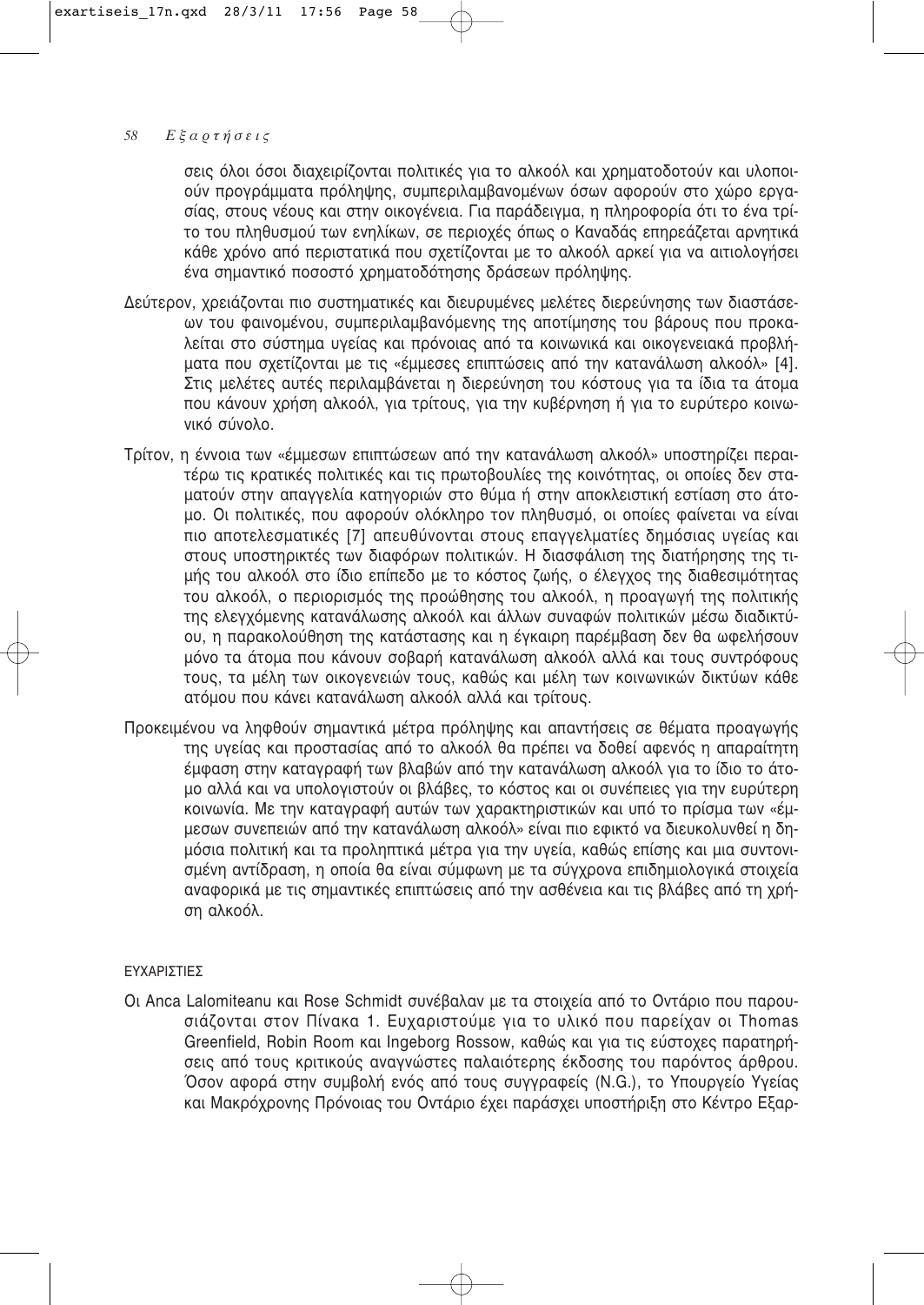σεις όλοι όσοι διαχειρίζονται πολιτικές για το αλκοόλ και χρηματοδοτούν και υλοποιούν προγράμματα πρόληψης, συμπεριλαμβανομένων όσων αφορούν στο χώρο εργασίας, στους νέους και στην οικογένεια. Για παράδειγμα, η πληροφορία ότι το ένα τρίτο του πληθυσμού των ενηλίκων, σε περιοχές όπως ο Καναδάς επηρεάζεται αρνητικά κάθε χρόνο από περιστατικά που σχετίζονται με το αλκοόλ αρκεί για να αιτιολογήσει ένα σημαντικό ποσοστό χρηματοδότησης δράσεων πρόληψης.

Δεύτερον, χρειάζονται πιο συστηματικές και διευρυμένες μελέτες διερεύνησης των διαστάσεων του φαινομένου, συμπεριλαμβανόμενης της αποτίμησης του βάρους που προκαλείται στο σύστημα υγείας και πρόνοιας από τα κοινωνικά και οικογενειακά προβλήματα που σχετίζονται με τις «έμμεσες επιπτώσεις από την κατανάλωση αλκοόλ» [4]. Στις μελέτες αυτές περιλαμβάνεται η διερεύνηση του κόστους για τα ίδια τα άτομα που κάνουν χρήση αλκοόλ, για τρίτους, για την κυβέρνηση ή για το ευρύτερο κοινωνικό σύνολο.

Τρίτον, η έννοια των «έμμεσων επιπτώσεων από την κατανάλωση αλκοόλ» υποστηρίζει περαιτέρω τις κρατικές πολιτικές και τις πρωτοβουλίες της κοινότητας, οι οποίες δεν σταματούν στην απαγγελία κατηγοριών στο θύμα ή στην αποκλειστική εστίαση στο άτομο. Οι πολιτικές, που αφορούν ολόκληρο τον πληθυσμό, οι οποίες φαίνεται να είναι πιο αποτελεσματικές [7] απευθύνονται στους επαγγελματίες δημόσιας υγείας και στους υποστηρικτές των διαφόρων πολιτικών. Η διασφάλιση της διατήρησης της τιμής του αλκοόλ στο ίδιο επίπεδο με το κόστος ζωής, ο έλεγχος της διαθεσιμότητας του αλκοόλ, ο περιορισμός της προώθησης του αλκοόλ, η προαγωγή της πολιτικής της ελεγχόμενης κατανάλωσης αλκοόλ και άλλων συναφών πολιτικών μέσω διαδικτύου, η παρακολούθηση της κατάστασης και η έγκαιρη παρέμβαση δεν θα ωφελήσουν μόνο τα άτομα που κάνουν σοβαρή κατανάλωση αλκοόλ αλλά και τους συντρόφους τους, τα μέλη των οικογενειών τους, καθώς και μέλη των κοινωνικών δικτύων κάθε ατόμου που κάνει κατανάλωση αλκοόλ αλλά και τρίτους.

Προκειμένου να ληφθούν σημαντικά μέτρα πρόληψης και απαντήσεις σε θέματα προαγωγής της υγείας και προστασίας από το αλκοόλ θα πρέπει να δοθεί αφενός η απαραίτητη έμφαση στην καταγραφή των βλαβών από την κατανάλωση αλκοόλ για το ίδιο το άτομο αλλά και να υπολογιστούν οι βλάβες, το κόστος και οι συνέπειες για την ευρύτερη κοινωνία. Με την καταγραφή αυτών των χαρακτηριστικών και υπό το πρίσμα των «έμμεσων συνεπειών από την κατανάλωση αλκοόλ» είναι πιο εφικτό να διευκολυνθεί η δημόσια πολιτική και τα προληπτικά μέτρα για την υγεία, καθώς επίσης και μια συντονισμένη αντίδραση, η οποία θα είναι σύμφωνη με τα σύγχρονα επιδημιολογικά στοιχεία αναφορικά με τις σημαντικές επιπτώσεις από την ασθένεια και τις βλάβες από τη χρήση αλκοόλ.

## ΕΥΧΑΡΙΣΤΙΕΣ

Οι Anca Lalomiteanu και Rose Schmidt συνέβαλαν με τα στοιχεία από το Οντάριο που παρουσιάζονται στον Πίνακα 1. Ευχαριστούμε για το υλικό που παρείχαν οι Thomas Greenfield, Robin Room και Ingeborg Rossow, καθώς και για τις εύστοχες παρατηρήσεις από τους κριτικούς αναγνώστες παλαιότερης έκδοσης του παρόντος άρθρου. Όσον αφορά στην συμβολή ενός από τους συγγραφείς (N.G.), το Υπουργείο Υγείας και Μακρόχρονης Πρόνοιας του Οντάριο έχει παράσχει υποστήριξη στο Κέντρο Εξαρ-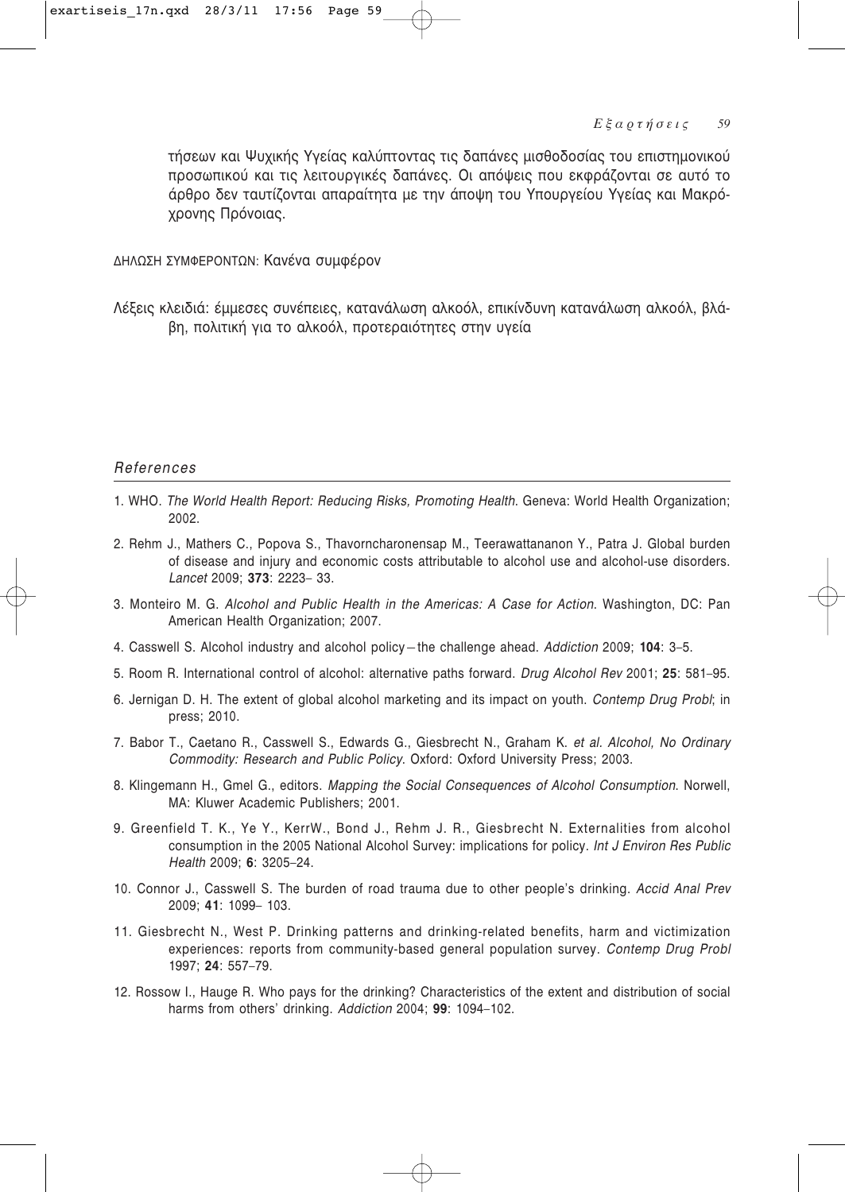τήσεων και Ψυχικής Υγείας καλύπτοντας τις δαπάνες μισθοδοσίας του επιστημονικού προσωπικού και τις λειτουργικές δαπάνες. Οι απόψεις που εκφράζονται σε αυτό το άρθρο δεν ταυτίζονται απαραίτητα με την άποψη του Υπουργείου Υγείας και Μακρόχρονης Πρόνοιας.

ΔΗΛΩΣΗ ΣΥΜΦΕΡΟΝΤΩΝ: Κανένα συμφέρον

Λέξεις κλειδιά: έμμεσες συνέπειες, κατανάλωση αλκοόλ, επικίνδυνη κατανάλωση αλκοόλ, βλάβη, πολιτική για το αλκοόλ, προτεραιότητες στην υγεία

## *References*

1. WHO. *The World Health Report: Reducing Risks, Promoting Health*. Geneva: World Health Organization; 2002.
2. Rehm J., Mathers C., Popova S., Thavorncharonensap M., Teerawattananon Y., Patra J. Global burden of disease and injury and economic costs attributable to alcohol use and alcohol-use disorders. *Lancet* 2009; **373**: 2223– 33.
3. Monteiro M. G. *Alcohol and Public Health in the Americas: A Case for Action*. Washington, DC: Pan American Health Organization; 2007.
4. Casswell S. Alcohol industry and alcohol policy – the challenge ahead. *Addiction* 2009; **104**: 3–5.
5. Room R. International control of alcohol: alternative paths forward. *Drug Alcohol Rev* 2001; **25**: 581–95.
6. Jernigan D. H. The extent of global alcohol marketing and its impact on youth. *Contemp Drug Probl*; in press; 2010.
7. Babor T., Caetano R., Casswell S., Edwards G., Giesbrecht N., Graham K. *et al. Alcohol, No Ordinary Commodity: Research and Public Policy*. Oxford: Oxford University Press; 2003.
8. Klingemann H., Gmel G., editors. *Mapping the Social Consequences of Alcohol Consumption*. Norwell, MA: Kluwer Academic Publishers; 2001.
9. Greenfield T. K., Ye Y., KerrW., Bond J., Rehm J. R., Giesbrecht N. Externalities from alcohol consumption in the 2005 National Alcohol Survey: implications for policy. *Int J Environ Res Public Health* 2009; **6**: 3205–24.
10. Connor J., Casswell S. The burden of road trauma due to other people's drinking. *Accid Anal Prev* 2009; **41**: 1099– 103.
11. Giesbrecht N., West P. Drinking patterns and drinking-related benefits, harm and victimization experiences: reports from community-based general population survey. *Contemp Drug Probl* 1997; **24**: 557–79.
12. Rossow I., Hauge R. Who pays for the drinking? Characteristics of the extent and distribution of social harms from others' drinking. *Addiction* 2004; **99**: 1094–102.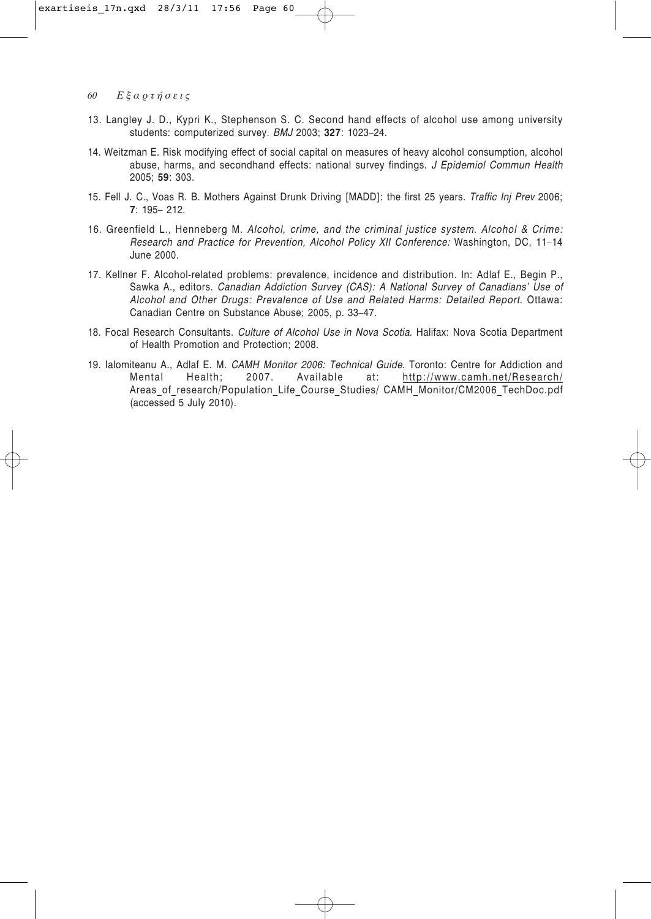13. Langley J. D., Kypri K., Stephenson S. C. Second hand effects of alcohol use among university students: computerized survey. *BMJ* 2003; **327**: 1023–24.

14. Weitzman E. Risk modifying effect of social capital on measures of heavy alcohol consumption, alcohol abuse, harms, and secondhand effects: national survey findings. *J Epidemiol Commun Health* 2005; **59**: 303.

15. Fell J. C., Voas R. B. Mothers Against Drunk Driving [MADD]: the first 25 years. *Traffic Inj Prev* 2006; **7**: 195– 212.

16. Greenfield L., Henneberg M. *Alcohol, crime, and the criminal justice system. Alcohol & Crime: Research and Practice for Prevention, Alcohol Policy XII Conference:* Washington, DC, 11–14 June 2000.

17. Kellner F. Alcohol-related problems: prevalence, incidence and distribution. In: Adlaf E., Begin P., Sawka A., editors. *Canadian Addiction Survey (CAS): A National Survey of Canadians' Use of Alcohol and Other Drugs: Prevalence of Use and Related Harms: Detailed Report*. Ottawa: Canadian Centre on Substance Abuse; 2005, p. 33–47.

18. Focal Research Consultants. *Culture of Alcohol Use in Nova Scotia*. Halifax: Nova Scotia Department of Health Promotion and Protection; 2008.

19. Ialomiteanu A., Adlaf E. M. *CAMH Monitor 2006: Technical Guide*. Toronto: Centre for Addiction and Mental Health; 2007. Available at: http://www.camh.net/Research/ Areas_of_research/Population_Life_Course_Studies/ CAMH_Monitor/CM2006_TechDoc.pdf (accessed 5 July 2010).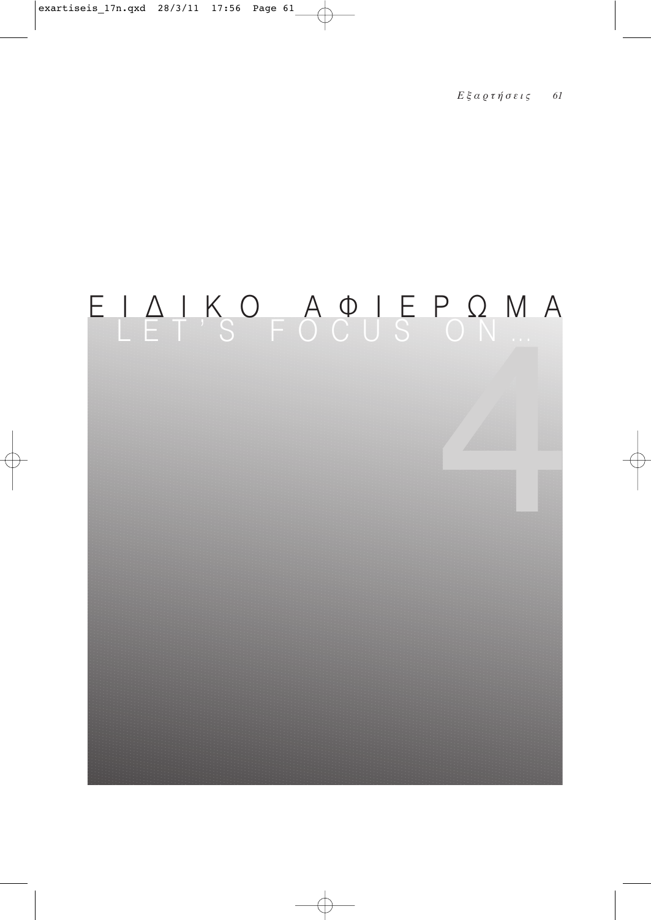# ΕΙΔΙΚΟ ΑΦΙΕΡΩΜΑ

## LET'S FOCUS ON...

4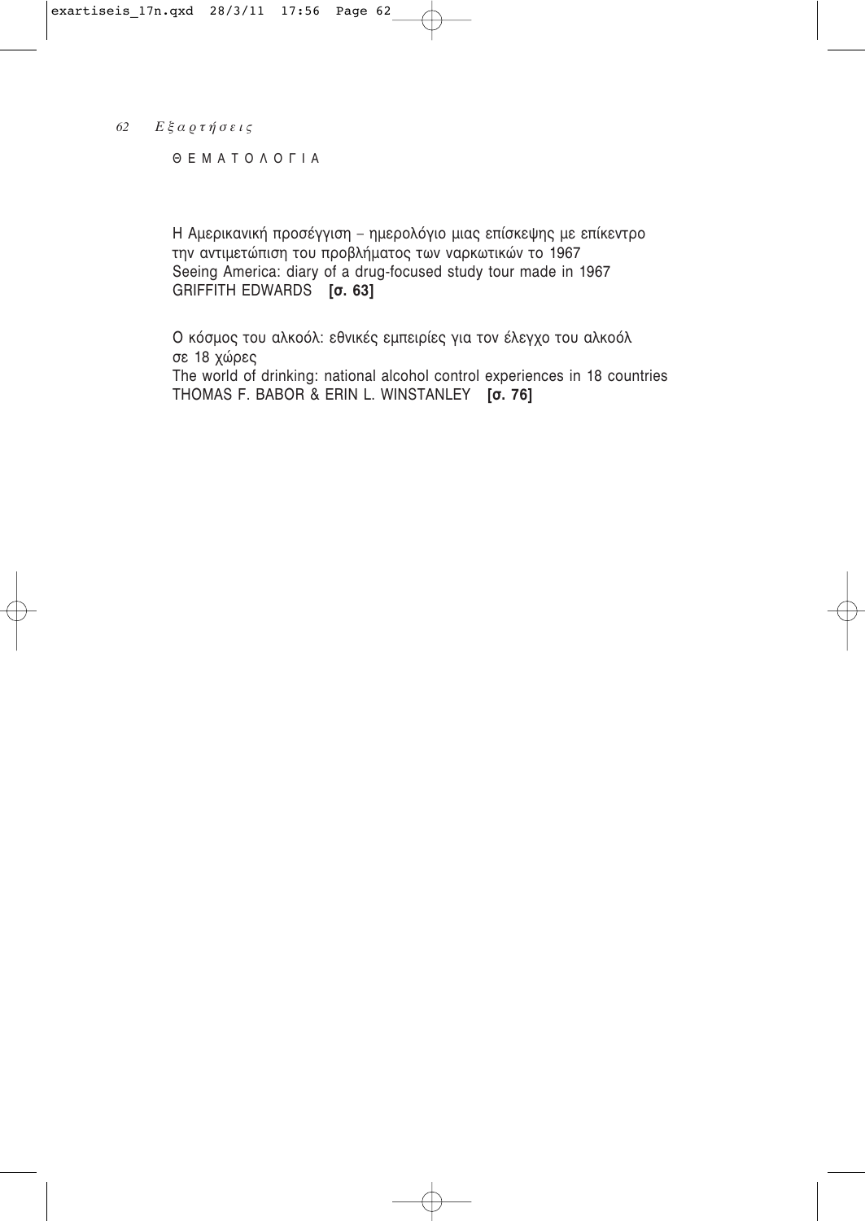# ΘΕΜΑΤΟΛΟΓΙΑ

Η Αμερικανική προσέγγιση – ημερολόγιο μιας επίσκεψης με επίκεντρο την αντιμετώπιση του προβλήματος των ναρκωτικών το 1967
Seeing America: diary of a drug-focused study tour made in 1967
GRIFFITH EDWARDS **[σ. 63]**

Ο κόσμος του αλκοόλ: εθνικές εμπειρίες για τον έλεγχο του αλκοόλ σε 18 χώρες
The world of drinking: national alcohol control experiences in 18 countries
THOMAS F. BABOR & ERIN L. WINSTANLEY **[σ. 76]**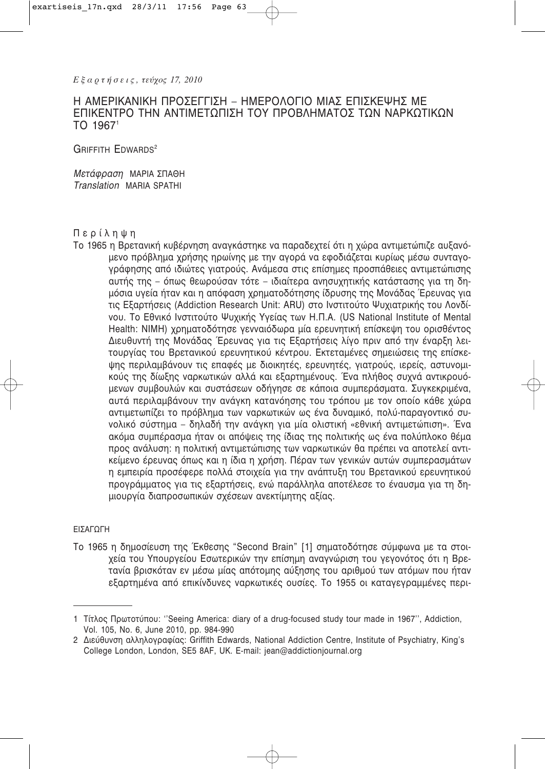# Η ΑΜΕΡΙΚΑΝΙΚΗ ΠΡΟΣΕΓΓΙΣΗ – ΗΜΕΡΟΛΟΓΙΟ ΜΙΑΣ ΕΠΙΣΚΕΨΗΣ ΜΕ ΕΠΙΚΕΝΤΡΟ ΤΗΝ ΑΝΤΙΜΕΤΩΠΙΣΗ ΤΟΥ ΠΡΟΒΛΗΜΑΤΟΣ ΤΩΝ ΝΑΡΚΩΤΙΚΩΝ ΤΟ 1967[1]

GRIFFITH EDWARDS[2]

*Μετάφραση* ΜΑΡΙΑ ΣΠΑΘΗ
*Translation* MARIA SPATHI

## Περίληψη

Το 1965 η Βρετανική κυβέρνηση αναγκάστηκε να παραδεχτεί ότι η χώρα αντιμετώπιζε αυξανόμενο πρόβλημα χρήσης ηρωίνης με την αγορά να εφοδιάζεται κυρίως μέσω συνταγογράφησης από ιδιώτες γιατρούς. Ανάμεσα στις επίσημες προσπάθειες αντιμετώπισης αυτής της – όπως θεωρούσαν τότε – ιδιαίτερα ανησυχητικής κατάστασης για τη δημόσια υγεία ήταν και η απόφαση χρηματοδότησης ίδρυσης της Μονάδας Έρευνας για τις Εξαρτήσεις (Addiction Research Unit: ARU) στο Ινστιτούτο Ψυχιατρικής του Λονδίνου. Το Εθνικό Ινστιτούτο Ψυχικής Υγείας των Η.Π.Α. (US National Institute of Mental Health: NIMH) χρηματοδότησε γενναιόδωρα μία ερευνητική επίσκεψη του ορισθέντος Διευθυντή της Μονάδας Έρευνας για τις Εξαρτήσεις λίγο πριν από την έναρξη λειτουργίας του Βρετανικού ερευνητικού κέντρου. Εκτεταμένες σημειώσεις της επίσκεψης περιλαμβάνουν τις επαφές με διοικητές, ερευνητές, γιατρούς, ιερείς, αστυνομικούς της δίωξης ναρκωτικών αλλά και εξαρτημένους. Ένα πλήθος συχνά αντικρουόμενων συμβουλών και συστάσεων οδήγησε σε κάποια συμπεράσματα. Συγκεκριμένα, αυτά περιλαμβάνουν την ανάγκη κατανόησης του τρόπου με τον οποίο κάθε χώρα αντιμετωπίζει το πρόβλημα των ναρκωτικών ως ένα δυναμικό, πολύ-παραγοντικό συνολικό σύστημα – δηλαδή την ανάγκη για μία ολιστική «εθνική αντιμετώπιση». Ένα ακόμα συμπέρασμα ήταν οι απόψεις της ίδιας της πολιτικής ως ένα πολύπλοκο θέμα προς ανάλυση: η πολιτική αντιμετώπισης των ναρκωτικών θα πρέπει να αποτελεί αντικείμενο έρευνας όπως και η ίδια η χρήση. Πέραν των γενικών αυτών συμπερασμάτων η εμπειρία προσέφερε πολλά στοιχεία για την ανάπτυξη του Βρετανικού ερευνητικού προγράμματος για τις εξαρτήσεις, ενώ παράλληλα αποτέλεσε το έναυσμα για τη δημιουργία διαπροσωπικών σχέσεων ανεκτίμητης αξίας.

## ΕΙΣΑΓΩΓΗ

Το 1965 η δημοσίευση της Έκθεσης "Second Brain" [1] σηματοδότησε σύμφωνα με τα στοιχεία του Υπουργείου Εσωτερικών την επίσημη αναγνώριση του γεγονότος ότι η Βρετανία βρισκόταν εν μέσω μίας απότομης αύξησης του αριθμού των ατόμων που ήταν εξαρτημένα από επικίνδυνες ναρκωτικές ουσίες. Το 1955 οι καταγεγραμμένες περι-

---

1 Τίτλος Πρωτοτύπου: ''Seeing America: diary of a drug-focused study tour made in 1967'', Addiction, Vol. 105, No. 6, June 2010, pp. 984-990

2 Διεύθυνση αλληλογραφίας: Griffith Edwards, National Addiction Centre, Institute of Psychiatry, King's College London, London, SE5 8AF, UK. E-mail: jean@addictionjournal.org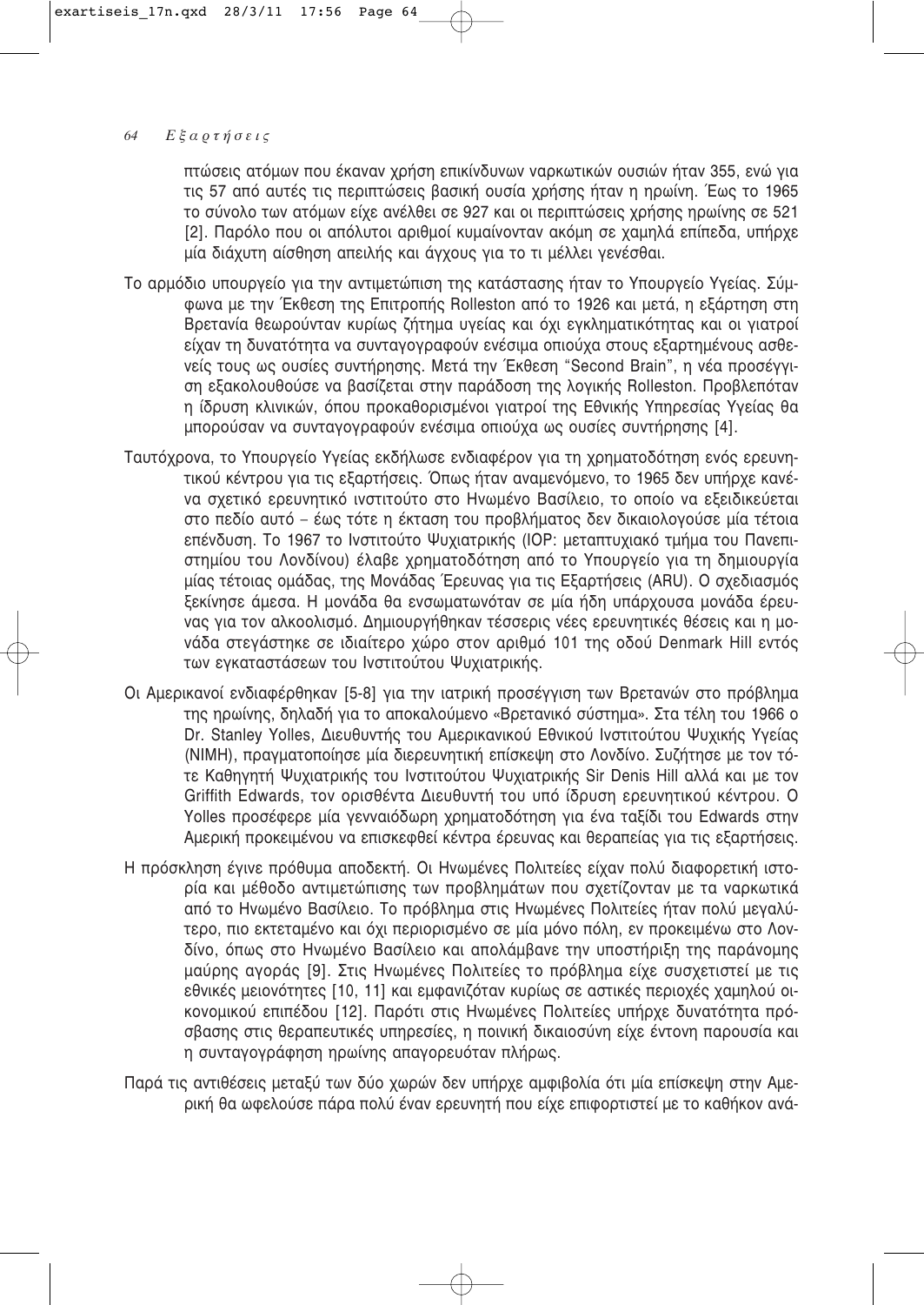πτώσεις ατόμων που έκαναν χρήση επικίνδυνων ναρκωτικών ουσιών ήταν 355, ενώ για τις 57 από αυτές τις περιπτώσεις βασική ουσία χρήσης ήταν η ηρωίνη. Έως το 1965 το σύνολο των ατόμων είχε ανέλθει σε 927 και οι περιπτώσεις χρήσης ηρωίνης σε 521 [2]. Παρόλο που οι απόλυτοι αριθμοί κυμαίνονταν ακόμη σε χαμηλά επίπεδα, υπήρχε μία διάχυτη αίσθηση απειλής και άγχους για το τι μέλλει γενέσθαι.

Το αρμόδιο υπουργείο για την αντιμετώπιση της κατάστασης ήταν το Υπουργείο Υγείας. Σύμφωνα με την Έκθεση της Επιτροπής Rolleston από το 1926 και μετά, η εξάρτηση στη Βρετανία θεωρούνταν κυρίως ζήτημα υγείας και όχι εγκληματικότητας και οι γιατροί είχαν τη δυνατότητα να συνταγογραφούν ενέσιμα οπιούχα στους εξαρτημένους ασθενείς τους ως ουσίες συντήρησης. Μετά την Έκθεση "Second Brain", η νέα προσέγγιση εξακολουθούσε να βασίζεται στην παράδοση της λογικής Rolleston. Προβλεπόταν η ίδρυση κλινικών, όπου προκαθορισμένοι γιατροί της Εθνικής Υπηρεσίας Υγείας θα μπορούσαν να συνταγογραφούν ενέσιμα οπιούχα ως ουσίες συντήρησης [4].

Ταυτόχρονα, το Υπουργείο Υγείας εκδήλωσε ενδιαφέρον για τη χρηματοδότηση ενός ερευνητικού κέντρου για τις εξαρτήσεις. Όπως ήταν αναμενόμενο, το 1965 δεν υπήρχε κανένα σχετικό ερευνητικό ινστιτούτο στο Ηνωμένο Βασίλειο, το οποίο να εξειδικεύεται στο πεδίο αυτό – έως τότε η έκταση του προβλήματος δεν δικαιολογούσε μία τέτοια επένδυση. Το 1967 το Ινστιτούτο Ψυχιατρικής (IOP: μεταπτυχιακό τμήμα του Πανεπιστημίου του Λονδίνου) έλαβε χρηματοδότηση από το Υπουργείο για τη δημιουργία μίας τέτοιας ομάδας, της Μονάδας Έρευνας για τις Εξαρτήσεις (ARU). Ο σχεδιασμός ξεκίνησε άμεσα. Η μονάδα θα ενσωματωνόταν σε μία ήδη υπάρχουσα μονάδα έρευνας για τον αλκοολισμό. Δημιουργήθηκαν τέσσερις νέες ερευνητικές θέσεις και η μονάδα στεγάστηκε σε ιδιαίτερο χώρο στον αριθμό 101 της οδού Denmark Hill εντός των εγκαταστάσεων του Ινστιτούτου Ψυχιατρικής.

Οι Αμερικανοί ενδιαφέρθηκαν [5-8] για την ιατρική προσέγγιση των Βρετανών στο πρόβλημα της ηρωίνης, δηλαδή για το αποκαλούμενο «Βρετανικό σύστημα». Στα τέλη του 1966 ο Dr. Stanley Yolles, Διευθυντής του Αμερικανικού Εθνικού Ινστιτούτου Ψυχικής Υγείας (NIMH), πραγματοποίησε μία διερευνητική επίσκεψη στο Λονδίνο. Συζήτησε με τον τότε Καθηγητή Ψυχιατρικής του Ινστιτούτου Ψυχιατρικής Sir Denis Hill αλλά και με τον Griffith Edwards, τον ορισθέντα Διευθυντή του υπό ίδρυση ερευνητικού κέντρου. Ο Yolles προσέφερε μία γενναιόδωρη χρηματοδότηση για ένα ταξίδι του Edwards στην Αμερική προκειμένου να επισκεφθεί κέντρα έρευνας και θεραπείας για τις εξαρτήσεις.

Η πρόσκληση έγινε πρόθυμα αποδεκτή. Οι Ηνωμένες Πολιτείες είχαν πολύ διαφορετική ιστορία και μέθοδο αντιμετώπισης των προβλημάτων που σχετίζονταν με τα ναρκωτικά από το Ηνωμένο Βασίλειο. Το πρόβλημα στις Ηνωμένες Πολιτείες ήταν πολύ μεγαλύτερο, πιο εκτεταμένο και όχι περιορισμένο σε μία μόνο πόλη, εν προκειμένω στο Λονδίνο, όπως στο Ηνωμένο Βασίλειο και απολάμβανε την υποστήριξη της παράνομης μαύρης αγοράς [9]. Στις Ηνωμένες Πολιτείες το πρόβλημα είχε συσχετιστεί με τις εθνικές μειονότητες [10, 11] και εμφανιζόταν κυρίως σε αστικές περιοχές χαμηλού οικονομικού επιπέδου [12]. Παρότι στις Ηνωμένες Πολιτείες υπήρχε δυνατότητα πρόσβασης στις θεραπευτικές υπηρεσίες, η ποινική δικαιοσύνη είχε έντονη παρουσία και η συνταγογράφηση ηρωίνης απαγορευόταν πλήρως.

Παρά τις αντιθέσεις μεταξύ των δύο χωρών δεν υπήρχε αμφιβολία ότι μία επίσκεψη στην Αμερική θα ωφελούσε πάρα πολύ έναν ερευνητή που είχε επιφορτιστεί με το καθήκον ανά-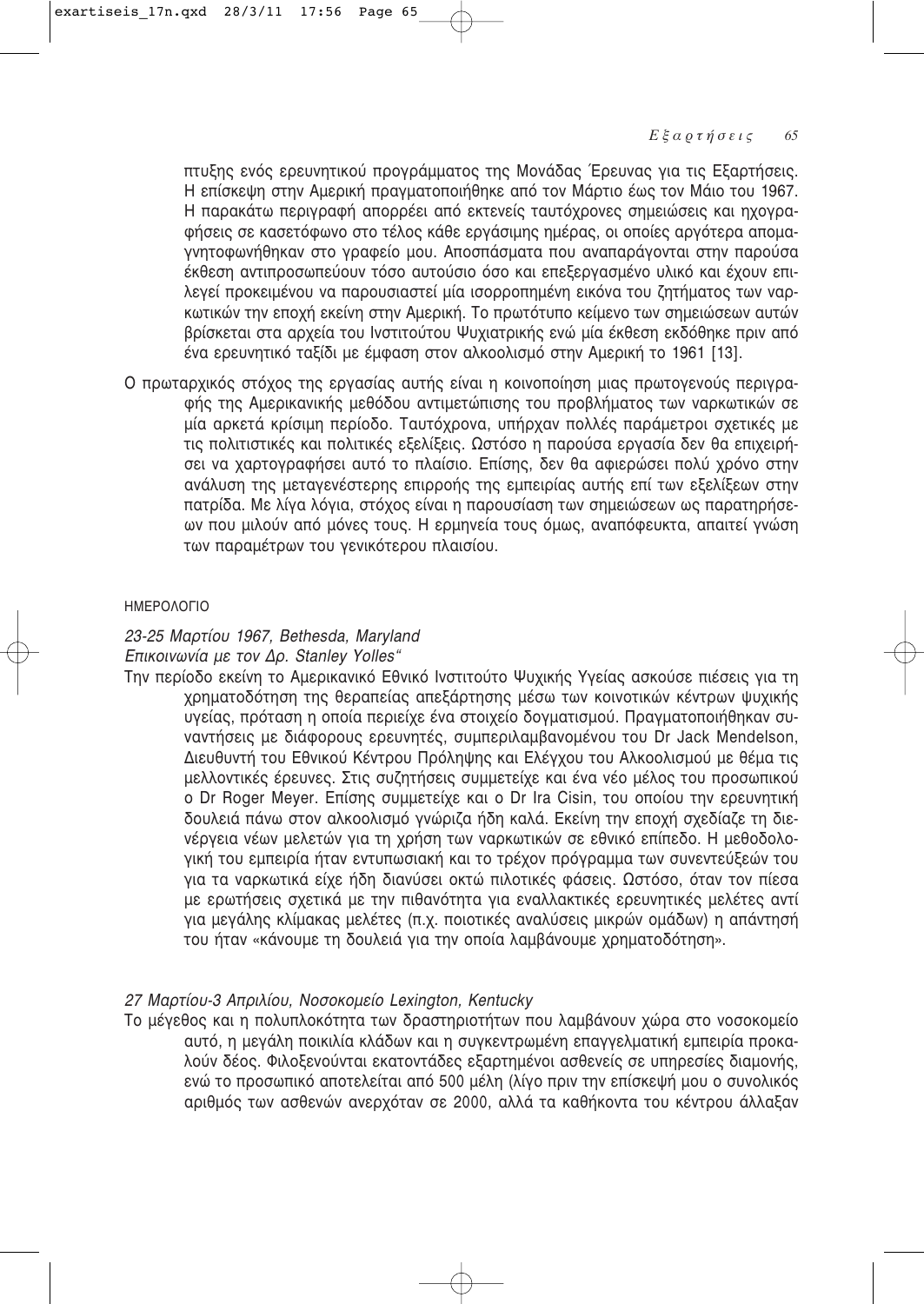πτυξης ενός ερευνητικού προγράμματος της Μονάδας Έρευνας για τις Εξαρτήσεις. Η επίσκεψη στην Αμερική πραγματοποιήθηκε από τον Μάρτιο έως τον Μάιο του 1967. Η παρακάτω περιγραφή απορρέει από εκτενείς ταυτόχρονες σημειώσεις και ηχογραφήσεις σε κασετόφωνο στο τέλος κάθε εργάσιμης ημέρας, οι οποίες αργότερα απομαγνητοφωνήθηκαν στο γραφείο μου. Αποσπάσματα που αναπαράγονται στην παρούσα έκθεση αντιπροσωπεύουν τόσο αυτούσιο όσο και επεξεργασμένο υλικό και έχουν επιλεγεί προκειμένου να παρουσιαστεί μία ισορροπημένη εικόνα του ζητήματος των ναρκωτικών την εποχή εκείνη στην Αμερική. Το πρωτότυπο κείμενο των σημειώσεων αυτών βρίσκεται στα αρχεία του Ινστιτούτου Ψυχιατρικής ενώ μία έκθεση εκδόθηκε πριν από ένα ερευνητικό ταξίδι με έμφαση στον αλκοολισμό στην Αμερική το 1961 [13].

Ο πρωταρχικός στόχος της εργασίας αυτής είναι η κοινοποίηση μιας πρωτογενούς περιγραφής της Αμερικανικής μεθόδου αντιμετώπισης του προβλήματος των ναρκωτικών σε μία αρκετά κρίσιμη περίοδο. Ταυτόχρονα, υπήρχαν πολλές παράμετροι σχετικές με τις πολιτιστικές και πολιτικές εξελίξεις. Ωστόσο η παρούσα εργασία δεν θα επιχειρήσει να χαρτογραφήσει αυτό το πλαίσιο. Επίσης, δεν θα αφιερώσει πολύ χρόνο στην ανάλυση της μεταγενέστερης επιρροής της εμπειρίας αυτής επί των εξελίξεων στην πατρίδα. Με λίγα λόγια, στόχος είναι η παρουσίαση των σημειώσεων ως παρατηρήσεων που μιλούν από μόνες τους. Η ερμηνεία τους όμως, αναπόφευκτα, απαιτεί γνώση των παραμέτρων του γενικότερου πλαισίου.

## ΗΜΕΡΟΛΟΓΙΟ

*23-25 Μαρτίου 1967, Bethesda, Maryland*

*Επικοινωνία με τον Δρ. Stanley Yolles"*

Την περίοδο εκείνη το Αμερικανικό Εθνικό Ινστιτούτο Ψυχικής Υγείας ασκούσε πιέσεις για τη χρηματοδότηση της θεραπείας απεξάρτησης μέσω των κοινοτικών κέντρων ψυχικής υγείας, πρόταση η οποία περιείχε ένα στοιχείο δογματισμού. Πραγματοποιήθηκαν συναντήσεις με διάφορους ερευνητές, συμπεριλαμβανομένου του Dr Jack Mendelson, Διευθυντή του Εθνικού Κέντρου Πρόληψης και Ελέγχου του Αλκοολισμού με θέμα τις μελλοντικές έρευνες. Στις συζητήσεις συμμετείχε και ένα νέο μέλος του προσωπικού ο Dr Roger Meyer. Επίσης συμμετείχε και ο Dr Ira Cisin, του οποίου την ερευνητική δουλειά πάνω στον αλκοολισμό γνώριζα ήδη καλά. Εκείνη την εποχή σχεδίαζε τη διενέργεια νέων μελετών για τη χρήση των ναρκωτικών σε εθνικό επίπεδο. Η μεθοδολογική του εμπειρία ήταν εντυπωσιακή και το τρέχον πρόγραμμα των συνεντεύξεών του για τα ναρκωτικά είχε ήδη διανύσει οκτώ πιλοτικές φάσεις. Ωστόσο, όταν τον πίεσα με ερωτήσεις σχετικά με την πιθανότητα για εναλλακτικές ερευνητικές μελέτες αντί για μεγάλης κλίμακας μελέτες (π.χ. ποιοτικές αναλύσεις μικρών ομάδων) η απάντησή του ήταν «κάνουμε τη δουλειά για την οποία λαμβάνουμε χρηματοδότηση».

*27 Μαρτίου-3 Απριλίου, Νοσοκομείο Lexington, Kentucky*

Το μέγεθος και η πολυπλοκότητα των δραστηριοτήτων που λαμβάνουν χώρα στο νοσοκομείο αυτό, η μεγάλη ποικιλία κλάδων και η συγκεντρωμένη επαγγελματική εμπειρία προκαλούν δέος. Φιλοξενούνται εκατοντάδες εξαρτημένοι ασθενείς σε υπηρεσίες διαμονής, ενώ το προσωπικό αποτελείται από 500 μέλη (λίγο πριν την επίσκεψή μου ο συνολικός αριθμός των ασθενών ανερχόταν σε 2000, αλλά τα καθήκοντα του κέντρου άλλαξαν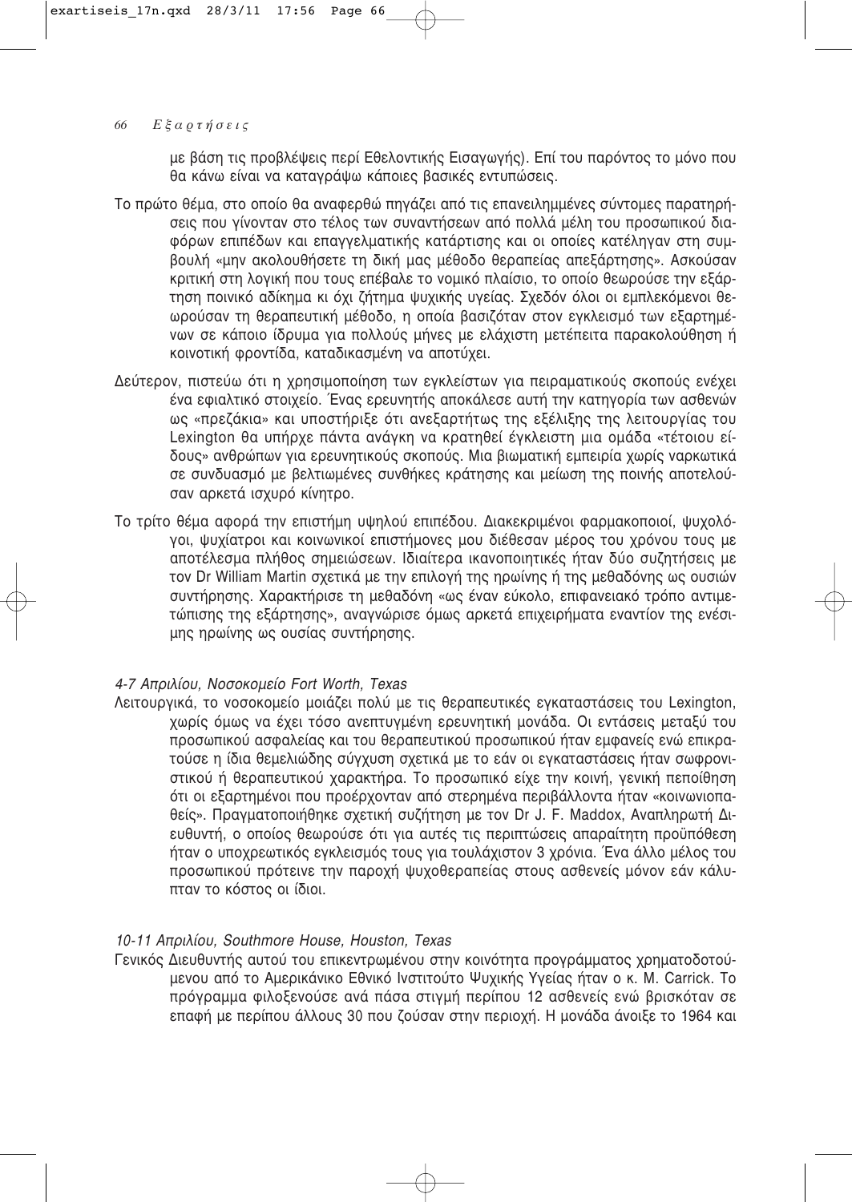με βάση τις προβλέψεις περί Εθελοντικής Εισαγωγής). Επί του παρόντος το μόνο που θα κάνω είναι να καταγράψω κάποιες βασικές εντυπώσεις.

Το πρώτο θέμα, στο οποίο θα αναφερθώ πηγάζει από τις επανειλημμένες σύντομες παρατηρήσεις που γίνονταν στο τέλος των συναντήσεων από πολλά μέλη του προσωπικού διαφόρων επιπέδων και επαγγελματικής κατάρτισης και οι οποίες κατέληγαν στη συμβουλή «μην ακολουθήσετε τη δική μας μέθοδο θεραπείας απεξάρτησης». Ασκούσαν κριτική στη λογική που τους επέβαλε το νομικό πλαίσιο, το οποίο θεωρούσε την εξάρτηση ποινικό αδίκημα κι όχι ζήτημα ψυχικής υγείας. Σχεδόν όλοι οι εμπλεκόμενοι θεωρούσαν τη θεραπευτική μέθοδο, η οποία βασιζόταν στον εγκλεισμό των εξαρτημένων σε κάποιο ίδρυμα για πολλούς μήνες με ελάχιστη μετέπειτα παρακολούθηση ή κοινοτική φροντίδα, καταδικασμένη να αποτύχει.

Δεύτερον, πιστεύω ότι η χρησιμοποίηση των εγκλείστων για πειραματικούς σκοπούς ενέχει ένα εφιαλτικό στοιχείο. Ένας ερευνητής αποκάλεσε αυτή την κατηγορία των ασθενών ως «πρεζάκια» και υποστήριξε ότι ανεξαρτήτως της εξέλιξης της λειτουργίας του Lexington θα υπήρχε πάντα ανάγκη να κρατηθεί έγκλειστη μια ομάδα «τέτοιου είδους» ανθρώπων για ερευνητικούς σκοπούς. Μια βιωματική εμπειρία χωρίς ναρκωτικά σε συνδυασμό με βελτιωμένες συνθήκες κράτησης και μείωση της ποινής αποτελούσαν αρκετά ισχυρό κίνητρο.

Το τρίτο θέμα αφορά την επιστήμη υψηλού επιπέδου. Διακεκριμένοι φαρμακοποιοί, ψυχολόγοι, ψυχίατροι και κοινωνικοί επιστήμονες μου διέθεσαν μέρος του χρόνου τους με αποτέλεσμα πλήθος σημειώσεων. Ιδιαίτερα ικανοποιητικές ήταν δύο συζητήσεις με τον Dr William Martin σχετικά με την επιλογή της ηρωίνης ή της μεθαδόνης ως ουσιών συντήρησης. Χαρακτήρισε τη μεθαδόνη «ως έναν εύκολο, επιφανειακό τρόπο αντιμετώπισης της εξάρτησης», αναγνώρισε όμως αρκετά επιχειρήματα εναντίον της ενέσιμης ηρωίνης ως ουσίας συντήρησης.

*4-7 Απριλίου, Νοσοκομείο Fort Worth, Texas*

Λειτουργικά, το νοσοκομείο μοιάζει πολύ με τις θεραπευτικές εγκαταστάσεις του Lexington, χωρίς όμως να έχει τόσο ανεπτυγμένη ερευνητική μονάδα. Οι εντάσεις μεταξύ του προσωπικού ασφαλείας και του θεραπευτικού προσωπικού ήταν εμφανείς ενώ επικρατούσε η ίδια θεμελιώδης σύγχυση σχετικά με το εάν οι εγκαταστάσεις ήταν σωφρονιστικού ή θεραπευτικού χαρακτήρα. Το προσωπικό είχε την κοινή, γενική πεποίθηση ότι οι εξαρτημένοι που προέρχονταν από στερημένα περιβάλλοντα ήταν «κοινωνιοπαθείς». Πραγματοποιήθηκε σχετική συζήτηση με τον Dr J. F. Maddox, Αναπληρωτή Διευθυντή, ο οποίος θεωρούσε ότι για αυτές τις περιπτώσεις απαραίτητη προϋπόθεση ήταν ο υποχρεωτικός εγκλεισμός τους για τουλάχιστον 3 χρόνια. Ένα άλλο μέλος του προσωπικού πρότεινε την παροχή ψυχοθεραπείας στους ασθενείς μόνον εάν κάλυπταν το κόστος οι ίδιοι.

*10-11 Απριλίου, Southmore House, Houston, Texas*

Γενικός Διευθυντής αυτού του επικεντρωμένου στην κοινότητα προγράμματος χρηματοδοτούμενου από το Αμερικάνικο Εθνικό Ινστιτούτο Ψυχικής Υγείας ήταν ο κ. M. Carrick. Το πρόγραμμα φιλοξενούσε ανά πάσα στιγμή περίπου 12 ασθενείς ενώ βρισκόταν σε επαφή με περίπου άλλους 30 που ζούσαν στην περιοχή. Η μονάδα άνοιξε το 1964 και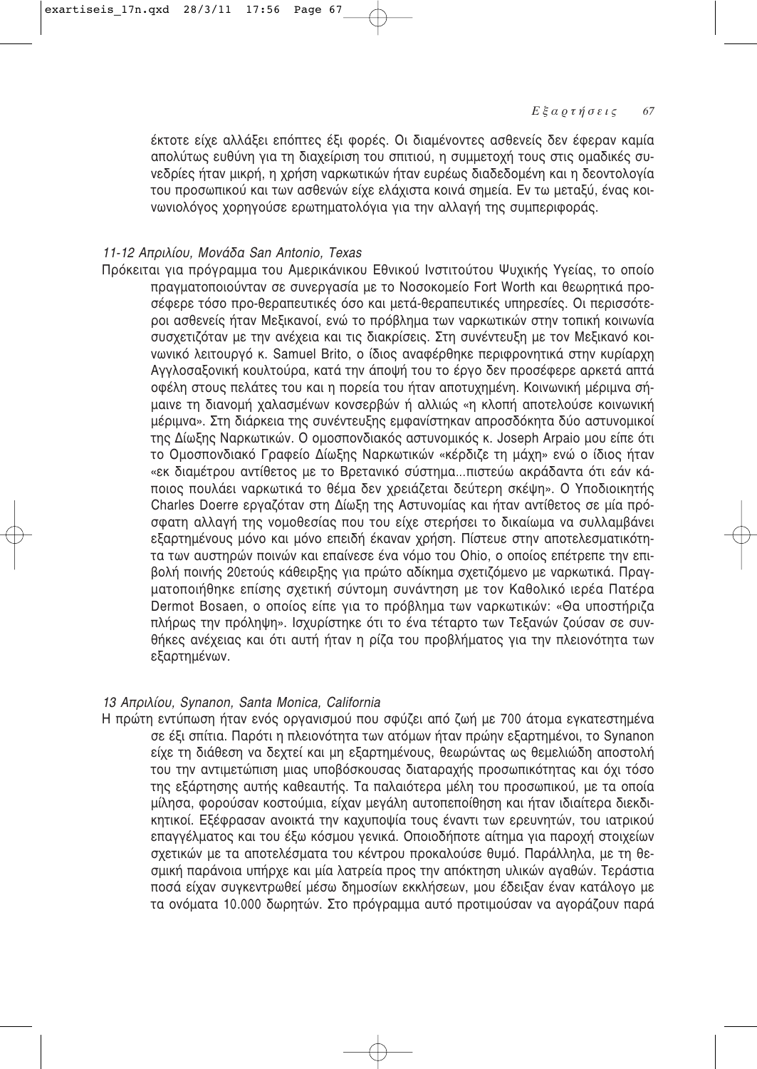έκτοτε είχε αλλάξει επόπτες έξι φορές. Οι διαμένοντες ασθενείς δεν έφεραν καμία απολύτως ευθύνη για τη διαχείριση του σπιτιού, η συμμετοχή τους στις ομαδικές συνεδρίες ήταν μικρή, η χρήση ναρκωτικών ήταν ευρέως διαδεδομένη και η δεοντολογία του προσωπικού και των ασθενών είχε ελάχιστα κοινά σημεία. Εν τω μεταξύ, ένας κοινωνιολόγος χορηγούσε ερωτηματολόγια για την αλλαγή της συμπεριφοράς.

*11-12 Απριλίου, Μονάδα San Antonio, Texas*

Πρόκειται για πρόγραμμα του Αμερικάνικου Εθνικού Ινστιτούτου Ψυχικής Υγείας, το οποίο πραγματοποιούνταν σε συνεργασία με το Νοσοκομείο Fort Worth και θεωρητικά προσέφερε τόσο προ-θεραπευτικές όσο και μετά-θεραπευτικές υπηρεσίες. Οι περισσότεροι ασθενείς ήταν Μεξικανοί, ενώ το πρόβλημα των ναρκωτικών στην τοπική κοινωνία συσχετιζόταν με την ανέχεια και τις διακρίσεις. Στη συνέντευξη με τον Μεξικανό κοινωνικό λειτουργό κ. Samuel Brito, ο ίδιος αναφέρθηκε περιφρονητικά στην κυρίαρχη Αγγλοσαξονική κουλτούρα, κατά την άποψή του το έργο δεν προσέφερε αρκετά απτά οφέλη στους πελάτες του και η πορεία του ήταν αποτυχημένη. Κοινωνική μέριμνα σήμαινε τη διανομή χαλασμένων κονσερβών ή αλλιώς «η κλοπή αποτελούσε κοινωνική μέριμνα». Στη διάρκεια της συνέντευξης εμφανίστηκαν απροσδόκητα δύο αστυνομικοί της Δίωξης Ναρκωτικών. Ο ομοσπονδιακός αστυνομικός κ. Joseph Arpaio μου είπε ότι το Ομοσπονδιακό Γραφείο Δίωξης Ναρκωτικών «κέρδιζε τη μάχη» ενώ ο ίδιος ήταν «εκ διαμέτρου αντίθετος με το Βρετανικό σύστημα...πιστεύω ακράδαντα ότι εάν κάποιος πουλάει ναρκωτικά το θέμα δεν χρειάζεται δεύτερη σκέψη». Ο Υποδιοικητής Charles Doerre εργαζόταν στη Δίωξη της Αστυνομίας και ήταν αντίθετος σε μία πρόσφατη αλλαγή της νομοθεσίας που του είχε στερήσει το δικαίωμα να συλλαμβάνει εξαρτημένους μόνο και μόνο επειδή έκαναν χρήση. Πίστευε στην αποτελεσματικότητα των αυστηρών ποινών και επαίνεσε ένα νόμο του Ohio, ο οποίος επέτρεπε την επιβολή ποινής 20ετούς κάθειρξης για πρώτο αδίκημα σχετιζόμενο με ναρκωτικά. Πραγματοποιήθηκε επίσης σχετική σύντομη συνάντηση με τον Καθολικό ιερέα Πατέρα Dermot Bosaen, ο οποίος είπε για το πρόβλημα των ναρκωτικών: «Θα υποστήριζα πλήρως την πρόληψη». Ισχυρίστηκε ότι το ένα τέταρτο των Τεξανών ζούσαν σε συνθήκες ανέχειας και ότι αυτή ήταν η ρίζα του προβλήματος για την πλειονότητα των εξαρτημένων.

*13 Απριλίου, Synanon, Santa Monica, California*

Η πρώτη εντύπωση ήταν ενός οργανισμού που σφύζει από ζωή με 700 άτομα εγκατεστημένα σε έξι σπίτια. Παρότι η πλειονότητα των ατόμων ήταν πρώην εξαρτημένοι, το Synanon είχε τη διάθεση να δεχτεί και μη εξαρτημένους, θεωρώντας ως θεμελιώδη αποστολή του την αντιμετώπιση μιας υποβόσκουσας διαταραχής προσωπικότητας και όχι τόσο της εξάρτησης αυτής καθεαυτής. Τα παλαιότερα μέλη του προσωπικού, με τα οποία μίλησα, φορούσαν κοστούμια, είχαν μεγάλη αυτοπεποίθηση και ήταν ιδιαίτερα διεκδικητικοί. Εξέφρασαν ανοικτά την καχυποψία τους έναντι των ερευνητών, του ιατρικού επαγγέλματος και του έξω κόσμου γενικά. Οποιοδήποτε αίτημα για παροχή στοιχείων σχετικών με τα αποτελέσματα του κέντρου προκαλούσε θυμό. Παράλληλα, με τη θεσμική παράνοια υπήρχε και μία λατρεία προς την απόκτηση υλικών αγαθών. Τεράστια ποσά είχαν συγκεντρωθεί μέσω δημοσίων εκκλήσεων, μου έδειξαν έναν κατάλογο με τα ονόματα 10.000 δωρητών. Στο πρόγραμμα αυτό προτιμούσαν να αγοράζουν παρά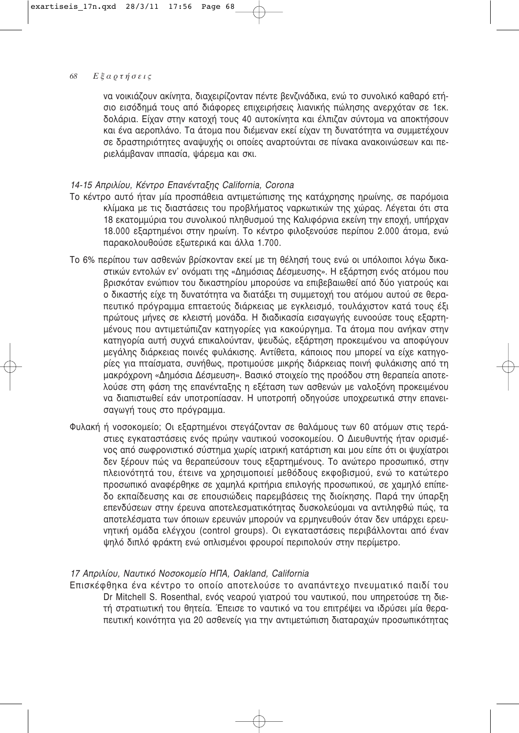να νοικιάζουν ακίνητα, διαχειρίζονταν πέντε βενζινάδικα, ενώ το συνολικό καθαρό ετήσιο εισόδημά τους από διάφορες επιχειρήσεις λιανικής πώλησης ανερχόταν σε 1εκ. δολάρια. Είχαν στην κατοχή τους 40 αυτοκίνητα και έλπιζαν σύντομα να αποκτήσουν και ένα αεροπλάνο. Τα άτομα που διέμεναν εκεί είχαν τη δυνατότητα να συμμετέχουν σε δραστηριότητες αναψυχής οι οποίες αναρτούνται σε πίνακα ανακοινώσεων και περιελάμβαναν ιππασία, ψάρεμα και σκι.

*14-15 Απριλίου, Κέντρο Επανένταξης California, Corona*

Το κέντρο αυτό ήταν μία προσπάθεια αντιμετώπισης της κατάχρησης ηρωίνης, σε παρόμοια κλίμακα με τις διαστάσεις του προβλήματος ναρκωτικών της χώρας. Λέγεται ότι στα 18 εκατομμύρια του συνολικού πληθυσμού της Καλιφόρνια εκείνη την εποχή, υπήρχαν 18.000 εξαρτημένοι στην ηρωίνη. Το κέντρο φιλοξενούσε περίπου 2.000 άτομα, ενώ παρακολουθούσε εξωτερικά και άλλα 1.700.

Το 6% περίπου των ασθενών βρίσκονταν εκεί με τη θέλησή τους ενώ οι υπόλοιποι λόγω δικαστικών εντολών εν' ονόματι της «Δημόσιας Δέσμευσης». Η εξάρτηση ενός ατόμου που βρισκόταν ενώπιον του δικαστηρίου μπορούσε να επιβεβαιωθεί από δύο γιατρούς και ο δικαστής είχε τη δυνατότητα να διατάξει τη συμμετοχή του ατόμου αυτού σε θεραπευτικό πρόγραμμα επταετούς διάρκειας με εγκλεισμό, τουλάχιστον κατά τους έξι πρώτους μήνες σε κλειστή μονάδα. Η διαδικασία εισαγωγής ευνοούσε τους εξαρτημένους που αντιμετώπιζαν κατηγορίες για κακούργημα. Τα άτομα που ανήκαν στην κατηγορία αυτή συχνά επικαλούνταν, ψευδώς, εξάρτηση προκειμένου να αποφύγουν μεγάλης διάρκειας ποινές φυλάκισης. Αντίθετα, κάποιος που μπορεί να είχε κατηγορίες για πταίσματα, συνήθως, προτιμούσε μικρής διάρκειας ποινή φυλάκισης από τη μακρόχρονη «Δημόσια Δέσμευση». Βασικό στοιχείο της προόδου στη θεραπεία αποτελούσε στη φάση της επανένταξης η εξέταση των ασθενών με ναλοξόνη προκειμένου να διαπιστωθεί εάν υποτροπίασαν. Η υποτροπή οδηγούσε υποχρεωτικά στην επανεισαγωγή τους στο πρόγραμμα.

Φυλακή ή νοσοκομείο; Οι εξαρτημένοι στεγάζονταν σε θαλάμους των 60 ατόμων στις τεράστιες εγκαταστάσεις ενός πρώην ναυτικού νοσοκομείου. Ο Διευθυντής ήταν ορισμένος από σωφρονιστικό σύστημα χωρίς ιατρική κατάρτιση και μου είπε ότι οι ψυχίατροι δεν ξέρουν πώς να θεραπεύσουν τους εξαρτημένους. Το ανώτερο προσωπικό, στην πλειονότητά του, έτεινε να χρησιμοποιεί μεθόδους εκφοβισμού, ενώ το κατώτερο προσωπικό αναφέρθηκε σε χαμηλά κριτήρια επιλογής προσωπικού, σε χαμηλό επίπεδο εκπαίδευσης και σε επουσιώδεις παρεμβάσεις της διοίκησης. Παρά την ύπαρξη επενδύσεων στην έρευνα αποτελεσματικότητας δυσκολεύομαι να αντιληφθώ πώς, τα αποτελέσματα των όποιων ερευνών μπορούν να ερμηνευθούν όταν δεν υπάρχει ερευνητική ομάδα ελέγχου (control groups). Οι εγκαταστάσεις περιβάλλονται από έναν ψηλό διπλό φράκτη ενώ οπλισμένοι φρουροί περιπολούν στην περίμετρο.

*17 Απριλίου, Ναυτικό Νοσοκομείο ΗΠΑ, Oakland, California*

Επισκέφθηκα ένα κέντρο το οποίο αποτελούσε το αναπάντεχο πνευματικό παιδί του Dr Mitchell S. Rosenthal, ενός νεαρού γιατρού του ναυτικού, που υπηρετούσε τη διετή στρατιωτική του θητεία. Έπεισε το ναυτικό να του επιτρέψει να ιδρύσει μία θεραπευτική κοινότητα για 20 ασθενείς για την αντιμετώπιση διαταραχών προσωπικότητας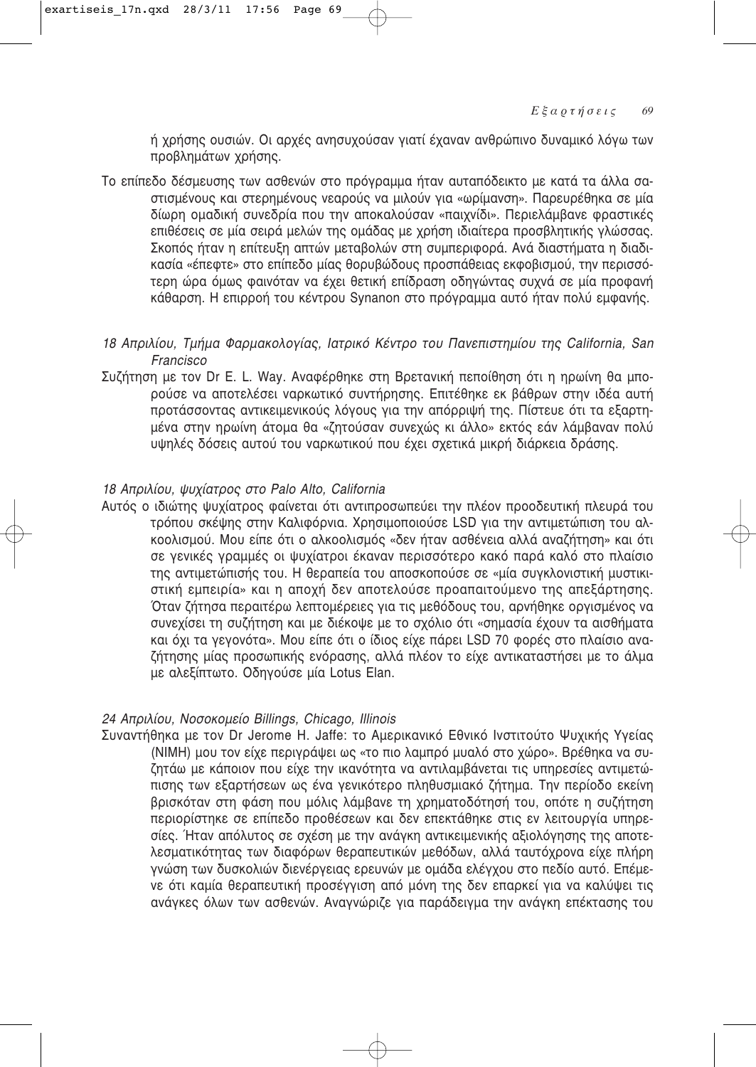ή χρήσης ουσιών. Οι αρχές ανησυχούσαν γιατί έχαναν ανθρώπινο δυναμικό λόγω των προβλημάτων χρήσης.

Το επίπεδο δέσμευσης των ασθενών στο πρόγραμμα ήταν αυταπόδεικτο με κατά τα άλλα σαστισμένους και στερημένους νεαρούς να μιλούν για «ωρίμανση». Παρευρέθηκα σε μία δίωρη ομαδική συνεδρία που την αποκαλούσαν «παιχνίδι». Περιελάμβανε φραστικές επιθέσεις σε μία σειρά μελών της ομάδας με χρήση ιδιαίτερα προσβλητικής γλώσσας. Σκοπός ήταν η επίτευξη απτών μεταβολών στη συμπεριφορά. Ανά διαστήματα η διαδικασία «έπεφτε» στο επίπεδο μίας θορυβώδους προσπάθειας εκφοβισμού, την περισσότερη ώρα όμως φαινόταν να έχει θετική επίδραση οδηγώντας συχνά σε μία προφανή κάθαρση. Η επιρροή του κέντρου Synanon στο πρόγραμμα αυτό ήταν πολύ εμφανής.

*18 Απριλίου, Τμήμα Φαρμακολογίας, Ιατρικό Κέντρο του Πανεπιστημίου της California, San Francisco*

Συζήτηση με τον Dr E. L. Way. Αναφέρθηκε στη Βρετανική πεποίθηση ότι η ηρωίνη θα μπορούσε να αποτελέσει ναρκωτικό συντήρησης. Επιτέθηκε εκ βάθρων στην ιδέα αυτή προτάσσοντας αντικειμενικούς λόγους για την απόρριψή της. Πίστευε ότι τα εξαρτημένα στην ηρωίνη άτομα θα «ζητούσαν συνεχώς κι άλλο» εκτός εάν λάμβαναν πολύ υψηλές δόσεις αυτού του ναρκωτικού που έχει σχετικά μικρή διάρκεια δράσης.

*18 Απριλίου, ψυχίατρος στο Palo Alto, California*

Αυτός ο ιδιώτης ψυχίατρος φαίνεται ότι αντιπροσωπεύει την πλέον προοδευτική πλευρά του τρόπου σκέψης στην Καλιφόρνια. Χρησιμοποιούσε LSD για την αντιμετώπιση του αλκοολισμού. Μου είπε ότι ο αλκοολισμός «δεν ήταν ασθένεια αλλά αναζήτηση» και ότι σε γενικές γραμμές οι ψυχίατροι έκαναν περισσότερο κακό παρά καλό στο πλαίσιο της αντιμετώπισής του. Η θεραπεία του αποσκοπούσε σε «μία συγκλονιστική μυστικιστική εμπειρία» και η αποχή δεν αποτελούσε προαπαιτούμενο της απεξάρτησης. Όταν ζήτησα περαιτέρω λεπτομέρειες για τις μεθόδους του, αρνήθηκε οργισμένος να συνεχίσει τη συζήτηση και με διέκοψε με το σχόλιο ότι «σημασία έχουν τα αισθήματα και όχι τα γεγονότα». Μου είπε ότι ο ίδιος είχε πάρει LSD 70 φορές στο πλαίσιο αναζήτησης μίας προσωπικής ενόρασης, αλλά πλέον το είχε αντικαταστήσει με το άλμα με αλεξίπτωτο. Οδηγούσε μία Lotus Elan.

*24 Απριλίου, Νοσοκομείο Billings, Chicago, Illinois*

Συναντήθηκα με τον Dr Jerome H. Jaffe: το Αμερικανικό Εθνικό Ινστιτούτο Ψυχικής Υγείας (NIMH) μου τον είχε περιγράψει ως «το πιο λαμπρό μυαλό στο χώρο». Βρέθηκα να συζητάω με κάποιον που είχε την ικανότητα να αντιλαμβάνεται τις υπηρεσίες αντιμετώπισης των εξαρτήσεων ως ένα γενικότερο πληθυσμιακό ζήτημα. Την περίοδο εκείνη βρισκόταν στη φάση που μόλις λάμβανε τη χρηματοδότησή του, οπότε η συζήτηση περιορίστηκε σε επίπεδο προθέσεων και δεν επεκτάθηκε στις εν λειτουργία υπηρεσίες. Ήταν απόλυτος σε σχέση με την ανάγκη αντικειμενικής αξιολόγησης της αποτελεσματικότητας των διαφόρων θεραπευτικών μεθόδων, αλλά ταυτόχρονα είχε πλήρη γνώση των δυσκολιών διενέργειας ερευνών με ομάδα ελέγχου στο πεδίο αυτό. Επέμενε ότι καμία θεραπευτική προσέγγιση από μόνη της δεν επαρκεί για να καλύψει τις ανάγκες όλων των ασθενών. Αναγνώριζε για παράδειγμα την ανάγκη επέκτασης του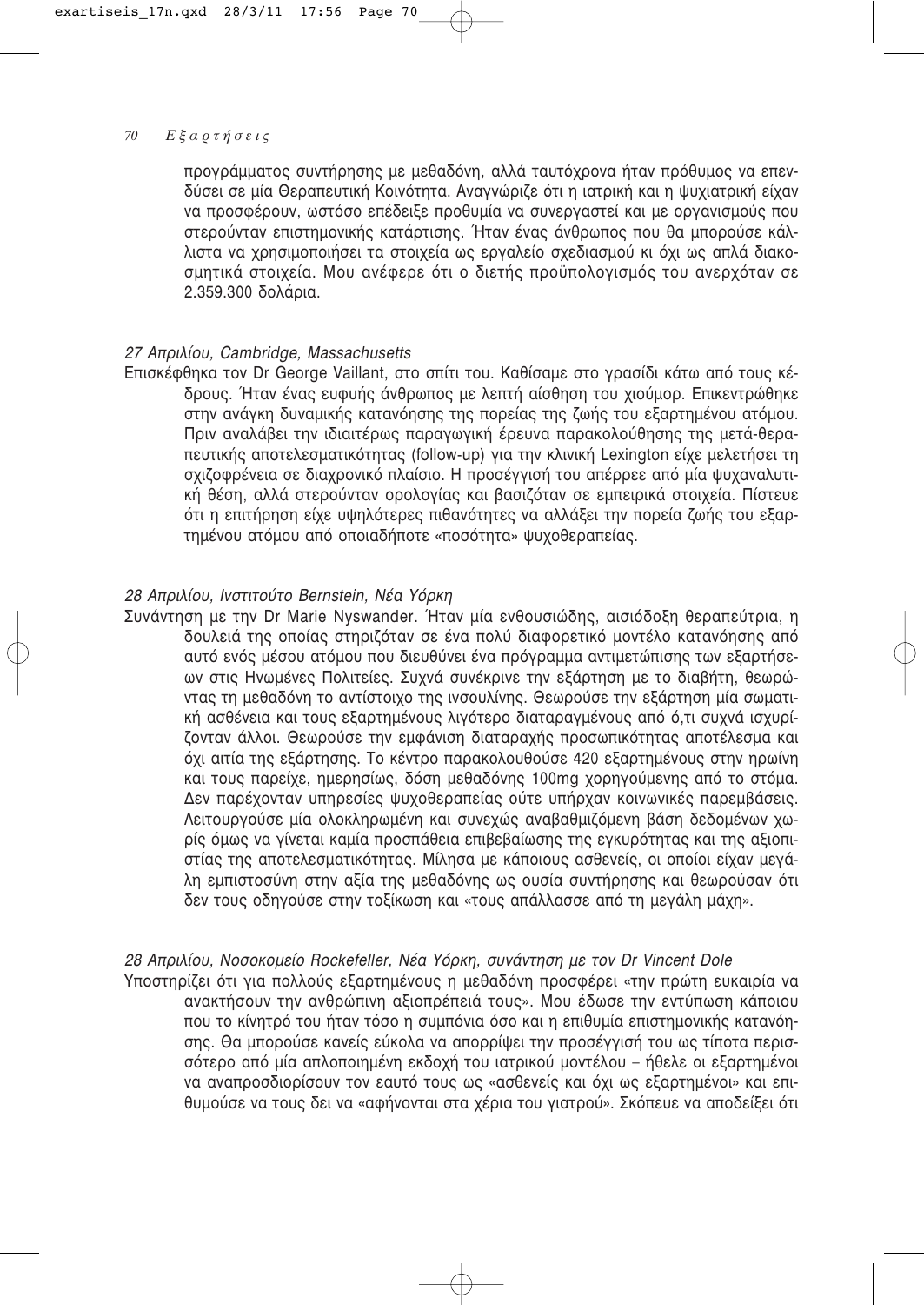προγράμματος συντήρησης με μεθαδόνη, αλλά ταυτόχρονα ήταν πρόθυμος να επενδύσει σε μία Θεραπευτική Κοινότητα. Αναγνώριζε ότι η ιατρική και η ψυχιατρική είχαν να προσφέρουν, ωστόσο επέδειξε προθυμία να συνεργαστεί και με οργανισμούς που στερούνταν επιστημονικής κατάρτισης. Ήταν ένας άνθρωπος που θα μπορούσε κάλλιστα να χρησιμοποιήσει τα στοιχεία ως εργαλείο σχεδιασμού κι όχι ως απλά διακοσμητικά στοιχεία. Μου ανέφερε ότι ο διετής προϋπολογισμός του ανερχόταν σε 2.359.300 δολάρια.

*27 Απριλίου, Cambridge, Massachusetts*

Επισκέφθηκα τον Dr George Vaillant, στο σπίτι του. Καθίσαμε στο γρασίδι κάτω από τους κέδρους. Ήταν ένας ευφυής άνθρωπος με λεπτή αίσθηση του χιούμορ. Επικεντρώθηκε στην ανάγκη δυναμικής κατανόησης της πορείας της ζωής του εξαρτημένου ατόμου. Πριν αναλάβει την ιδιαιτέρως παραγωγική έρευνα παρακολούθησης της μετά-θεραπευτικής αποτελεσματικότητας (follow-up) για την κλινική Lexington είχε μελετήσει τη σχιζοφρένεια σε διαχρονικό πλαίσιο. Η προσέγγισή του απέρρεε από μία ψυχαναλυτική θέση, αλλά στερούνταν ορολογίας και βασιζόταν σε εμπειρικά στοιχεία. Πίστευε ότι η επιτήρηση είχε υψηλότερες πιθανότητες να αλλάξει την πορεία ζωής του εξαρτημένου ατόμου από οποιαδήποτε «ποσότητα» ψυχοθεραπείας.

*28 Απριλίου, Ινστιτούτο Bernstein, Νέα Υόρκη*

Συνάντηση με την Dr Marie Nyswander. Ήταν μία ενθουσιώδης, αισιόδοξη θεραπεύτρια, η δουλειά της οποίας στηριζόταν σε ένα πολύ διαφορετικό μοντέλο κατανόησης από αυτό ενός μέσου ατόμου που διευθύνει ένα πρόγραμμα αντιμετώπισης των εξαρτήσεων στις Ηνωμένες Πολιτείες. Συχνά συνέκρινε την εξάρτηση με το διαβήτη, θεωρώντας τη μεθαδόνη το αντίστοιχο της ινσουλίνης. Θεωρούσε την εξάρτηση μία σωματική ασθένεια και τους εξαρτημένους λιγότερο διαταραγμένους από ό,τι συχνά ισχυρίζονταν άλλοι. Θεωρούσε την εμφάνιση διαταραχής προσωπικότητας αποτέλεσμα και όχι αιτία της εξάρτησης. Το κέντρο παρακολουθούσε 420 εξαρτημένους στην ηρωίνη και τους παρείχε, ημερησίως, δόση μεθαδόνης 100mg χορηγούμενης από το στόμα. Δεν παρέχονταν υπηρεσίες ψυχοθεραπείας ούτε υπήρχαν κοινωνικές παρεμβάσεις. Λειτουργούσε μία ολοκληρωμένη και συνεχώς αναβαθμιζόμενη βάση δεδομένων χωρίς όμως να γίνεται καμία προσπάθεια επιβεβαίωσης της εγκυρότητας και της αξιοπιστίας της αποτελεσματικότητας. Μίλησα με κάποιους ασθενείς, οι οποίοι είχαν μεγάλη εμπιστοσύνη στην αξία της μεθαδόνης ως ουσία συντήρησης και θεωρούσαν ότι δεν τους οδηγούσε στην τοξίκωση και «τους απάλλασσε από τη μεγάλη μάχη».

*28 Απριλίου, Νοσοκομείο Rockefeller, Νέα Υόρκη, συνάντηση με τον Dr Vincent Dole*

Υποστηρίζει ότι για πολλούς εξαρτημένους η μεθαδόνη προσφέρει «την πρώτη ευκαιρία να ανακτήσουν την ανθρώπινη αξιοπρέπειά τους». Μου έδωσε την εντύπωση κάποιου που το κίνητρό του ήταν τόσο η συμπόνια όσο και η επιθυμία επιστημονικής κατανόησης. Θα μπορούσε κανείς εύκολα να απορρίψει την προσέγγισή του ως τίποτα περισσότερο από μία απλοποιημένη εκδοχή του ιατρικού μοντέλου – ήθελε οι εξαρτημένοι να αναπροσδιορίσουν τον εαυτό τους ως «ασθενείς και όχι ως εξαρτημένοι» και επιθυμούσε να τους δει να «αφήνονται στα χέρια του γιατρού». Σκόπευε να αποδείξει ότι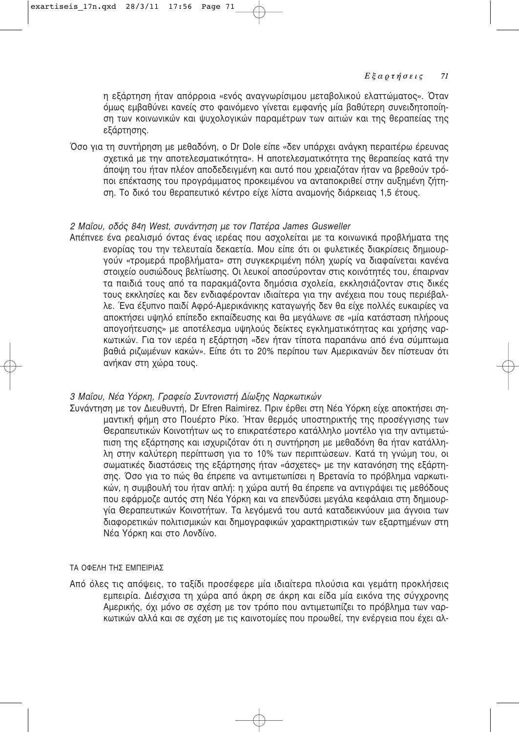η εξάρτηση ήταν απόρροια «ενός αναγνωρίσιμου μεταβολικού ελαττώματος». Όταν όμως εμβαθύνει κανείς στο φαινόμενο γίνεται εμφανής μία βαθύτερη συνειδητοποίηση των κοινωνικών και ψυχολογικών παραμέτρων των αιτιών και της θεραπείας της εξάρτησης.

Όσο για τη συντήρηση με μεθαδόνη, ο Dr Dole είπε «δεν υπάρχει ανάγκη περαιτέρω έρευνας σχετικά με την αποτελεσματικότητα». Η αποτελεσματικότητα της θεραπείας κατά την άποψη του ήταν πλέον αποδεδειγμένη και αυτό που χρειαζόταν ήταν να βρεθούν τρόποι επέκτασης του προγράμματος προκειμένου να ανταποκριθεί στην αυξημένη ζήτηση. Το δικό του θεραπευτικό κέντρο είχε λίστα αναμονής διάρκειας 1,5 έτους.

*2 Μαΐου, οδός 84η West, συνάντηση με τον Πατέρα James Gusweller*

Απέπνεε ένα ρεαλισμό όντας ένας ιερέας που ασχολείται με τα κοινωνικά προβλήματα της ενορίας του την τελευταία δεκαετία. Μου είπε ότι οι φυλετικές διακρίσεις δημιουργούν «τρομερά προβλήματα» στη συγκεκριμένη πόλη χωρίς να διαφαίνεται κανένα στοιχείο ουσιώδους βελτίωσης. Οι λευκοί αποσύρονταν στις κοινότητές του, έπαιρναν τα παιδιά τους από τα παρακμάζοντα δημόσια σχολεία, εκκλησιάζονταν στις δικές τους εκκλησίες και δεν ενδιαφέρονταν ιδιαίτερα για την ανέχεια που τους περιέβαλλε. Ένα έξυπνο παιδί Αφρό-Αμερικάνικης καταγωγής δεν θα είχε πολλές ευκαιρίες να αποκτήσει υψηλό επίπεδο εκπαίδευσης και θα μεγάλωνε σε «μία κατάσταση πλήρους απογοήτευσης» με αποτέλεσμα υψηλούς δείκτες εγκληματικότητας και χρήσης ναρκωτικών. Για τον ιερέα η εξάρτηση «δεν ήταν τίποτα παραπάνω από ένα σύμπτωμα βαθιά ριζωμένων κακών». Είπε ότι το 20% περίπου των Αμερικανών δεν πίστευαν ότι ανήκαν στη χώρα τους.

*3 Μαΐου, Νέα Υόρκη, Γραφείο Συντονιστή Δίωξης Ναρκωτικών*

Συνάντηση με τον Διευθυντή, Dr Efren Raimirez. Πριν έρθει στη Νέα Υόρκη είχε αποκτήσει σημαντική φήμη στο Πουέρτο Ρίκο. Ήταν θερμός υποστηρικτής της προσέγγισης των Θεραπευτικών Κοινοτήτων ως το επικρατέστερο κατάλληλο μοντέλο για την αντιμετώπιση της εξάρτησης και ισχυριζόταν ότι η συντήρηση με μεθαδόνη θα ήταν κατάλληλη στην καλύτερη περίπτωση για το 10% των περιπτώσεων. Κατά τη γνώμη του, οι σωματικές διαστάσεις της εξάρτησης ήταν «άσχετες» με την κατανόηση της εξάρτησης. Όσο για το πώς θα έπρεπε να αντιμετωπίσει η Βρετανία το πρόβλημα ναρκωτικών, η συμβουλή του ήταν απλή: η χώρα αυτή θα έπρεπε να αντιγράψει τις μεθόδους που εφάρμοζε αυτός στη Νέα Υόρκη και να επενδύσει μεγάλα κεφάλαια στη δημιουργία Θεραπευτικών Κοινοτήτων. Τα λεγόμενά του αυτά καταδεικνύουν μια άγνοια των διαφορετικών πολιτισμικών και δημογραφικών χαρακτηριστικών των εξαρτημένων στη Νέα Υόρκη και στο Λονδίνο.

### ΤΑ ΟΦΕΛΗ ΤΗΣ ΕΜΠΕΙΡΙΑΣ

Από όλες τις απόψεις, το ταξίδι προσέφερε μία ιδιαίτερα πλούσια και γεμάτη προκλήσεις εμπειρία. Διέσχισα τη χώρα από άκρη σε άκρη και είδα μία εικόνα της σύγχρονης Αμερικής, όχι μόνο σε σχέση με τον τρόπο που αντιμετωπίζει το πρόβλημα των ναρκωτικών αλλά και σε σχέση με τις καινοτομίες που προωθεί, την ενέργεια που έχει αλ-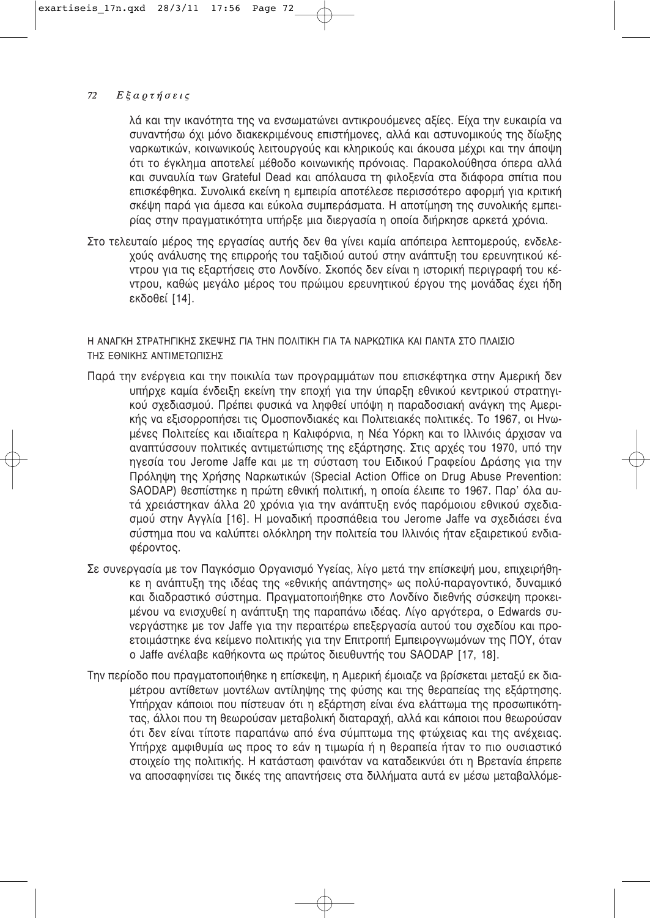λά και την ικανότητα της να ενσωματώνει αντικρουόμενες αξίες. Είχα την ευκαιρία να συναντήσω όχι μόνο διακεκριμένους επιστήμονες, αλλά και αστυνομικούς της δίωξης ναρκωτικών, κοινωνικούς λειτουργούς και κληρικούς και άκουσα μέχρι και την άποψη ότι το έγκλημα αποτελεί μέθοδο κοινωνικής πρόνοιας. Παρακολούθησα όπερα αλλά και συναυλία των Grateful Dead και απόλαυσα τη φιλοξενία στα διάφορα σπίτια που επισκέφθηκα. Συνολικά εκείνη η εμπειρία αποτέλεσε περισσότερο αφορμή για κριτική σκέψη παρά για άμεσα και εύκολα συμπεράσματα. Η αποτίμηση της συνολικής εμπειρίας στην πραγματικότητα υπήρξε μια διεργασία η οποία διήρκησε αρκετά χρόνια.

Στο τελευταίο μέρος της εργασίας αυτής δεν θα γίνει καμία απόπειρα λεπτομερούς, ενδελεχούς ανάλυσης της επιρροής του ταξιδιού αυτού στην ανάπτυξη του ερευνητικού κέντρου για τις εξαρτήσεις στο Λονδίνο. Σκοπός δεν είναι η ιστορική περιγραφή του κέντρου, καθώς μεγάλο μέρος του πρώιμου ερευνητικού έργου της μονάδας έχει ήδη εκδοθεί [14].

## Η ΑΝΑΓΚΗ ΣΤΡΑΤΗΓΙΚΗΣ ΣΚΕΨΗΣ ΓΙΑ ΤΗΝ ΠΟΛΙΤΙΚΗ ΓΙΑ ΤΑ ΝΑΡΚΩΤΙΚΑ ΚΑΙ ΠΑΝΤΑ ΣΤΟ ΠΛΑΙΣΙΟ ΤΗΣ ΕΘΝΙΚΗΣ ΑΝΤΙΜΕΤΩΠΙΣΗΣ

Παρά την ενέργεια και την ποικιλία των προγραμμάτων που επισκέφτηκα στην Αμερική δεν υπήρχε καμία ένδειξη εκείνη την εποχή για την ύπαρξη εθνικού κεντρικού στρατηγικού σχεδιασμού. Πρέπει φυσικά να ληφθεί υπόψη η παραδοσιακή ανάγκη της Αμερικής να εξισορροπήσει τις Ομοσπονδιακές και Πολιτειακές πολιτικές. Το 1967, οι Ηνωμένες Πολιτείες και ιδιαίτερα η Καλιφόρνια, η Νέα Υόρκη και το Ιλλινόις άρχισαν να αναπτύσσουν πολιτικές αντιμετώπισης της εξάρτησης. Στις αρχές του 1970, υπό την ηγεσία του Jerome Jaffe και με τη σύσταση του Ειδικού Γραφείου Δράσης για την Πρόληψη της Χρήσης Ναρκωτικών (Special Action Office on Drug Abuse Prevention: SAODAP) θεσπίστηκε η πρώτη εθνική πολιτική, η οποία έλειπε το 1967. Παρ' όλα αυτά χρειάστηκαν άλλα 20 χρόνια για την ανάπτυξη ενός παρόμοιου εθνικού σχεδιασμού στην Αγγλία [16]. Η μοναδική προσπάθεια του Jerome Jaffe να σχεδιάσει ένα σύστημα που να καλύπτει ολόκληρη την πολιτεία του Ιλλινόις ήταν εξαιρετικού ενδιαφέροντος.

Σε συνεργασία με τον Παγκόσμιο Οργανισμό Υγείας, λίγο μετά την επίσκεψή μου, επιχειρήθηκε η ανάπτυξη της ιδέας της «εθνικής απάντησης» ως πολύ-παραγοντικό, δυναμικό και διαδραστικό σύστημα. Πραγματοποιήθηκε στο Λονδίνο διεθνής σύσκεψη προκειμένου να ενισχυθεί η ανάπτυξη της παραπάνω ιδέας. Λίγο αργότερα, ο Edwards συνεργάστηκε με τον Jaffe για την περαιτέρω επεξεργασία αυτού του σχεδίου και προετοιμάστηκε ένα κείμενο πολιτικής για την Επιτροπή Εμπειρογνωμόνων της ΠΟΥ, όταν ο Jaffe ανέλαβε καθήκοντα ως πρώτος διευθυντής του SAODAP [17, 18].

Την περίοδο που πραγματοποιήθηκε η επίσκεψη, η Αμερική έμοιαζε να βρίσκεται μεταξύ εκ διαμέτρου αντίθετων μοντέλων αντίληψης της φύσης και της θεραπείας της εξάρτησης. Υπήρχαν κάποιοι που πίστευαν ότι η εξάρτηση είναι ένα ελάττωμα της προσωπικότητας, άλλοι που τη θεωρούσαν μεταβολική διαταραχή, αλλά και κάποιοι που θεωρούσαν ότι δεν είναι τίποτε παραπάνω από ένα σύμπτωμα της φτώχειας και της ανέχειας. Υπήρχε αμφιθυμία ως προς το εάν η τιμωρία ή η θεραπεία ήταν το πιο ουσιαστικό στοιχείο της πολιτικής. Η κατάσταση φαινόταν να καταδεικνύει ότι η Βρετανία έπρεπε να αποσαφηνίσει τις δικές της απαντήσεις στα διλλήματα αυτά εν μέσω μεταβαλλόμε-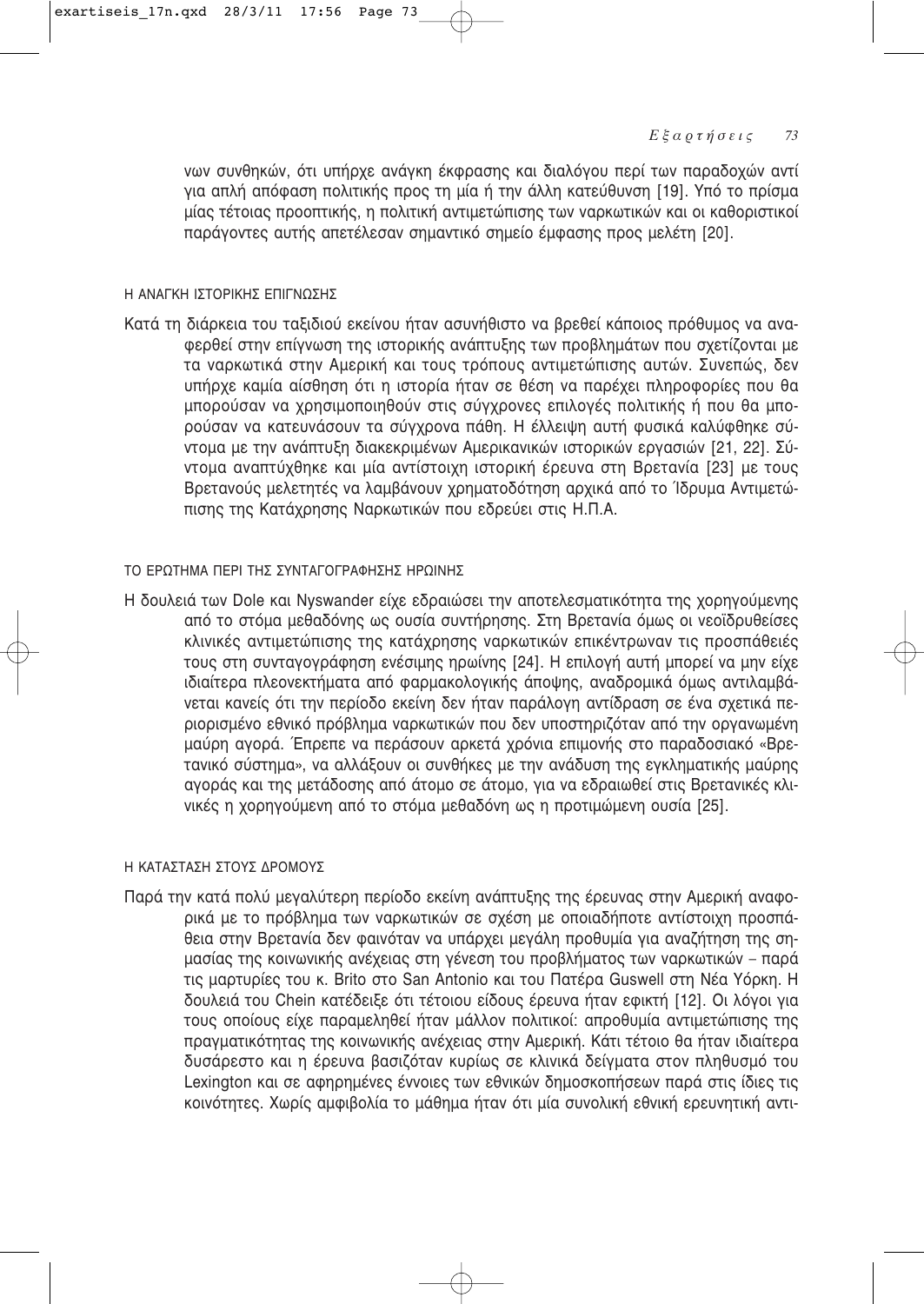νων συνθηκών, ότι υπήρχε ανάγκη έκφρασης και διαλόγου περί των παραδοχών αντί για απλή απόφαση πολιτικής προς τη μία ή την άλλη κατεύθυνση [19]. Υπό το πρίσμα μίας τέτοιας προοπτικής, η πολιτική αντιμετώπισης των ναρκωτικών και οι καθοριστικοί παράγοντες αυτής απετέλεσαν σημαντικό σημείο έμφασης προς μελέτη [20].

## Η ΑΝΑΓΚΗ ΙΣΤΟΡΙΚΗΣ ΕΠΙΓΝΩΣΗΣ

Κατά τη διάρκεια του ταξιδιού εκείνου ήταν ασυνήθιστο να βρεθεί κάποιος πρόθυμος να αναφερθεί στην επίγνωση της ιστορικής ανάπτυξης των προβλημάτων που σχετίζονται με τα ναρκωτικά στην Αμερική και τους τρόπους αντιμετώπισης αυτών. Συνεπώς, δεν υπήρχε καμία αίσθηση ότι η ιστορία ήταν σε θέση να παρέχει πληροφορίες που θα μπορούσαν να χρησιμοποιηθούν στις σύγχρονες επιλογές πολιτικής ή που θα μπορούσαν να κατευνάσουν τα σύγχρονα πάθη. Η έλλειψη αυτή φυσικά καλύφθηκε σύντομα με την ανάπτυξη διακεκριμένων Αμερικανικών ιστορικών εργασιών [21, 22]. Σύντομα αναπτύχθηκε και μία αντίστοιχη ιστορική έρευνα στη Βρετανία [23] με τους Βρετανούς μελετητές να λαμβάνουν χρηματοδότηση αρχικά από το Ίδρυμα Αντιμετώπισης της Κατάχρησης Ναρκωτικών που εδρεύει στις Η.Π.Α.

## ΤΟ ΕΡΩΤΗΜΑ ΠΕΡΙ ΤΗΣ ΣΥΝΤΑΓΟΓΡΑΦΗΣΗΣ ΗΡΩΙΝΗΣ

Η δουλειά των Dole και Nyswander είχε εδραιώσει την αποτελεσματικότητα της χορηγούμενης από το στόμα μεθαδόνης ως ουσία συντήρησης. Στη Βρετανία όμως οι νεοϊδρυθείσες κλινικές αντιμετώπισης της κατάχρησης ναρκωτικών επικέντρωναν τις προσπάθειές τους στη συνταγογράφηση ενέσιμης ηρωίνης [24]. Η επιλογή αυτή μπορεί να μην είχε ιδιαίτερα πλεονεκτήματα από φαρμακολογικής άποψης, αναδρομικά όμως αντιλαμβάνεται κανείς ότι την περίοδο εκείνη δεν ήταν παράλογη αντίδραση σε ένα σχετικά περιορισμένο εθνικό πρόβλημα ναρκωτικών που δεν υποστηριζόταν από την οργανωμένη μαύρη αγορά. Έπρεπε να περάσουν αρκετά χρόνια επιμονής στο παραδοσιακό «Βρετανικό σύστημα», να αλλάξουν οι συνθήκες με την ανάδυση της εγκληματικής μαύρης αγοράς και της μετάδοσης από άτομο σε άτομο, για να εδραιωθεί στις Βρετανικές κλινικές η χορηγούμενη από το στόμα μεθαδόνη ως η προτιμώμενη ουσία [25].

## Η ΚΑΤΑΣΤΑΣΗ ΣΤΟΥΣ ΔΡΟΜΟΥΣ

Παρά την κατά πολύ μεγαλύτερη περίοδο εκείνη ανάπτυξης της έρευνας στην Αμερική αναφορικά με το πρόβλημα των ναρκωτικών σε σχέση με οποιαδήποτε αντίστοιχη προσπάθεια στην Βρετανία δεν φαινόταν να υπάρχει μεγάλη προθυμία για αναζήτηση της σημασίας της κοινωνικής ανέχειας στη γένεση του προβλήματος των ναρκωτικών – παρά τις μαρτυρίες του κ. Brito στο San Antonio και του Πατέρα Guswell στη Νέα Υόρκη. Η δουλειά του Chein κατέδειξε ότι τέτοιου είδους έρευνα ήταν εφικτή [12]. Οι λόγοι για τους οποίους είχε παραμεληθεί ήταν μάλλον πολιτικοί: απροθυμία αντιμετώπισης της πραγματικότητας της κοινωνικής ανέχειας στην Αμερική. Κάτι τέτοιο θα ήταν ιδιαίτερα δυσάρεστο και η έρευνα βασιζόταν κυρίως σε κλινικά δείγματα στον πληθυσμό του Lexington και σε αφηρημένες έννοιες των εθνικών δημοσκοπήσεων παρά στις ίδιες τις κοινότητες. Χωρίς αμφιβολία το μάθημα ήταν ότι μία συνολική εθνική ερευνητική αντι-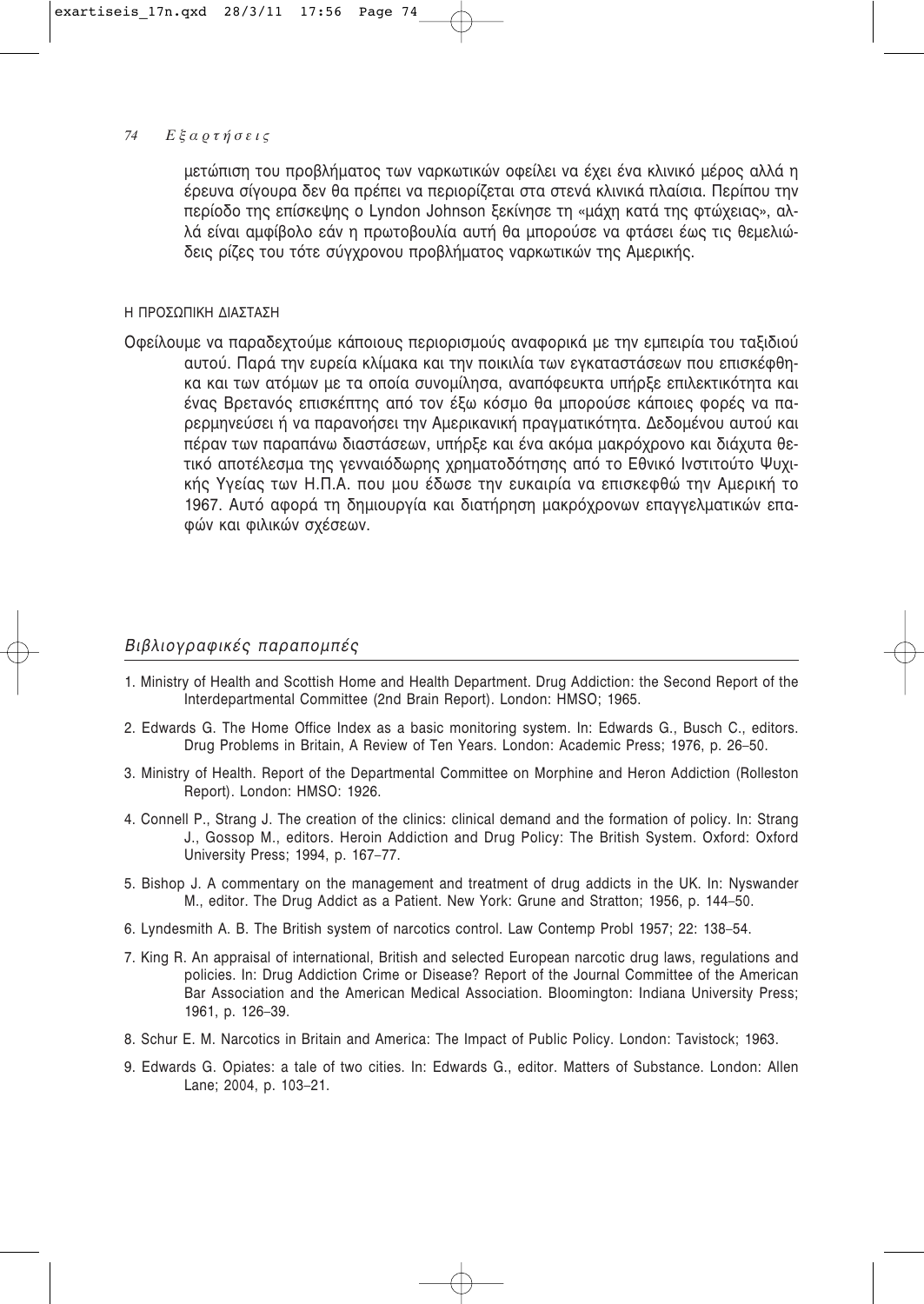μετώπιση του προβλήματος των ναρκωτικών οφείλει να έχει ένα κλινικό μέρος αλλά η έρευνα σίγουρα δεν θα πρέπει να περιορίζεται στα στενά κλινικά πλαίσια. Περίπου την περίοδο της επίσκεψης ο Lyndon Johnson ξεκίνησε τη «μάχη κατά της φτώχειας», αλλά είναι αμφίβολο εάν η πρωτοβουλία αυτή θα μπορούσε να φτάσει έως τις θεμελιώδεις ρίζες του τότε σύγχρονου προβλήματος ναρκωτικών της Αμερικής.

#### Η ΠΡΟΣΩΠΙΚΗ ΔΙΑΣΤΑΣΗ

Οφείλουμε να παραδεχτούμε κάποιους περιορισμούς αναφορικά με την εμπειρία του ταξιδιού αυτού. Παρά την ευρεία κλίμακα και την ποικιλία των εγκαταστάσεων που επισκέφθηκα και των ατόμων με τα οποία συνομίλησα, αναπόφευκτα υπήρξε επιλεκτικότητα και ένας Βρετανός επισκέπτης από τον έξω κόσμο θα μπορούσε κάποιες φορές να παρερμηνεύσει ή να παρανοήσει την Αμερικανική πραγματικότητα. Δεδομένου αυτού και πέραν των παραπάνω διαστάσεων, υπήρξε και ένα ακόμα μακρόχρονο και διάχυτα θετικό αποτέλεσμα της γενναιόδωρης χρηματοδότησης από το Εθνικό Ινστιτούτο Ψυχικής Υγείας των Η.Π.Α. που μου έδωσε την ευκαιρία να επισκεφθώ την Αμερική το 1967. Αυτό αφορά τη δημιουργία και διατήρηση μακρόχρονων επαγγελματικών επαφών και φιλικών σχέσεων.

## *Βιβλιογραφικές παραπομπές*

1. Ministry of Health and Scottish Home and Health Department. Drug Addiction: the Second Report of the Interdepartmental Committee (2nd Brain Report). London: HMSO; 1965.
2. Edwards G. The Home Office Index as a basic monitoring system. In: Edwards G., Busch C., editors. Drug Problems in Britain, A Review of Ten Years. London: Academic Press; 1976, p. 26–50.
3. Ministry of Health. Report of the Departmental Committee on Morphine and Heron Addiction (Rolleston Report). London: HMSO: 1926.
4. Connell P., Strang J. The creation of the clinics: clinical demand and the formation of policy. In: Strang J., Gossop M., editors. Heroin Addiction and Drug Policy: The British System. Oxford: Oxford University Press; 1994, p. 167–77.
5. Bishop J. A commentary on the management and treatment of drug addicts in the UK. In: Nyswander M., editor. The Drug Addict as a Patient. New York: Grune and Stratton; 1956, p. 144–50.
6. Lyndesmith A. B. The British system of narcotics control. Law Contemp Probl 1957; 22: 138–54.
7. King R. An appraisal of international, British and selected European narcotic drug laws, regulations and policies. In: Drug Addiction Crime or Disease? Report of the Journal Committee of the American Bar Association and the American Medical Association. Bloomington: Indiana University Press; 1961, p. 126–39.
8. Schur E. M. Narcotics in Britain and America: The Impact of Public Policy. London: Tavistock; 1963.
9. Edwards G. Opiates: a tale of two cities. In: Edwards G., editor. Matters of Substance. London: Allen Lane; 2004, p. 103–21.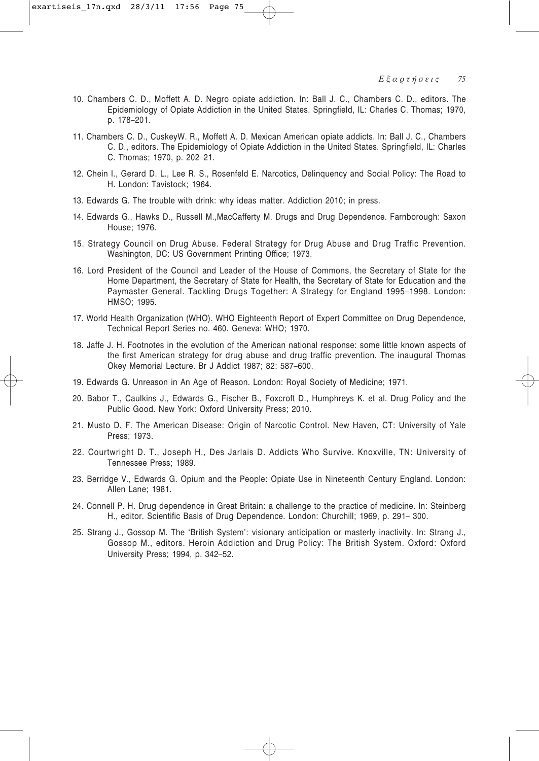10. Chambers C. D., Moffett A. D. Negro opiate addiction. In: Ball J. C., Chambers C. D., editors. The Epidemiology of Opiate Addiction in the United States. Springfield, IL: Charles C. Thomas; 1970, p. 178–201.

11. Chambers C. D., CuskeyW. R., Moffett A. D. Mexican American opiate addicts. In: Ball J. C., Chambers C. D., editors. The Epidemiology of Opiate Addiction in the United States. Springfield, IL: Charles C. Thomas; 1970, p. 202–21.

12. Chein I., Gerard D. L., Lee R. S., Rosenfeld E. Narcotics, Delinquency and Social Policy: The Road to H. London: Tavistock; 1964.

13. Edwards G. The trouble with drink: why ideas matter. Addiction 2010; in press.

14. Edwards G., Hawks D., Russell M.,MacCafferty M. Drugs and Drug Dependence. Farnborough: Saxon House; 1976.

15. Strategy Council on Drug Abuse. Federal Strategy for Drug Abuse and Drug Traffic Prevention. Washington, DC: US Government Printing Office; 1973.

16. Lord President of the Council and Leader of the House of Commons, the Secretary of State for the Home Department, the Secretary of State for Health, the Secretary of State for Education and the Paymaster General. Tackling Drugs Together: A Strategy for England 1995–1998. London: HMSO; 1995.

17. World Health Organization (WHO). WHO Eighteenth Report of Expert Committee on Drug Dependence, Technical Report Series no. 460. Geneva: WHO; 1970.

18. Jaffe J. H. Footnotes in the evolution of the American national response: some little known aspects of the first American strategy for drug abuse and drug traffic prevention. The inaugural Thomas Okey Memorial Lecture. Br J Addict 1987; 82: 587–600.

19. Edwards G. Unreason in An Age of Reason. London: Royal Society of Medicine; 1971.

20. Babor T., Caulkins J., Edwards G., Fischer B., Foxcroft D., Humphreys K. et al. Drug Policy and the Public Good. New York: Oxford University Press; 2010.

21. Musto D. F. The American Disease: Origin of Narcotic Control. New Haven, CT: University of Yale Press; 1973.

22. Courtwright D. T., Joseph H., Des Jarlais D. Addicts Who Survive. Knoxville, TN: University of Tennessee Press; 1989.

23. Berridge V., Edwards G. Opium and the People: Opiate Use in Nineteenth Century England. London: Allen Lane; 1981.

24. Connell P. H. Drug dependence in Great Britain: a challenge to the practice of medicine. In: Steinberg H., editor. Scientific Basis of Drug Dependence. London: Churchill; 1969, p. 291– 300.

25. Strang J., Gossop M. The 'British System': visionary anticipation or masterly inactivity. In: Strang J., Gossop M., editors. Heroin Addiction and Drug Policy: The British System. Oxford: Oxford University Press; 1994, p. 342–52.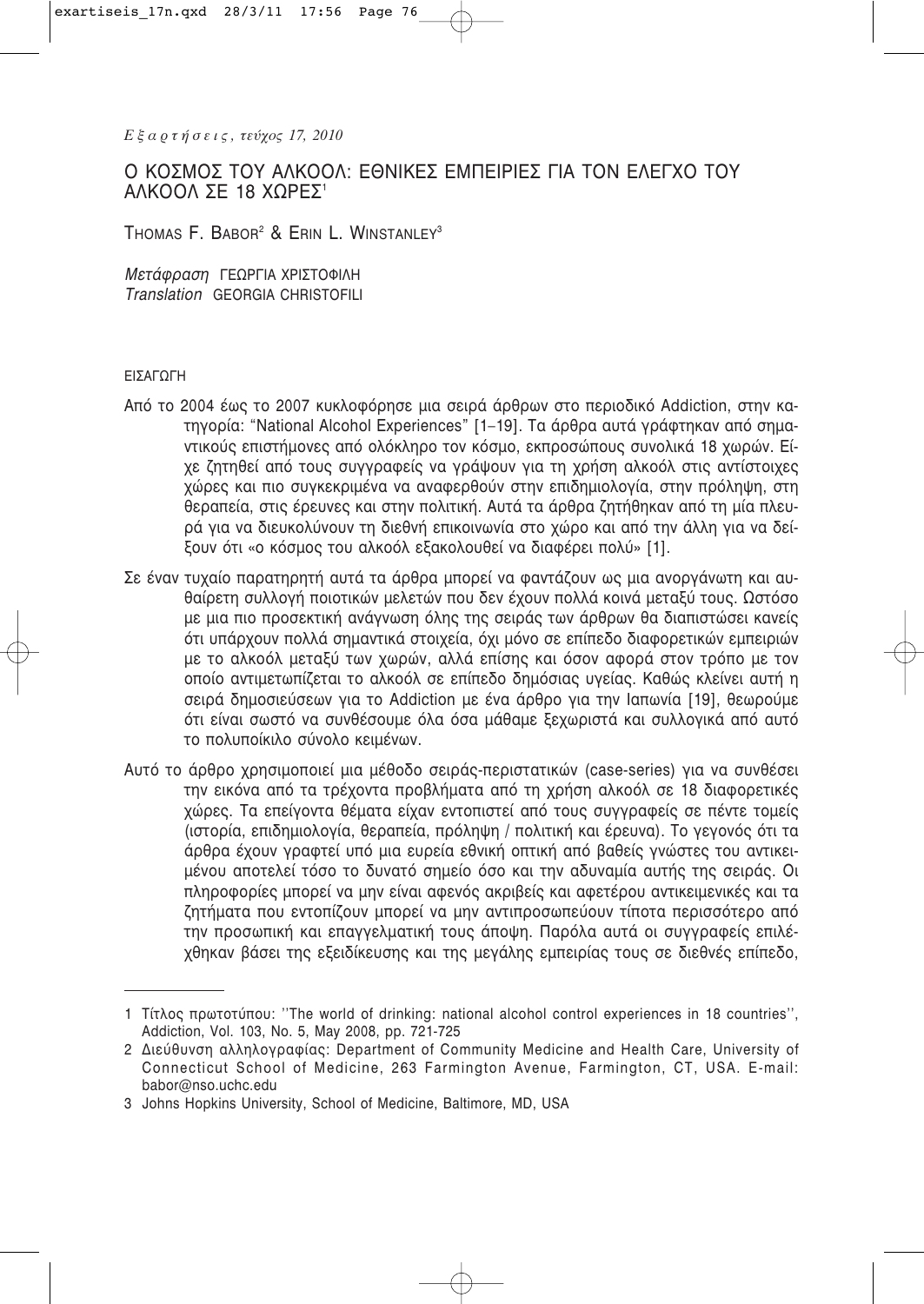# Ο ΚΟΣΜΟΣ ΤΟΥ ΑΛΚΟΟΛ: ΕΘΝΙΚΕΣ ΕΜΠΕΙΡΙΕΣ ΓΙΑ ΤΟΝ ΕΛΕΓΧΟ ΤΟΥ ΑΛΚΟΟΛ ΣΕ 18 ΧΩΡΕΣ[1]

THOMAS F. BABOR[2] & ERIN L. WINSTANLEY[3]

*Μετάφραση* ΓΕΩΡΓΙΑ ΧΡΙΣΤΟΦΙΛΗ
*Translation* GEORGIA CHRISTOFILI

## ΕΙΣΑΓΩΓΗ

Από το 2004 έως το 2007 κυκλοφόρησε μια σειρά άρθρων στο περιοδικό Addiction, στην κατηγορία: "National Alcohol Experiences" [1–19]. Τα άρθρα αυτά γράφτηκαν από σημαντικούς επιστήμονες από ολόκληρο τον κόσμο, εκπροσώπους συνολικά 18 χωρών. Είχε ζητηθεί από τους συγγραφείς να γράψουν για τη χρήση αλκοόλ στις αντίστοιχες χώρες και πιο συγκεκριμένα να αναφερθούν στην επιδημιολογία, στην πρόληψη, στη θεραπεία, στις έρευνες και στην πολιτική. Αυτά τα άρθρα ζητήθηκαν από τη μία πλευρά για να διευκολύνουν τη διεθνή επικοινωνία στο χώρο και από την άλλη για να δείξουν ότι «ο κόσμος του αλκοόλ εξακολουθεί να διαφέρει πολύ» [1].

Σε έναν τυχαίο παρατηρητή αυτά τα άρθρα μπορεί να φαντάζουν ως μια ανοργάνωτη και αυθαίρετη συλλογή ποιοτικών μελετών που δεν έχουν πολλά κοινά μεταξύ τους. Ωστόσο με μια πιο προσεκτική ανάγνωση όλης της σειράς των άρθρων θα διαπιστώσει κανείς ότι υπάρχουν πολλά σημαντικά στοιχεία, όχι μόνο σε επίπεδο διαφορετικών εμπειριών με το αλκοόλ μεταξύ των χωρών, αλλά επίσης και όσον αφορά στον τρόπο με τον οποίο αντιμετωπίζεται το αλκοόλ σε επίπεδο δημόσιας υγείας. Καθώς κλείνει αυτή η σειρά δημοσιεύσεων για το Addiction με ένα άρθρο για την Ιαπωνία [19], θεωρούμε ότι είναι σωστό να συνθέσουμε όλα όσα μάθαμε ξεχωριστά και συλλογικά από αυτό το πολυποίκιλο σύνολο κειμένων.

Αυτό το άρθρο χρησιμοποιεί μια μέθοδο σειράς-περιστατικών (case-series) για να συνθέσει την εικόνα από τα τρέχοντα προβλήματα από τη χρήση αλκοόλ σε 18 διαφορετικές χώρες. Τα επείγοντα θέματα είχαν εντοπιστεί από τους συγγραφείς σε πέντε τομείς (ιστορία, επιδημιολογία, θεραπεία, πρόληψη / πολιτική και έρευνα). Το γεγονός ότι τα άρθρα έχουν γραφτεί υπό μια ευρεία εθνική οπτική από βαθείς γνώστες του αντικειμένου αποτελεί τόσο το δυνατό σημείο όσο και την αδυναμία αυτής της σειράς. Οι πληροφορίες μπορεί να μην είναι αφενός ακριβείς και αφετέρου αντικειμενικές και τα ζητήματα που εντοπίζουν μπορεί να μην αντιπροσωπεύουν τίποτα περισσότερο από την προσωπική και επαγγελματική τους άποψη. Παρόλα αυτά οι συγγραφείς επιλέχθηκαν βάσει της εξειδίκευσης και της μεγάλης εμπειρίας τους σε διεθνές επίπεδο,

---

1 Τίτλος πρωτοτύπου: ''The world of drinking: national alcohol control experiences in 18 countries'', Addiction, Vol. 103, No. 5, May 2008, pp. 721-725

2 Διεύθυνση αλληλογραφίας: Department of Community Medicine and Health Care, University of Connecticut School of Medicine, 263 Farmington Avenue, Farmington, CT, USA. E-mail: babor@nso.uchc.edu

3 Johns Hopkins University, School of Medicine, Baltimore, MD, USA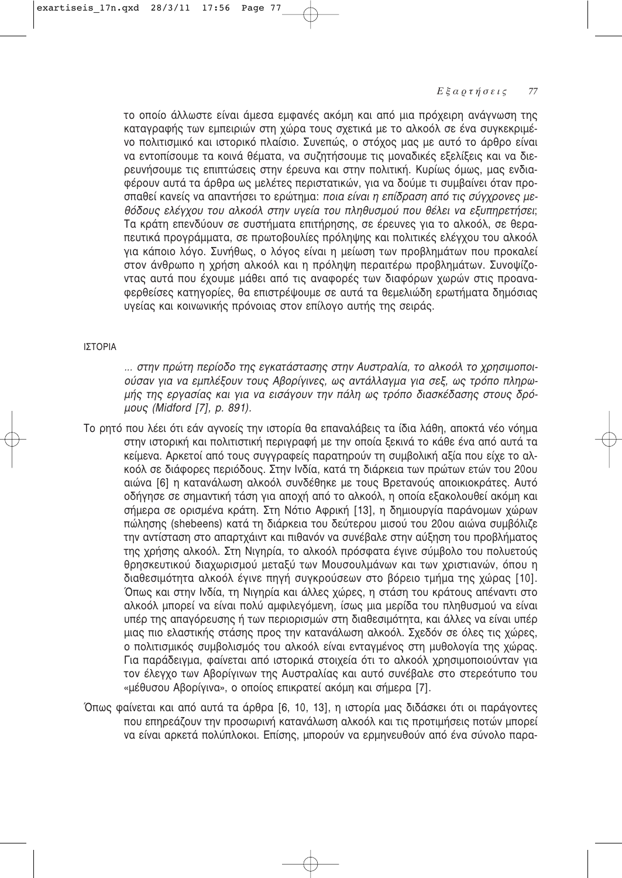το οποίο άλλωστε είναι άμεσα εμφανές ακόμη και από μια πρόχειρη ανάγνωση της καταγραφής των εμπειριών στη χώρα τους σχετικά με το αλκοόλ σε ένα συγκεκριμένο πολιτισμικό και ιστορικό πλαίσιο. Συνεπώς, ο στόχος μας με αυτό το άρθρο είναι να εντοπίσουμε τα κοινά θέματα, να συζητήσουμε τις μοναδικές εξελίξεις και να διερευνήσουμε τις επιπτώσεις στην έρευνα και στην πολιτική. Κυρίως όμως, μας ενδιαφέρουν αυτά τα άρθρα ως μελέτες περιστατικών, για να δούμε τι συμβαίνει όταν προσπαθεί κανείς να απαντήσει το ερώτημα: *ποια είναι η επίδραση από τις σύγχρονες μεθόδους ελέγχου του αλκοόλ στην υγεία του πληθυσμού που θέλει να εξυπηρετήσει*; Τα κράτη επενδύουν σε συστήματα επιτήρησης, σε έρευνες για το αλκοόλ, σε θεραπευτικά προγράμματα, σε πρωτοβουλίες πρόληψης και πολιτικές ελέγχου του αλκοόλ για κάποιο λόγο. Συνήθως, ο λόγος είναι η μείωση των προβλημάτων που προκαλεί στον άνθρωπο η χρήση αλκοόλ και η πρόληψη περαιτέρω προβλημάτων. Συνοψίζοντας αυτά που έχουμε μάθει από τις αναφορές των διαφόρων χωρών στις προαναφερθείσες κατηγορίες, θα επιστρέψουμε σε αυτά τα θεμελιώδη ερωτήματα δημόσιας υγείας και κοινωνικής πρόνοιας στον επίλογο αυτής της σειράς.

## ΙΣΤΟΡΙΑ

> *... στην πρώτη περίοδο της εγκατάστασης στην Αυστραλία, το αλκοόλ το χρησιμοποιούσαν για να εμπλέξουν τους Αβορίγινες, ως αντάλλαγμα για σεξ, ως τρόπο πληρωμής της εργασίας και για να εισάγουν την πάλη ως τρόπο διασκέδασης στους δρόμους (Midford [7], p. 891).*

Το ρητό που λέει ότι εάν αγνοείς την ιστορία θα επαναλάβεις τα ίδια λάθη, αποκτά νέο νόημα στην ιστορική και πολιτιστική περιγραφή με την οποία ξεκινά το κάθε ένα από αυτά τα κείμενα. Αρκετοί από τους συγγραφείς παρατηρούν τη συμβολική αξία που είχε το αλκοόλ σε διάφορες περιόδους. Στην Ινδία, κατά τη διάρκεια των πρώτων ετών του 20ου αιώνα [6] η κατανάλωση αλκοόλ συνδέθηκε με τους Βρετανούς αποικιοκράτες. Αυτό οδήγησε σε σημαντική τάση για αποχή από το αλκοόλ, η οποία εξακολουθεί ακόμη και σήμερα σε ορισμένα κράτη. Στη Νότιο Αφρική [13], η δημιουργία παράνομων χώρων πώλησης (shebeens) κατά τη διάρκεια του δεύτερου μισού του 20ου αιώνα συμβόλιζε την αντίσταση στο απαρτχάιντ και πιθανόν να συνέβαλε στην αύξηση του προβλήματος της χρήσης αλκοόλ. Στη Νιγηρία, το αλκοόλ πρόσφατα έγινε σύμβολο του πολυετούς θρησκευτικού διαχωρισμού μεταξύ των Μουσουλμάνων και των χριστιανών, όπου η διαθεσιμότητα αλκοόλ έγινε πηγή συγκρούσεων στο βόρειο τμήμα της χώρας [10]. Όπως και στην Ινδία, τη Νιγηρία και άλλες χώρες, η στάση του κράτους απέναντι στο αλκοόλ μπορεί να είναι πολύ αμφιλεγόμενη, ίσως μια μερίδα του πληθυσμού να είναι υπέρ της απαγόρευσης ή των περιορισμών στη διαθεσιμότητα, και άλλες να είναι υπέρ μιας πιο ελαστικής στάσης προς την κατανάλωση αλκοόλ. Σχεδόν σε όλες τις χώρες, ο πολιτισμικός συμβολισμός του αλκοόλ είναι ενταγμένος στη μυθολογία της χώρας. Για παράδειγμα, φαίνεται από ιστορικά στοιχεία ότι το αλκοόλ χρησιμοποιούνταν για τον έλεγχο των Αβορίγινων της Αυστραλίας και αυτό συνέβαλε στο στερεότυπο του «μέθυσου Αβορίγινα», ο οποίος επικρατεί ακόμη και σήμερα [7].

Όπως φαίνεται και από αυτά τα άρθρα [6, 10, 13], η ιστορία μας διδάσκει ότι οι παράγοντες που επηρεάζουν την προσωρινή κατανάλωση αλκοόλ και τις προτιμήσεις ποτών μπορεί να είναι αρκετά πολύπλοκοι. Επίσης, μπορούν να ερμηνευθούν από ένα σύνολο παρα-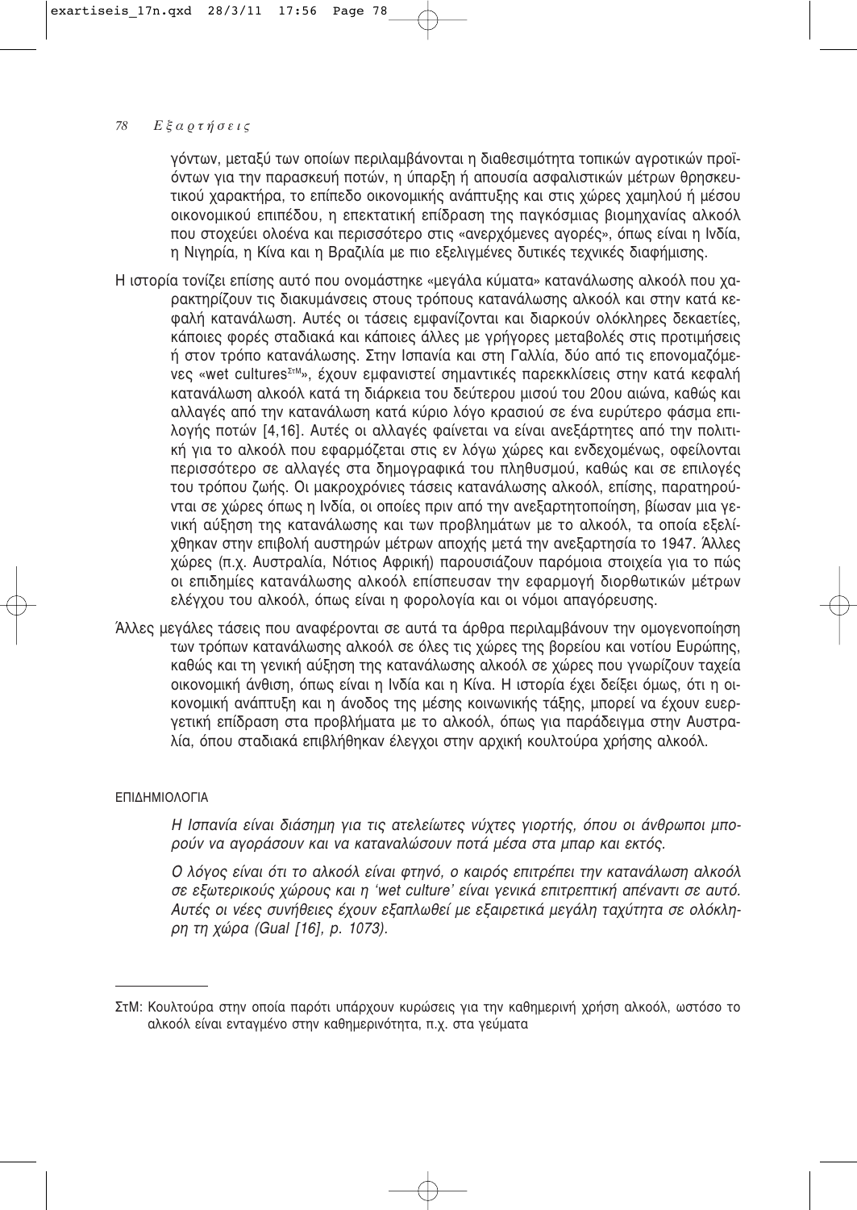γόντων, μεταξύ των οποίων περιλαμβάνονται η διαθεσιμότητα τοπικών αγροτικών προϊόντων για την παρασκευή ποτών, η ύπαρξη ή απουσία ασφαλιστικών μέτρων θρησκευτικού χαρακτήρα, το επίπεδο οικονομικής ανάπτυξης και στις χώρες χαμηλού ή μέσου οικονομικού επιπέδου, η επεκτατική επίδραση της παγκόσμιας βιομηχανίας αλκοόλ που στοχεύει ολοένα και περισσότερο στις «ανερχόμενες αγορές», όπως είναι η Ινδία, η Νιγηρία, η Κίνα και η Βραζιλία με πιο εξελιγμένες δυτικές τεχνικές διαφήμισης.

Η ιστορία τονίζει επίσης αυτό που ονομάστηκε «μεγάλα κύματα» κατανάλωσης αλκοόλ που χαρακτηρίζουν τις διακυμάνσεις στους τρόπους κατανάλωσης αλκοόλ και στην κατά κεφαλή κατανάλωση. Αυτές οι τάσεις εμφανίζονται και διαρκούν ολόκληρες δεκαετίες, κάποιες φορές σταδιακά και κάποιες άλλες με γρήγορες μεταβολές στις προτιμήσεις ή στον τρόπο κατανάλωσης. Στην Ισπανία και στη Γαλλία, δύο από τις επονομαζόμενες «wet cultures[ΣτΜ]», έχουν εμφανιστεί σημαντικές παρεκκλίσεις στην κατά κεφαλή κατανάλωση αλκοόλ κατά τη διάρκεια του δεύτερου μισού του 20ου αιώνα, καθώς και αλλαγές από την κατανάλωση κατά κύριο λόγο κρασιού σε ένα ευρύτερο φάσμα επιλογής ποτών [4,16]. Αυτές οι αλλαγές φαίνεται να είναι ανεξάρτητες από την πολιτική για το αλκοόλ που εφαρμόζεται στις εν λόγω χώρες και ενδεχομένως, οφείλονται περισσότερο σε αλλαγές στα δημογραφικά του πληθυσμού, καθώς και σε επιλογές του τρόπου ζωής. Οι μακροχρόνιες τάσεις κατανάλωσης αλκοόλ, επίσης, παρατηρούνται σε χώρες όπως η Ινδία, οι οποίες πριν από την ανεξαρτητοποίηση, βίωσαν μια γενική αύξηση της κατανάλωσης και των προβλημάτων με το αλκοόλ, τα οποία εξελίχθηκαν στην επιβολή αυστηρών μέτρων αποχής μετά την ανεξαρτησία το 1947. Άλλες χώρες (π.χ. Αυστραλία, Νότιος Αφρική) παρουσιάζουν παρόμοια στοιχεία για το πώς οι επιδημίες κατανάλωσης αλκοόλ επίσπευσαν την εφαρμογή διορθωτικών μέτρων ελέγχου του αλκοόλ, όπως είναι η φορολογία και οι νόμοι απαγόρευσης.

Άλλες μεγάλες τάσεις που αναφέρονται σε αυτά τα άρθρα περιλαμβάνουν την ομογενοποίηση των τρόπων κατανάλωσης αλκοόλ σε όλες τις χώρες της βορείου και νοτίου Ευρώπης, καθώς και τη γενική αύξηση της κατανάλωσης αλκοόλ σε χώρες που γνωρίζουν ταχεία οικονομική άνθιση, όπως είναι η Ινδία και η Κίνα. Η ιστορία έχει δείξει όμως, ότι η οικονομική ανάπτυξη και η άνοδος της μέσης κοινωνικής τάξης, μπορεί να έχουν ευεργετική επίδραση στα προβλήματα με το αλκοόλ, όπως για παράδειγμα στην Αυστραλία, όπου σταδιακά επιβλήθηκαν έλεγχοι στην αρχική κουλτούρα χρήσης αλκοόλ.

## ΕΠΙΔΗΜΙΟΛΟΓΙΑ

*Η Ισπανία είναι διάσημη για τις ατελείωτες νύχτες γιορτής, όπου οι άνθρωποι μπορούν να αγοράσουν και να καταναλώσουν ποτά μέσα στα μπαρ και εκτός.*

*Ο λόγος είναι ότι το αλκοόλ είναι φτηνό, ο καιρός επιτρέπει την κατανάλωση αλκοόλ σε εξωτερικούς χώρους και η 'wet culture' είναι γενικά επιτρεπτική απέναντι σε αυτό. Αυτές οι νέες συνήθειες έχουν εξαπλωθεί με εξαιρετικά μεγάλη ταχύτητα σε ολόκληρη τη χώρα (Gual [16], p. 1073).*

---

ΣτΜ: Κουλτούρα στην οποία παρότι υπάρχουν κυρώσεις για την καθημερινή χρήση αλκοόλ, ωστόσο το αλκοόλ είναι ενταγμένο στην καθημερινότητα, π.χ. στα γεύματα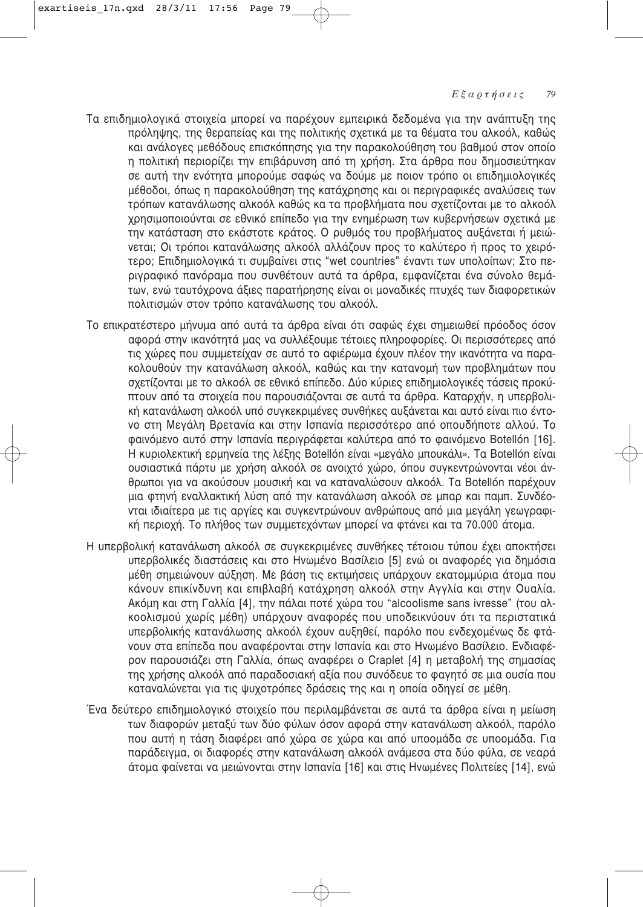Τα επιδημιολογικά στοιχεία μπορεί να παρέχουν εμπειρικά δεδομένα για την ανάπτυξη της πρόληψης, της θεραπείας και της πολιτικής σχετικά με τα θέματα του αλκοόλ, καθώς και ανάλογες μεθόδους επισκόπησης για την παρακολούθηση του βαθμού στον οποίο η πολιτική περιορίζει την επιβάρυνση από τη χρήση. Στα άρθρα που δημοσιεύτηκαν σε αυτή την ενότητα μπορούμε σαφώς να δούμε με ποιον τρόπο οι επιδημιολογικές μέθοδοι, όπως η παρακολούθηση της κατάχρησης και οι περιγραφικές αναλύσεις των τρόπων κατανάλωσης αλκοόλ καθώς κα τα προβλήματα που σχετίζονται με το αλκοόλ χρησιμοποιούνται σε εθνικό επίπεδο για την ενημέρωση των κυβερνήσεων σχετικά με την κατάσταση στο εκάστοτε κράτος. Ο ρυθμός του προβλήματος αυξάνεται ή μειώνεται; Οι τρόποι κατανάλωσης αλκοόλ αλλάζουν προς το καλύτερο ή προς το χειρότερο; Επιδημιολογικά τι συμβαίνει στις "wet countries" έναντι των υπολοίπων; Στο περιγραφικό πανόραμα που συνθέτουν αυτά τα άρθρα, εμφανίζεται ένα σύνολο θεμάτων, ενώ ταυτόχρονα άξιες παρατήρησης είναι οι μοναδικές πτυχές των διαφορετικών πολιτισμών στον τρόπο κατανάλωσης του αλκοόλ.

Το επικρατέστερο μήνυμα από αυτά τα άρθρα είναι ότι σαφώς έχει σημειωθεί πρόοδος όσον αφορά στην ικανότητά μας να συλλέξουμε τέτοιες πληροφορίες. Οι περισσότερες από τις χώρες που συμμετείχαν σε αυτό το αφιέρωμα έχουν πλέον την ικανότητα να παρακολουθούν την κατανάλωση αλκοόλ, καθώς και την κατανομή των προβλημάτων που σχετίζονται με το αλκοόλ σε εθνικό επίπεδο. Δύο κύριες επιδημιολογικές τάσεις προκύπτουν από τα στοιχεία που παρουσιάζονται σε αυτά τα άρθρα. Καταρχήν, η υπερβολική κατανάλωση αλκοόλ υπό συγκεκριμένες συνθήκες αυξάνεται και αυτό είναι πιο έντονο στη Μεγάλη Βρετανία και στην Ισπανία περισσότερο από οπουδήποτε αλλού. Το φαινόμενο αυτό στην Ισπανία περιγράφεται καλύτερα από το φαινόμενο Botellón [16]. Η κυριολεκτική ερμηνεία της λέξης Botellón είναι «μεγάλο μπουκάλι». Τα Botellón είναι ουσιαστικά πάρτυ με χρήση αλκοόλ σε ανοιχτό χώρο, όπου συγκεντρώνονται νέοι άνθρωποι για να ακούσουν μουσική και να καταναλώσουν αλκοόλ. Τα Botellón παρέχουν μια φτηνή εναλλακτική λύση από την κατανάλωση αλκοόλ σε μπαρ και παμπ. Συνδέονται ιδιαίτερα με τις αργίες και συγκεντρώνουν ανθρώπους από μια μεγάλη γεωγραφική περιοχή. Το πλήθος των συμμετεχόντων μπορεί να φτάνει και τα 70.000 άτομα.

Η υπερβολική κατανάλωση αλκοόλ σε συγκεκριμένες συνθήκες τέτοιου τύπου έχει αποκτήσει υπερβολικές διαστάσεις και στο Ηνωμένο Βασίλειο [5] ενώ οι αναφορές για δημόσια μέθη σημειώνουν αύξηση. Με βάση τις εκτιμήσεις υπάρχουν εκατομμύρια άτομα που κάνουν επικίνδυνη και επιβλαβή κατάχρηση αλκοόλ στην Αγγλία και στην Ουαλία. Ακόμη και στη Γαλλία [4], την πάλαι ποτέ χώρα του "alcoolisme sans ivresse" (του αλκοολισμού χωρίς μέθη) υπάρχουν αναφορές που υποδεικνύουν ότι τα περιστατικά υπερβολικής κατανάλωσης αλκοόλ έχουν αυξηθεί, παρόλο που ενδεχομένως δε φτάνουν στα επίπεδα που αναφέρονται στην Ισπανία και στο Ηνωμένο Βασίλειο. Ενδιαφέρον παρουσιάζει στη Γαλλία, όπως αναφέρει ο Craplet [4] η μεταβολή της σημασίας της χρήσης αλκοόλ από παραδοσιακή αξία που συνόδευε το φαγητό σε μια ουσία που καταναλώνεται για τις ψυχοτρόπες δράσεις της και η οποία οδηγεί σε μέθη.

Ένα δεύτερο επιδημιολογικό στοιχείο που περιλαμβάνεται σε αυτά τα άρθρα είναι η μείωση των διαφορών μεταξύ των δύο φύλων όσον αφορά στην κατανάλωση αλκοόλ, παρόλο που αυτή η τάση διαφέρει από χώρα σε χώρα και από υποομάδα σε υποομάδα. Για παράδειγμα, οι διαφορές στην κατανάλωση αλκοόλ ανάμεσα στα δύο φύλα, σε νεαρά άτομα φαίνεται να μειώνονται στην Ισπανία [16] και στις Ηνωμένες Πολιτείες [14], ενώ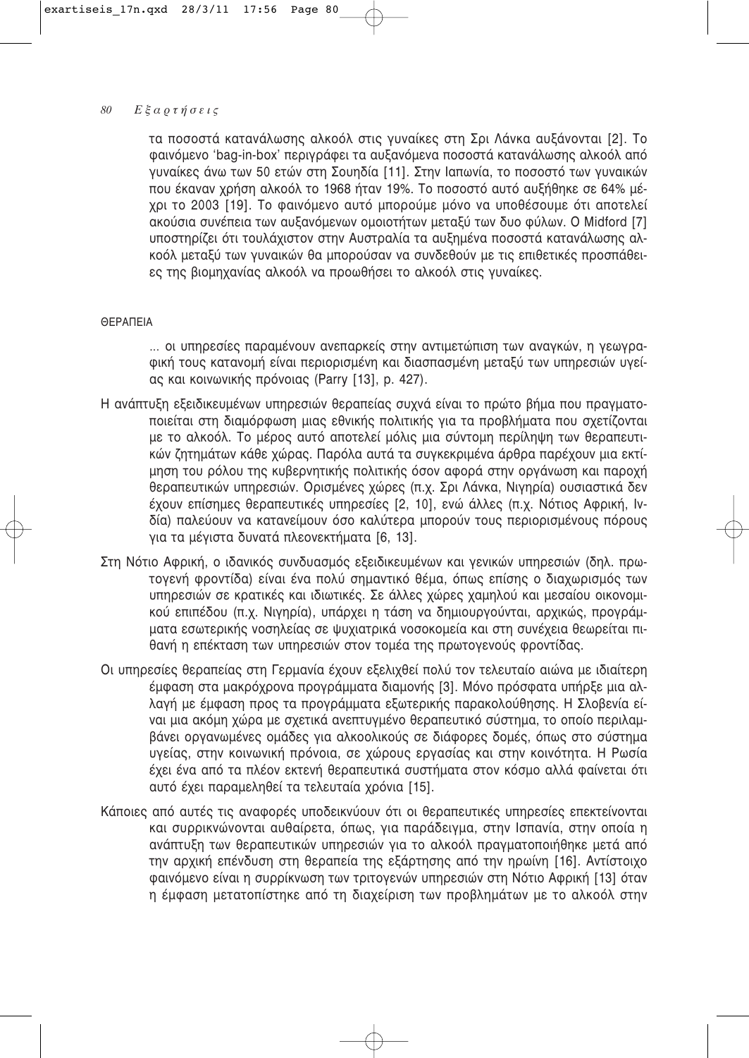τα ποσοστά κατανάλωσης αλκοόλ στις γυναίκες στη Σρι Λάνκα αυξάνονται [2]. Το φαινόμενο 'bag-in-box' περιγράφει τα αυξανόμενα ποσοστά κατανάλωσης αλκοόλ από γυναίκες άνω των 50 ετών στη Σουηδία [11]. Στην Ιαπωνία, το ποσοστό των γυναικών που έκαναν χρήση αλκοόλ το 1968 ήταν 19%. Το ποσοστό αυτό αυξήθηκε σε 64% μέχρι το 2003 [19]. Το φαινόμενο αυτό μπορούμε μόνο να υποθέσουμε ότι αποτελεί ακούσια συνέπεια των αυξανόμενων ομοιοτήτων μεταξύ των δυο φύλων. Ο Midford [7] υποστηρίζει ότι τουλάχιστον στην Αυστραλία τα αυξημένα ποσοστά κατανάλωσης αλκοόλ μεταξύ των γυναικών θα μπορούσαν να συνδεθούν με τις επιθετικές προσπάθειες της βιομηχανίας αλκοόλ να προωθήσει το αλκοόλ στις γυναίκες.

## ΘΕΡΑΠΕΙΑ

> ... οι υπηρεσίες παραμένουν ανεπαρκείς στην αντιμετώπιση των αναγκών, η γεωγραφική τους κατανομή είναι περιορισμένη και διασπασμένη μεταξύ των υπηρεσιών υγείας και κοινωνικής πρόνοιας (Parry [13], p. 427).

Η ανάπτυξη εξειδικευμένων υπηρεσιών θεραπείας συχνά είναι το πρώτο βήμα που πραγματοποιείται στη διαμόρφωση μιας εθνικής πολιτικής για τα προβλήματα που σχετίζονται με το αλκοόλ. Το μέρος αυτό αποτελεί μόλις μια σύντομη περίληψη των θεραπευτικών ζητημάτων κάθε χώρας. Παρόλα αυτά τα συγκεκριμένα άρθρα παρέχουν μια εκτίμηση του ρόλου της κυβερνητικής πολιτικής όσον αφορά στην οργάνωση και παροχή θεραπευτικών υπηρεσιών. Ορισμένες χώρες (π.χ. Σρι Λάνκα, Νιγηρία) ουσιαστικά δεν έχουν επίσημες θεραπευτικές υπηρεσίες [2, 10], ενώ άλλες (π.χ. Νότιος Αφρική, Ινδία) παλεύουν να κατανείμουν όσο καλύτερα μπορούν τους περιορισμένους πόρους για τα μέγιστα δυνατά πλεονεκτήματα [6, 13].

Στη Νότιο Αφρική, ο ιδανικός συνδυασμός εξειδικευμένων και γενικών υπηρεσιών (δηλ. πρωτογενή φροντίδα) είναι ένα πολύ σημαντικό θέμα, όπως επίσης ο διαχωρισμός των υπηρεσιών σε κρατικές και ιδιωτικές. Σε άλλες χώρες χαμηλού και μεσαίου οικονομικού επιπέδου (π.χ. Νιγηρία), υπάρχει η τάση να δημιουργούνται, αρχικώς, προγράμματα εσωτερικής νοσηλείας σε ψυχιατρικά νοσοκομεία και στη συνέχεια θεωρείται πιθανή η επέκταση των υπηρεσιών στον τομέα της πρωτογενούς φροντίδας.

Οι υπηρεσίες θεραπείας στη Γερμανία έχουν εξελιχθεί πολύ τον τελευταίο αιώνα με ιδιαίτερη έμφαση στα μακρόχρονα προγράμματα διαμονής [3]. Μόνο πρόσφατα υπήρξε μια αλλαγή με έμφαση προς τα προγράμματα εξωτερικής παρακολούθησης. Η Σλοβενία είναι μια ακόμη χώρα με σχετικά ανεπτυγμένο θεραπευτικό σύστημα, το οποίο περιλαμβάνει οργανωμένες ομάδες για αλκοολικούς σε διάφορες δομές, όπως στο σύστημα υγείας, στην κοινωνική πρόνοια, σε χώρους εργασίας και στην κοινότητα. Η Ρωσία έχει ένα από τα πλέον εκτενή θεραπευτικά συστήματα στον κόσμο αλλά φαίνεται ότι αυτό έχει παραμεληθεί τα τελευταία χρόνια [15].

Κάποιες από αυτές τις αναφορές υποδεικνύουν ότι οι θεραπευτικές υπηρεσίες επεκτείνονται και συρρικνώνονται αυθαίρετα, όπως, για παράδειγμα, στην Ισπανία, στην οποία η ανάπτυξη των θεραπευτικών υπηρεσιών για το αλκοόλ πραγματοποιήθηκε μετά από την αρχική επένδυση στη θεραπεία της εξάρτησης από την ηρωίνη [16]. Αντίστοιχο φαινόμενο είναι η συρρίκνωση των τριτογενών υπηρεσιών στη Νότιο Αφρική [13] όταν η έμφαση μετατοπίστηκε από τη διαχείριση των προβλημάτων με το αλκοόλ στην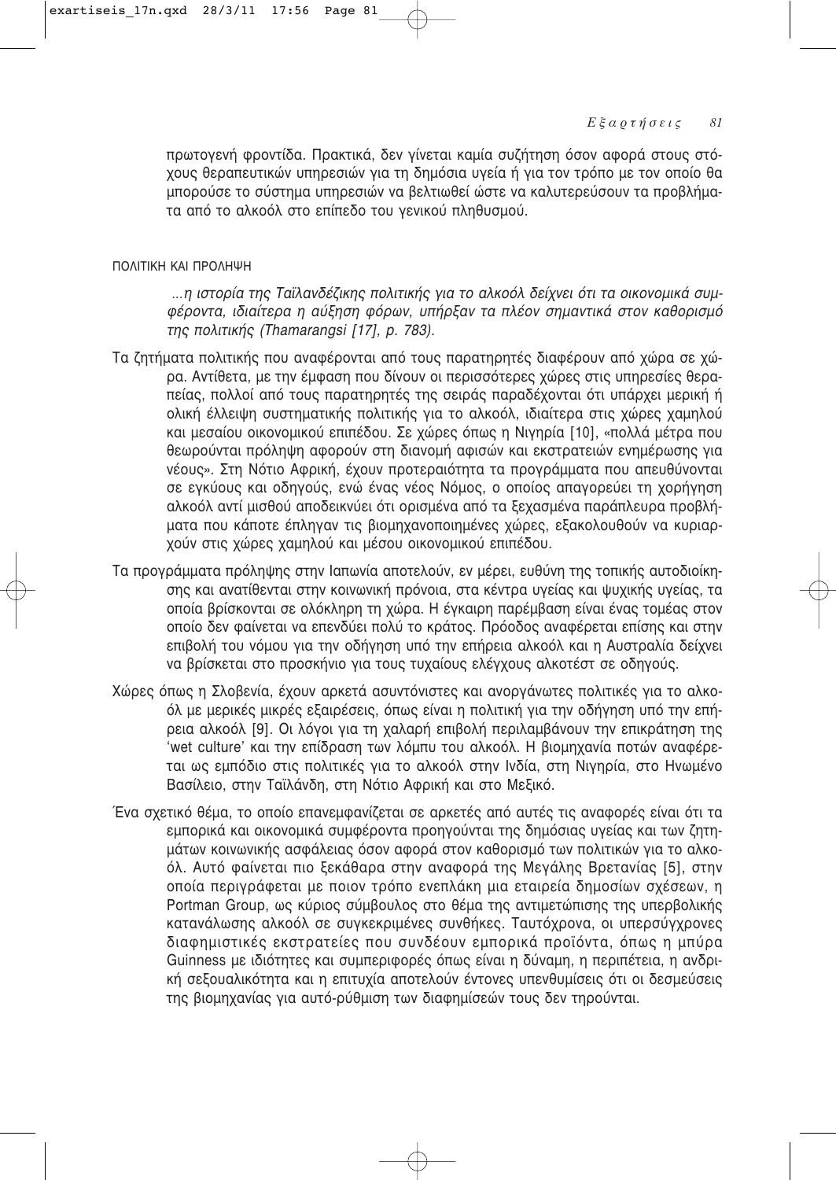πρωτογενή φροντίδα. Πρακτικά, δεν γίνεται καμία συζήτηση όσον αφορά στους στόχους θεραπευτικών υπηρεσιών για τη δημόσια υγεία ή για τον τρόπο με τον οποίο θα μπορούσε το σύστημα υπηρεσιών να βελτιωθεί ώστε να καλυτερεύσουν τα προβλήματα από το αλκοόλ στο επίπεδο του γενικού πληθυσμού.

ΠΟΛΙΤΙΚΗ ΚΑΙ ΠΡΟΛΗΨΗ

*...η ιστορία της Ταϊλανδέζικης πολιτικής για το αλκοόλ δείχνει ότι τα οικονομικά συμφέροντα, ιδιαίτερα η αύξηση φόρων, υπήρξαν τα πλέον σημαντικά στον καθορισμό της πολιτικής (Thamarangsi [17], p. 783).*

Τα ζητήματα πολιτικής που αναφέρονται από τους παρατηρητές διαφέρουν από χώρα σε χώρα. Αντίθετα, με την έμφαση που δίνουν οι περισσότερες χώρες στις υπηρεσίες θεραπείας, πολλοί από τους παρατηρητές της σειράς παραδέχονται ότι υπάρχει μερική ή ολική έλλειψη συστηματικής πολιτικής για το αλκοόλ, ιδιαίτερα στις χώρες χαμηλού και μεσαίου οικονομικού επιπέδου. Σε χώρες όπως η Νιγηρία [10], «πολλά μέτρα που θεωρούνται πρόληψη αφορούν στη διανομή αφισών και εκστρατειών ενημέρωσης για νέους». Στη Νότιο Αφρική, έχουν προτεραιότητα τα προγράμματα που απευθύνονται σε εγκύους και οδηγούς, ενώ ένας νέος Νόμος, ο οποίος απαγορεύει τη χορήγηση αλκοόλ αντί μισθού αποδεικνύει ότι ορισμένα από τα ξεχασμένα παράπλευρα προβλήματα που κάποτε έπληγαν τις βιομηχανοποιημένες χώρες, εξακολουθούν να κυριαρχούν στις χώρες χαμηλού και μέσου οικονομικού επιπέδου.

Τα προγράμματα πρόληψης στην Ιαπωνία αποτελούν, εν μέρει, ευθύνη της τοπικής αυτοδιοίκησης και ανατίθενται στην κοινωνική πρόνοια, στα κέντρα υγείας και ψυχικής υγείας, τα οποία βρίσκονται σε ολόκληρη τη χώρα. Η έγκαιρη παρέμβαση είναι ένας τομέας στον οποίο δεν φαίνεται να επενδύει πολύ το κράτος. Πρόοδος αναφέρεται επίσης και στην επιβολή του νόμου για την οδήγηση υπό την επήρεια αλκοόλ και η Αυστραλία δείχνει να βρίσκεται στο προσκήνιο για τους τυχαίους ελέγχους αλκοτέστ σε οδηγούς.

Χώρες όπως η Σλοβενία, έχουν αρκετά ασυντόνιστες και ανοργάνωτες πολιτικές για το αλκοόλ με μερικές μικρές εξαιρέσεις, όπως είναι η πολιτική για την οδήγηση υπό την επήρεια αλκοόλ [9]. Οι λόγοι για τη χαλαρή επιβολή περιλαμβάνουν την επικράτηση της 'wet culture' και την επίδραση των λόμπυ του αλκοόλ. Η βιομηχανία ποτών αναφέρεται ως εμπόδιο στις πολιτικές για το αλκοόλ στην Ινδία, στη Νιγηρία, στο Ηνωμένο Βασίλειο, στην Ταϊλάνδη, στη Νότιο Αφρική και στο Μεξικό.

Ένα σχετικό θέμα, το οποίο επανεμφανίζεται σε αρκετές από αυτές τις αναφορές είναι ότι τα εμπορικά και οικονομικά συμφέροντα προηγούνται της δημόσιας υγείας και των ζητημάτων κοινωνικής ασφάλειας όσον αφορά στον καθορισμό των πολιτικών για το αλκοόλ. Αυτό φαίνεται πιο ξεκάθαρα στην αναφορά της Μεγάλης Βρετανίας [5], στην οποία περιγράφεται με ποιον τρόπο ενεπλάκη μια εταιρεία δημοσίων σχέσεων, η Portman Group, ως κύριος σύμβουλος στο θέμα της αντιμετώπισης της υπερβολικής κατανάλωσης αλκοόλ σε συγκεκριμένες συνθήκες. Ταυτόχρονα, οι υπερσύγχρονες διαφημιστικές εκστρατείες που συνδέουν εμπορικά προϊόντα, όπως η μπύρα Guinness με ιδιότητες και συμπεριφορές όπως είναι η δύναμη, η περιπέτεια, η ανδρική σεξουαλικότητα και η επιτυχία αποτελούν έντονες υπενθυμίσεις ότι οι δεσμεύσεις της βιομηχανίας για αυτό-ρύθμιση των διαφημίσεών τους δεν τηρούνται.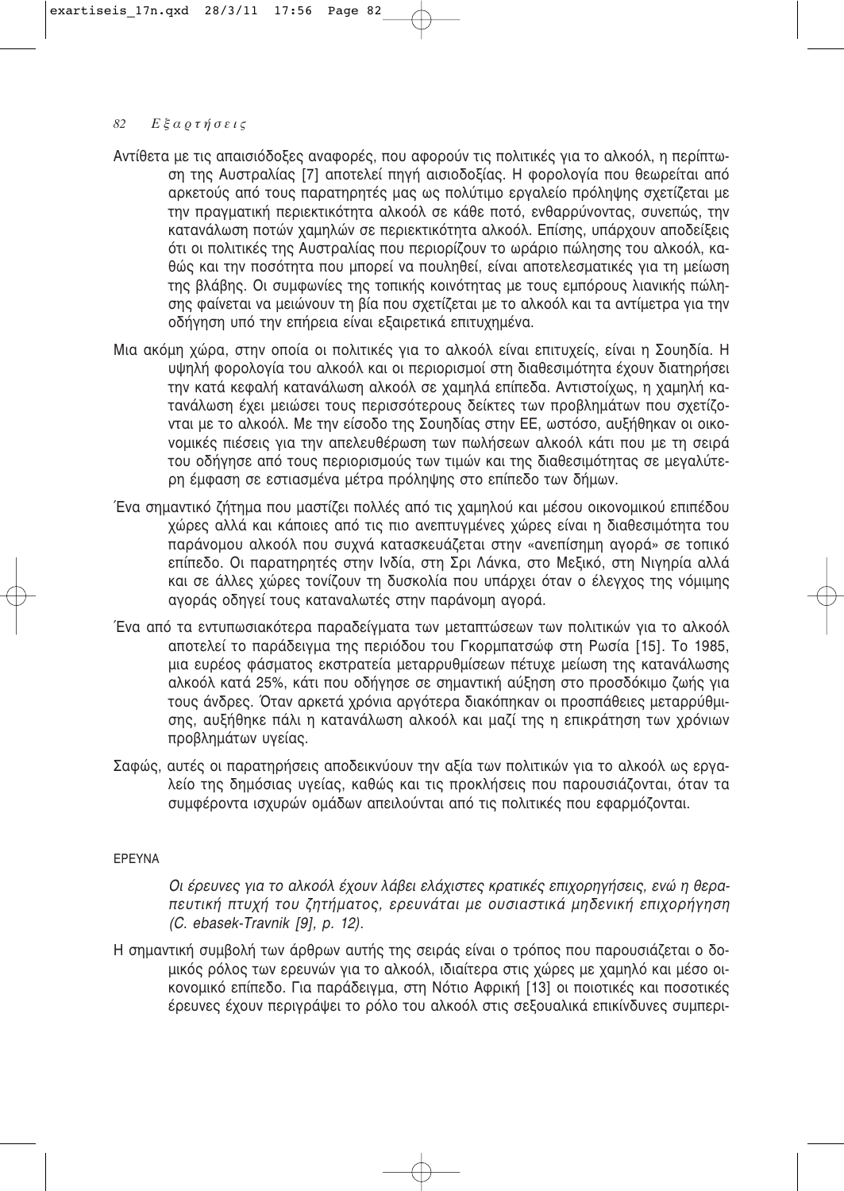Αντίθετα με τις απαισιόδοξες αναφορές, που αφορούν τις πολιτικές για το αλκοόλ, η περίπτωση της Αυστραλίας [7] αποτελεί πηγή αισιοδοξίας. Η φορολογία που θεωρείται από αρκετούς από τους παρατηρητές μας ως πολύτιμο εργαλείο πρόληψης σχετίζεται με την πραγματική περιεκτικότητα αλκοόλ σε κάθε ποτό, ενθαρρύνοντας, συνεπώς, την κατανάλωση ποτών χαμηλών σε περιεκτικότητα αλκοόλ. Επίσης, υπάρχουν αποδείξεις ότι οι πολιτικές της Αυστραλίας που περιορίζουν το ωράριο πώλησης του αλκοόλ, καθώς και την ποσότητα που μπορεί να πουληθεί, είναι αποτελεσματικές για τη μείωση της βλάβης. Οι συμφωνίες της τοπικής κοινότητας με τους εμπόρους λιανικής πώλησης φαίνεται να μειώνουν τη βία που σχετίζεται με το αλκοόλ και τα αντίμετρα για την οδήγηση υπό την επήρεια είναι εξαιρετικά επιτυχημένα.

Μια ακόμη χώρα, στην οποία οι πολιτικές για το αλκοόλ είναι επιτυχείς, είναι η Σουηδία. Η υψηλή φορολογία του αλκοόλ και οι περιορισμοί στη διαθεσιμότητα έχουν διατηρήσει την κατά κεφαλή κατανάλωση αλκοόλ σε χαμηλά επίπεδα. Αντιστοίχως, η χαμηλή κατανάλωση έχει μειώσει τους περισσότερους δείκτες των προβλημάτων που σχετίζονται με το αλκοόλ. Με την είσοδο της Σουηδίας στην ΕΕ, ωστόσο, αυξήθηκαν οι οικονομικές πιέσεις για την απελευθέρωση των πωλήσεων αλκοόλ κάτι που με τη σειρά του οδήγησε από τους περιορισμούς των τιμών και της διαθεσιμότητας σε μεγαλύτερη έμφαση σε εστιασμένα μέτρα πρόληψης στο επίπεδο των δήμων.

Ένα σημαντικό ζήτημα που μαστίζει πολλές από τις χαμηλού και μέσου οικονομικού επιπέδου χώρες αλλά και κάποιες από τις πιο ανεπτυγμένες χώρες είναι η διαθεσιμότητα του παράνομου αλκοόλ που συχνά κατασκευάζεται στην «ανεπίσημη αγορά» σε τοπικό επίπεδο. Οι παρατηρητές στην Ινδία, στη Σρι Λάνκα, στο Μεξικό, στη Νιγηρία αλλά και σε άλλες χώρες τονίζουν τη δυσκολία που υπάρχει όταν ο έλεγχος της νόμιμης αγοράς οδηγεί τους καταναλωτές στην παράνομη αγορά.

Ένα από τα εντυπωσιακότερα παραδείγματα των μεταπτώσεων των πολιτικών για το αλκοόλ αποτελεί το παράδειγμα της περιόδου του Γκορμπατσώφ στη Ρωσία [15]. Το 1985, μια ευρέος φάσματος εκστρατεία μεταρρυθμίσεων πέτυχε μείωση της κατανάλωσης αλκοόλ κατά 25%, κάτι που οδήγησε σε σημαντική αύξηση στο προσδόκιμο ζωής για τους άνδρες. Όταν αρκετά χρόνια αργότερα διακόπηκαν οι προσπάθειες μεταρρύθμισης, αυξήθηκε πάλι η κατανάλωση αλκοόλ και μαζί της η επικράτηση των χρόνιων προβλημάτων υγείας.

Σαφώς, αυτές οι παρατηρήσεις αποδεικνύουν την αξία των πολιτικών για το αλκοόλ ως εργαλείο της δημόσιας υγείας, καθώς και τις προκλήσεις που παρουσιάζονται, όταν τα συμφέροντα ισχυρών ομάδων απειλούνται από τις πολιτικές που εφαρμόζονται.

## ΕΡΕΥΝΑ

*Οι έρευνες για το αλκοόλ έχουν λάβει ελάχιστες κρατικές επιχορηγήσεις, ενώ η θεραπευτική πτυχή του ζητήματος, ερευνάται με ουσιαστικά μηδενική επιχορήγηση (C. ebasek-Travnik [9], p. 12).*

Η σημαντική συμβολή των άρθρων αυτής της σειράς είναι ο τρόπος που παρουσιάζεται ο δομικός ρόλος των ερευνών για το αλκοόλ, ιδιαίτερα στις χώρες με χαμηλό και μέσο οικονομικό επίπεδο. Για παράδειγμα, στη Νότιο Αφρική [13] οι ποιοτικές και ποσοτικές έρευνες έχουν περιγράψει το ρόλο του αλκοόλ στις σεξουαλικά επικίνδυνες συμπερι-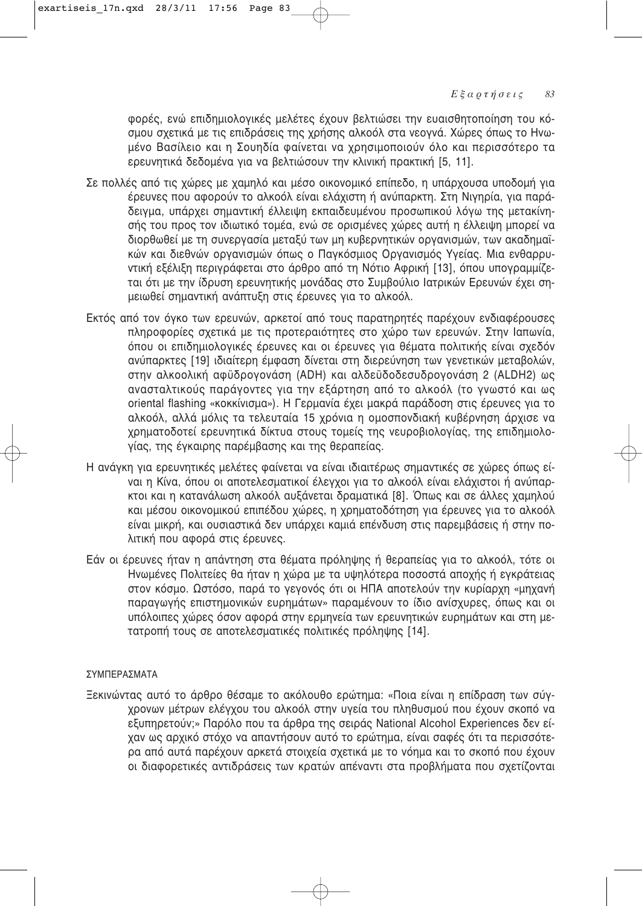φορές, ενώ επιδημιολογικές μελέτες έχουν βελτιώσει την ευαισθητοποίηση του κόσμου σχετικά με τις επιδράσεις της χρήσης αλκοόλ στα νεογνά. Χώρες όπως το Ηνωμένο Βασίλειο και η Σουηδία φαίνεται να χρησιμοποιούν όλο και περισσότερο τα ερευνητικά δεδομένα για να βελτιώσουν την κλινική πρακτική [5, 11].

Σε πολλές από τις χώρες με χαμηλό και μέσο οικονομικό επίπεδο, η υπάρχουσα υποδομή για έρευνες που αφορούν το αλκοόλ είναι ελάχιστη ή ανύπαρκτη. Στη Νιγηρία, για παράδειγμα, υπάρχει σημαντική έλλειψη εκπαιδευμένου προσωπικού λόγω της μετακίνησής του προς τον ιδιωτικό τομέα, ενώ σε ορισμένες χώρες αυτή η έλλειψη μπορεί να διορθωθεί με τη συνεργασία μεταξύ των μη κυβερνητικών οργανισμών, των ακαδημαϊκών και διεθνών οργανισμών όπως ο Παγκόσμιος Οργανισμός Υγείας. Μια ενθαρρυντική εξέλιξη περιγράφεται στο άρθρο από τη Νότιο Αφρική [13], όπου υπογραμμίζεται ότι με την ίδρυση ερευνητικής μονάδας στο Συμβούλιο Ιατρικών Ερευνών έχει σημειωθεί σημαντική ανάπτυξη στις έρευνες για το αλκοόλ.

Εκτός από τον όγκο των ερευνών, αρκετοί από τους παρατηρητές παρέχουν ενδιαφέρουσες πληροφορίες σχετικά με τις προτεραιότητες στο χώρο των ερευνών. Στην Ιαπωνία, όπου οι επιδημιολογικές έρευνες και οι έρευνες για θέματα πολιτικής είναι σχεδόν ανύπαρκτες [19] ιδιαίτερη έμφαση δίνεται στη διερεύνηση των γενετικών μεταβολών, στην αλκοολική αφϋδρογονάση (ADH) και αλδεϋδοδεσυδρογονάση 2 (ALDH2) ως ανασταλτικούς παράγοντες για την εξάρτηση από το αλκοόλ (το γνωστό και ως oriental flashing «κοκκίνισμα»). Η Γερμανία έχει μακρά παράδοση στις έρευνες για το αλκοόλ, αλλά μόλις τα τελευταία 15 χρόνια η ομοσπονδιακή κυβέρνηση άρχισε να χρηματοδοτεί ερευνητικά δίκτυα στους τομείς της νευροβιολογίας, της επιδημιολογίας, της έγκαιρης παρέμβασης και της θεραπείας.

Η ανάγκη για ερευνητικές μελέτες φαίνεται να είναι ιδιαιτέρως σημαντικές σε χώρες όπως είναι η Κίνα, όπου οι αποτελεσματικοί έλεγχοι για το αλκοόλ είναι ελάχιστοι ή ανύπαρκτοι και η κατανάλωση αλκοόλ αυξάνεται δραματικά [8]. Όπως και σε άλλες χαμηλού και μέσου οικονομικού επιπέδου χώρες, η χρηματοδότηση για έρευνες για το αλκοόλ είναι μικρή, και ουσιαστικά δεν υπάρχει καμιά επένδυση στις παρεμβάσεις ή στην πολιτική που αφορά στις έρευνες.

Εάν οι έρευνες ήταν η απάντηση στα θέματα πρόληψης ή θεραπείας για το αλκοόλ, τότε οι Ηνωμένες Πολιτείες θα ήταν η χώρα με τα υψηλότερα ποσοστά αποχής ή εγκράτειας στον κόσμο. Ωστόσο, παρά το γεγονός ότι οι ΗΠΑ αποτελούν την κυρίαρχη «μηχανή παραγωγής επιστημονικών ευρημάτων» παραμένουν το ίδιο ανίσχυρες, όπως και οι υπόλοιπες χώρες όσον αφορά στην ερμηνεία των ερευνητικών ευρημάτων και στη μετατροπή τους σε αποτελεσματικές πολιτικές πρόληψης [14].

## ΣΥΜΠΕΡΑΣΜΑΤΑ

Ξεκινώντας αυτό το άρθρο θέσαμε το ακόλουθο ερώτημα: «Ποια είναι η επίδραση των σύγχρονων μέτρων ελέγχου του αλκοόλ στην υγεία του πληθυσμού που έχουν σκοπό να εξυπηρετούν;» Παρόλο που τα άρθρα της σειράς National Alcohol Experiences δεν είχαν ως αρχικό στόχο να απαντήσουν αυτό το ερώτημα, είναι σαφές ότι τα περισσότερα από αυτά παρέχουν αρκετά στοιχεία σχετικά με το νόημα και το σκοπό που έχουν οι διαφορετικές αντιδράσεις των κρατών απέναντι στα προβλήματα που σχετίζονται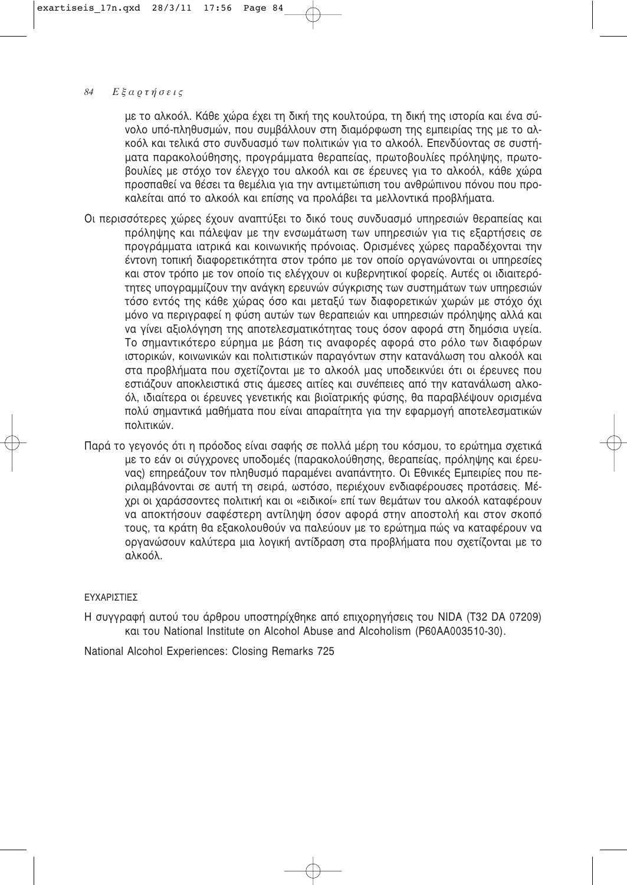με το αλκοόλ. Κάθε χώρα έχει τη δική της κουλτούρα, τη δική της ιστορία και ένα σύνολο υπό-πληθυσμών, που συμβάλλουν στη διαμόρφωση της εμπειρίας της με το αλκοόλ και τελικά στο συνδυασμό των πολιτικών για το αλκοόλ. Επενδύοντας σε συστήματα παρακολούθησης, προγράμματα θεραπείας, πρωτοβουλίες πρόληψης, πρωτοβουλίες με στόχο τον έλεγχο του αλκοόλ και σε έρευνες για το αλκοόλ, κάθε χώρα προσπαθεί να θέσει τα θεμέλια για την αντιμετώπιση του ανθρώπινου πόνου που προκαλείται από το αλκοόλ και επίσης να προλάβει τα μελλοντικά προβλήματα.

Οι περισσότερες χώρες έχουν αναπτύξει το δικό τους συνδυασμό υπηρεσιών θεραπείας και πρόληψης και πάλεψαν με την ενσωμάτωση των υπηρεσιών για τις εξαρτήσεις σε προγράμματα ιατρικά και κοινωνικής πρόνοιας. Ορισμένες χώρες παραδέχονται την έντονη τοπική διαφορετικότητα στον τρόπο με τον οποίο οργανώνονται οι υπηρεσίες και στον τρόπο με τον οποίο τις ελέγχουν οι κυβερνητικοί φορείς. Αυτές οι ιδιαιτερότητες υπογραμμίζουν την ανάγκη ερευνών σύγκρισης των συστημάτων των υπηρεσιών τόσο εντός της κάθε χώρας όσο και μεταξύ των διαφορετικών χωρών με στόχο όχι μόνο να περιγραφεί η φύση αυτών των θεραπειών και υπηρεσιών πρόληψης αλλά και να γίνει αξιολόγηση της αποτελεσματικότητας τους όσον αφορά στη δημόσια υγεία. Το σημαντικότερο εύρημα με βάση τις αναφορές αφορά στο ρόλο των διαφόρων ιστορικών, κοινωνικών και πολιτιστικών παραγόντων στην κατανάλωση του αλκοόλ και στα προβλήματα που σχετίζονται με το αλκοόλ μας υποδεικνύει ότι οι έρευνες που εστιάζουν αποκλειστικά στις άμεσες αιτίες και συνέπειες από την κατανάλωση αλκοόλ, ιδιαίτερα οι έρευνες γενετικής και βιοϊατρικής φύσης, θα παραβλέψουν ορισμένα πολύ σημαντικά μαθήματα που είναι απαραίτητα για την εφαρμογή αποτελεσματικών πολιτικών.

Παρά το γεγονός ότι η πρόοδος είναι σαφής σε πολλά μέρη του κόσμου, το ερώτημα σχετικά με το εάν οι σύγχρονες υποδομές (παρακολούθησης, θεραπείας, πρόληψης και έρευνας) επηρεάζουν τον πληθυσμό παραμένει αναπάντητο. Οι Εθνικές Εμπειρίες που περιλαμβάνονται σε αυτή τη σειρά, ωστόσο, περιέχουν ενδιαφέρουσες προτάσεις. Μέχρι οι χαράσσοντες πολιτική και οι «ειδικοί» επί των θεμάτων του αλκοόλ καταφέρουν να αποκτήσουν σαφέστερη αντίληψη όσον αφορά στην αποστολή και στον σκοπό τους, τα κράτη θα εξακολουθούν να παλεύουν με το ερώτημα πώς να καταφέρουν να οργανώσουν καλύτερα μια λογική αντίδραση στα προβλήματα που σχετίζονται με το αλκοόλ.

ΕΥΧΑΡΙΣΤΙΕΣ

Η συγγραφή αυτού του άρθρου υποστηρίχθηκε από επιχορηγήσεις του NIDA (T32 DA 07209) και του National Institute on Alcohol Abuse and Alcoholism (P60AA003510-30).

National Alcohol Experiences: Closing Remarks 725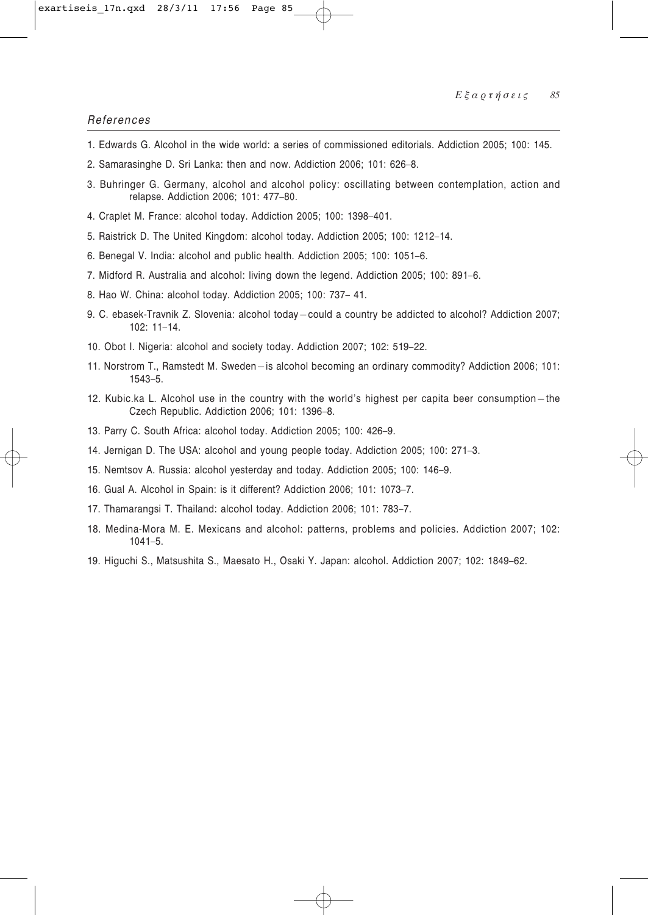### *References*

1. Edwards G. Alcohol in the wide world: a series of commissioned editorials. Addiction 2005; 100: 145.
2. Samarasinghe D. Sri Lanka: then and now. Addiction 2006; 101: 626–8.
3. Buhringer G. Germany, alcohol and alcohol policy: oscillating between contemplation, action and relapse. Addiction 2006; 101: 477–80.
4. Craplet M. France: alcohol today. Addiction 2005; 100: 1398–401.
5. Raistrick D. The United Kingdom: alcohol today. Addiction 2005; 100: 1212–14.
6. Benegal V. India: alcohol and public health. Addiction 2005; 100: 1051–6.
7. Midford R. Australia and alcohol: living down the legend. Addiction 2005; 100: 891–6.
8. Hao W. China: alcohol today. Addiction 2005; 100: 737– 41.
9. C. ebasek-Travnik Z. Slovenia: alcohol today – could a country be addicted to alcohol? Addiction 2007; 102: 11–14.
10. Obot I. Nigeria: alcohol and society today. Addiction 2007; 102: 519–22.
11. Norstrom T., Ramstedt M. Sweden – is alcohol becoming an ordinary commodity? Addiction 2006; 101: 1543–5.
12. Kubic.ka L. Alcohol use in the country with the world's highest per capita beer consumption – the Czech Republic. Addiction 2006; 101: 1396–8.
13. Parry C. South Africa: alcohol today. Addiction 2005; 100: 426–9.
14. Jernigan D. The USA: alcohol and young people today. Addiction 2005; 100: 271–3.
15. Nemtsov A. Russia: alcohol yesterday and today. Addiction 2005; 100: 146–9.
16. Gual A. Alcohol in Spain: is it different? Addiction 2006; 101: 1073–7.
17. Thamarangsi T. Thailand: alcohol today. Addiction 2006; 101: 783–7.
18. Medina-Mora M. E. Mexicans and alcohol: patterns, problems and policies. Addiction 2007; 102: 1041–5.
19. Higuchi S., Matsushita S., Maesato H., Osaki Y. Japan: alcohol. Addiction 2007; 102: 1849–62.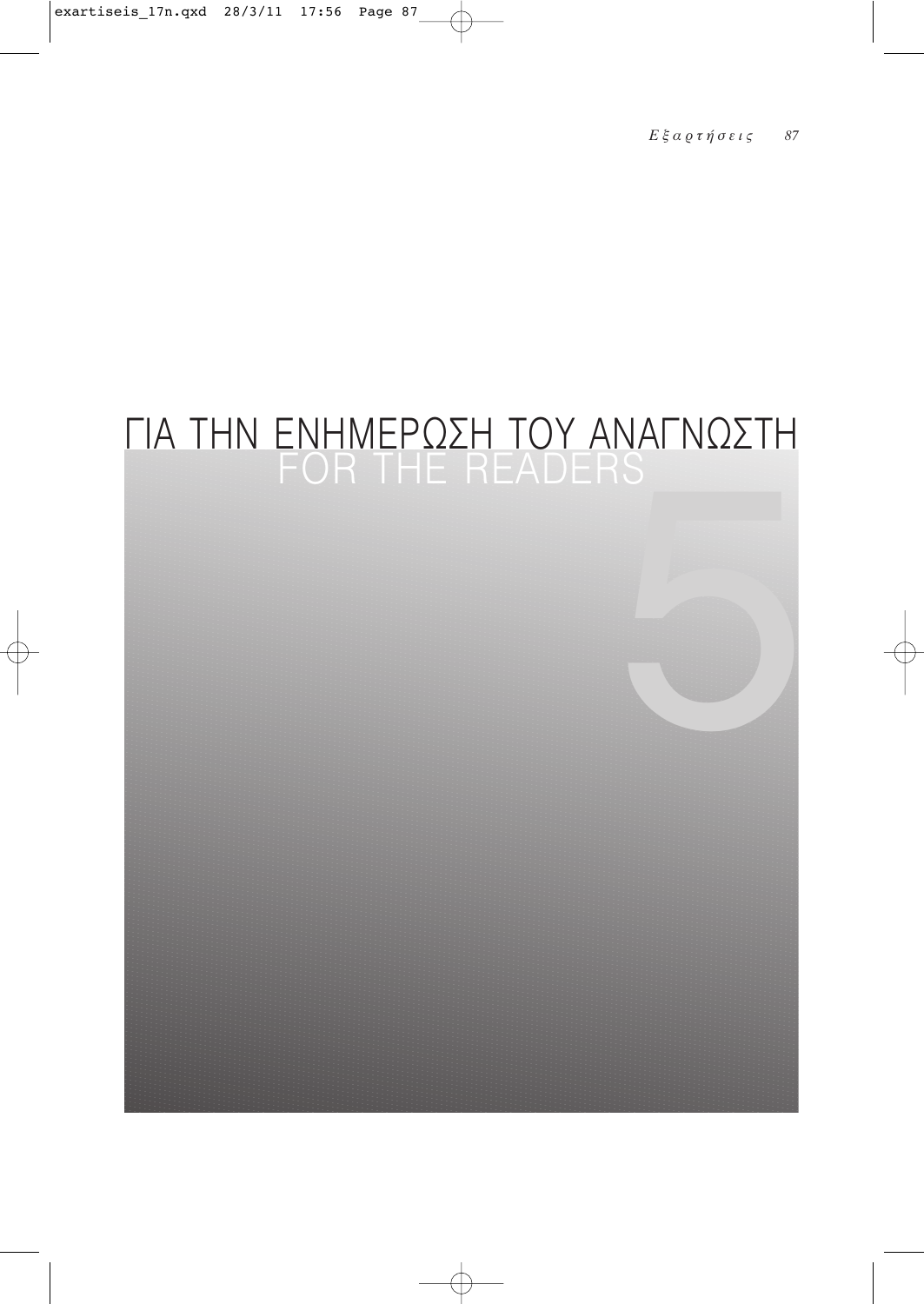# ΓΙΑ ΤΗΝ ΕΝΗΜΕΡΩΣΗ ΤΟΥ ΑΝΑΓΝΩΣΤΗ
## FOR THE READERS

5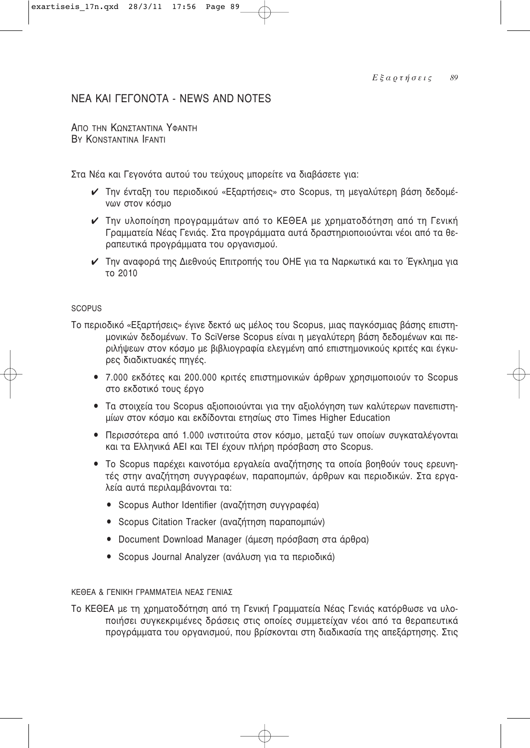## ΝΕΑ ΚΑΙ ΓΕΓΟΝΟΤΑ - NEWS AND NOTES

ΑΠΟ ΤΗΝ ΚΩΝΣΤΑΝΤΙΝΑ ΥΦΑΝΤΗ
BY KONSTANTINA IFANTI

Στα Νέα και Γεγονότα αυτού του τεύχους μπορείτε να διαβάσετε για:

- ✔ Την ένταξη του περιοδικού «Εξαρτήσεις» στο Scopus, τη μεγαλύτερη βάση δεδομένων στον κόσμο
- ✔ Την υλοποίηση προγραμμάτων από το ΚΕΘΕΑ με χρηματοδότηση από τη Γενική Γραμματεία Νέας Γενιάς. Στα προγράμματα αυτά δραστηριοποιούνται νέοι από τα θεραπευτικά προγράμματα του οργανισμού.
- ✔ Την αναφορά της Διεθνούς Επιτροπής του ΟΗΕ για τα Ναρκωτικά και το Έγκλημα για το 2010

### SCOPUS

Το περιοδικό «Εξαρτήσεις» έγινε δεκτό ως μέλος του Scopus, μιας παγκόσμιας βάσης επιστημονικών δεδομένων. Το SciVerse Scopus είναι η μεγαλύτερη βάση δεδομένων και περιλήψεων στον κόσμο με βιβλιογραφία ελεγμένη από επιστημονικούς κριτές και έγκυρες διαδικτυακές πηγές.

- 7.000 εκδότες και 200.000 κριτές επιστημονικών άρθρων χρησιμοποιούν το Scopus στο εκδοτικό τους έργο
- Τα στοιχεία του Scopus αξιοποιούνται για την αξιολόγηση των καλύτερων πανεπιστημίων στον κόσμο και εκδίδονται ετησίως στο Times Higher Education
- Περισσότερα από 1.000 ινστιτούτα στον κόσμο, μεταξύ των οποίων συγκαταλέγονται και τα Ελληνικά ΑΕΙ και ΤΕΙ έχουν πλήρη πρόσβαση στο Scopus.
- Το Scopus παρέχει καινοτόμα εργαλεία αναζήτησης τα οποία βοηθούν τους ερευνητές στην αναζήτηση συγγραφέων, παραπομπών, άρθρων και περιοδικών. Στα εργαλεία αυτά περιλαμβάνονται τα:
  - Scopus Author Identifier (αναζήτηση συγγραφέα)
  - Scopus Citation Tracker (αναζήτηση παραπομπών)
  - Document Download Manager (άμεση πρόσβαση στα άρθρα)
  - Scopus Journal Analyzer (ανάλυση για τα περιοδικά)

### ΚΕΘΕΑ & ΓΕΝΙΚΗ ΓΡΑΜΜΑΤΕΙΑ ΝΕΑΣ ΓΕΝΙΑΣ

Το ΚΕΘΕΑ με τη χρηματοδότηση από τη Γενική Γραμματεία Νέας Γενιάς κατόρθωσε να υλοποιήσει συγκεκριμένες δράσεις στις οποίες συμμετείχαν νέοι από τα θεραπευτικά προγράμματα του οργανισμού, που βρίσκονται στη διαδικασία της απεξάρτησης. Στις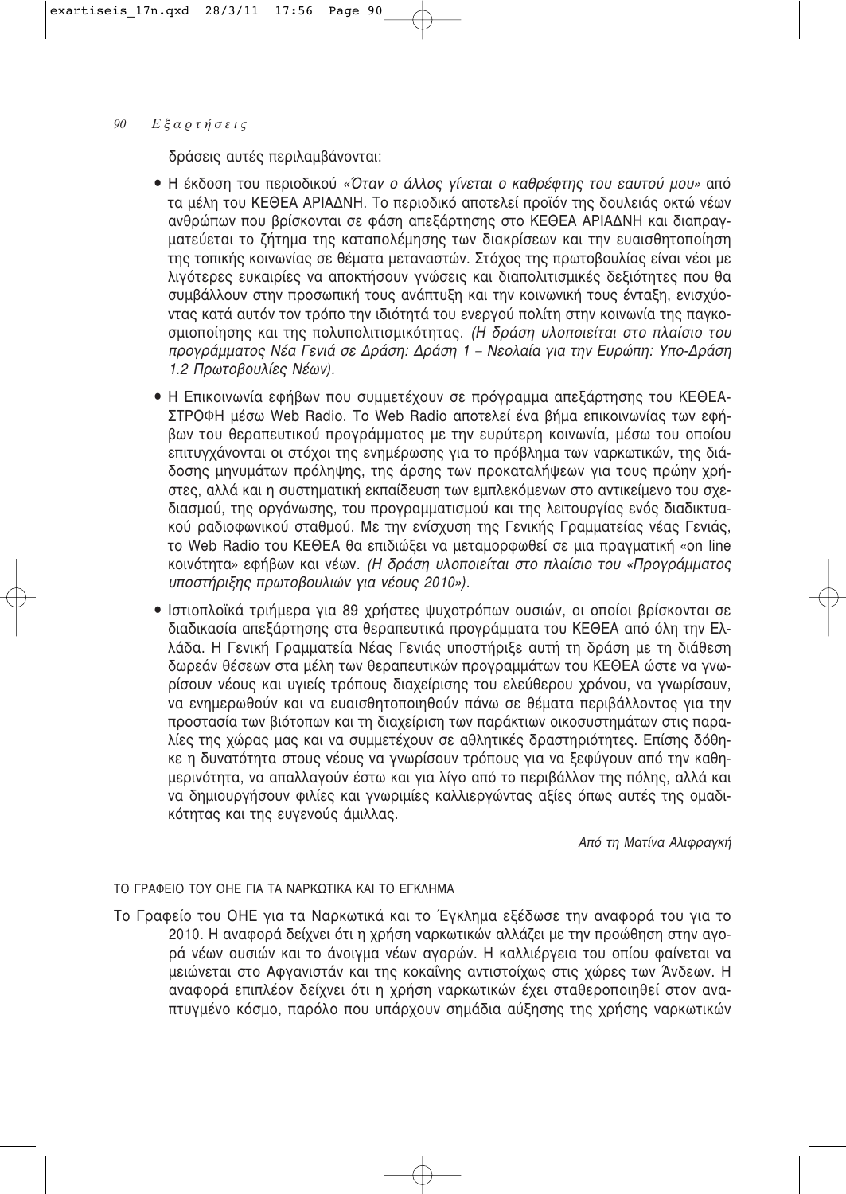δράσεις αυτές περιλαμβάνονται:

- Η έκδοση του περιοδικού *«Όταν ο άλλος γίνεται ο καθρέφτης του εαυτού μου»* από τα μέλη του ΚΕΘΕΑ ΑΡΙΑΔΝΗ. Το περιοδικό αποτελεί προϊόν της δουλειάς οκτώ νέων ανθρώπων που βρίσκονται σε φάση απεξάρτησης στο ΚΕΘΕΑ ΑΡΙΑΔΝΗ και διαπραγματεύεται το ζήτημα της καταπολέμησης των διακρίσεων και την ευαισθητοποίηση της τοπικής κοινωνίας σε θέματα μεταναστών. Στόχος της πρωτοβουλίας είναι νέοι με λιγότερες ευκαιρίες να αποκτήσουν γνώσεις και διαπολιτισμικές δεξιότητες που θα συμβάλλουν στην προσωπική τους ανάπτυξη και την κοινωνική τους ένταξη, ενισχύοντας κατά αυτόν τον τρόπο την ιδιότητά του ενεργού πολίτη στην κοινωνία της παγκοσμιοποίησης και της πολυπολιτισμικότητας. *(Η δράση υλοποιείται στο πλαίσιο του προγράμματος Νέα Γενιά σε Δράση: Δράση 1 – Νεολαία για την Ευρώπη: Υπο-Δράση 1.2 Πρωτοβουλίες Νέων).*
- Η Επικοινωνία εφήβων που συμμετέχουν σε πρόγραμμα απεξάρτησης του ΚΕΘΕΑ-ΣΤΡΟΦΗ μέσω Web Radio. Το Web Radio αποτελεί ένα βήμα επικοινωνίας των εφήβων του θεραπευτικού προγράμματος με την ευρύτερη κοινωνία, μέσω του οποίου επιτυγχάνονται οι στόχοι της ενημέρωσης για το πρόβλημα των ναρκωτικών, της διάδοσης μηνυμάτων πρόληψης, της άρσης των προκαταλήψεων για τους πρώην χρήστες, αλλά και η συστηματική εκπαίδευση των εμπλεκόμενων στο αντικείμενο του σχεδιασμού, της οργάνωσης, του προγραμματισμού και της λειτουργίας ενός διαδικτυακού ραδιοφωνικού σταθμού. Με την ενίσχυση της Γενικής Γραμματείας νέας Γενιάς, το Web Radio του ΚΕΘΕΑ θα επιδιώξει να μεταμορφωθεί σε μια πραγματική «on line κοινότητα» εφήβων και νέων. *(Η δράση υλοποιείται στο πλαίσιο του «Προγράμματος υποστήριξης πρωτοβουλιών για νέους 2010»).*
- Ιστιοπλοϊκά τριήμερα για 89 χρήστες ψυχοτρόπων ουσιών, οι οποίοι βρίσκονται σε διαδικασία απεξάρτησης στα θεραπευτικά προγράμματα του ΚΕΘΕΑ από όλη την Ελλάδα. Η Γενική Γραμματεία Νέας Γενιάς υποστήριξε αυτή τη δράση με τη διάθεση δωρεάν θέσεων στα μέλη των θεραπευτικών προγραμμάτων του ΚΕΘΕΑ ώστε να γνωρίσουν νέους και υγιείς τρόπους διαχείρισης του ελεύθερου χρόνου, να γνωρίσουν, να ενημερωθούν και να ευαισθητοποιηθούν πάνω σε θέματα περιβάλλοντος για την προστασία των βιότοπων και τη διαχείριση των παράκτιων οικοσυστημάτων στις παραλίες της χώρας μας και να συμμετέχουν σε αθλητικές δραστηριότητες. Επίσης δόθηκε η δυνατότητα στους νέους να γνωρίσουν τρόπους για να ξεφύγουν από την καθημερινότητα, να απαλλαγούν έστω και για λίγο από το περιβάλλον της πόλης, αλλά και να δημιουργήσουν φιλίες και γνωριμίες καλλιεργώντας αξίες όπως αυτές της ομαδικότητας και της ευγενούς άμιλλας.

*Από τη Ματίνα Αλιφραγκή*

## ΤΟ ΓΡΑΦΕΙΟ ΤΟΥ ΟΗΕ ΓΙΑ ΤΑ ΝΑΡΚΩΤΙΚΑ ΚΑΙ ΤΟ ΕΓΚΛΗΜΑ

Το Γραφείο του ΟΗΕ για τα Ναρκωτικά και το Έγκλημα εξέδωσε την αναφορά του για το 2010. Η αναφορά δείχνει ότι η χρήση ναρκωτικών αλλάζει με την προώθηση στην αγορά νέων ουσιών και το άνοιγμα νέων αγορών. Η καλλιέργεια του οπίου φαίνεται να μειώνεται στο Αφγανιστάν και της κοκαΐνης αντιστοίχως στις χώρες των Άνδεων. Η αναφορά επιπλέον δείχνει ότι η χρήση ναρκωτικών έχει σταθεροποιηθεί στον αναπτυγμένο κόσμο, παρόλο που υπάρχουν σημάδια αύξησης της χρήσης ναρκωτικών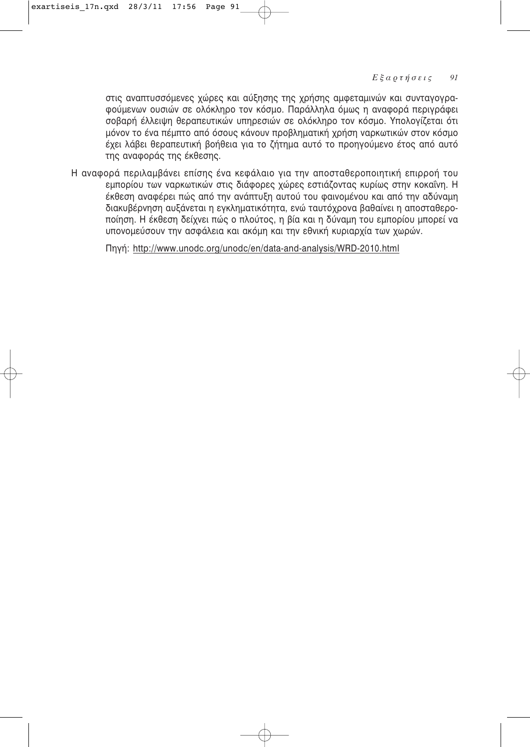στις αναπτυσσόμενες χώρες και αύξησης της χρήσης αμφεταμινών και συνταγογραφούμενων ουσιών σε ολόκληρο τον κόσμο. Παράλληλα όμως η αναφορά περιγράφει σοβαρή έλλειψη θεραπευτικών υπηρεσιών σε ολόκληρο τον κόσμο. Υπολογίζεται ότι μόνον το ένα πέμπτο από όσους κάνουν προβληματική χρήση ναρκωτικών στον κόσμο έχει λάβει θεραπευτική βοήθεια για το ζήτημα αυτό το προηγούμενο έτος από αυτό της αναφοράς της έκθεσης.

Η αναφορά περιλαμβάνει επίσης ένα κεφάλαιο για την αποσταθεροποιητική επιρροή του εμπορίου των ναρκωτικών στις διάφορες χώρες εστιάζοντας κυρίως στην κοκαΐνη. Η έκθεση αναφέρει πώς από την ανάπτυξη αυτού του φαινομένου και από την αδύναμη διακυβέρνηση αυξάνεται η εγκληματικότητα, ενώ ταυτόχρονα βαθαίνει η αποσταθεροποίηση. Η έκθεση δείχνει πώς ο πλούτος, η βία και η δύναμη του εμπορίου μπορεί να υπονομεύσουν την ασφάλεια και ακόμη και την εθνική κυριαρχία των χωρών.

Πηγή: http://www.unodc.org/unodc/en/data-and-analysis/WRD-2010.html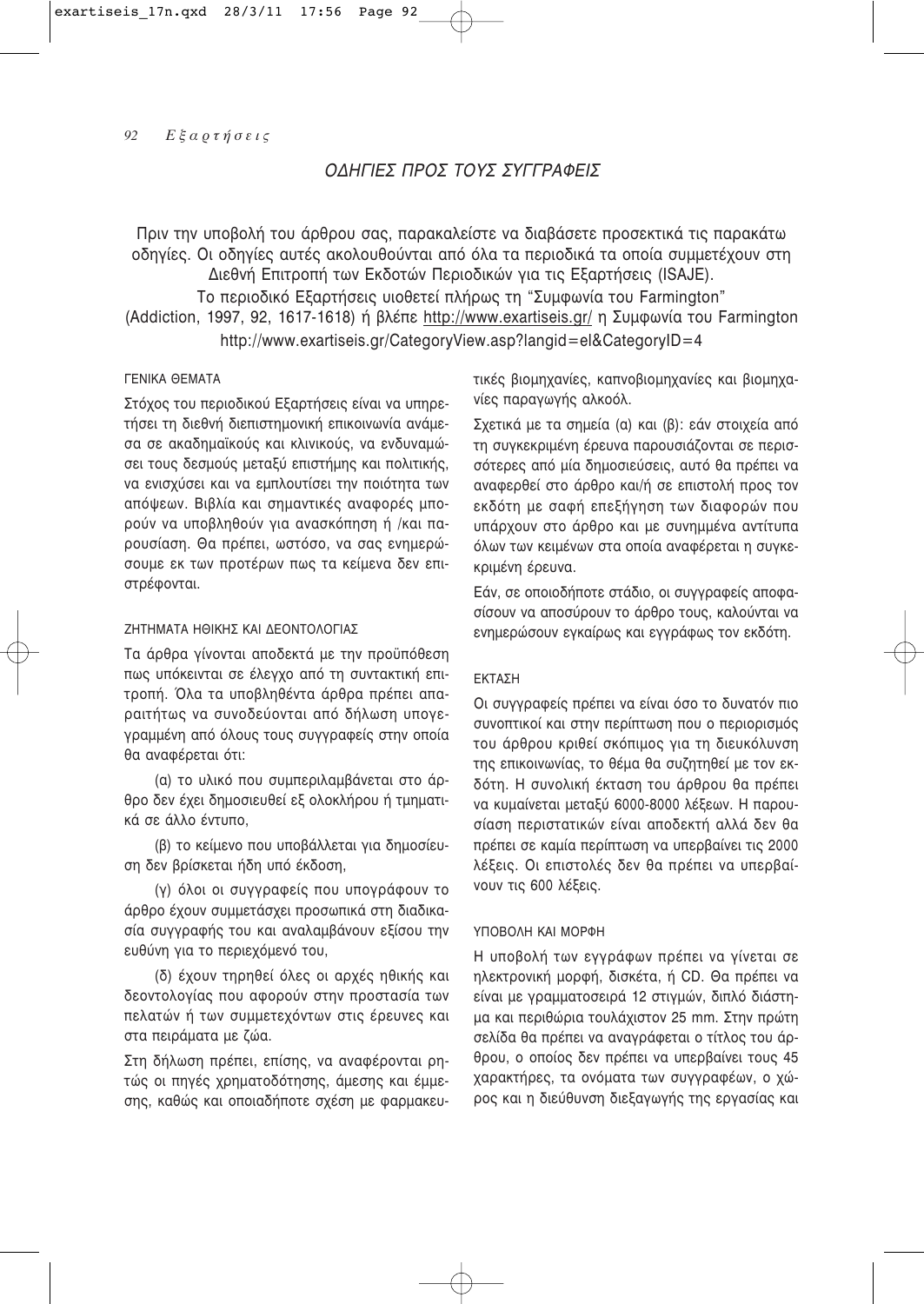## ΟΔΗΓΙΕΣ ΠΡΟΣ ΤΟΥΣ ΣΥΓΓΡΑΦΕΙΣ

Πριν την υποβολή του άρθρου σας, παρακαλείστε να διαβάσετε προσεκτικά τις παρακάτω οδηγίες. Οι οδηγίες αυτές ακολουθούνται από όλα τα περιοδικά τα οποία συμμετέχουν στη Διεθνή Επιτροπή των Εκδοτών Περιοδικών για τις Εξαρτήσεις (ISAJE).
Το περιοδικό Εξαρτήσεις υιοθετεί πλήρως τη "Συμφωνία του Farmington" (Addiction, 1997, 92, 1617-1618) ή βλέπε http://www.exartiseis.gr/ η Συμφωνία του Farmington http://www.exartiseis.gr/CategoryView.asp?langid=el&CategoryID=4

### ΓΕΝΙΚΑ ΘΕΜΑΤΑ

Στόχος του περιοδικού Εξαρτήσεις είναι να υπηρετήσει τη διεθνή διεπιστημονική επικοινωνία ανάμεσα σε ακαδημαϊκούς και κλινικούς, να ενδυναμώσει τους δεσμούς μεταξύ επιστήμης και πολιτικής, να ενισχύσει και να εμπλουτίσει την ποιότητα των απόψεων. Βιβλία και σημαντικές αναφορές μπορούν να υποβληθούν για ανασκόπηση ή /και παρουσίαση. Θα πρέπει, ωστόσο, να σας ενημερώσουμε εκ των προτέρων πως τα κείμενα δεν επιστρέφονται.

### ΖΗΤΗΜΑΤΑ ΗΘΙΚΗΣ ΚΑΙ ΔΕΟΝΤΟΛΟΓΙΑΣ

Τα άρθρα γίνονται αποδεκτά με την προϋπόθεση πως υπόκεινται σε έλεγχο από τη συντακτική επιτροπή. Όλα τα υποβληθέντα άρθρα πρέπει απαραιτήτως να συνοδεύονται από δήλωση υπογεγραμμένη από όλους τους συγγραφείς στην οποία θα αναφέρεται ότι:

(α) το υλικό που συμπεριλαμβάνεται στο άρθρο δεν έχει δημοσιευθεί εξ ολοκλήρου ή τμηματικά σε άλλο έντυπο,

(β) το κείμενο που υποβάλλεται για δημοσίευση δεν βρίσκεται ήδη υπό έκδοση,

(γ) όλοι οι συγγραφείς που υπογράφουν το άρθρο έχουν συμμετάσχει προσωπικά στη διαδικασία συγγραφής του και αναλαμβάνουν εξίσου την ευθύνη για το περιεχόμενό του,

(δ) έχουν τηρηθεί όλες οι αρχές ηθικής και δεοντολογίας που αφορούν στην προστασία των πελατών ή των συμμετεχόντων στις έρευνες και στα πειράματα με ζώα.

Στη δήλωση πρέπει, επίσης, να αναφέρονται ρητώς οι πηγές χρηματοδότησης, άμεσης και έμμεσης, καθώς και οποιαδήποτε σχέση με φαρμακευτικές βιομηχανίες, καπνοβιομηχανίες και βιομηχανίες παραγωγής αλκοόλ.

Σχετικά με τα σημεία (α) και (β): εάν στοιχεία από τη συγκεκριμένη έρευνα παρουσιάζονται σε περισσότερες από μία δημοσιεύσεις, αυτό θα πρέπει να αναφερθεί στο άρθρο και/ή σε επιστολή προς τον εκδότη με σαφή επεξήγηση των διαφορών που υπάρχουν στο άρθρο και με συνημμένα αντίτυπα όλων των κειμένων στα οποία αναφέρεται η συγκεκριμένη έρευνα.

Εάν, σε οποιοδήποτε στάδιο, οι συγγραφείς αποφασίσουν να αποσύρουν το άρθρο τους, καλούνται να ενημερώσουν εγκαίρως και εγγράφως τον εκδότη.

### ΕΚΤΑΣΗ

Οι συγγραφείς πρέπει να είναι όσο το δυνατόν πιο συνοπτικοί και στην περίπτωση που ο περιορισμός του άρθρου κριθεί σκόπιμος για τη διευκόλυνση της επικοινωνίας, το θέμα θα συζητηθεί με τον εκδότη. Η συνολική έκταση του άρθρου θα πρέπει να κυμαίνεται μεταξύ 6000-8000 λέξεων. Η παρουσίαση περιστατικών είναι αποδεκτή αλλά δεν θα πρέπει σε καμία περίπτωση να υπερβαίνει τις 2000 λέξεις. Οι επιστολές δεν θα πρέπει να υπερβαίνουν τις 600 λέξεις.

### ΥΠΟΒΟΛΗ ΚΑΙ ΜΟΡΦΗ

Η υποβολή των εγγράφων πρέπει να γίνεται σε ηλεκτρονική μορφή, δισκέτα, ή CD. Θα πρέπει να είναι με γραμματοσειρά 12 στιγμών, διπλό διάστημα και περιθώρια τουλάχιστον 25 mm. Στην πρώτη σελίδα θα πρέπει να αναγράφεται ο τίτλος του άρθρου, ο οποίος δεν πρέπει να υπερβαίνει τους 45 χαρακτήρες, τα ονόματα των συγγραφέων, ο χώρος και η διεύθυνση διεξαγωγής της εργασίας και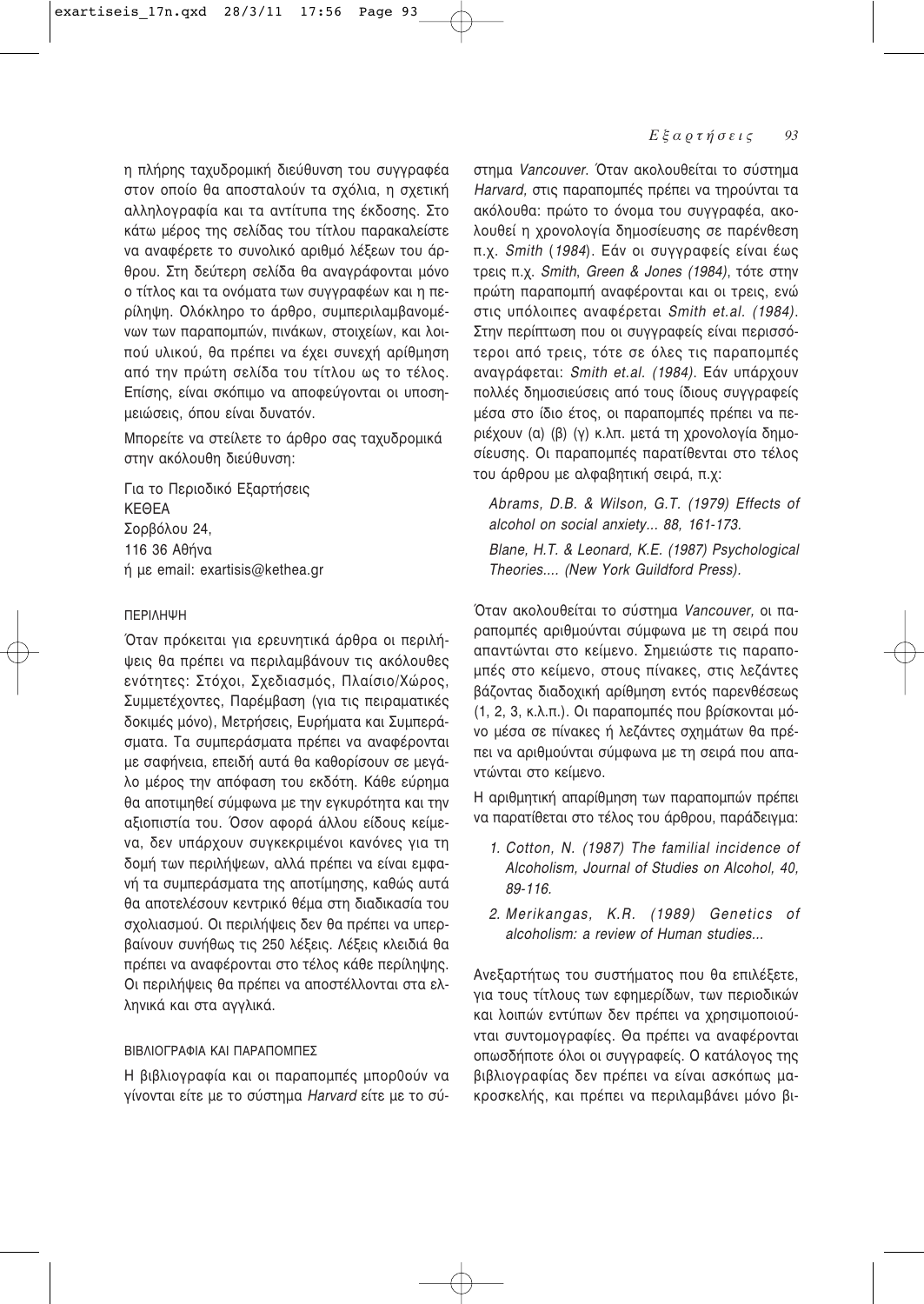η πλήρης ταχυδρομική διεύθυνση του συγγραφέα στον οποίο θα αποσταλούν τα σχόλια, η σχετική αλληλογραφία και τα αντίτυπα της έκδοσης. Στο κάτω μέρος της σελίδας του τίτλου παρακαλείστε να αναφέρετε το συνολικό αριθμό λέξεων του άρθρου. Στη δεύτερη σελίδα θα αναγράφονται μόνο ο τίτλος και τα ονόματα των συγγραφέων και η περίληψη. Ολόκληρο το άρθρο, συμπεριλαμβανομένων των παραπομπών, πινάκων, στοιχείων, και λοιπού υλικού, θα πρέπει να έχει συνεχή αρίθμηση από την πρώτη σελίδα του τίτλου ως το τέλος. Επίσης, είναι σκόπιμο να αποφεύγονται οι υποσημειώσεις, όπου είναι δυνατόν.

Μπορείτε να στείλετε το άρθρο σας ταχυδρομικά στην ακόλουθη διεύθυνση:

Για το Περιοδικό Εξαρτήσεις
ΚΕΘΕΑ
Σορβόλου 24,
116 36 Αθήνα
ή με email: exartisis@kethea.gr

### ΠΕΡΙΛΗΨΗ

Όταν πρόκειται για ερευνητικά άρθρα οι περιλήψεις θα πρέπει να περιλαμβάνουν τις ακόλουθες ενότητες: Στόχοι, Σχεδιασμός, Πλαίσιο/Χώρος, Συμμετέχοντες, Παρέμβαση (για τις πειραματικές δοκιμές μόνο), Μετρήσεις, Ευρήματα και Συμπεράσματα. Τα συμπεράσματα πρέπει να αναφέρονται με σαφήνεια, επειδή αυτά θα καθορίσουν σε μεγάλο μέρος την απόφαση του εκδότη. Κάθε εύρημα θα αποτιμηθεί σύμφωνα με την εγκυρότητα και την αξιοπιστία του. Όσον αφορά άλλου είδους κείμενα, δεν υπάρχουν συγκεκριμένοι κανόνες για τη δομή των περιλήψεων, αλλά πρέπει να είναι εμφανή τα συμπεράσματα της αποτίμησης, καθώς αυτά θα αποτελέσουν κεντρικό θέμα στη διαδικασία του σχολιασμού. Οι περιλήψεις δεν θα πρέπει να υπερβαίνουν συνήθως τις 250 λέξεις. Λέξεις κλειδιά θα πρέπει να αναφέρονται στο τέλος κάθε περίληψης. Οι περιλήψεις θα πρέπει να αποστέλλονται στα ελληνικά και στα αγγλικά.

### ΒΙΒΛΙΟΓΡΑΦΙΑ ΚΑΙ ΠΑΡΑΠΟΜΠΕΣ

Η βιβλιογραφία και οι παραπομπές μπορθούν να γίνονται είτε με το σύστημα *Harvard* είτε με το σύστημα *Vancouver*. Όταν ακολουθείται το σύστημα *Harvard*, στις παραπομπές πρέπει να τηρούνται τα ακόλουθα: πρώτο το όνομα του συγγραφέα, ακολουθεί η χρονολογία δημοσίευσης σε παρένθεση π.χ. *Smith* (*1984*). Εάν οι συγγραφείς είναι έως τρεις π.χ. *Smith*, *Green & Jones (1984)*, τότε στην πρώτη παραπομπή αναφέρονται και οι τρεις, ενώ στις υπόλοιπες αναφέρεται *Smith et.al. (1984)*. Στην περίπτωση που οι συγγραφείς είναι περισσότεροι από τρεις, τότε σε όλες τις παραπομπές αναγράφεται: *Smith et.al. (1984)*. Εάν υπάρχουν πολλές δημοσιεύσεις από τους ίδιους συγγραφείς μέσα στο ίδιο έτος, οι παραπομπές πρέπει να περιέχουν (α) (β) (γ) κ.λπ. μετά τη χρονολογία δημοσίευσης. Οι παραπομπές παρατίθενται στο τέλος του άρθρου με αλφαβητική σειρά, π.χ:

*Abrams, D.B. & Wilson, G.T. (1979) Effects of alcohol on social anxiety... 88, 161-173.*

*Blane, H.T. & Leonard, K.E. (1987) Psychological Theories.... (New York Guildford Press).*

Όταν ακολουθείται το σύστημα *Vancouver,* οι παραπομπές αριθμούνται σύμφωνα με τη σειρά που απαντώνται στο κείμενο. Σημειώστε τις παραπομπές στο κείμενο, στους πίνακες, στις λεζάντες βάζοντας διαδοχική αρίθμηση εντός παρενθέσεως (1, 2, 3, κ.λ.π.). Οι παραπομπές που βρίσκονται μόνο μέσα σε πίνακες ή λεζάντες σχημάτων θα πρέπει να αριθμούνται σύμφωνα με τη σειρά που απαντώνται στο κείμενο.

Η αριθμητική απαρίθμηση των παραπομπών πρέπει να παρατίθεται στο τέλος του άρθρου, παράδειγμα:

1. *Cotton, N. (1987) The familial incidence of Alcoholism, Journal of Studies on Alcohol, 40, 89-116.*
2. *Merikangas, K.R. (1989) Genetics of alcoholism: a review of Human studies...*

Ανεξαρτήτως του συστήματος που θα επιλέξετε, για τους τίτλους των εφημερίδων, των περιοδικών και λοιπών εντύπων δεν πρέπει να χρησιμοποιούνται συντομογραφίες. Θα πρέπει να αναφέρονται οπωσδήποτε όλοι οι συγγραφείς. Ο κατάλογος της βιβλιογραφίας δεν πρέπει να είναι ασκόπως μακροσκελής, και πρέπει να περιλαμβάνει μόνο βι-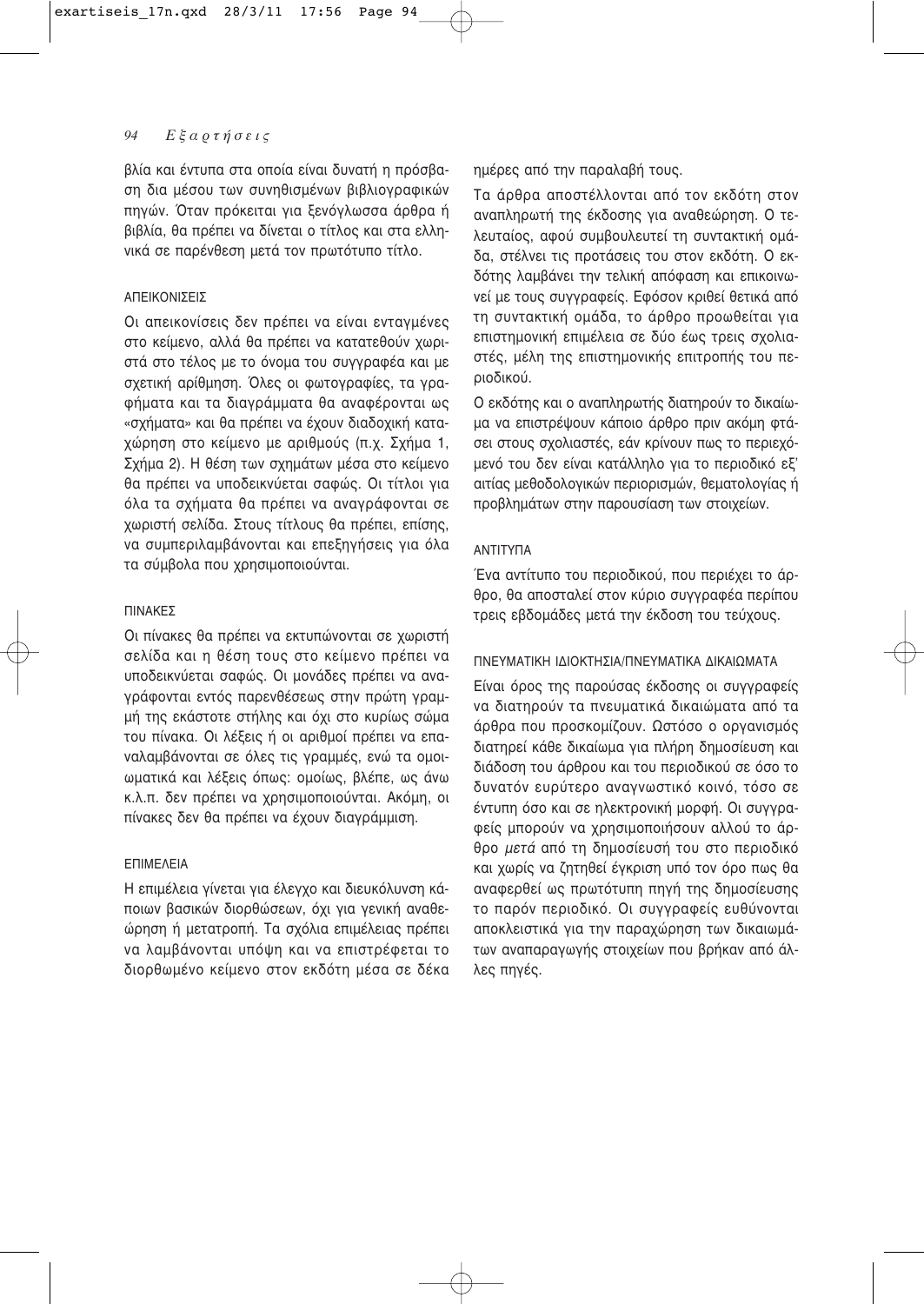βλία και έντυπα στα οποία είναι δυνατή η πρόσβαση δια μέσου των συνηθισμένων βιβλιογραφικών πηγών. Όταν πρόκειται για ξενόγλωσσα άρθρα ή βιβλία, θα πρέπει να δίνεται ο τίτλος και στα ελληνικά σε παρένθεση μετά τον πρωτότυπο τίτλο.

### ΑΠΕΙΚΟΝΙΣΕΙΣ

Οι απεικονίσεις δεν πρέπει να είναι ενταγμένες στο κείμενο, αλλά θα πρέπει να κατατεθούν χωριστά στο τέλος με το όνομα του συγγραφέα και με σχετική αρίθμηση. Όλες οι φωτογραφίες, τα γραφήματα και τα διαγράμματα θα αναφέρονται ως «σχήματα» και θα πρέπει να έχουν διαδοχική καταχώρηση στο κείμενο με αριθμούς (π.χ. Σχήμα 1, Σχήμα 2). Η θέση των σχημάτων μέσα στο κείμενο θα πρέπει να υποδεικνύεται σαφώς. Οι τίτλοι για όλα τα σχήματα θα πρέπει να αναγράφονται σε χωριστή σελίδα. Στους τίτλους θα πρέπει, επίσης, να συμπεριλαμβάνονται και επεξηγήσεις για όλα τα σύμβολα που χρησιμοποιούνται.

### ΠΙΝΑΚΕΣ

Οι πίνακες θα πρέπει να εκτυπώνονται σε χωριστή σελίδα και η θέση τους στο κείμενο πρέπει να υποδεικνύεται σαφώς. Οι μονάδες πρέπει να αναγράφονται εντός παρενθέσεως στην πρώτη γραμμή της εκάστοτε στήλης και όχι στο κυρίως σώμα του πίνακα. Οι λέξεις ή οι αριθμοί πρέπει να επαναλαμβάνονται σε όλες τις γραμμές, ενώ τα ομοιωματικά και λέξεις όπως: ομοίως, βλέπε, ως άνω κ.λ.π. δεν πρέπει να χρησιμοποιούνται. Ακόμη, οι πίνακες δεν θα πρέπει να έχουν διαγράμμιση.

### ΕΠΙΜΕΛΕΙΑ

Η επιμέλεια γίνεται για έλεγχο και διευκόλυνση κάποιων βασικών διορθώσεων, όχι για γενική αναθεώρηση ή μετατροπή. Τα σχόλια επιμέλειας πρέπει να λαμβάνονται υπόψη και να επιστρέφεται το διορθωμένο κείμενο στον εκδότη μέσα σε δέκα ημέρες από την παραλαβή τους.

Τα άρθρα αποστέλλονται από τον εκδότη στον αναπληρωτή της έκδοσης για αναθεώρηση. Ο τελευταίος, αφού συμβουλευτεί τη συντακτική ομάδα, στέλνει τις προτάσεις του στον εκδότη. Ο εκδότης λαμβάνει την τελική απόφαση και επικοινωνεί με τους συγγραφείς. Εφόσον κριθεί θετικά από τη συντακτική ομάδα, το άρθρο προωθείται για επιστημονική επιμέλεια σε δύο έως τρεις σχολιαστές, μέλη της επιστημονικής επιτροπής του περιοδικού.

Ο εκδότης και ο αναπληρωτής διατηρούν το δικαίωμα να επιστρέψουν κάποιο άρθρο πριν ακόμη φτάσει στους σχολιαστές, εάν κρίνουν πως το περιεχόμενό του δεν είναι κατάλληλο για το περιοδικό εξ' αιτίας μεθοδολογικών περιορισμών, θεματολογίας ή προβλημάτων στην παρουσίαση των στοιχείων.

### ΑΝΤΙΤΥΠΑ

Ένα αντίτυπο του περιοδικού, που περιέχει το άρθρο, θα αποσταλεί στον κύριο συγγραφέα περίπου τρεις εβδομάδες μετά την έκδοση του τεύχους.

### ΠΝΕΥΜΑΤΙΚΗ ΙΔΙΟΚΤΗΣΙΑ/ΠΝΕΥΜΑΤΙΚΑ ΔΙΚΑΙΩΜΑΤΑ

Είναι όρος της παρούσας έκδοσης οι συγγραφείς να διατηρούν τα πνευματικά δικαιώματα από τα άρθρα που προσκομίζουν. Ωστόσο ο οργανισμός διατηρεί κάθε δικαίωμα για πλήρη δημοσίευση και διάδοση του άρθρου και του περιοδικού σε όσο το δυνατόν ευρύτερο αναγνωστικό κοινό, τόσο σε έντυπη όσο και σε ηλεκτρονική μορφή. Οι συγγραφείς μπορούν να χρησιμοποιήσουν αλλού το άρθρο *μετά* από τη δημοσίευσή του στο περιοδικό και χωρίς να ζητηθεί έγκριση υπό τον όρο πως θα αναφερθεί ως πρωτότυπη πηγή της δημοσίευσης το παρόν περιοδικό. Οι συγγραφείς ευθύνονται αποκλειστικά για την παραχώρηση των δικαιωμάτων αναπαραγωγής στοιχείων που βρήκαν από άλλες πηγές.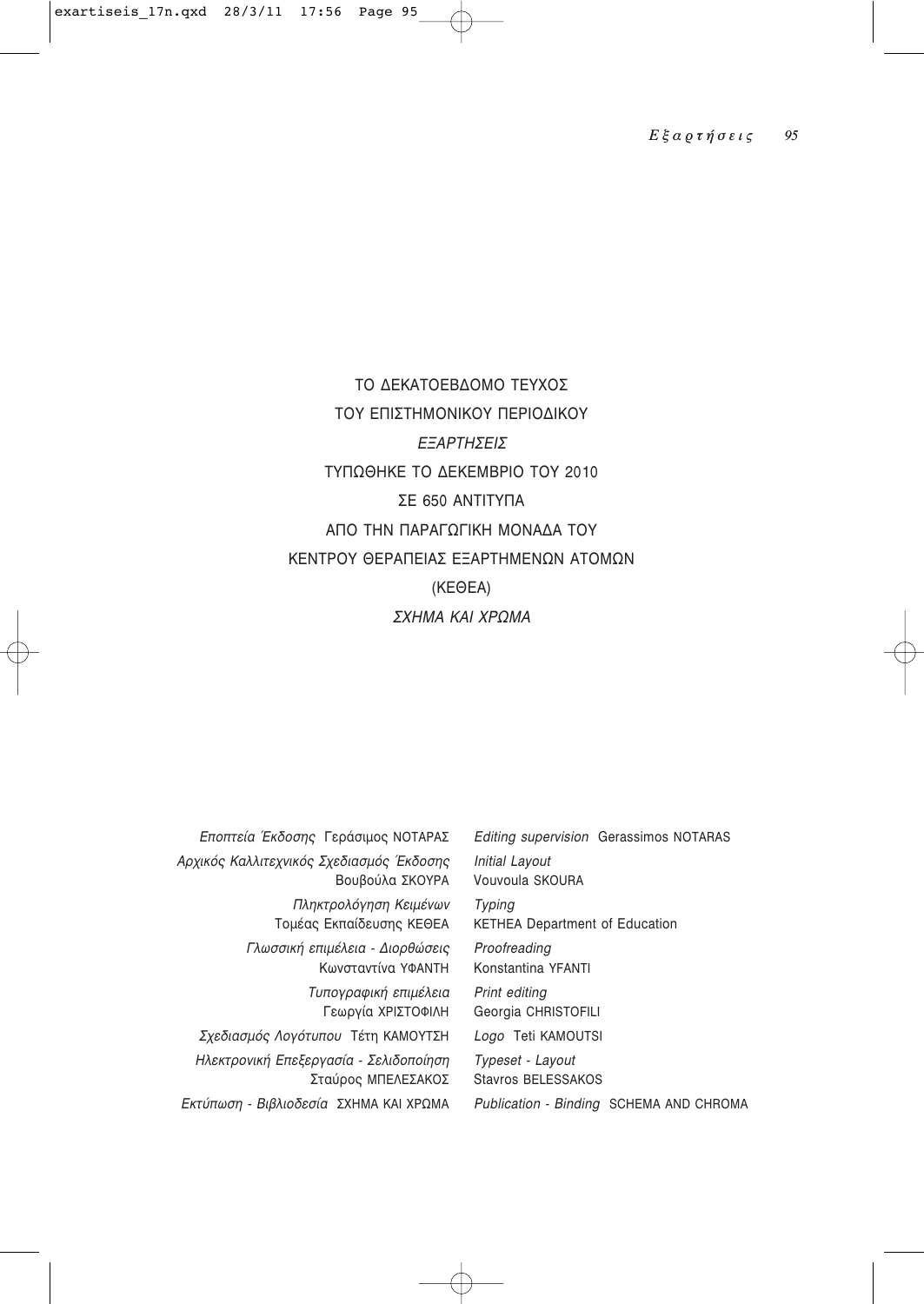ΤΟ ΔΕΚΑΤΟΕΒΔΟΜΟ ΤΕΥΧΟΣ
ΤΟΥ ΕΠΙΣΤΗΜΟΝΙΚΟΥ ΠΕΡΙΟΔΙΚΟΥ
*ΕΞΑΡΤΗΣΕΙΣ*
ΤΥΠΩΘΗΚΕ ΤΟ ΔΕΚΕΜΒΡΙΟ ΤΟΥ 2010
ΣΕ 650 ΑΝΤΙΤΥΠΑ
ΑΠΟ ΤΗΝ ΠΑΡΑΓΩΓΙΚΗ ΜΟΝΑΔΑ ΤΟΥ
ΚΕΝΤΡΟΥ ΘΕΡΑΠΕΙΑΣ ΕΞΑΡΤΗΜΕΝΩΝ ΑΤΟΜΩΝ
(ΚΕΘΕΑ)
*ΣΧΗΜΑ ΚΑΙ ΧΡΩΜΑ*

| | |
|---|---|
| *Εποπτεία Έκδοσης* Γεράσιμος ΝΟΤΑΡΑΣ | *Editing supervision* Gerassimos NOTARAS |
| *Αρχικός Καλλιτεχνικός Σχεδιασμός Έκδοσης* Βουβούλα ΣΚΟΥΡΑ | *Initial Layout* Vouvoula SKOURA |
| *Πληκτρολόγηση Κειμένων* Τομέας Εκπαίδευσης ΚΕΘΕΑ | *Typing* KETHEA Department of Education |
| *Γλωσσική επιμέλεια - Διορθώσεις* Κωνσταντίνα ΥΦΑΝΤΗ | *Proofreading* Konstantina YFANTI |
| *Τυπογραφική επιμέλεια* Γεωργία ΧΡΙΣΤΟΦΙΛΗ | *Print editing* Georgia CHRISTOFILI |
| *Σχεδιασμός Λογότυπου* Τέτη ΚΑΜΟΥΤΣΗ | *Logo* Teti KAMOUTSI |
| *Ηλεκτρονική Επεξεργασία - Σελιδοποίηση* Σταύρος ΜΠΕΛΕΣΑΚΟΣ | *Typeset - Layout* Stavros BELESSAKOS |
| *Εκτύπωση - Βιβλιοδεσία* ΣΧΗΜΑ ΚΑΙ ΧΡΩΜΑ | *Publication - Binding* SCHEMA AND CHROMA |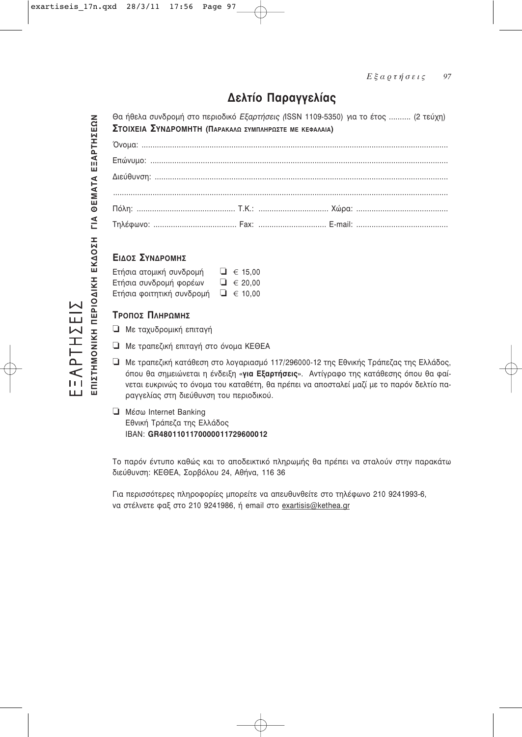# Δελτίο Παραγγελίας

Θα ήθελα συνδρομή στο περιοδικό *Εξαρτήσεις (*ISSN 1109-5350) για το έτος .......... (2 τεύχη)

**ΣΤΟΙΧΕΙΑ ΣΥΝΔΡΟΜΗΤΗ (ΠΑΡΑΚΑΛΩ ΣΥΜΠΛΗΡΩΣΤΕ ΜΕ ΚΕΦΑΛΑΙΑ)**

Όνομα: ..........................................................................................................................................

Επώνυμο: ......................................................................................................................................

Διεύθυνση: ....................................................................................................................................

.......................................................................................................................................................

Πόλη: ............................................ Τ.Κ.: ............................... Χώρα: .........................................

Τηλέφωνο: ..................................... Fax: .............................. E-mail: .........................................

**ΕΙΔΟΣ ΣΥΝΔΡΟΜΗΣ**

Ετήσια ατομική συνδρομή ❑ € 15,00
Ετήσια συνδρομή φορέων ❑ € 20,00
Ετήσια φοιτητική συνδρομή ❑ € 10,00

**ΤΡΟΠΟΣ ΠΛΗΡΩΜΗΣ**

❑ Με ταχυδρομική επιταγή

❑ Με τραπεζική επιταγή στο όνομα ΚΕΘΕΑ

❑ Με τραπεζική κατάθεση στο λογαριασμό 117/296000-12 της Εθνικής Τράπεζας της Ελλάδος, όπου θα σημειώνεται η ένδειξη «**για Εξαρτήσεις**». Αντίγραφο της κατάθεσης όπου θα φαίνεται ευκρινώς το όνομα του καταθέτη, θα πρέπει να αποσταλεί μαζί με το παρόν δελτίο παραγγελίας στη διεύθυνση του περιοδικού.

❑ Μέσω Internet Banking
Εθνική Τράπεζα της Ελλάδος
IBAN: **GR4801101170000011729600012**

Το παρόν έντυπο καθώς και το αποδεικτικό πληρωμής θα πρέπει να σταλούν στην παρακάτω διεύθυνση: ΚΕΘΕΑ, Σορβόλου 24, Αθήνα, 116 36

Για περισσότερες πληροφορίες μπορείτε να απευθυνθείτε στο τηλέφωνο 210 9241993-6, να στέλνετε φαξ στο 210 9241986, ή email στο exartisis@kethea.gr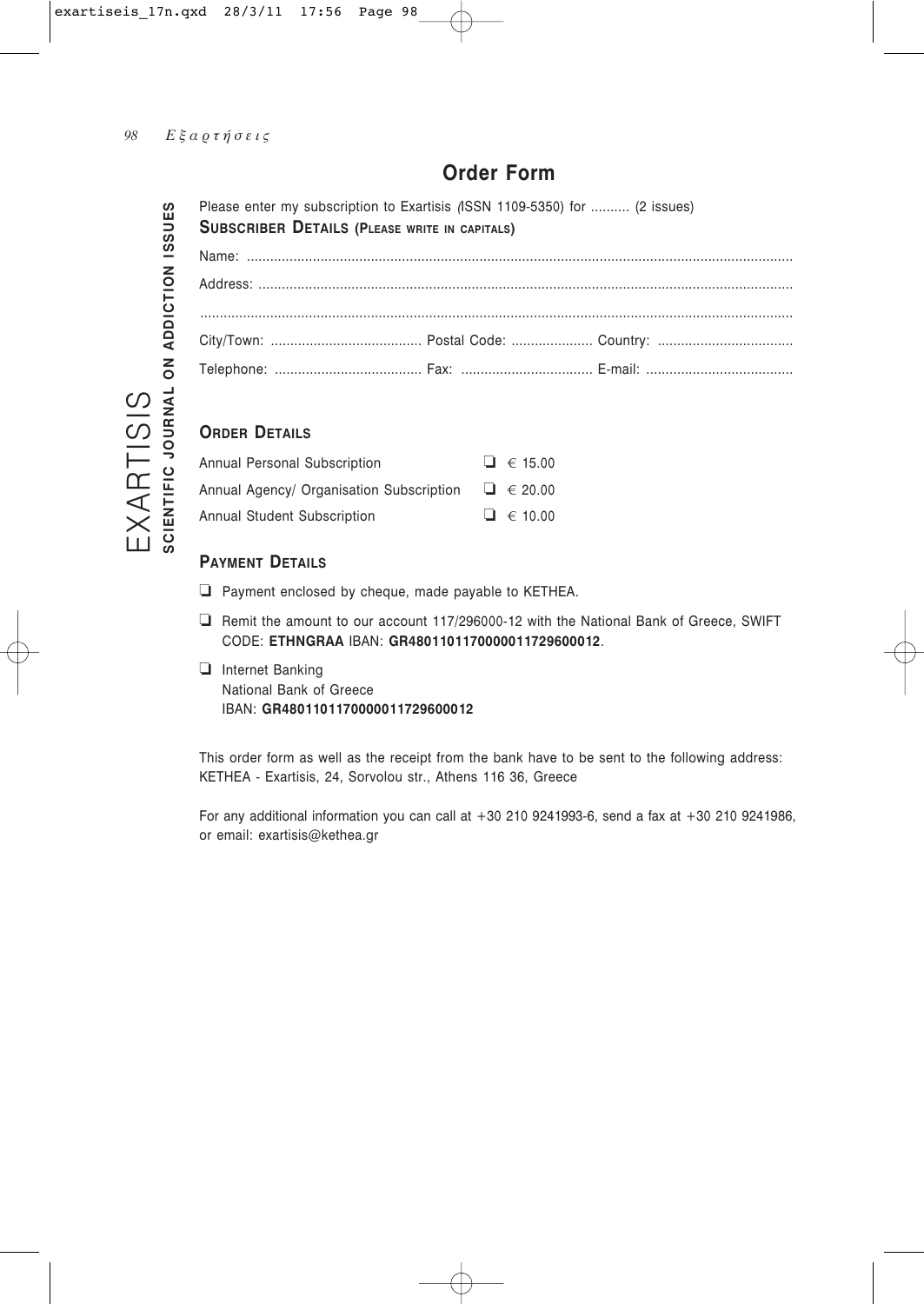## Order Form

**EXARTISIS**
**SCIENTIFIC JOURNAL ON ADDICTION ISSUES**

Please enter my subscription to Exartisis (ISSN 1109-5350) for .......... (2 issues)

**SUBSCRIBER DETAILS (PLEASE WRITE IN CAPITALS)**

Name: ..............................................................................................................................................

Address: ..........................................................................................................................................

..........................................................................................................................................................

City/Town: ....................................... Postal Code: ..................... Country: ...................................

Telephone: ...................................... Fax: .................................. E-mail: ......................................

### ORDER DETAILS

| | |
|---|---|
| Annual Personal Subscription | ❑ € 15.00 |
| Annual Agency/ Organisation Subscription | ❑ € 20.00 |
| Annual Student Subscription | ❑ € 10.00 |

### PAYMENT DETAILS

❑ Payment enclosed by cheque, made payable to KETHEA.

❑ Remit the amount to our account 117/296000-12 with the National Bank of Greece, SWIFT CODE: **ETHNGRAA** IBAN: **GR4801101170000011729600012**.

❑ Internet Banking
National Bank of Greece
IBAN: **GR4801101170000011729600012**

This order form as well as the receipt from the bank have to be sent to the following address: KETHEA - Exartisis, 24, Sorvolou str., Athens 116 36, Greece

For any additional information you can call at +30 210 9241993-6, send a fax at +30 210 9241986, or email: exartisis@kethea.gr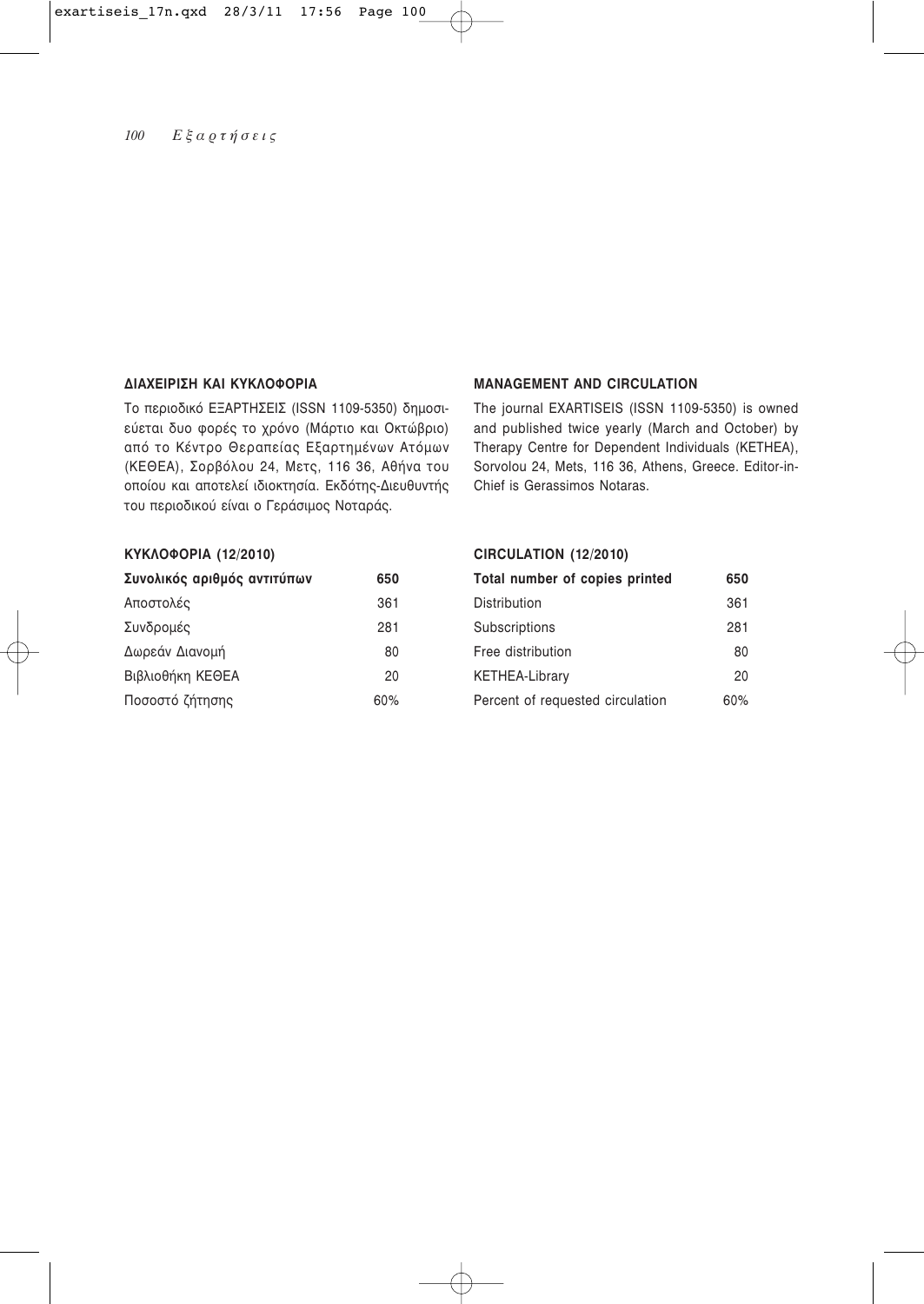### ΔΙΑΧΕΙΡΙΣΗ ΚΑΙ ΚΥΚΛΟΦΟΡΙΑ

Το περιοδικό ΕΞΑΡΤΗΣΕΙΣ (ISSN 1109-5350) δημοσιεύεται δυο φορές το χρόνο (Μάρτιο και Οκτώβριο) από το Κέντρο Θεραπείας Εξαρτημένων Ατόμων (ΚΕΘΕΑ), Σορβόλου 24, Μετς, 116 36, Αθήνα του οποίου και αποτελεί ιδιοκτησία. Εκδότης-Διευθυντής του περιοδικού είναι ο Γεράσιμος Νοταράς.

### ΚΥΚΛΟΦΟΡΙΑ (12/2010)

| | |
|---|---|
| **Συνολικός αριθμός αντιτύπων** | **650** |
| Αποστολές | 361 |
| Συνδρομές | 281 |
| Δωρεάν Διανομή | 80 |
| Βιβλιοθήκη ΚΕΘΕΑ | 20 |
| Ποσοστό ζήτησης | 60% |

### MANAGEMENT AND CIRCULATION

The journal EXARTISEIS (ISSN 1109-5350) is owned and published twice yearly (March and October) by Therapy Centre for Dependent Individuals (KETHEA), Sorvolou 24, Mets, 116 36, Athens, Greece. Editor-in-Chief is Gerassimos Notaras.

### CIRCULATION (12/2010)

| | |
|---|---|
| **Total number of copies printed** | **650** |
| Distribution | 361 |
| Subscriptions | 281 |
| Free distribution | 80 |
| KETHEA-Library | 20 |
| Percent of requested circulation | 60% |